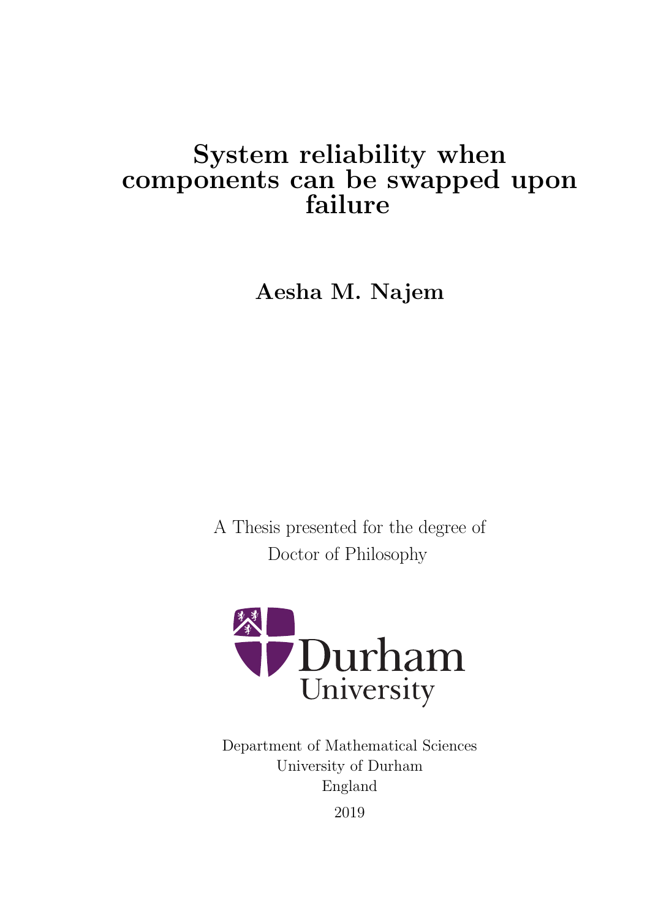# System reliability when components can be swapped upon failure

**Aesha M. Najem**

A Thesis presented for the degree of
Doctor of Philosophy

Durham University

Department of Mathematical Sciences
University of Durham
England
2019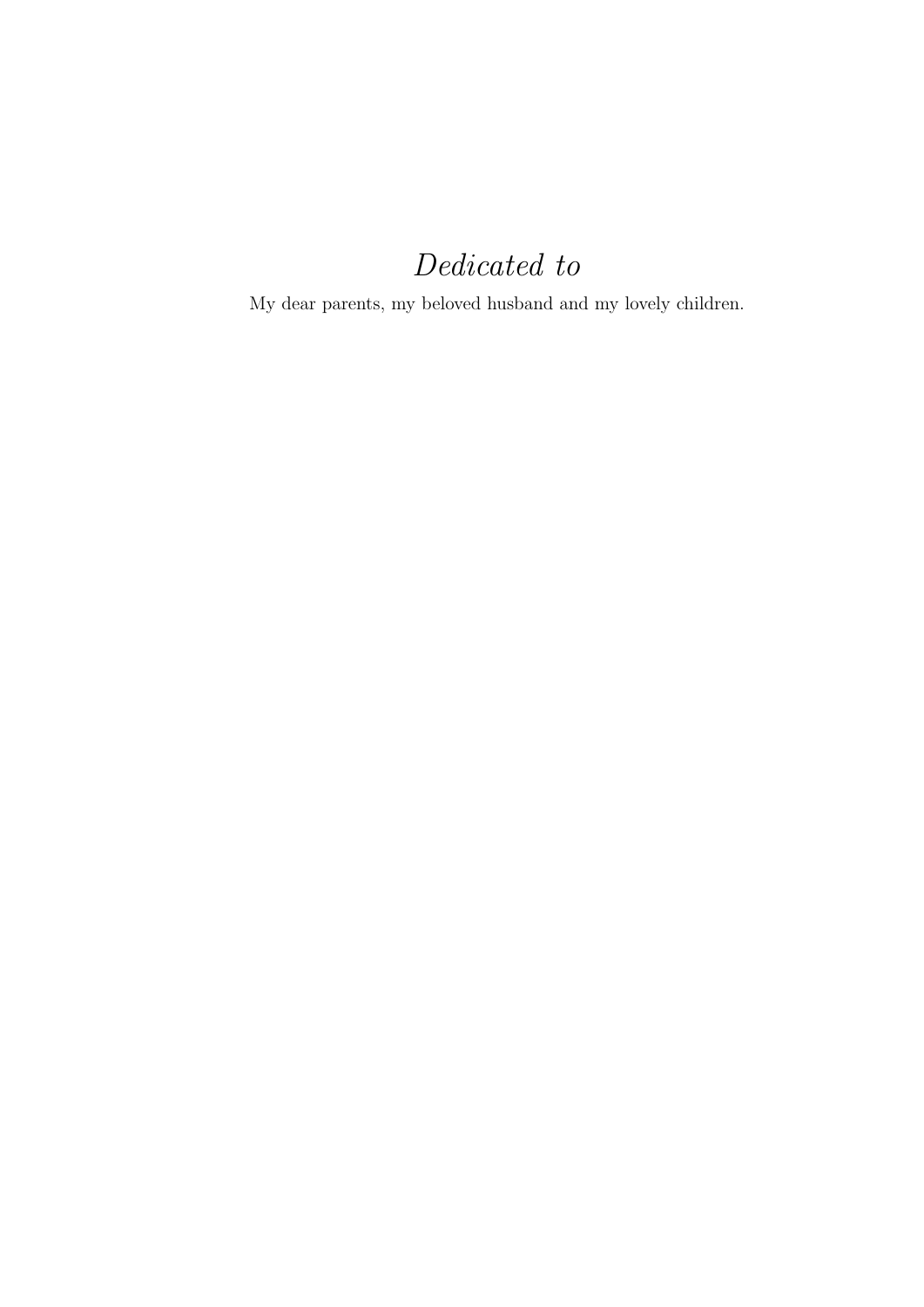*Dedicated to*

My dear parents, my beloved husband and my lovely children.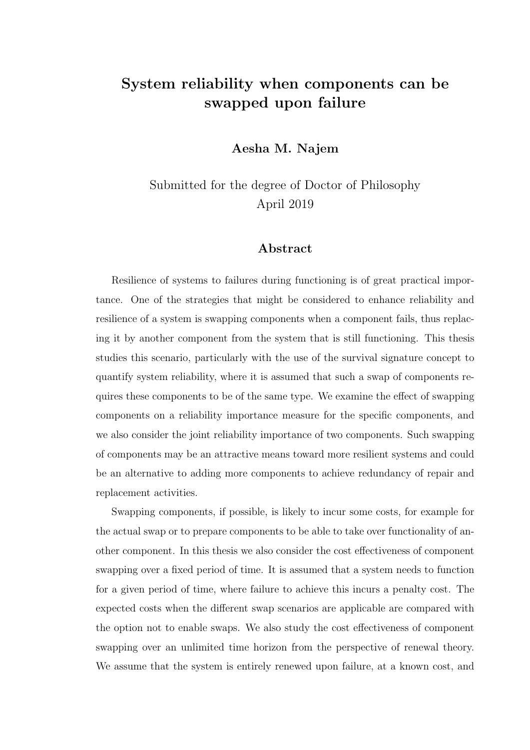# System reliability when components can be swapped upon failure

**Aesha M. Najem**

Submitted for the degree of Doctor of Philosophy
April 2019

## Abstract

Resilience of systems to failures during functioning is of great practical importance. One of the strategies that might be considered to enhance reliability and resilience of a system is swapping components when a component fails, thus replacing it by another component from the system that is still functioning. This thesis studies this scenario, particularly with the use of the survival signature concept to quantify system reliability, where it is assumed that such a swap of components requires these components to be of the same type. We examine the effect of swapping components on a reliability importance measure for the specific components, and we also consider the joint reliability importance of two components. Such swapping of components may be an attractive means toward more resilient systems and could be an alternative to adding more components to achieve redundancy of repair and replacement activities.

Swapping components, if possible, is likely to incur some costs, for example for the actual swap or to prepare components to be able to take over functionality of another component. In this thesis we also consider the cost effectiveness of component swapping over a fixed period of time. It is assumed that a system needs to function for a given period of time, where failure to achieve this incurs a penalty cost. The expected costs when the different swap scenarios are applicable are compared with the option not to enable swaps. We also study the cost effectiveness of component swapping over an unlimited time horizon from the perspective of renewal theory. We assume that the system is entirely renewed upon failure, at a known cost, and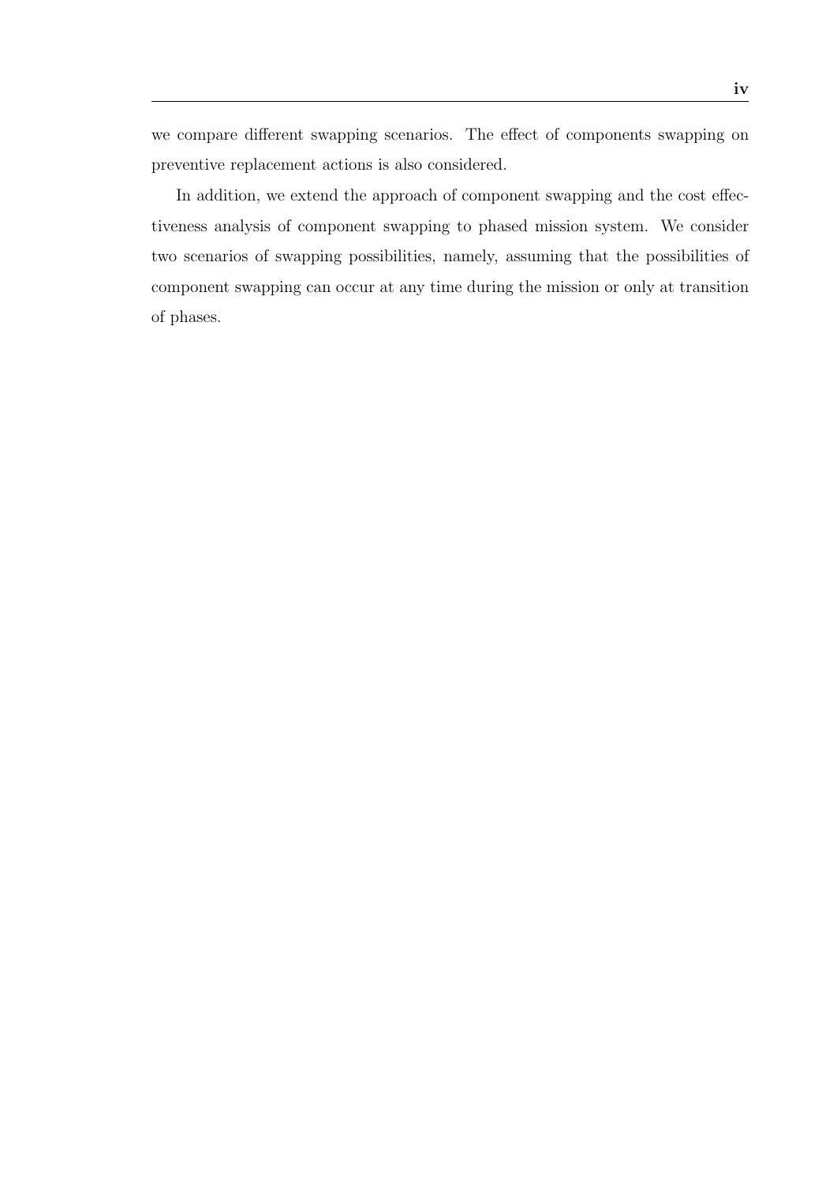we compare different swapping scenarios. The effect of components swapping on preventive replacement actions is also considered.

In addition, we extend the approach of component swapping and the cost effectiveness analysis of component swapping to phased mission system. We consider two scenarios of swapping possibilities, namely, assuming that the possibilities of component swapping can occur at any time during the mission or only at transition of phases.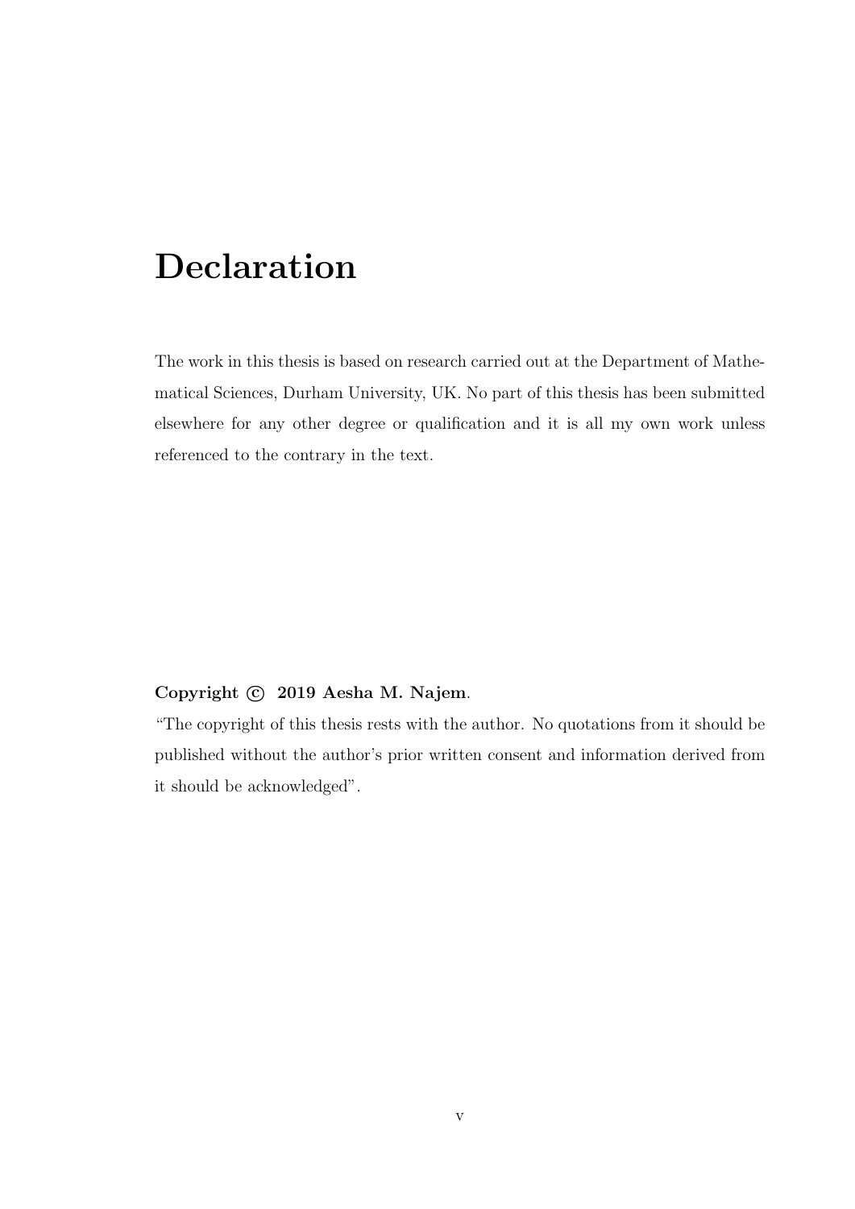# Declaration

The work in this thesis is based on research carried out at the Department of Mathematical Sciences, Durham University, UK. No part of this thesis has been submitted elsewhere for any other degree or qualification and it is all my own work unless referenced to the contrary in the text.

**Copyright © 2019 Aesha M. Najem**.

"The copyright of this thesis rests with the author. No quotations from it should be published without the author's prior written consent and information derived from it should be acknowledged".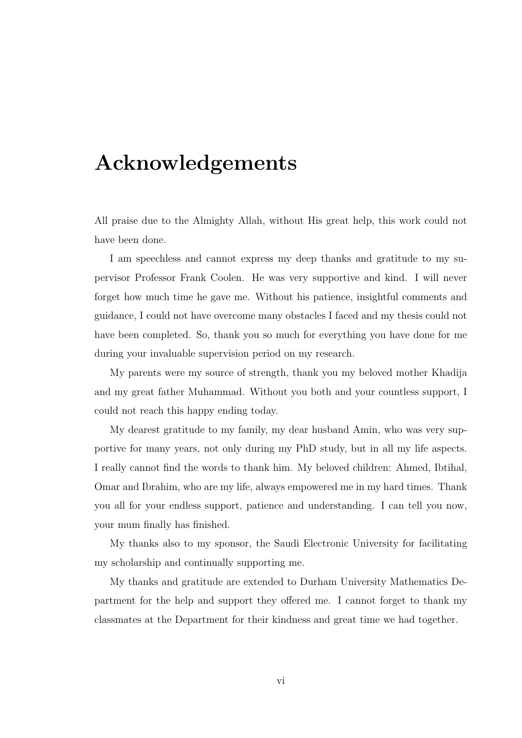# Acknowledgements

All praise due to the Almighty Allah, without His great help, this work could not have been done.

I am speechless and cannot express my deep thanks and gratitude to my supervisor Professor Frank Coolen. He was very supportive and kind. I will never forget how much time he gave me. Without his patience, insightful comments and guidance, I could not have overcome many obstacles I faced and my thesis could not have been completed. So, thank you so much for everything you have done for me during your invaluable supervision period on my research.

My parents were my source of strength, thank you my beloved mother Khadija and my great father Muhammad. Without you both and your countless support, I could not reach this happy ending today.

My dearest gratitude to my family, my dear husband Amin, who was very supportive for many years, not only during my PhD study, but in all my life aspects. I really cannot find the words to thank him. My beloved children: Ahmed, Ibtihal, Omar and Ibrahim, who are my life, always empowered me in my hard times. Thank you all for your endless support, patience and understanding. I can tell you now, your mum finally has finished.

My thanks also to my sponsor, the Saudi Electronic University for facilitating my scholarship and continually supporting me.

My thanks and gratitude are extended to Durham University Mathematics Department for the help and support they offered me. I cannot forget to thank my classmates at the Department for their kindness and great time we had together.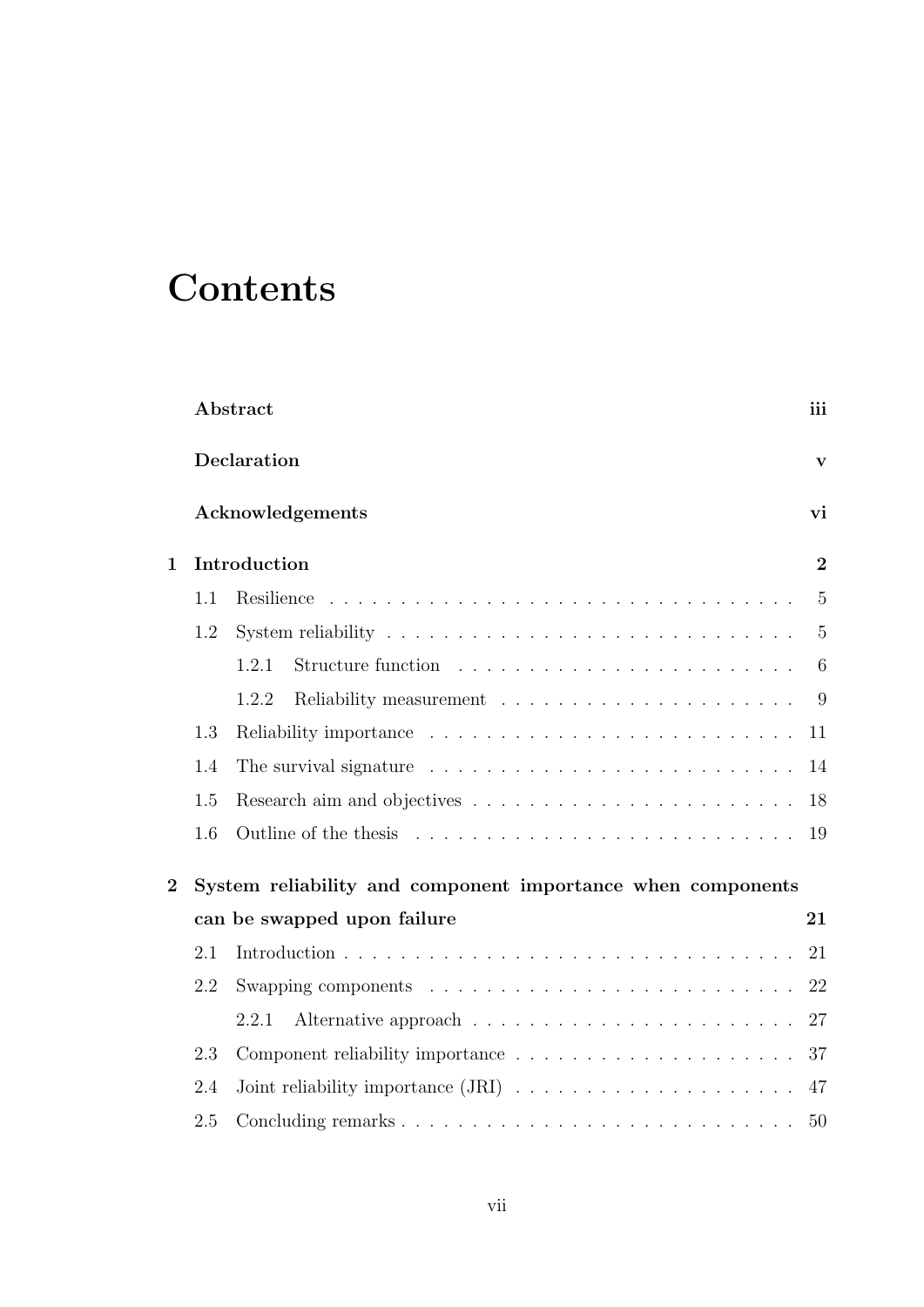# Contents

**Abstract** **iii**

**Declaration** **v**

**Acknowledgements** **vi**

**1 Introduction** **2**

- 1.1 Resilience . . . . . . . . . . . . . . . . . . . . . . . . . . . . . . . . . 5
- 1.2 System reliability . . . . . . . . . . . . . . . . . . . . . . . . . . . . . 5
  - 1.2.1 Structure function . . . . . . . . . . . . . . . . . . . . . . . . 6
  - 1.2.2 Reliability measurement . . . . . . . . . . . . . . . . . . . . . 9
- 1.3 Reliability importance . . . . . . . . . . . . . . . . . . . . . . . . . . 11
- 1.4 The survival signature . . . . . . . . . . . . . . . . . . . . . . . . . . 14
- 1.5 Research aim and objectives . . . . . . . . . . . . . . . . . . . . . . . 18
- 1.6 Outline of the thesis . . . . . . . . . . . . . . . . . . . . . . . . . . . 19

**2 System reliability and component importance when components can be swapped upon failure** **21**

- 2.1 Introduction . . . . . . . . . . . . . . . . . . . . . . . . . . . . . . . . 21
- 2.2 Swapping components . . . . . . . . . . . . . . . . . . . . . . . . . . 22
  - 2.2.1 Alternative approach . . . . . . . . . . . . . . . . . . . . . . . 27
- 2.3 Component reliability importance . . . . . . . . . . . . . . . . . . . . 37
- 2.4 Joint reliability importance (JRI) . . . . . . . . . . . . . . . . . . . . 47
- 2.5 Concluding remarks . . . . . . . . . . . . . . . . . . . . . . . . . . . . 50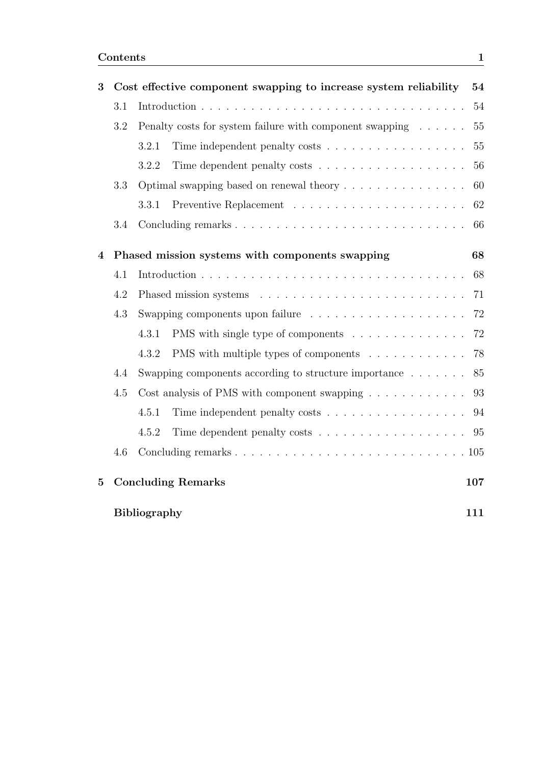| | | |
|---|---|---|
| **3** | **Cost effective component swapping to increase system reliability** | **54** |
| 3.1 | Introduction | 54 |
| 3.2 | Penalty costs for system failure with component swapping | 55 |
| 3.2.1 | Time independent penalty costs | 55 |
| 3.2.2 | Time dependent penalty costs | 56 |
| 3.3 | Optimal swapping based on renewal theory | 60 |
| 3.3.1 | Preventive Replacement | 62 |
| 3.4 | Concluding remarks | 66 |
| **4** | **Phased mission systems with components swapping** | **68** |
| 4.1 | Introduction | 68 |
| 4.2 | Phased mission systems | 71 |
| 4.3 | Swapping components upon failure | 72 |
| 4.3.1 | PMS with single type of components | 72 |
| 4.3.2 | PMS with multiple types of components | 78 |
| 4.4 | Swapping components according to structure importance | 85 |
| 4.5 | Cost analysis of PMS with component swapping | 93 |
| 4.5.1 | Time independent penalty costs | 94 |
| 4.5.2 | Time dependent penalty costs | 95 |
| 4.6 | Concluding remarks | 105 |
| **5** | **Concluding Remarks** | **107** |
| | **Bibliography** | **111** |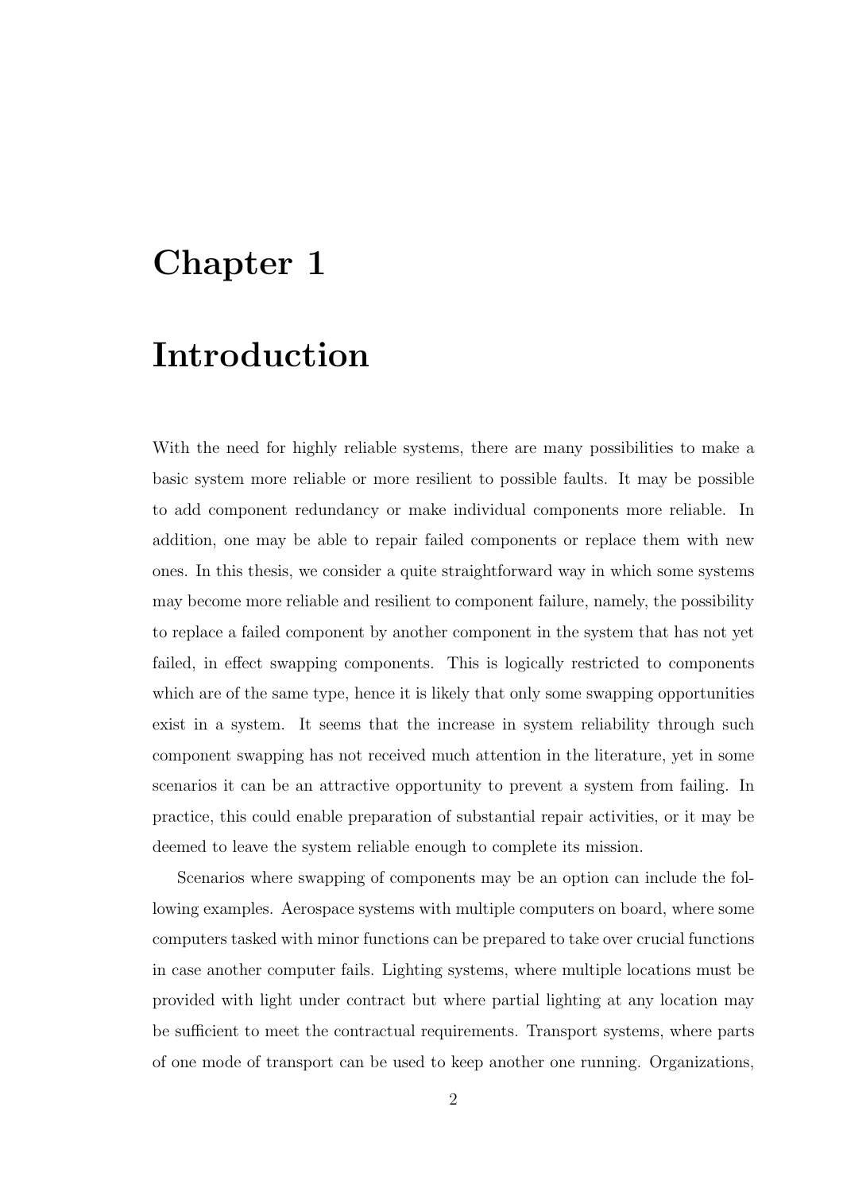# Chapter 1

# Introduction

With the need for highly reliable systems, there are many possibilities to make a basic system more reliable or more resilient to possible faults. It may be possible to add component redundancy or make individual components more reliable. In addition, one may be able to repair failed components or replace them with new ones. In this thesis, we consider a quite straightforward way in which some systems may become more reliable and resilient to component failure, namely, the possibility to replace a failed component by another component in the system that has not yet failed, in effect swapping components. This is logically restricted to components which are of the same type, hence it is likely that only some swapping opportunities exist in a system. It seems that the increase in system reliability through such component swapping has not received much attention in the literature, yet in some scenarios it can be an attractive opportunity to prevent a system from failing. In practice, this could enable preparation of substantial repair activities, or it may be deemed to leave the system reliable enough to complete its mission.

Scenarios where swapping of components may be an option can include the following examples. Aerospace systems with multiple computers on board, where some computers tasked with minor functions can be prepared to take over crucial functions in case another computer fails. Lighting systems, where multiple locations must be provided with light under contract but where partial lighting at any location may be sufficient to meet the contractual requirements. Transport systems, where parts of one mode of transport can be used to keep another one running. Organizations,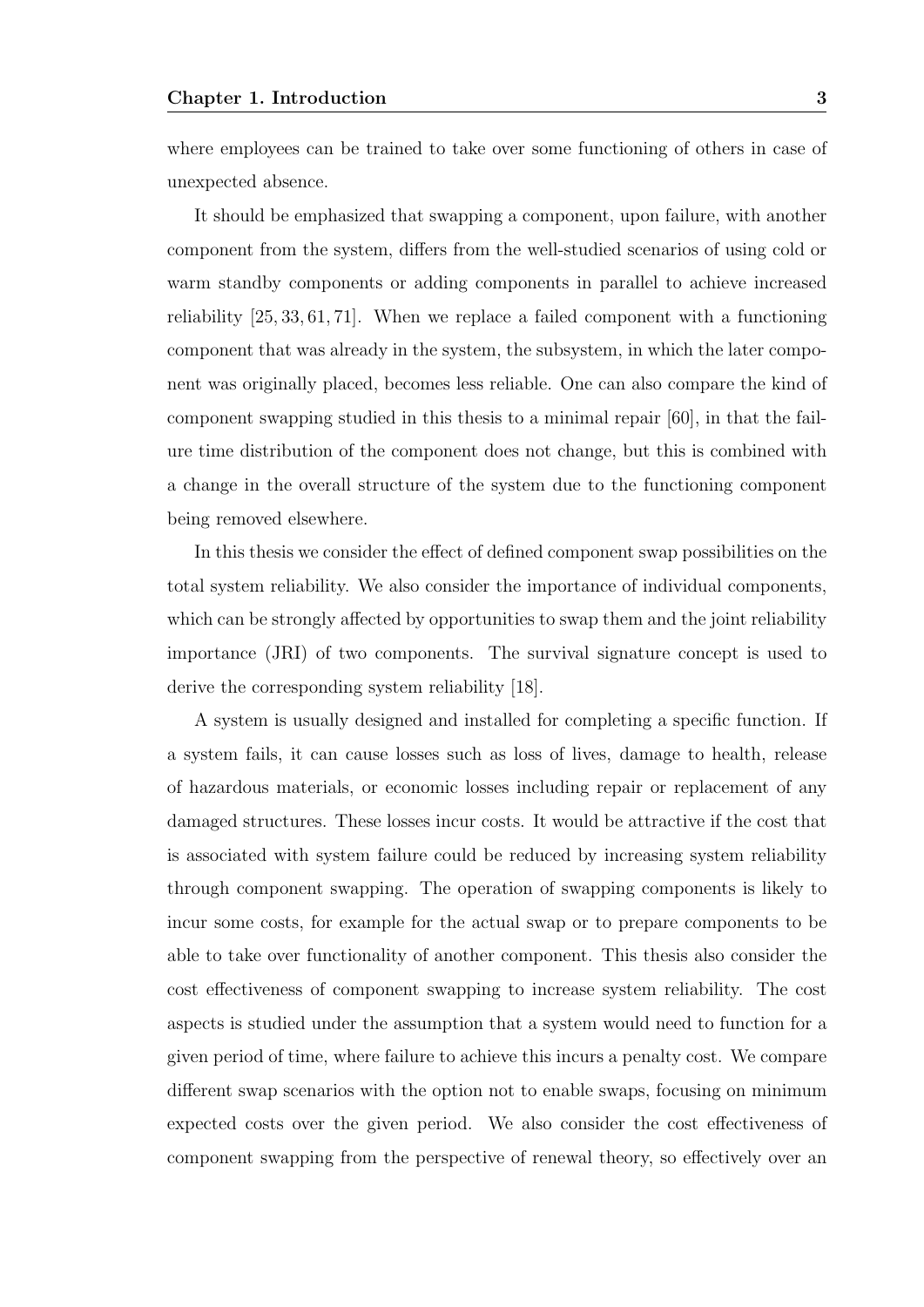where employees can be trained to take over some functioning of others in case of unexpected absence.

It should be emphasized that swapping a component, upon failure, with another component from the system, differs from the well-studied scenarios of using cold or warm standby components or adding components in parallel to achieve increased reliability [25, 33, 61, 71]. When we replace a failed component with a functioning component that was already in the system, the subsystem, in which the later component was originally placed, becomes less reliable. One can also compare the kind of component swapping studied in this thesis to a minimal repair [60], in that the failure time distribution of the component does not change, but this is combined with a change in the overall structure of the system due to the functioning component being removed elsewhere.

In this thesis we consider the effect of defined component swap possibilities on the total system reliability. We also consider the importance of individual components, which can be strongly affected by opportunities to swap them and the joint reliability importance (JRI) of two components. The survival signature concept is used to derive the corresponding system reliability [18].

A system is usually designed and installed for completing a specific function. If a system fails, it can cause losses such as loss of lives, damage to health, release of hazardous materials, or economic losses including repair or replacement of any damaged structures. These losses incur costs. It would be attractive if the cost that is associated with system failure could be reduced by increasing system reliability through component swapping. The operation of swapping components is likely to incur some costs, for example for the actual swap or to prepare components to be able to take over functionality of another component. This thesis also consider the cost effectiveness of component swapping to increase system reliability. The cost aspects is studied under the assumption that a system would need to function for a given period of time, where failure to achieve this incurs a penalty cost. We compare different swap scenarios with the option not to enable swaps, focusing on minimum expected costs over the given period. We also consider the cost effectiveness of component swapping from the perspective of renewal theory, so effectively over an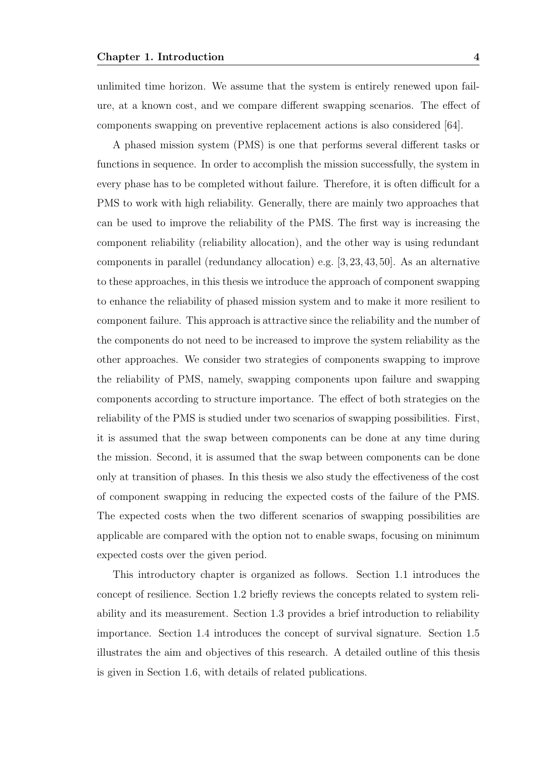unlimited time horizon. We assume that the system is entirely renewed upon failure, at a known cost, and we compare different swapping scenarios. The effect of components swapping on preventive replacement actions is also considered [64].

A phased mission system (PMS) is one that performs several different tasks or functions in sequence. In order to accomplish the mission successfully, the system in every phase has to be completed without failure. Therefore, it is often difficult for a PMS to work with high reliability. Generally, there are mainly two approaches that can be used to improve the reliability of the PMS. The first way is increasing the component reliability (reliability allocation), and the other way is using redundant components in parallel (redundancy allocation) e.g. [3, 23, 43, 50]. As an alternative to these approaches, in this thesis we introduce the approach of component swapping to enhance the reliability of phased mission system and to make it more resilient to component failure. This approach is attractive since the reliability and the number of the components do not need to be increased to improve the system reliability as the other approaches. We consider two strategies of components swapping to improve the reliability of PMS, namely, swapping components upon failure and swapping components according to structure importance. The effect of both strategies on the reliability of the PMS is studied under two scenarios of swapping possibilities. First, it is assumed that the swap between components can be done at any time during the mission. Second, it is assumed that the swap between components can be done only at transition of phases. In this thesis we also study the effectiveness of the cost of component swapping in reducing the expected costs of the failure of the PMS. The expected costs when the two different scenarios of swapping possibilities are applicable are compared with the option not to enable swaps, focusing on minimum expected costs over the given period.

This introductory chapter is organized as follows. Section 1.1 introduces the concept of resilience. Section 1.2 briefly reviews the concepts related to system reliability and its measurement. Section 1.3 provides a brief introduction to reliability importance. Section 1.4 introduces the concept of survival signature. Section 1.5 illustrates the aim and objectives of this research. A detailed outline of this thesis is given in Section 1.6, with details of related publications.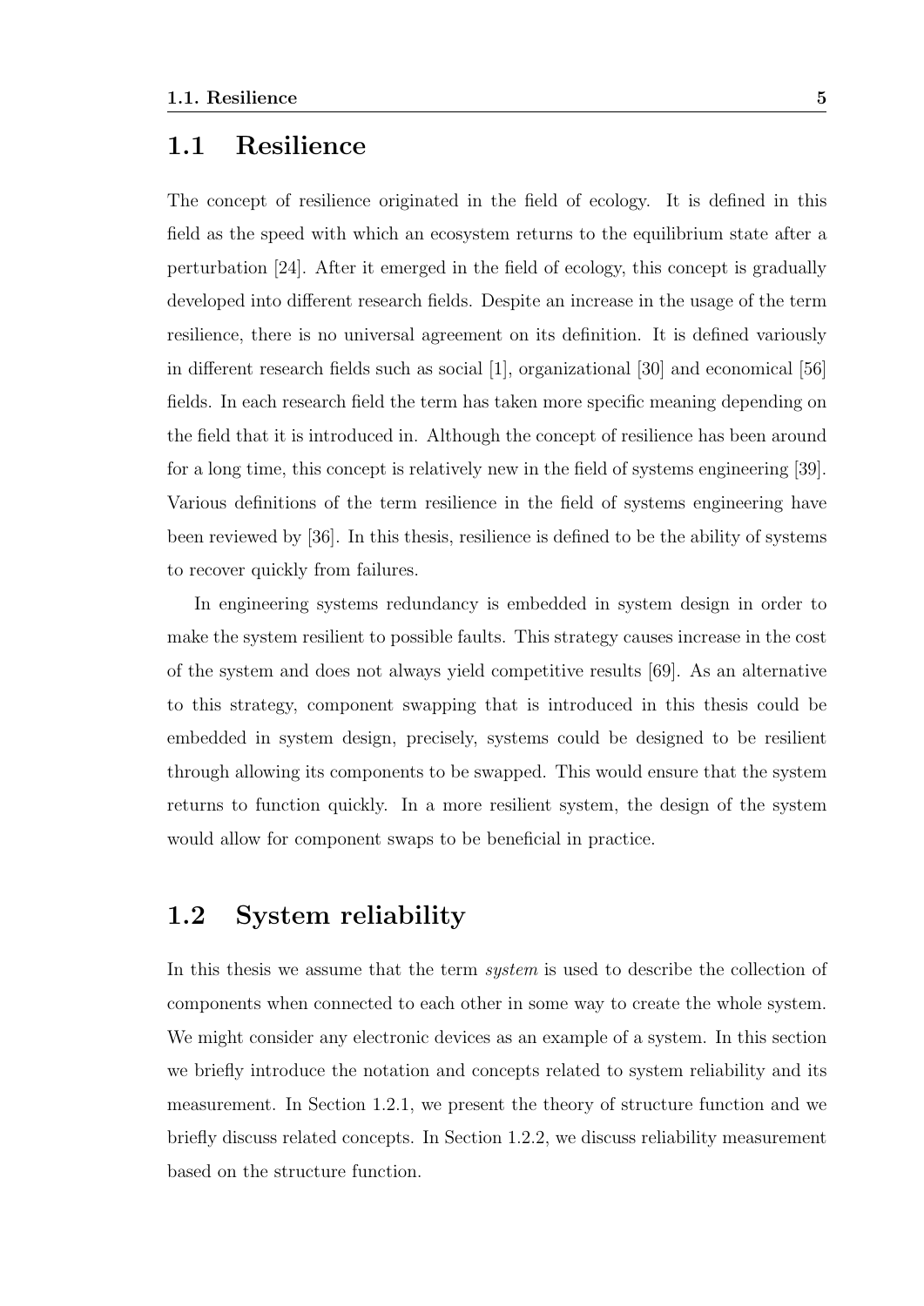## 1.1 Resilience

The concept of resilience originated in the field of ecology. It is defined in this field as the speed with which an ecosystem returns to the equilibrium state after a perturbation [24]. After it emerged in the field of ecology, this concept is gradually developed into different research fields. Despite an increase in the usage of the term resilience, there is no universal agreement on its definition. It is defined variously in different research fields such as social [1], organizational [30] and economical [56] fields. In each research field the term has taken more specific meaning depending on the field that it is introduced in. Although the concept of resilience has been around for a long time, this concept is relatively new in the field of systems engineering [39]. Various definitions of the term resilience in the field of systems engineering have been reviewed by [36]. In this thesis, resilience is defined to be the ability of systems to recover quickly from failures.

In engineering systems redundancy is embedded in system design in order to make the system resilient to possible faults. This strategy causes increase in the cost of the system and does not always yield competitive results [69]. As an alternative to this strategy, component swapping that is introduced in this thesis could be embedded in system design, precisely, systems could be designed to be resilient through allowing its components to be swapped. This would ensure that the system returns to function quickly. In a more resilient system, the design of the system would allow for component swaps to be beneficial in practice.

## 1.2 System reliability

In this thesis we assume that the term *system* is used to describe the collection of components when connected to each other in some way to create the whole system. We might consider any electronic devices as an example of a system. In this section we briefly introduce the notation and concepts related to system reliability and its measurement. In Section 1.2.1, we present the theory of structure function and we briefly discuss related concepts. In Section 1.2.2, we discuss reliability measurement based on the structure function.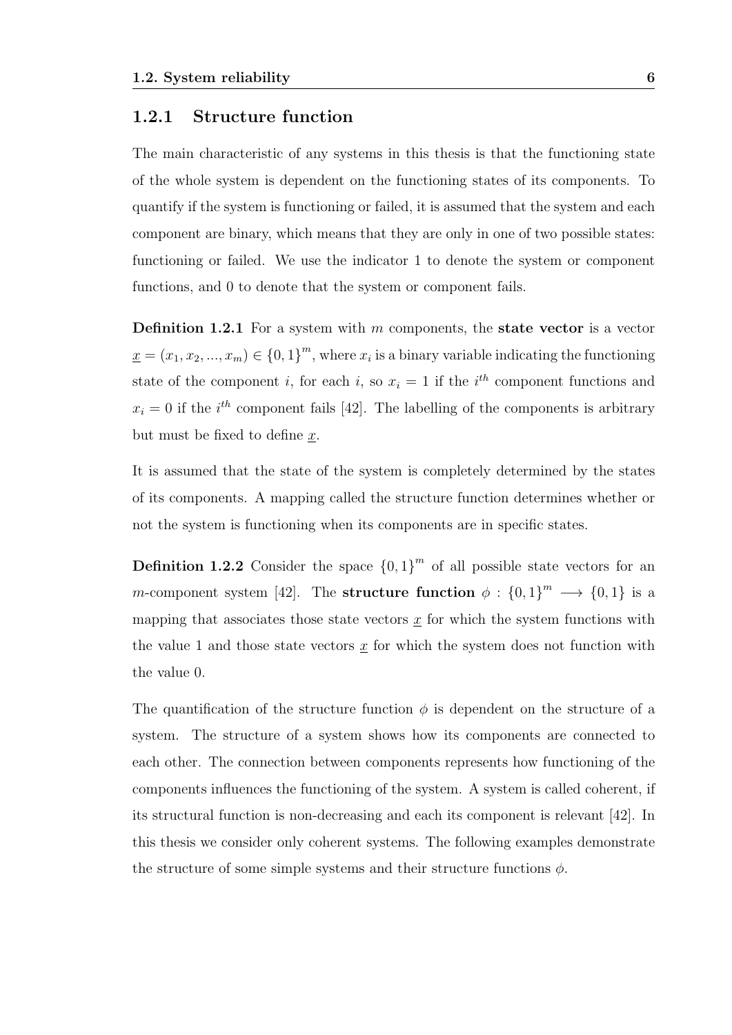### 1.2.1 Structure function

The main characteristic of any systems in this thesis is that the functioning state of the whole system is dependent on the functioning states of its components. To quantify if the system is functioning or failed, it is assumed that the system and each component are binary, which means that they are only in one of two possible states: functioning or failed. We use the indicator 1 to denote the system or component functions, and 0 to denote that the system or component fails.

**Definition 1.2.1** For a system with $m$ components, the **state vector** is a vector $\underline{x} = (x_1, x_2, ..., x_m) \in \{0,1\}^m$, where $x_i$ is a binary variable indicating the functioning state of the component $i$, for each $i$, so $x_i = 1$ if the $i^{th}$ component functions and $x_i = 0$ if the $i^{th}$ component fails [42]. The labelling of the components is arbitrary but must be fixed to define $\underline{x}$.

It is assumed that the state of the system is completely determined by the states of its components. A mapping called the structure function determines whether or not the system is functioning when its components are in specific states.

**Definition 1.2.2** Consider the space $\{0,1\}^m$ of all possible state vectors for an $m$-component system [42]. The **structure function** $\phi : \{0,1\}^m \longrightarrow \{0,1\}$ is a mapping that associates those state vectors $\underline{x}$ for which the system functions with the value 1 and those state vectors $\underline{x}$ for which the system does not function with the value 0.

The quantification of the structure function $\phi$ is dependent on the structure of a system. The structure of a system shows how its components are connected to each other. The connection between components represents how functioning of the components influences the functioning of the system. A system is called coherent, if its structural function is non-decreasing and each its component is relevant [42]. In this thesis we consider only coherent systems. The following examples demonstrate the structure of some simple systems and their structure functions $\phi$.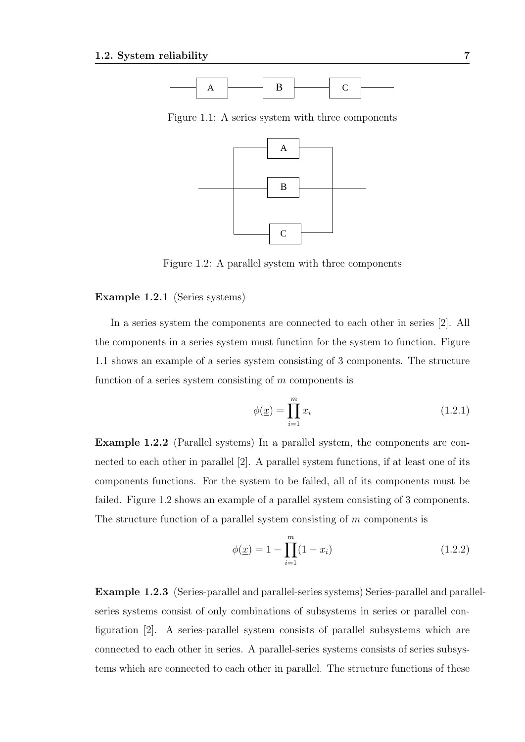Figure 1.1: A series system with three components

Figure 1.2: A parallel system with three components

**Example 1.2.1** (Series systems)

In a series system the components are connected to each other in series [2]. All the components in a series system must function for the system to function. Figure 1.1 shows an example of a series system consisting of 3 components. The structure function of a series system consisting of $m$ components is

$$\phi(\underline{x}) = \prod_{i=1}^{m} x_i \tag{1.2.1}$$

**Example 1.2.2** (Parallel systems) In a parallel system, the components are connected to each other in parallel [2]. A parallel system functions, if at least one of its components functions. For the system to be failed, all of its components must be failed. Figure 1.2 shows an example of a parallel system consisting of 3 components. The structure function of a parallel system consisting of $m$ components is

$$\phi(\underline{x}) = 1 - \prod_{i=1}^{m} (1 - x_i) \tag{1.2.2}$$

**Example 1.2.3** (Series-parallel and parallel-series systems) Series-parallel and parallel-series systems consist of only combinations of subsystems in series or parallel configuration [2]. A series-parallel system consists of parallel subsystems which are connected to each other in series. A parallel-series systems consists of series subsystems which are connected to each other in parallel. The structure functions of these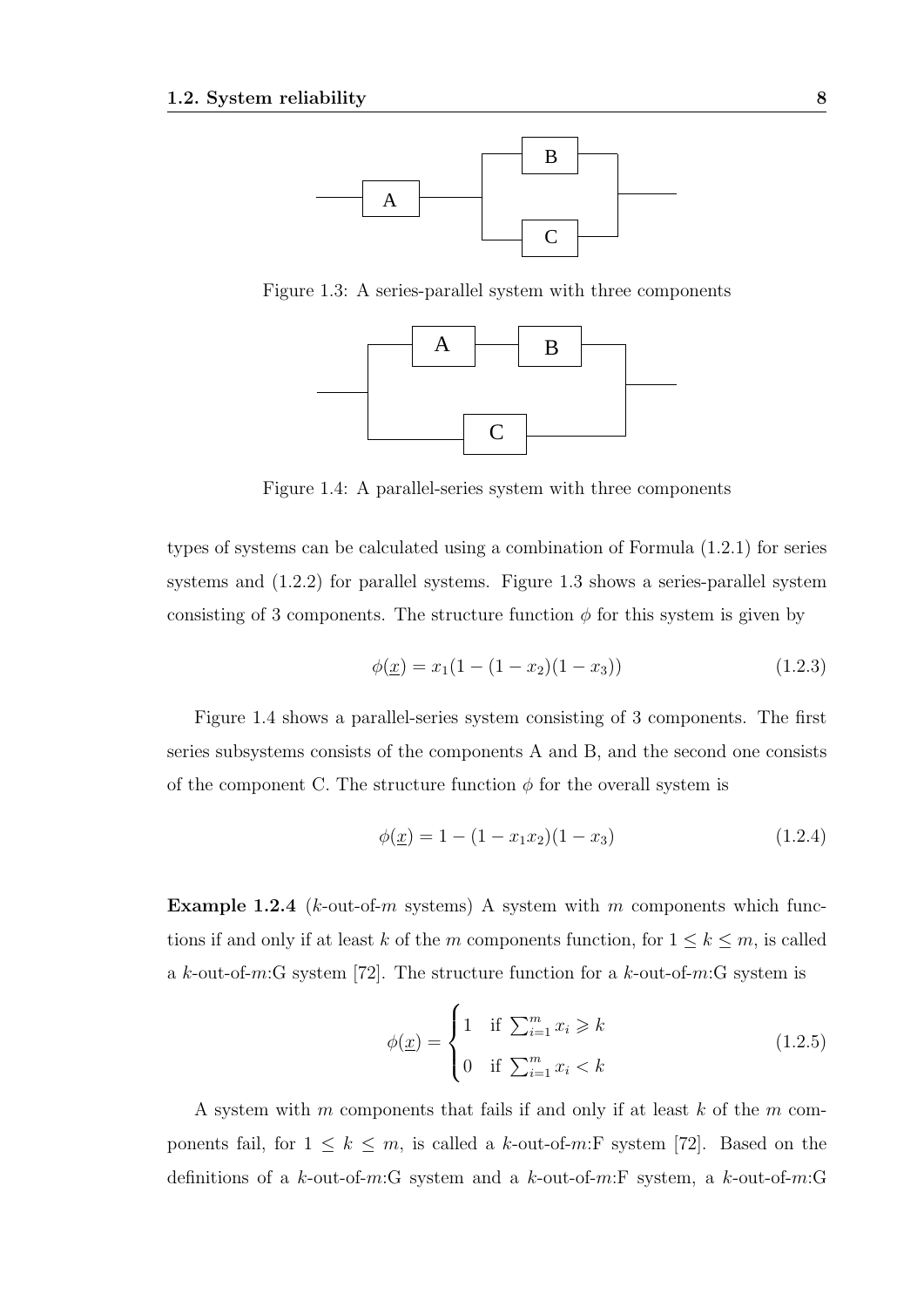Figure 1.3: A series-parallel system with three components

Figure 1.4: A parallel-series system with three components

types of systems can be calculated using a combination of Formula (1.2.1) for series systems and (1.2.2) for parallel systems. Figure 1.3 shows a series-parallel system consisting of 3 components. The structure function $\phi$ for this system is given by

$$\phi(\underline{x}) = x_1(1 - (1 - x_2)(1 - x_3)) \tag{1.2.3}$$

Figure 1.4 shows a parallel-series system consisting of 3 components. The first series subsystems consists of the components A and B, and the second one consists of the component C. The structure function $\phi$ for the overall system is

$$\phi(\underline{x}) = 1 - (1 - x_1 x_2)(1 - x_3) \tag{1.2.4}$$

**Example 1.2.4** ($k$-out-of-$m$ systems) A system with $m$ components which functions if and only if at least $k$ of the $m$ components function, for $1 \leq k \leq m$, is called a $k$-out-of-$m$:G system [72]. The structure function for a $k$-out-of-$m$:G system is

$$\phi(\underline{x}) = \begin{cases} 1 & \text{if } \sum_{i=1}^{m} x_i \geqslant k \\ 0 & \text{if } \sum_{i=1}^{m} x_i < k \end{cases} \tag{1.2.5}$$

A system with $m$ components that fails if and only if at least $k$ of the $m$ components fail, for $1 \leq k \leq m$, is called a $k$-out-of-$m$:F system [72]. Based on the definitions of a $k$-out-of-$m$:G system and a $k$-out-of-$m$:F system, a $k$-out-of-$m$:G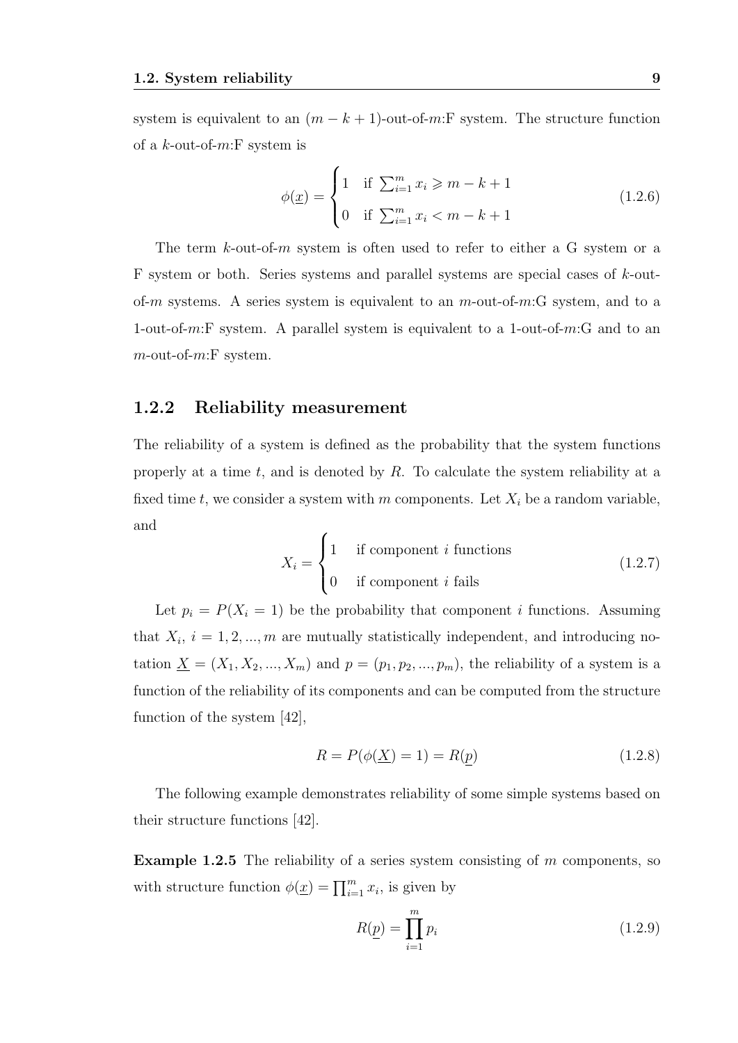system is equivalent to an $(m-k+1)$-out-of-$m$:F system. The structure function of a $k$-out-of-$m$:F system is

$$\phi(\underline{x}) = \begin{cases} 1 & \text{if } \sum_{i=1}^{m} x_i \geqslant m-k+1 \\ 0 & \text{if } \sum_{i=1}^{m} x_i < m-k+1 \end{cases} \tag{1.2.6}$$

The term $k$-out-of-$m$ system is often used to refer to either a G system or a F system or both. Series systems and parallel systems are special cases of $k$-out-of-$m$ systems. A series system is equivalent to an $m$-out-of-$m$:G system, and to a 1-out-of-$m$:F system. A parallel system is equivalent to a 1-out-of-$m$:G and to an $m$-out-of-$m$:F system.

### 1.2.2 Reliability measurement

The reliability of a system is defined as the probability that the system functions properly at a time $t$, and is denoted by $R$. To calculate the system reliability at a fixed time $t$, we consider a system with $m$ components. Let $X_i$ be a random variable, and

$$X_i = \begin{cases} 1 & \text{if component } i \text{ functions} \\ 0 & \text{if component } i \text{ fails} \end{cases} \tag{1.2.7}$$

Let $p_i = P(X_i = 1)$ be the probability that component $i$ functions. Assuming that $X_i$, $i = 1, 2, ..., m$ are mutually statistically independent, and introducing notation $\underline{X} = (X_1, X_2, ..., X_m)$ and $p = (p_1, p_2, ..., p_m)$, the reliability of a system is a function of the reliability of its components and can be computed from the structure function of the system [42],

$$R = P(\phi(\underline{X}) = 1) = R(\underline{p}) \tag{1.2.8}$$

The following example demonstrates reliability of some simple systems based on their structure functions [42].

**Example 1.2.5** The reliability of a series system consisting of $m$ components, so with structure function $\phi(\underline{x}) = \prod_{i=1}^{m} x_i$, is given by

$$R(\underline{p}) = \prod_{i=1}^{m} p_i \tag{1.2.9}$$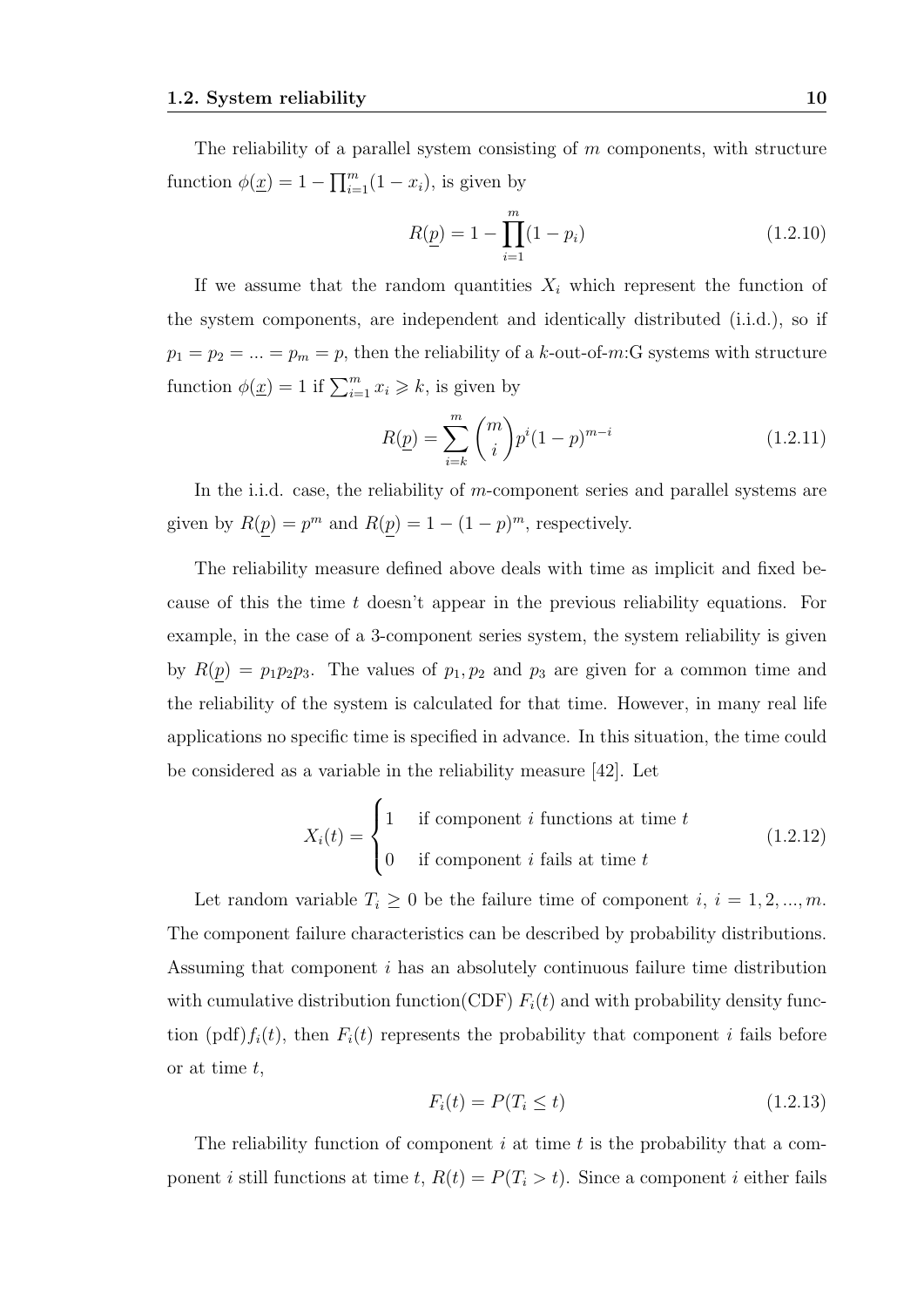The reliability of a parallel system consisting of $m$ components, with structure function $\phi(\underline{x}) = 1 - \prod_{i=1}^{m}(1 - x_i)$, is given by

$$R(\underline{p}) = 1 - \prod_{i=1}^{m}(1 - p_i) \tag{1.2.10}$$

If we assume that the random quantities $X_i$ which represent the function of the system components, are independent and identically distributed (i.i.d.), so if $p_1 = p_2 = ... = p_m = p$, then the reliability of a $k$-out-of-$m$:G systems with structure function $\phi(\underline{x}) = 1$ if $\sum_{i=1}^{m} x_i \geqslant k$, is given by

$$R(\underline{p}) = \sum_{i=k}^{m} \binom{m}{i} p^i (1 - p)^{m-i} \tag{1.2.11}$$

In the i.i.d. case, the reliability of $m$-component series and parallel systems are given by $R(\underline{p}) = p^m$ and $R(\underline{p}) = 1 - (1 - p)^m$, respectively.

The reliability measure defined above deals with time as implicit and fixed because of this the time $t$ doesn't appear in the previous reliability equations. For example, in the case of a 3-component series system, the system reliability is given by $R(\underline{p}) = p_1 p_2 p_3$. The values of $p_1, p_2$ and $p_3$ are given for a common time and the reliability of the system is calculated for that time. However, in many real life applications no specific time is specified in advance. In this situation, the time could be considered as a variable in the reliability measure [42]. Let

$$X_i(t) = \begin{cases} 1 & \text{if component } i \text{ functions at time } t \\ 0 & \text{if component } i \text{ fails at time } t \end{cases} \tag{1.2.12}$$

Let random variable $T_i \geq 0$ be the failure time of component $i$, $i = 1, 2, ..., m$. The component failure characteristics can be described by probability distributions. Assuming that component $i$ has an absolutely continuous failure time distribution with cumulative distribution function(CDF) $F_i(t)$ and with probability density function (pdf)$f_i(t)$, then $F_i(t)$ represents the probability that component $i$ fails before or at time $t$,

$$F_i(t) = P(T_i \leq t) \tag{1.2.13}$$

The reliability function of component $i$ at time $t$ is the probability that a component $i$ still functions at time $t$, $R(t) = P(T_i > t)$. Since a component $i$ either fails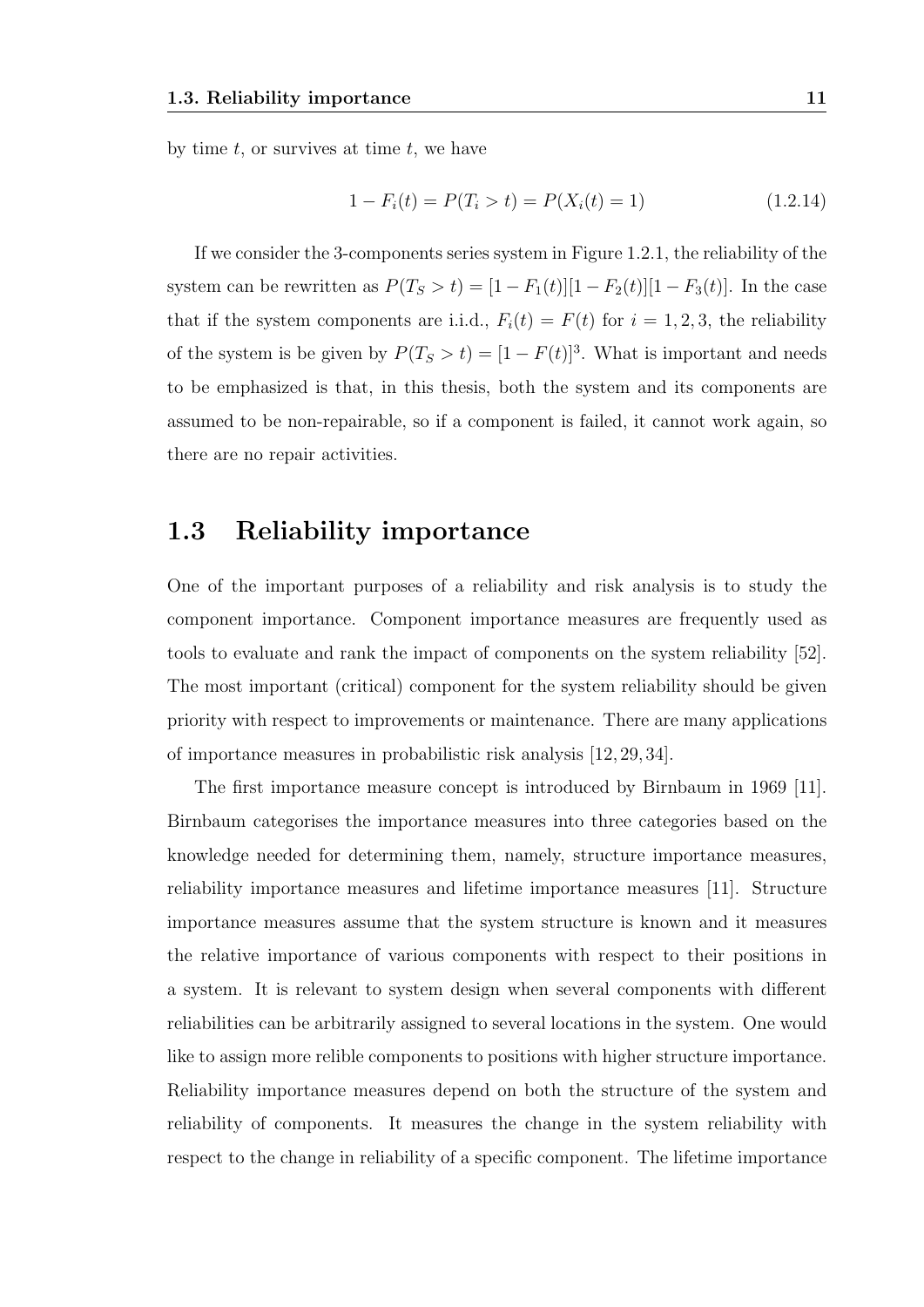by time $t$, or survives at time $t$, we have

$$1 - F_i(t) = P(T_i > t) = P(X_i(t) = 1) \tag{1.2.14}$$

If we consider the 3-components series system in Figure 1.2.1, the reliability of the system can be rewritten as $P(T_S > t) = [1 - F_1(t)][1 - F_2(t)][1 - F_3(t)]$. In the case that if the system components are i.i.d., $F_i(t) = F(t)$ for $i = 1, 2, 3$, the reliability of the system is be given by $P(T_S > t) = [1 - F(t)]^3$. What is important and needs to be emphasized is that, in this thesis, both the system and its components are assumed to be non-repairable, so if a component is failed, it cannot work again, so there are no repair activities.

## 1.3 Reliability importance

One of the important purposes of a reliability and risk analysis is to study the component importance. Component importance measures are frequently used as tools to evaluate and rank the impact of components on the system reliability [52]. The most important (critical) component for the system reliability should be given priority with respect to improvements or maintenance. There are many applications of importance measures in probabilistic risk analysis [12, 29, 34].

The first importance measure concept is introduced by Birnbaum in 1969 [11]. Birnbaum categorises the importance measures into three categories based on the knowledge needed for determining them, namely, structure importance measures, reliability importance measures and lifetime importance measures [11]. Structure importance measures assume that the system structure is known and it measures the relative importance of various components with respect to their positions in a system. It is relevant to system design when several components with different reliabilities can be arbitrarily assigned to several locations in the system. One would like to assign more relible components to positions with higher structure importance. Reliability importance measures depend on both the structure of the system and reliability of components. It measures the change in the system reliability with respect to the change in reliability of a specific component. The lifetime importance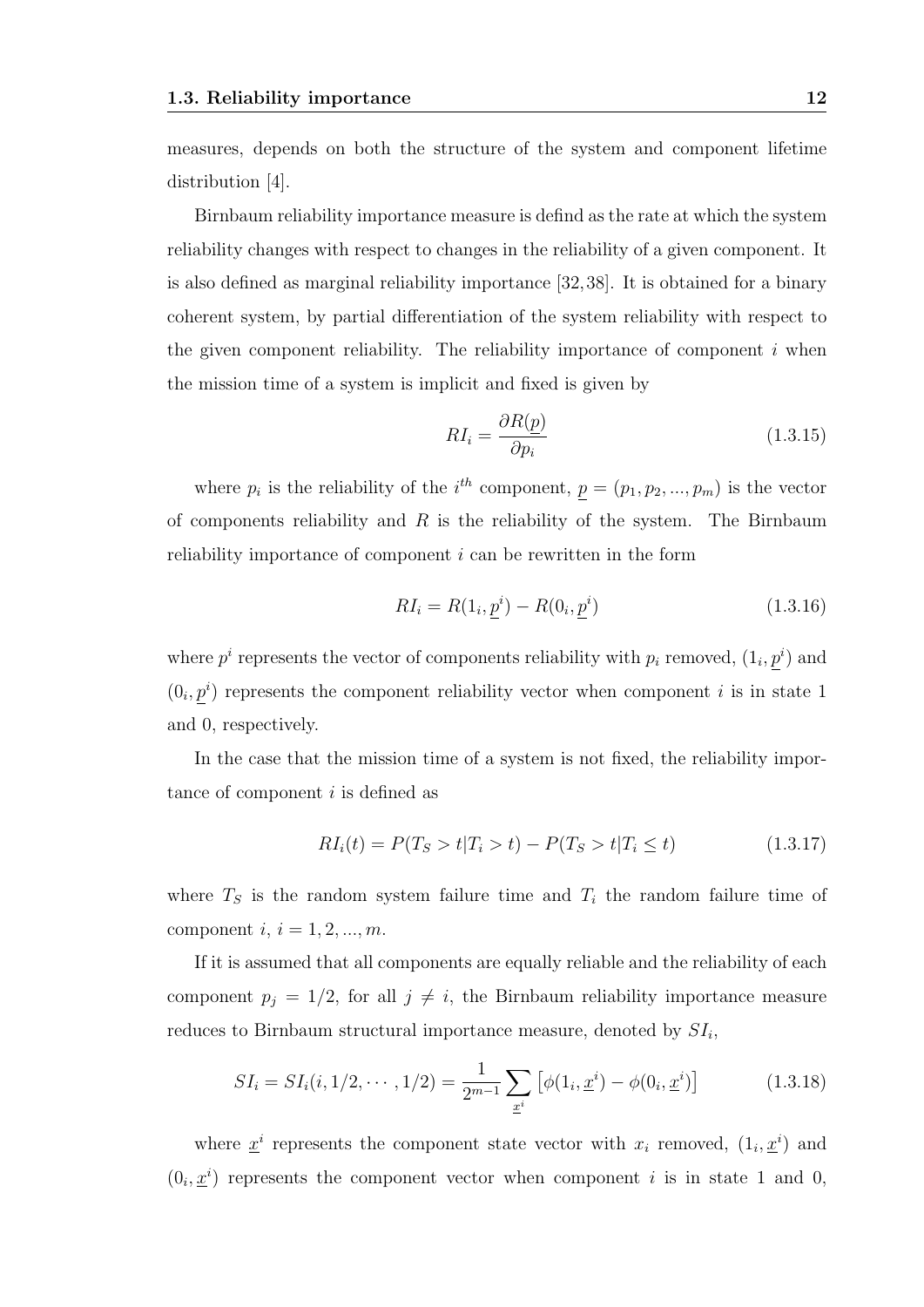measures, depends on both the structure of the system and component lifetime distribution [4].

Birnbaum reliability importance measure is defind as the rate at which the system reliability changes with respect to changes in the reliability of a given component. It is also defined as marginal reliability importance [32,38]. It is obtained for a binary coherent system, by partial differentiation of the system reliability with respect to the given component reliability. The reliability importance of component $i$ when the mission time of a system is implicit and fixed is given by

$$RI_i = \frac{\partial R(\underline{p})}{\partial p_i} \tag{1.3.15}$$

where $p_i$ is the reliability of the $i^{th}$ component, $\underline{p} = (p_1, p_2, ..., p_m)$ is the vector of components reliability and $R$ is the reliability of the system. The Birnbaum reliability importance of component $i$ can be rewritten in the form

$$RI_i = R(1_i, \underline{p}^i) - R(0_i, \underline{p}^i) \tag{1.3.16}$$

where $p^i$ represents the vector of components reliability with $p_i$ removed, $(1_i, \underline{p}^i)$ and $(0_i, \underline{p}^i)$ represents the component reliability vector when component $i$ is in state 1 and 0, respectively.

In the case that the mission time of a system is not fixed, the reliability importance of component $i$ is defined as

$$RI_i(t) = P(T_S > t | T_i > t) - P(T_S > t | T_i \leq t) \tag{1.3.17}$$

where $T_S$ is the random system failure time and $T_i$ the random failure time of component $i$, $i = 1, 2, ..., m$.

If it is assumed that all components are equally reliable and the reliability of each component $p_j = 1/2$, for all $j \neq i$, the Birnbaum reliability importance measure reduces to Birnbaum structural importance measure, denoted by $SI_i$,

$$SI_i = SI_i(i, 1/2, \cdots, 1/2) = \frac{1}{2^{m-1}} \sum_{\underline{x}^i} \left[ \phi(1_i, \underline{x}^i) - \phi(0_i, \underline{x}^i) \right] \tag{1.3.18}$$

where $\underline{x}^i$ represents the component state vector with $x_i$ removed, $(1_i, \underline{x}^i)$ and $(0_i, \underline{x}^i)$ represents the component vector when component $i$ is in state 1 and 0,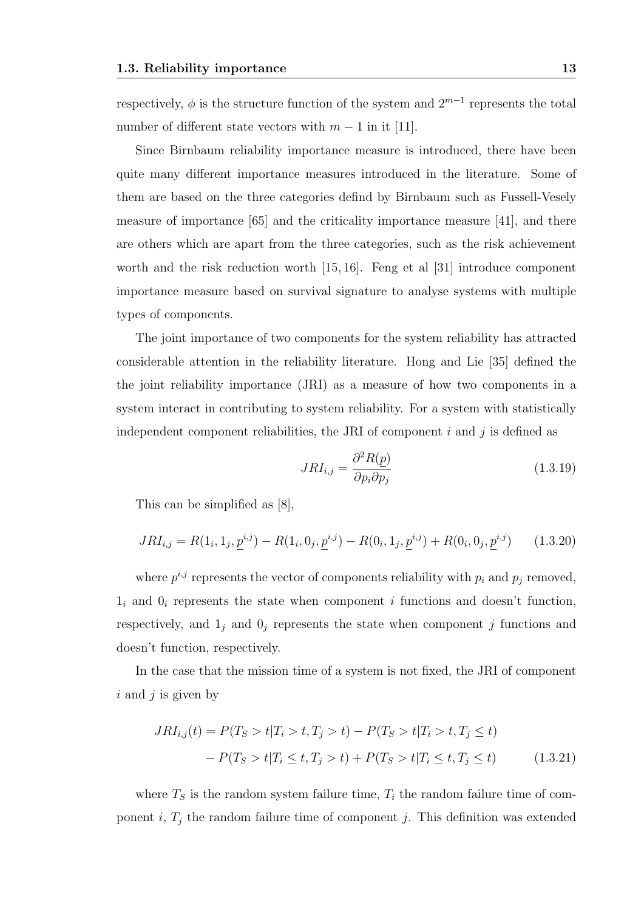respectively, $\phi$ is the structure function of the system and $2^{m-1}$ represents the total number of different state vectors with $m-1$ in it [11].

Since Birnbaum reliability importance measure is introduced, there have been quite many different importance measures introduced in the literature. Some of them are based on the three categories defind by Birnbaum such as Fussell-Vesely measure of importance [65] and the criticality importance measure [41], and there are others which are apart from the three categories, such as the risk achievement worth and the risk reduction worth [15, 16]. Feng et al [31] introduce component importance measure based on survival signature to analyse systems with multiple types of components.

The joint importance of two components for the system reliability has attracted considerable attention in the reliability literature. Hong and Lie [35] defined the the joint reliability importance (JRI) as a measure of how two components in a system interact in contributing to system reliability. For a system with statistically independent component reliabilities, the JRI of component $i$ and $j$ is defined as

$$JRI_{i,j} = \frac{\partial^2 R(\underline{p})}{\partial p_i \partial p_j} \tag{1.3.19}$$

This can be simplified as [8],

$$JRI_{i,j} = R(1_i, 1_j, \underline{p}^{i,j}) - R(1_i, 0_j, \underline{p}^{i,j}) - R(0_i, 1_j, \underline{p}^{i,j}) + R(0_i, 0_j, \underline{p}^{i,j}) \tag{1.3.20}$$

where $p^{i,j}$ represents the vector of components reliability with $p_i$ and $p_j$ removed, $1_i$ and $0_i$ represents the state when component $i$ functions and doesn't function, respectively, and $1_j$ and $0_j$ represents the state when component $j$ functions and doesn't function, respectively.

In the case that the mission time of a system is not fixed, the JRI of component $i$ and $j$ is given by

$$\begin{aligned} JRI_{i,j}(t) &= P(T_S > t | T_i > t, T_j > t) - P(T_S > t | T_i > t, T_j \leq t) \\ &\quad - P(T_S > t | T_i \leq t, T_j > t) + P(T_S > t | T_i \leq t, T_j \leq t) \end{aligned} \tag{1.3.21}$$

where $T_S$ is the random system failure time, $T_i$ the random failure time of component $i$, $T_j$ the random failure time of component $j$. This definition was extended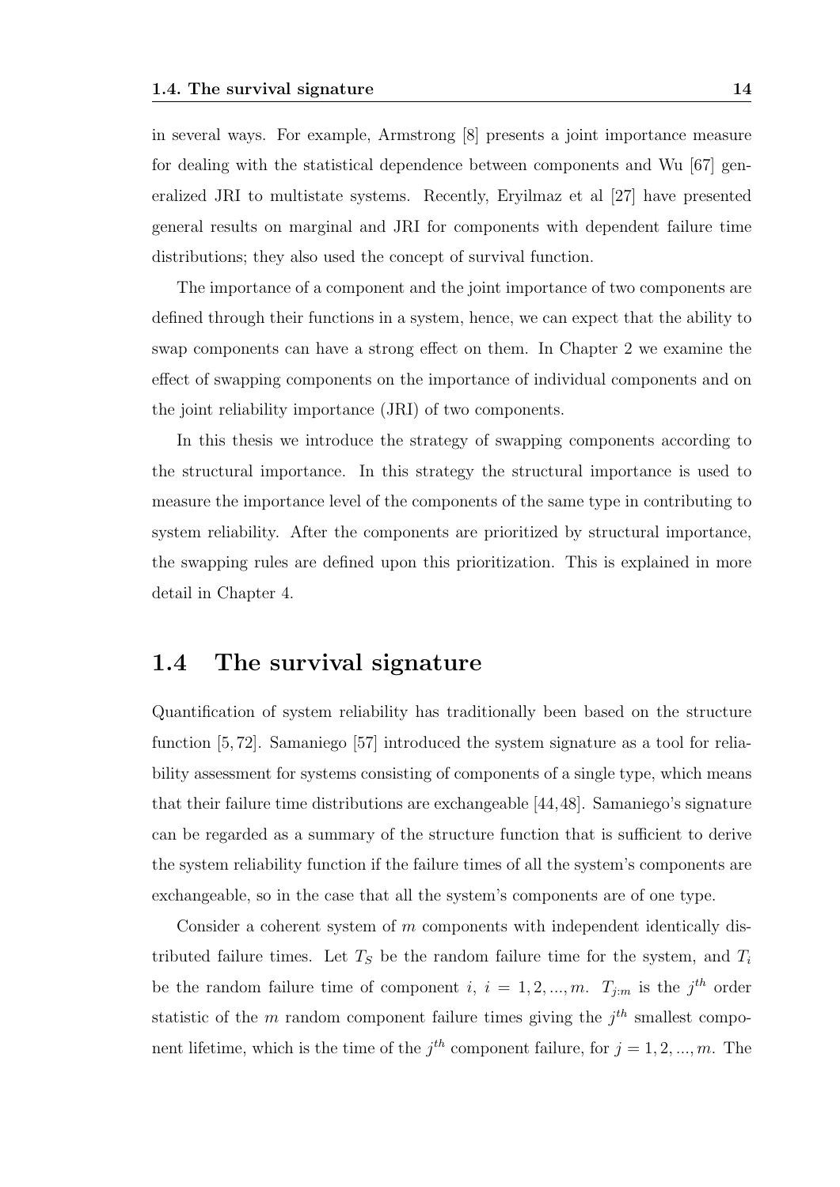in several ways. For example, Armstrong [8] presents a joint importance measure for dealing with the statistical dependence between components and Wu [67] generalized JRI to multistate systems. Recently, Eryilmaz et al [27] have presented general results on marginal and JRI for components with dependent failure time distributions; they also used the concept of survival function.

The importance of a component and the joint importance of two components are defined through their functions in a system, hence, we can expect that the ability to swap components can have a strong effect on them. In Chapter 2 we examine the effect of swapping components on the importance of individual components and on the joint reliability importance (JRI) of two components.

In this thesis we introduce the strategy of swapping components according to the structural importance. In this strategy the structural importance is used to measure the importance level of the components of the same type in contributing to system reliability. After the components are prioritized by structural importance, the swapping rules are defined upon this prioritization. This is explained in more detail in Chapter 4.

## 1.4 The survival signature

Quantification of system reliability has traditionally been based on the structure function [5, 72]. Samaniego [57] introduced the system signature as a tool for reliability assessment for systems consisting of components of a single type, which means that their failure time distributions are exchangeable [44, 48]. Samaniego's signature can be regarded as a summary of the structure function that is sufficient to derive the system reliability function if the failure times of all the system's components are exchangeable, so in the case that all the system's components are of one type.

Consider a coherent system of $m$ components with independent identically distributed failure times. Let $T_S$ be the random failure time for the system, and $T_i$ be the random failure time of component $i$, $i = 1, 2, ..., m$. $T_{j:m}$ is the $j^{th}$ order statistic of the $m$ random component failure times giving the $j^{th}$ smallest component lifetime, which is the time of the $j^{th}$ component failure, for $j = 1, 2, ..., m$. The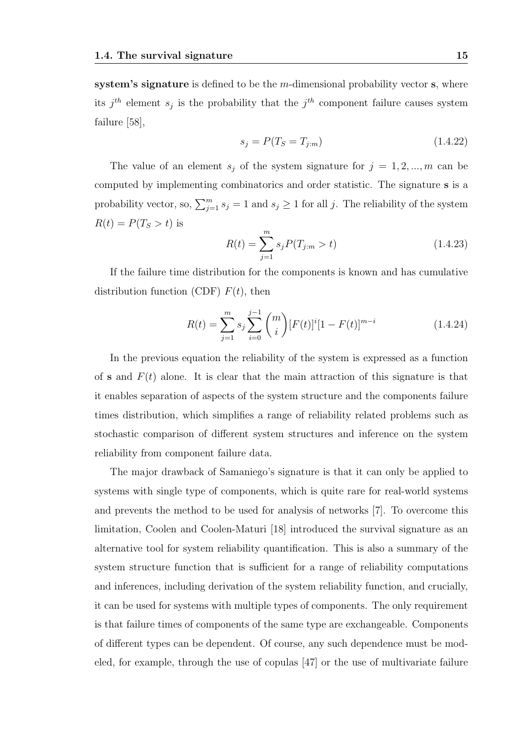**system's signature** is defined to be the $m$-dimensional probability vector $\mathbf{s}$, where its $j^{th}$ element $s_j$ is the probability that the $j^{th}$ component failure causes system failure [58],

$$s_j = P(T_S = T_{j:m}) \tag{1.4.22}$$

The value of an element $s_j$ of the system signature for $j = 1, 2, ..., m$ can be computed by implementing combinatorics and order statistic. The signature $\mathbf{s}$ is a probability vector, so, $\sum_{j=1}^{m} s_j = 1$ and $s_j \geq 1$ for all $j$. The reliability of the system $R(t) = P(T_S > t)$ is

$$R(t) = \sum_{j=1}^{m} s_j P(T_{j:m} > t) \tag{1.4.23}$$

If the failure time distribution for the components is known and has cumulative distribution function (CDF) $F(t)$, then

$$R(t) = \sum_{j=1}^{m} s_j \sum_{i=0}^{j-1} \binom{m}{i} [F(t)]^i [1 - F(t)]^{m-i} \tag{1.4.24}$$

In the previous equation the reliability of the system is expressed as a function of $\mathbf{s}$ and $F(t)$ alone. It is clear that the main attraction of this signature is that it enables separation of aspects of the system structure and the components failure times distribution, which simplifies a range of reliability related problems such as stochastic comparison of different system structures and inference on the system reliability from component failure data.

The major drawback of Samaniego's signature is that it can only be applied to systems with single type of components, which is quite rare for real-world systems and prevents the method to be used for analysis of networks [7]. To overcome this limitation, Coolen and Coolen-Maturi [18] introduced the survival signature as an alternative tool for system reliability quantification. This is also a summary of the system structure function that is sufficient for a range of reliability computations and inferences, including derivation of the system reliability function, and crucially, it can be used for systems with multiple types of components. The only requirement is that failure times of components of the same type are exchangeable. Components of different types can be dependent. Of course, any such dependence must be modeled, for example, through the use of copulas [47] or the use of multivariate failure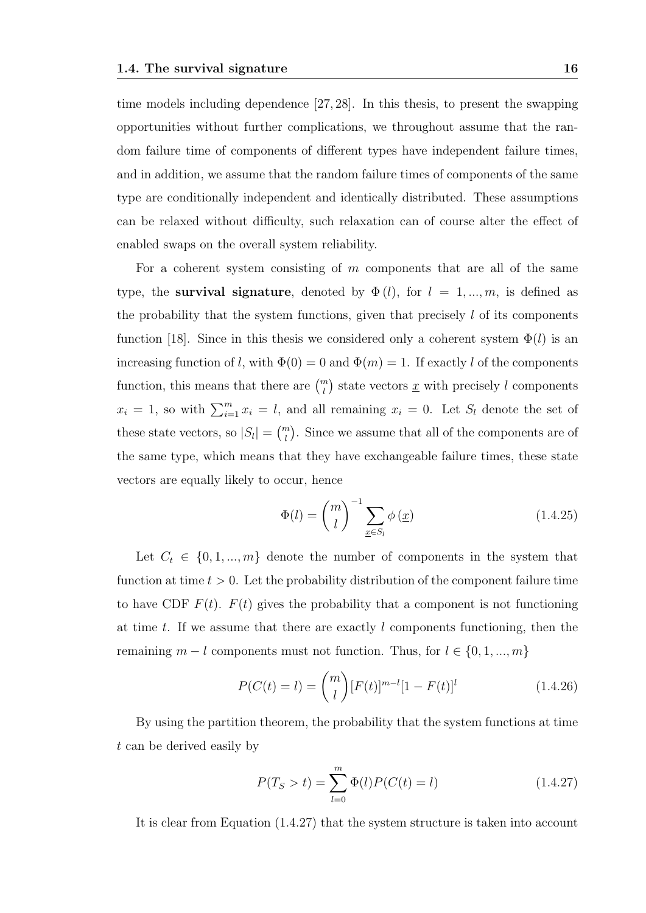time models including dependence [27, 28]. In this thesis, to present the swapping opportunities without further complications, we throughout assume that the random failure time of components of different types have independent failure times, and in addition, we assume that the random failure times of components of the same type are conditionally independent and identically distributed. These assumptions can be relaxed without difficulty, such relaxation can of course alter the effect of enabled swaps on the overall system reliability.

For a coherent system consisting of $m$ components that are all of the same type, the **survival signature**, denoted by $\Phi(l)$, for $l = 1, ..., m$, is defined as the probability that the system functions, given that precisely $l$ of its components function [18]. Since in this thesis we considered only a coherent system $\Phi(l)$ is an increasing function of $l$, with $\Phi(0) = 0$ and $\Phi(m) = 1$. If exactly $l$ of the components function, this means that there are $\binom{m}{l}$ state vectors $\underline{x}$ with precisely $l$ components $x_i = 1$, so with $\sum_{i=1}^{m} x_i = l$, and all remaining $x_i = 0$. Let $S_l$ denote the set of these state vectors, so $|S_l| = \binom{m}{l}$. Since we assume that all of the components are of the same type, which means that they have exchangeable failure times, these state vectors are equally likely to occur, hence

$$\Phi(l) = \binom{m}{l}^{-1} \sum_{\underline{x} \in S_l} \phi(\underline{x}) \tag{1.4.25}$$

Let $C_t \in \{0, 1, ..., m\}$ denote the number of components in the system that function at time $t > 0$. Let the probability distribution of the component failure time to have CDF $F(t)$. $F(t)$ gives the probability that a component is not functioning at time $t$. If we assume that there are exactly $l$ components functioning, then the remaining $m - l$ components must not function. Thus, for $l \in \{0, 1, ..., m\}$

$$P(C(t) = l) = \binom{m}{l} [F(t)]^{m-l} [1 - F(t)]^{l} \tag{1.4.26}$$

By using the partition theorem, the probability that the system functions at time $t$ can be derived easily by

$$P(T_S > t) = \sum_{l=0}^{m} \Phi(l) P(C(t) = l) \tag{1.4.27}$$

It is clear from Equation (1.4.27) that the system structure is taken into account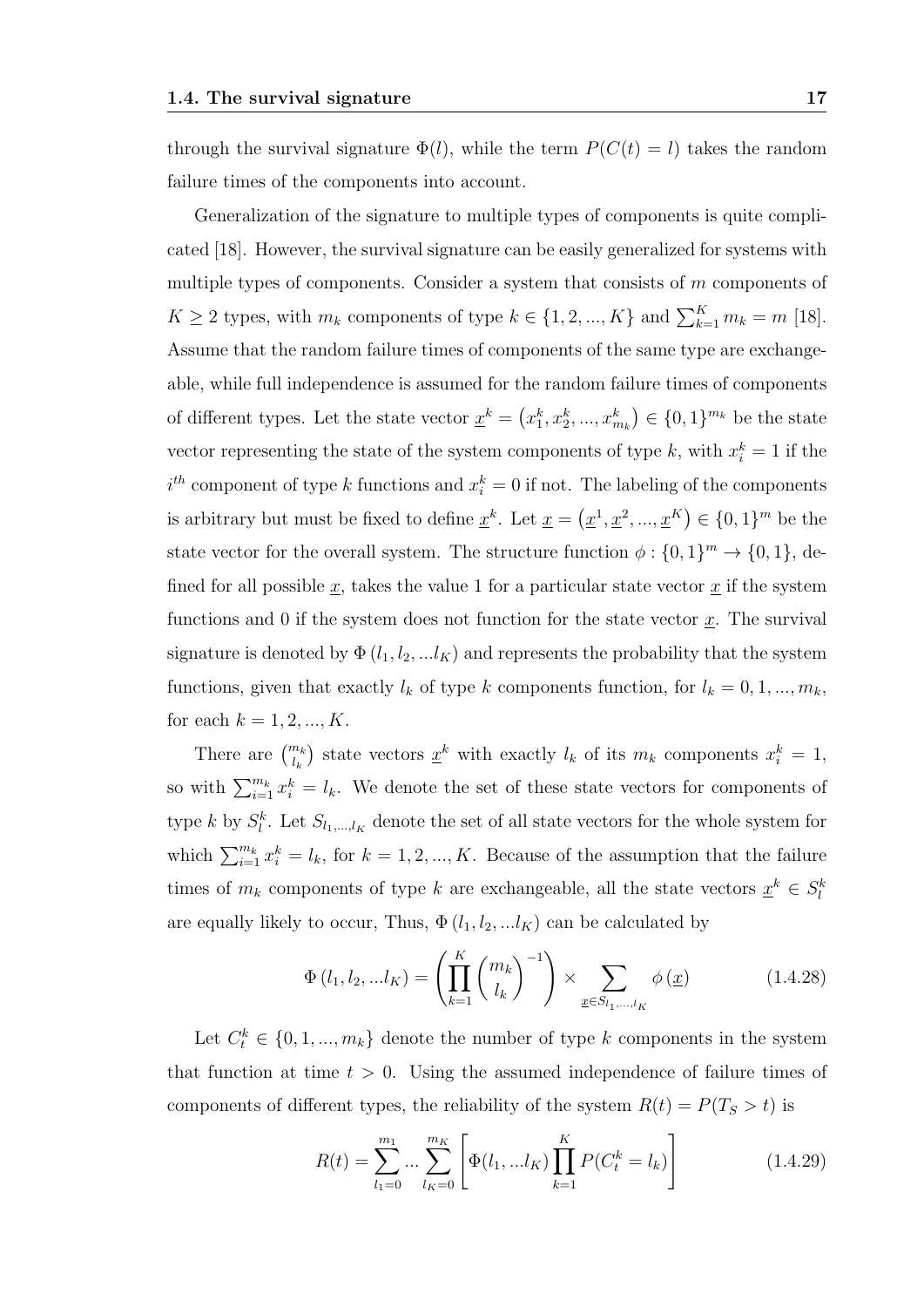through the survival signature $\Phi(l)$, while the term $P(C(t) = l)$ takes the random failure times of the components into account.

Generalization of the signature to multiple types of components is quite complicated [18]. However, the survival signature can be easily generalized for systems with multiple types of components. Consider a system that consists of $m$ components of $K \geq 2$ types, with $m_k$ components of type $k \in \{1, 2, ..., K\}$ and $\sum_{k=1}^{K} m_k = m$ [18]. Assume that the random failure times of components of the same type are exchangeable, while full independence is assumed for the random failure times of components of different types. Let the state vector $\underline{x}^k = \left(x_1^k, x_2^k, ..., x_{m_k}^k\right) \in \{0, 1\}^{m_k}$ be the state vector representing the state of the system components of type $k$, with $x_i^k = 1$ if the $i^{th}$ component of type $k$ functions and $x_i^k = 0$ if not. The labeling of the components is arbitrary but must be fixed to define $\underline{x}^k$. Let $\underline{x} = \left(\underline{x}^1, \underline{x}^2, ..., \underline{x}^K\right) \in \{0, 1\}^m$ be the state vector for the overall system. The structure function $\phi : \{0, 1\}^m \rightarrow \{0, 1\}$, defined for all possible $\underline{x}$, takes the value 1 for a particular state vector $\underline{x}$ if the system functions and 0 if the system does not function for the state vector $\underline{x}$. The survival signature is denoted by $\Phi\left(l_1, l_2, ...l_K\right)$ and represents the probability that the system functions, given that exactly $l_k$ of type $k$ components function, for $l_k = 0, 1, ..., m_k$, for each $k = 1, 2, ..., K$.

There are $\binom{m_k}{l_k}$ state vectors $\underline{x}^k$ with exactly $l_k$ of its $m_k$ components $x_i^k = 1$, so with $\sum_{i=1}^{m_k} x_i^k = l_k$. We denote the set of these state vectors for components of type $k$ by $S_l^k$. Let $S_{l_1,...,l_K}$ denote the set of all state vectors for the whole system for which $\sum_{i=1}^{m_k} x_i^k = l_k$, for $k = 1, 2, ..., K$. Because of the assumption that the failure times of $m_k$ components of type $k$ are exchangeable, all the state vectors $\underline{x}^k \in S_l^k$ are equally likely to occur, Thus, $\Phi\left(l_1, l_2, ...l_K\right)$ can be calculated by

$$\Phi\left(l_1, l_2, ...l_K\right) = \left(\prod_{k=1}^{K} \binom{m_k}{l_k}^{-1}\right) \times \sum_{\underline{x} \in S_{l_1,...,l_K}} \phi\left(\underline{x}\right) \tag{1.4.28}$$

Let $C_t^k \in \{0, 1, ..., m_k\}$ denote the number of type $k$ components in the system that function at time $t > 0$. Using the assumed independence of failure times of components of different types, the reliability of the system $R(t) = P(T_S > t)$ is

$$R(t) = \sum_{l_1=0}^{m_1} ... \sum_{l_K=0}^{m_K} \left[\Phi(l_1, ...l_K) \prod_{k=1}^{K} P(C_t^k = l_k)\right] \tag{1.4.29}$$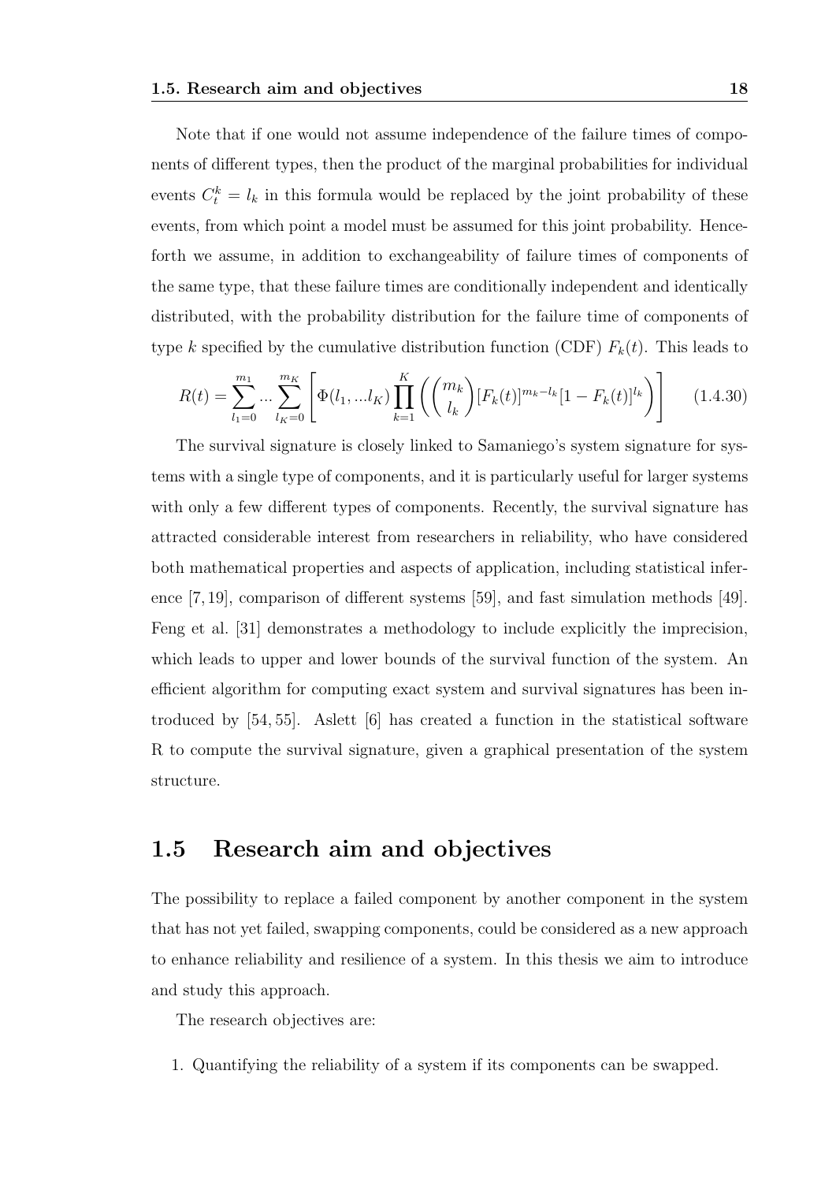Note that if one would not assume independence of the failure times of components of different types, then the product of the marginal probabilities for individual events $C_t^k = l_k$ in this formula would be replaced by the joint probability of these events, from which point a model must be assumed for this joint probability. Henceforth we assume, in addition to exchangeability of failure times of components of the same type, that these failure times are conditionally independent and identically distributed, with the probability distribution for the failure time of components of type $k$ specified by the cumulative distribution function (CDF) $F_k(t)$. This leads to

$$R(t) = \sum_{l_1=0}^{m_1} ... \sum_{l_K=0}^{m_K} \left[ \Phi(l_1, ...l_K) \prod_{k=1}^{K} \left( \binom{m_k}{l_k} [F_k(t)]^{m_k - l_k} [1 - F_k(t)]^{l_k} \right) \right] \tag{1.4.30}$$

The survival signature is closely linked to Samaniego's system signature for systems with a single type of components, and it is particularly useful for larger systems with only a few different types of components. Recently, the survival signature has attracted considerable interest from researchers in reliability, who have considered both mathematical properties and aspects of application, including statistical inference [7, 19], comparison of different systems [59], and fast simulation methods [49]. Feng et al. [31] demonstrates a methodology to include explicitly the imprecision, which leads to upper and lower bounds of the survival function of the system. An efficient algorithm for computing exact system and survival signatures has been introduced by [54, 55]. Aslett [6] has created a function in the statistical software R to compute the survival signature, given a graphical presentation of the system structure.

## 1.5 Research aim and objectives

The possibility to replace a failed component by another component in the system that has not yet failed, swapping components, could be considered as a new approach to enhance reliability and resilience of a system. In this thesis we aim to introduce and study this approach.

The research objectives are:

1. Quantifying the reliability of a system if its components can be swapped.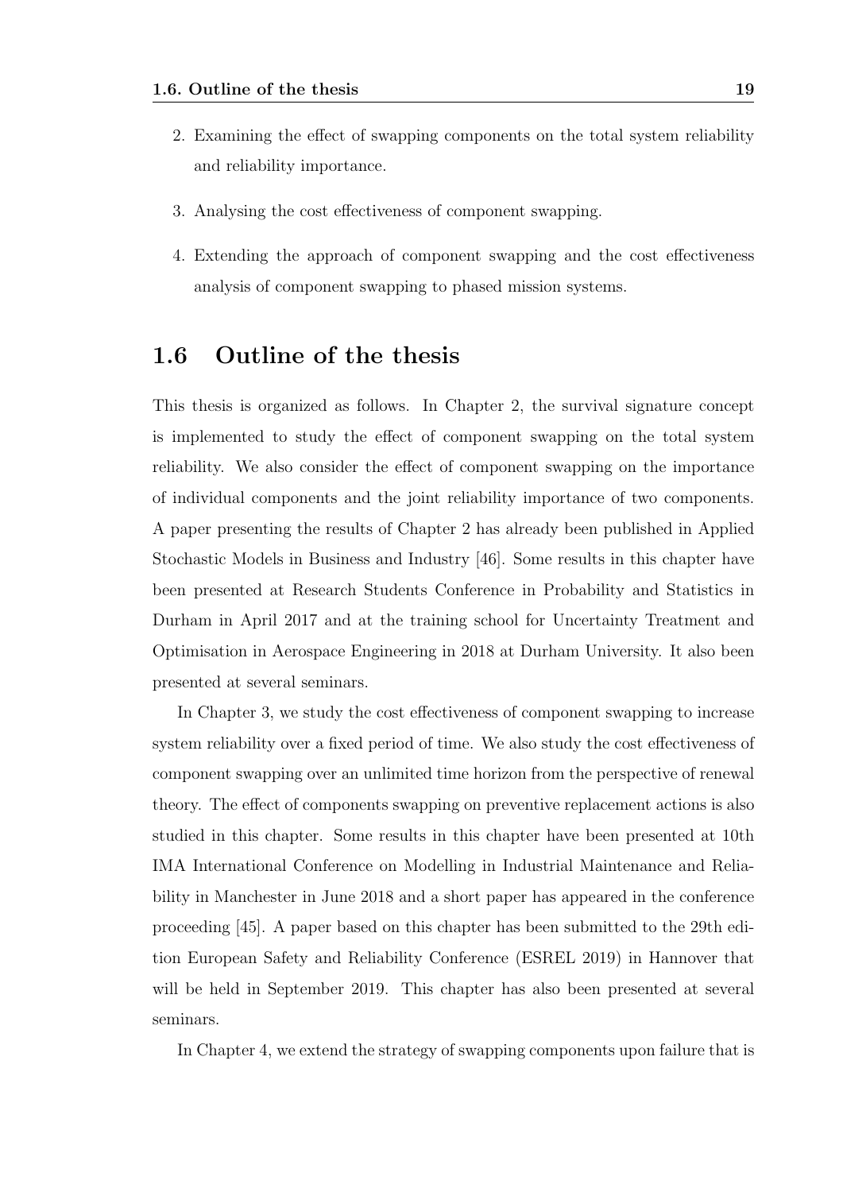2. Examining the effect of swapping components on the total system reliability and reliability importance.

3. Analysing the cost effectiveness of component swapping.

4. Extending the approach of component swapping and the cost effectiveness analysis of component swapping to phased mission systems.

## 1.6 Outline of the thesis

This thesis is organized as follows. In Chapter 2, the survival signature concept is implemented to study the effect of component swapping on the total system reliability. We also consider the effect of component swapping on the importance of individual components and the joint reliability importance of two components. A paper presenting the results of Chapter 2 has already been published in Applied Stochastic Models in Business and Industry [46]. Some results in this chapter have been presented at Research Students Conference in Probability and Statistics in Durham in April 2017 and at the training school for Uncertainty Treatment and Optimisation in Aerospace Engineering in 2018 at Durham University. It also been presented at several seminars.

In Chapter 3, we study the cost effectiveness of component swapping to increase system reliability over a fixed period of time. We also study the cost effectiveness of component swapping over an unlimited time horizon from the perspective of renewal theory. The effect of components swapping on preventive replacement actions is also studied in this chapter. Some results in this chapter have been presented at 10th IMA International Conference on Modelling in Industrial Maintenance and Reliability in Manchester in June 2018 and a short paper has appeared in the conference proceeding [45]. A paper based on this chapter has been submitted to the 29th edition European Safety and Reliability Conference (ESREL 2019) in Hannover that will be held in September 2019. This chapter has also been presented at several seminars.

In Chapter 4, we extend the strategy of swapping components upon failure that is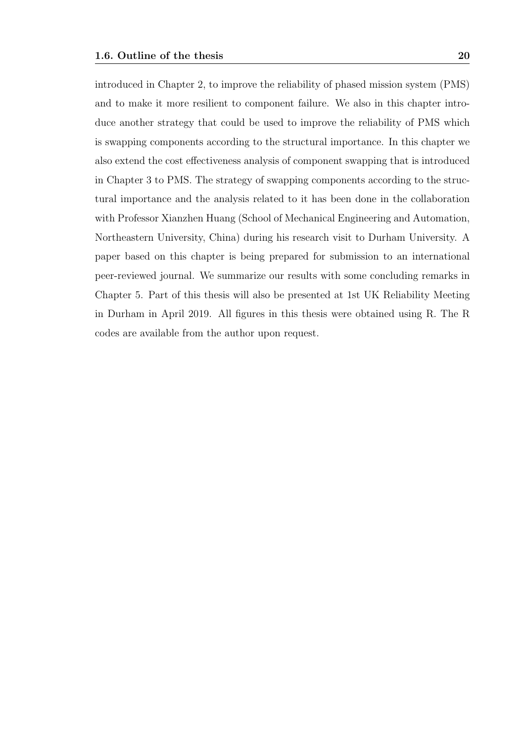introduced in Chapter 2, to improve the reliability of phased mission system (PMS) and to make it more resilient to component failure. We also in this chapter introduce another strategy that could be used to improve the reliability of PMS which is swapping components according to the structural importance. In this chapter we also extend the cost effectiveness analysis of component swapping that is introduced in Chapter 3 to PMS. The strategy of swapping components according to the structural importance and the analysis related to it has been done in the collaboration with Professor Xianzhen Huang (School of Mechanical Engineering and Automation, Northeastern University, China) during his research visit to Durham University. A paper based on this chapter is being prepared for submission to an international peer-reviewed journal. We summarize our results with some concluding remarks in Chapter 5. Part of this thesis will also be presented at 1st UK Reliability Meeting in Durham in April 2019. All figures in this thesis were obtained using R. The R codes are available from the author upon request.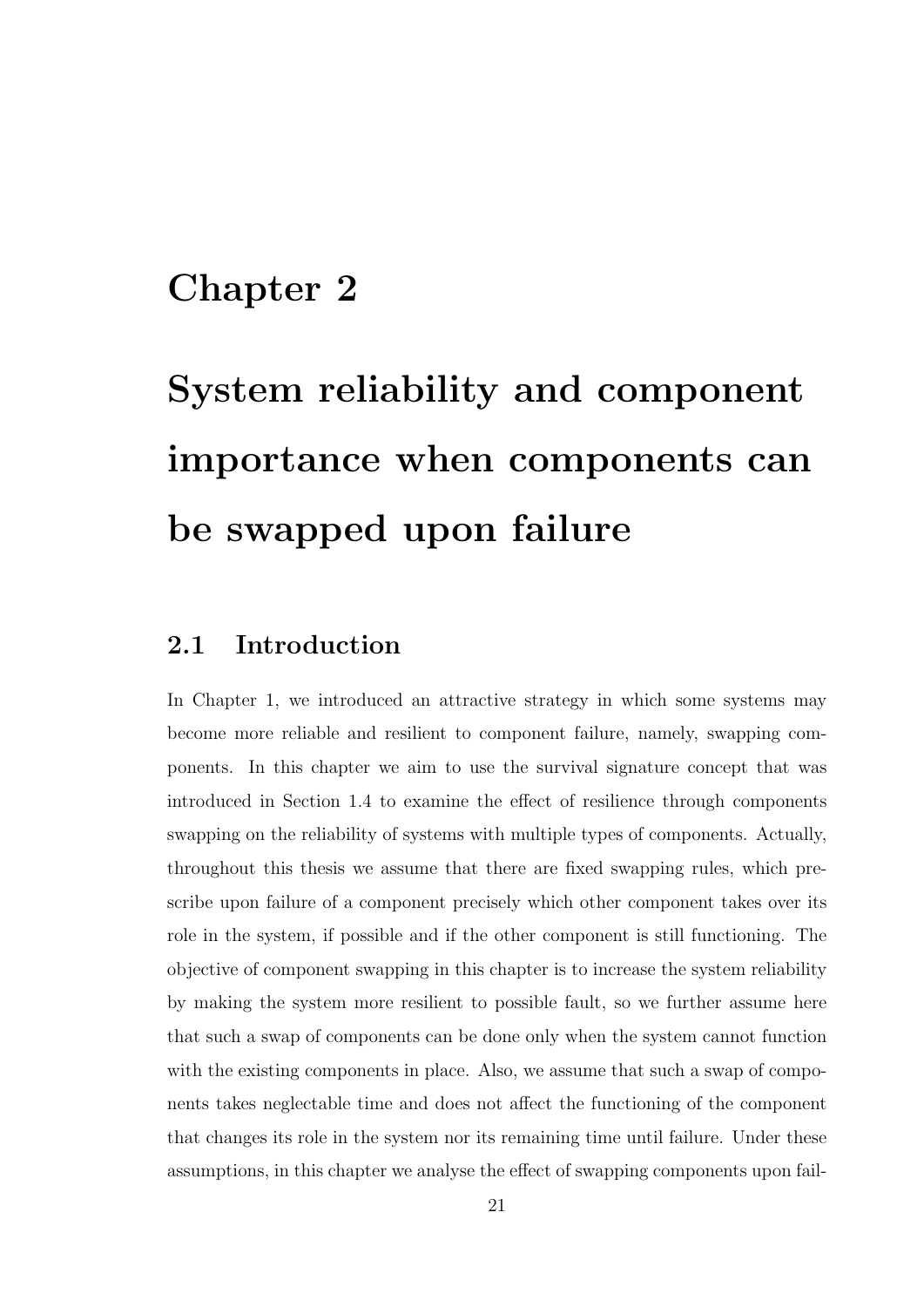# Chapter 2

# System reliability and component importance when components can be swapped upon failure

## 2.1 Introduction

In Chapter 1, we introduced an attractive strategy in which some systems may become more reliable and resilient to component failure, namely, swapping components. In this chapter we aim to use the survival signature concept that was introduced in Section 1.4 to examine the effect of resilience through components swapping on the reliability of systems with multiple types of components. Actually, throughout this thesis we assume that there are fixed swapping rules, which prescribe upon failure of a component precisely which other component takes over its role in the system, if possible and if the other component is still functioning. The objective of component swapping in this chapter is to increase the system reliability by making the system more resilient to possible fault, so we further assume here that such a swap of components can be done only when the system cannot function with the existing components in place. Also, we assume that such a swap of components takes neglectable time and does not affect the functioning of the component that changes its role in the system nor its remaining time until failure. Under these assumptions, in this chapter we analyse the effect of swapping components upon fail-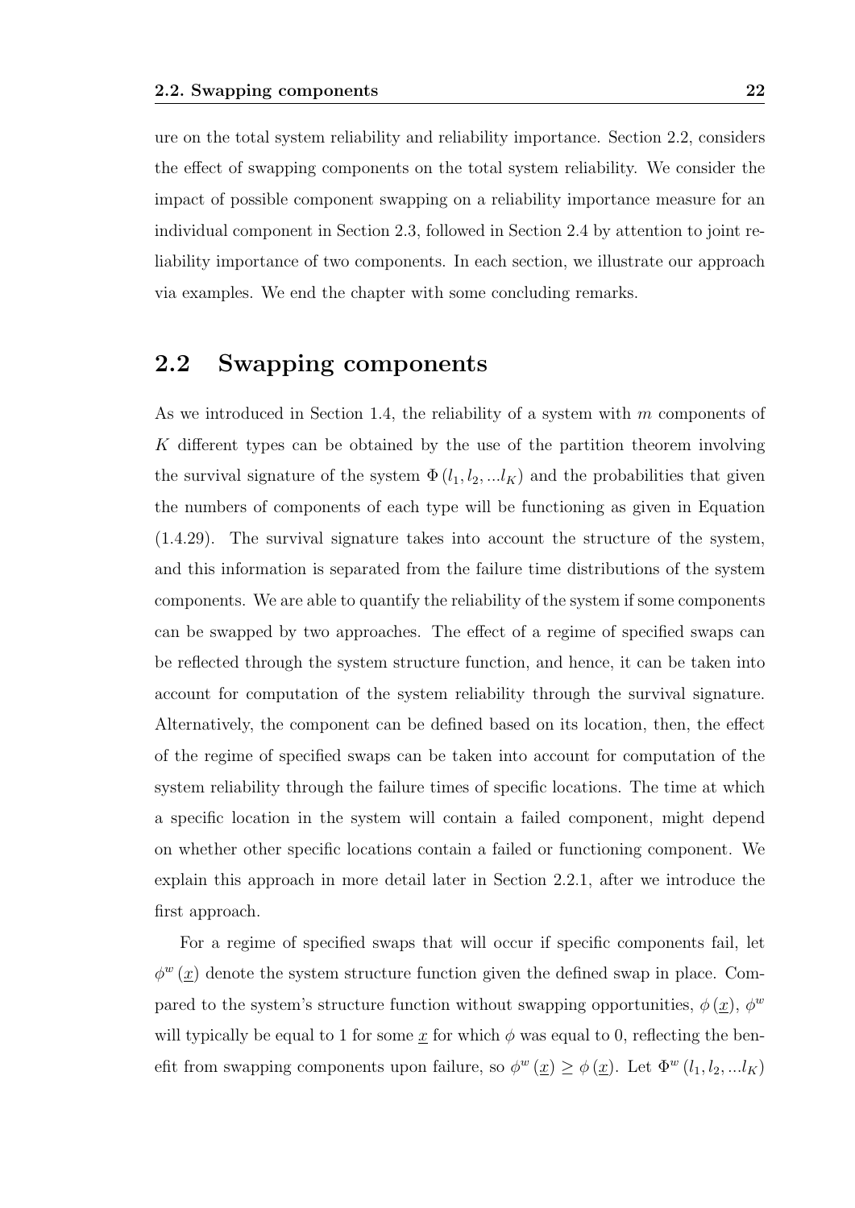ure on the total system reliability and reliability importance. Section 2.2, considers the effect of swapping components on the total system reliability. We consider the impact of possible component swapping on a reliability importance measure for an individual component in Section 2.3, followed in Section 2.4 by attention to joint reliability importance of two components. In each section, we illustrate our approach via examples. We end the chapter with some concluding remarks.

## 2.2 Swapping components

As we introduced in Section 1.4, the reliability of a system with $m$ components of $K$ different types can be obtained by the use of the partition theorem involving the survival signature of the system $\Phi(l_1, l_2, ...l_K)$ and the probabilities that given the numbers of components of each type will be functioning as given in Equation (1.4.29). The survival signature takes into account the structure of the system, and this information is separated from the failure time distributions of the system components. We are able to quantify the reliability of the system if some components can be swapped by two approaches. The effect of a regime of specified swaps can be reflected through the system structure function, and hence, it can be taken into account for computation of the system reliability through the survival signature. Alternatively, the component can be defined based on its location, then, the effect of the regime of specified swaps can be taken into account for computation of the system reliability through the failure times of specific locations. The time at which a specific location in the system will contain a failed component, might depend on whether other specific locations contain a failed or functioning component. We explain this approach in more detail later in Section 2.2.1, after we introduce the first approach.

For a regime of specified swaps that will occur if specific components fail, let $\phi^w(\underline{x})$ denote the system structure function given the defined swap in place. Compared to the system's structure function without swapping opportunities, $\phi(\underline{x})$, $\phi^w$ will typically be equal to 1 for some $\underline{x}$ for which $\phi$ was equal to 0, reflecting the benefit from swapping components upon failure, so $\phi^w(\underline{x}) \geq \phi(\underline{x})$. Let $\Phi^w(l_1, l_2, ...l_K)$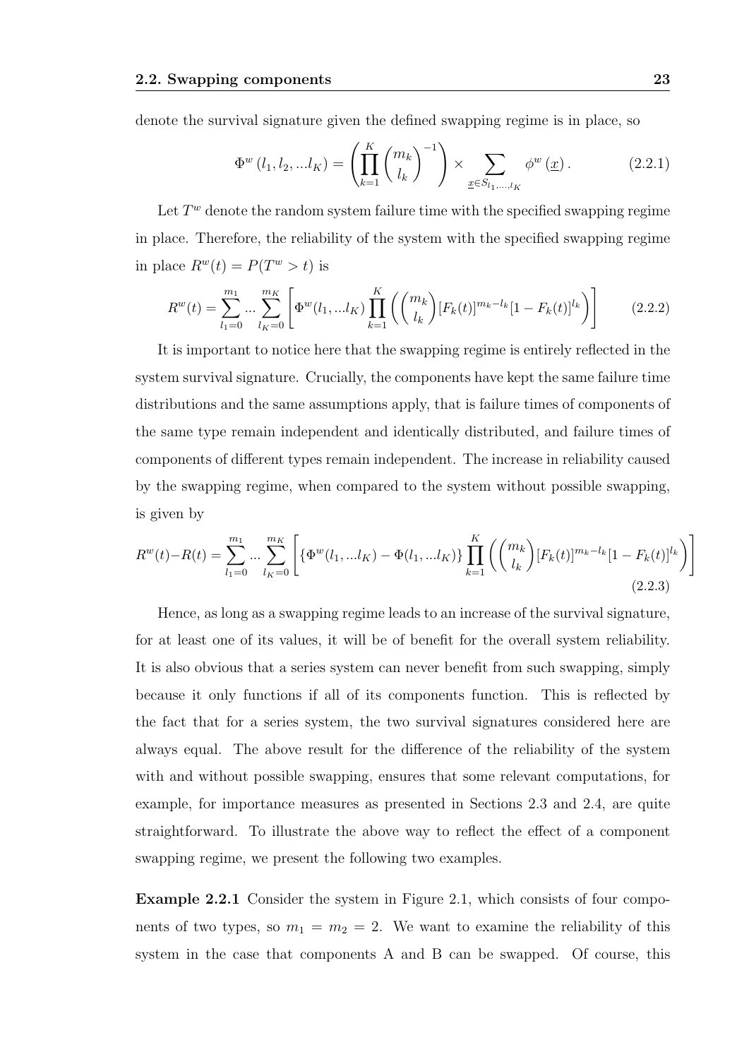denote the survival signature given the defined swapping regime is in place, so

$$\Phi^w(l_1, l_2, ...l_K) = \left(\prod_{k=1}^{K} \binom{m_k}{l_k}^{-1}\right) \times \sum_{\underline{x} \in S_{l_1,...,l_K}} \phi^w(\underline{x}). \tag{2.2.1}$$

Let $T^w$ denote the random system failure time with the specified swapping regime in place. Therefore, the reliability of the system with the specified swapping regime in place $R^w(t) = P(T^w > t)$ is

$$R^w(t) = \sum_{l_1=0}^{m_1} ... \sum_{l_K=0}^{m_K} \left[\Phi^w(l_1, ...l_K) \prod_{k=1}^{K} \left(\binom{m_k}{l_k} [F_k(t)]^{m_k - l_k} [1 - F_k(t)]^{l_k}\right)\right] \tag{2.2.2}$$

It is important to notice here that the swapping regime is entirely reflected in the system survival signature. Crucially, the components have kept the same failure time distributions and the same assumptions apply, that is failure times of components of the same type remain independent and identically distributed, and failure times of components of different types remain independent. The increase in reliability caused by the swapping regime, when compared to the system without possible swapping, is given by

$$R^w(t) - R(t) = \sum_{l_1=0}^{m_1} ... \sum_{l_K=0}^{m_K} \left[\{\Phi^w(l_1, ...l_K) - \Phi(l_1, ...l_K)\} \prod_{k=1}^{K} \left(\binom{m_k}{l_k} [F_k(t)]^{m_k - l_k} [1 - F_k(t)]^{l_k}\right)\right] \tag{2.2.3}$$

Hence, as long as a swapping regime leads to an increase of the survival signature, for at least one of its values, it will be of benefit for the overall system reliability. It is also obvious that a series system can never benefit from such swapping, simply because it only functions if all of its components function. This is reflected by the fact that for a series system, the two survival signatures considered here are always equal. The above result for the difference of the reliability of the system with and without possible swapping, ensures that some relevant computations, for example, for importance measures as presented in Sections 2.3 and 2.4, are quite straightforward. To illustrate the above way to reflect the effect of a component swapping regime, we present the following two examples.

**Example 2.2.1** Consider the system in Figure 2.1, which consists of four components of two types, so $m_1 = m_2 = 2$. We want to examine the reliability of this system in the case that components A and B can be swapped. Of course, this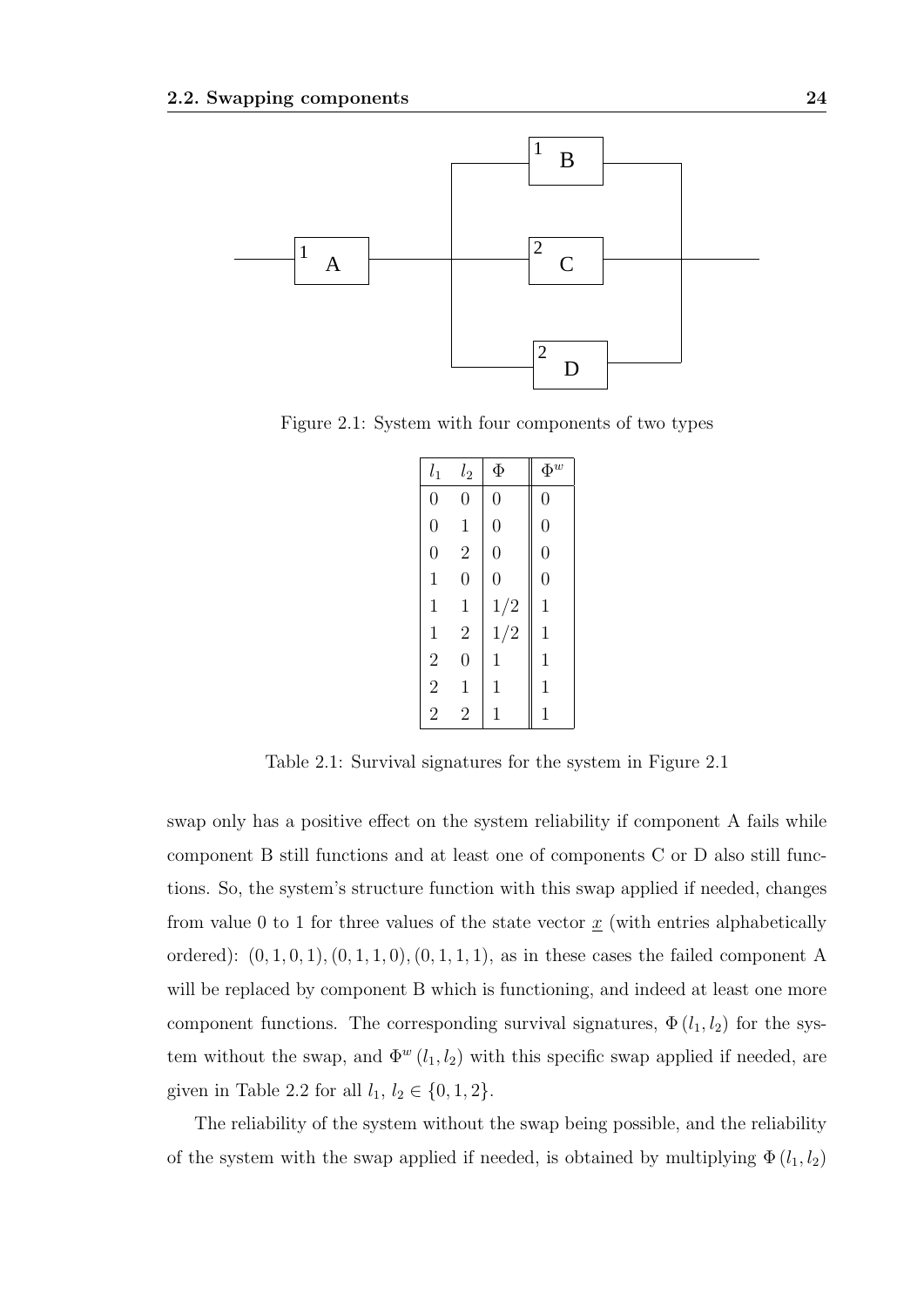Figure 2.1: System with four components of two types

| $l_1$ | $l_2$ | $\Phi$ | $\Phi^w$ |
|---|---|---|---|
| 0 | 0 | 0 | 0 |
| 0 | 1 | 0 | 0 |
| 0 | 2 | 0 | 0 |
| 1 | 0 | 0 | 0 |
| 1 | 1 | $1/2$ | 1 |
| 1 | 2 | $1/2$ | 1 |
| 2 | 0 | 1 | 1 |
| 2 | 1 | 1 | 1 |
| 2 | 2 | 1 | 1 |

Table 2.1: Survival signatures for the system in Figure 2.1

swap only has a positive effect on the system reliability if component A fails while component B still functions and at least one of components C or D also still functions. So, the system's structure function with this swap applied if needed, changes from value 0 to 1 for three values of the state vector $\underline{x}$ (with entries alphabetically ordered): $(0, 1, 0, 1), (0, 1, 1, 0), (0, 1, 1, 1)$, as in these cases the failed component A will be replaced by component B which is functioning, and indeed at least one more component functions. The corresponding survival signatures, $\Phi(l_1, l_2)$ for the system without the swap, and $\Phi^w(l_1, l_2)$ with this specific swap applied if needed, are given in Table 2.2 for all $l_1,\, l_2 \in \{0, 1, 2\}$.

The reliability of the system without the swap being possible, and the reliability of the system with the swap applied if needed, is obtained by multiplying $\Phi(l_1, l_2)$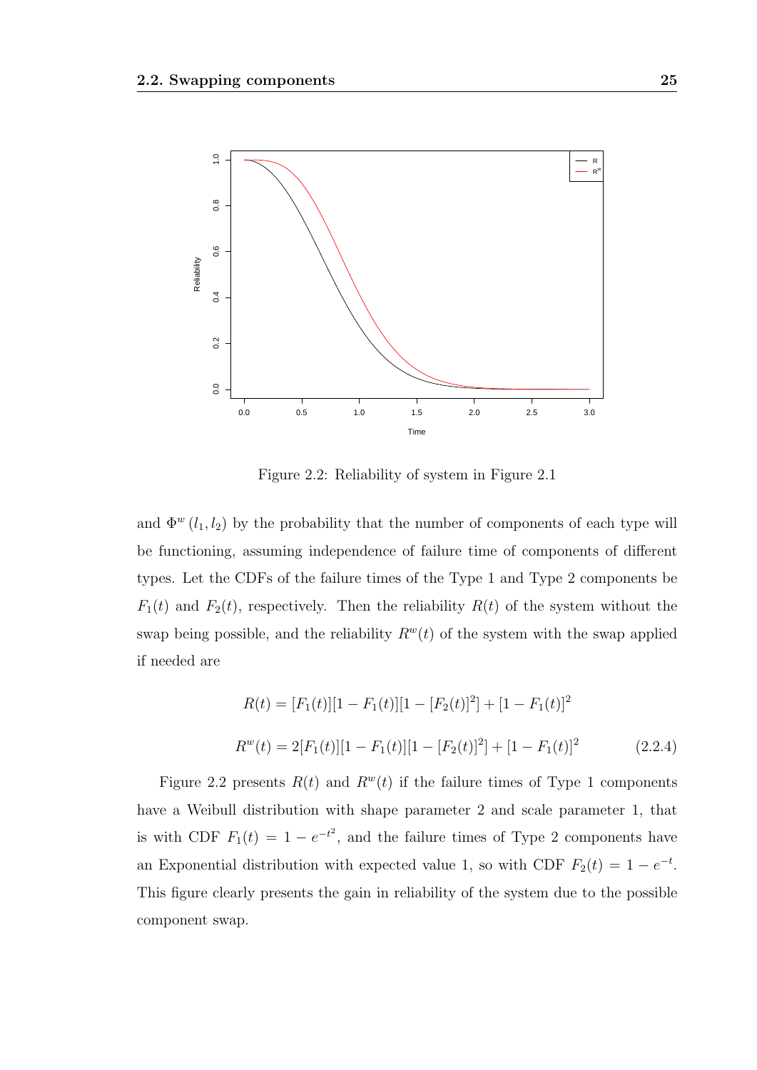Figure 2.2: Reliability of system in Figure 2.1

and $\Phi^w(l_1, l_2)$ by the probability that the number of components of each type will be functioning, assuming independence of failure time of components of different types. Let the CDFs of the failure times of the Type 1 and Type 2 components be $F_1(t)$ and $F_2(t)$, respectively. Then the reliability $R(t)$ of the system without the swap being possible, and the reliability $R^w(t)$ of the system with the swap applied if needed are

$$R(t) = [F_1(t)][1 - F_1(t)][1 - [F_2(t)]^2] + [1 - F_1(t)]^2$$

$$R^w(t) = 2[F_1(t)][1 - F_1(t)][1 - [F_2(t)]^2] + [1 - F_1(t)]^2 \tag{2.2.4}$$

Figure 2.2 presents $R(t)$ and $R^w(t)$ if the failure times of Type 1 components have a Weibull distribution with shape parameter 2 and scale parameter 1, that is with CDF $F_1(t) = 1 - e^{-t^2}$, and the failure times of Type 2 components have an Exponential distribution with expected value 1, so with CDF $F_2(t) = 1 - e^{-t}$. This figure clearly presents the gain in reliability of the system due to the possible component swap.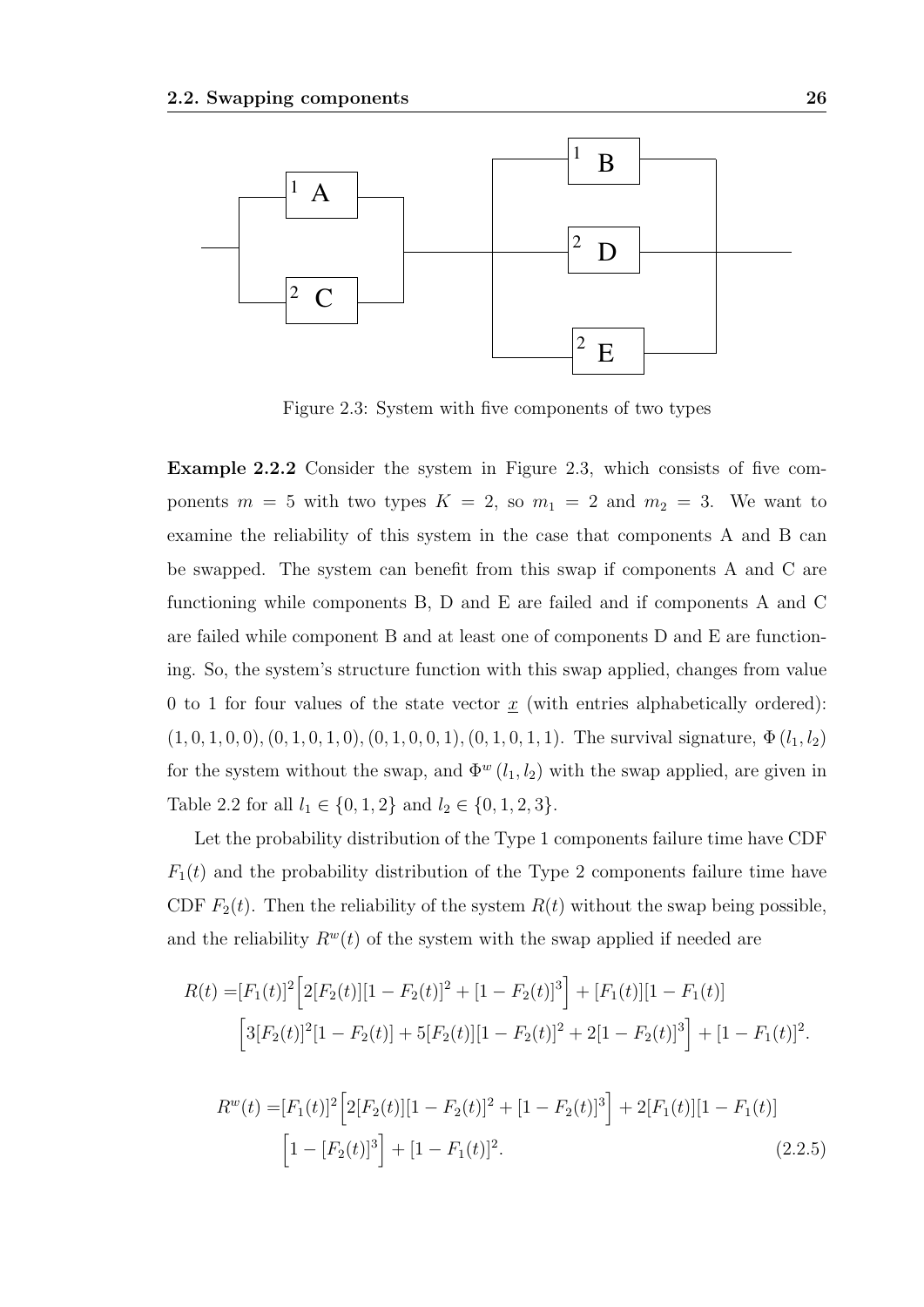Figure 2.3: System with five components of two types

**Example 2.2.2** Consider the system in Figure 2.3, which consists of five components $m = 5$ with two types $K = 2$, so $m_1 = 2$ and $m_2 = 3$. We want to examine the reliability of this system in the case that components A and B can be swapped. The system can benefit from this swap if components A and C are functioning while components B, D and E are failed and if components A and C are failed while component B and at least one of components D and E are functioning. So, the system's structure function with this swap applied, changes from value 0 to 1 for four values of the state vector $\underline{x}$ (with entries alphabetically ordered): $(1, 0, 1, 0, 0), (0, 1, 0, 1, 0), (0, 1, 0, 0, 1), (0, 1, 0, 1, 1)$. The survival signature, $\Phi(l_1, l_2)$ for the system without the swap, and $\Phi^w(l_1, l_2)$ with the swap applied, are given in Table 2.2 for all $l_1 \in \{0, 1, 2\}$ and $l_2 \in \{0, 1, 2, 3\}$.

Let the probability distribution of the Type 1 components failure time have CDF $F_1(t)$ and the probability distribution of the Type 2 components failure time have CDF $F_2(t)$. Then the reliability of the system $R(t)$ without the swap being possible, and the reliability $R^w(t)$ of the system with the swap applied if needed are

$$
\begin{aligned}
R(t) =&[F_1(t)]^2\Big[2[F_2(t)][1-F_2(t)]^2 + [1-F_2(t)]^3\Big] + [F_1(t)][1-F_1(t)] \\
&\Big[3[F_2(t)]^2[1-F_2(t)] + 5[F_2(t)][1-F_2(t)]^2 + 2[1-F_2(t)]^3\Big] + [1-F_1(t)]^2.
\end{aligned}
$$

$$
\begin{aligned}
R^w(t) =&[F_1(t)]^2\Big[2[F_2(t)][1-F_2(t)]^2 + [1-F_2(t)]^3\Big] + 2[F_1(t)][1-F_1(t)] \\
&\Big[1-[F_2(t)]^3\Big] + [1-F_1(t)]^2.
\end{aligned}
\tag{2.2.5}
$$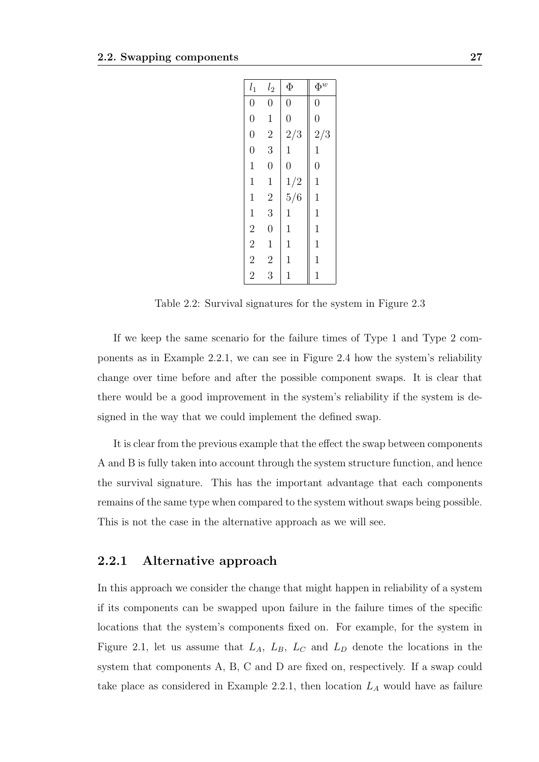| $l_1$ | $l_2$ | $\Phi$ | $\Phi^w$ |
|---|---|---|---|
| 0 | 0 | 0 | 0 |
| 0 | 1 | 0 | 0 |
| 0 | 2 | 2/3 | 2/3 |
| 0 | 3 | 1 | 1 |
| 1 | 0 | 0 | 0 |
| 1 | 1 | 1/2 | 1 |
| 1 | 2 | 5/6 | 1 |
| 1 | 3 | 1 | 1 |
| 2 | 0 | 1 | 1 |
| 2 | 1 | 1 | 1 |
| 2 | 2 | 1 | 1 |
| 2 | 3 | 1 | 1 |

Table 2.2: Survival signatures for the system in Figure 2.3

If we keep the same scenario for the failure times of Type 1 and Type 2 components as in Example 2.2.1, we can see in Figure 2.4 how the system's reliability change over time before and after the possible component swaps. It is clear that there would be a good improvement in the system's reliability if the system is designed in the way that we could implement the defined swap.

It is clear from the previous example that the effect the swap between components A and B is fully taken into account through the system structure function, and hence the survival signature. This has the important advantage that each components remains of the same type when compared to the system without swaps being possible. This is not the case in the alternative approach as we will see.

### 2.2.1 Alternative approach

In this approach we consider the change that might happen in reliability of a system if its components can be swapped upon failure in the failure times of the specific locations that the system's components fixed on. For example, for the system in Figure 2.1, let us assume that $L_A$, $L_B$, $L_C$ and $L_D$ denote the locations in the system that components A, B, C and D are fixed on, respectively. If a swap could take place as considered in Example 2.2.1, then location $L_A$ would have as failure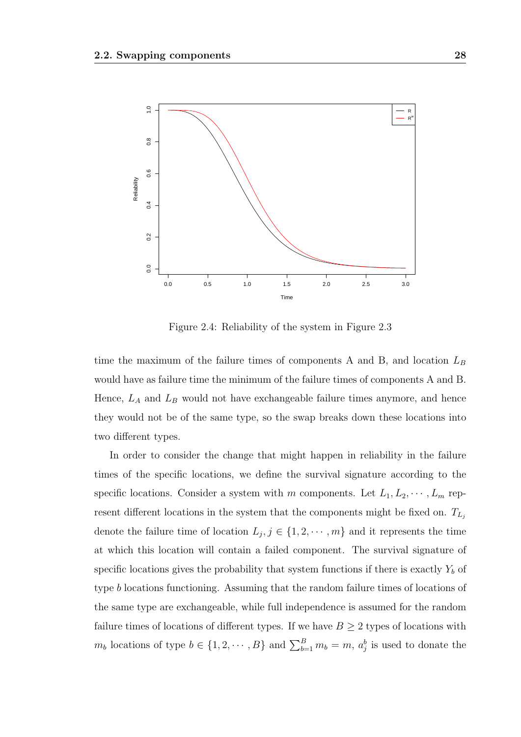Figure 2.4: Reliability of the system in Figure 2.3

time the maximum of the failure times of components A and B, and location $L_B$ would have as failure time the minimum of the failure times of components A and B. Hence, $L_A$ and $L_B$ would not have exchangeable failure times anymore, and hence they would not be of the same type, so the swap breaks down these locations into two different types.

In order to consider the change that might happen in reliability in the failure times of the specific locations, we define the survival signature according to the specific locations. Consider a system with $m$ components. Let $L_1, L_2, \cdots, L_m$ represent different locations in the system that the components might be fixed on. $T_{L_j}$ denote the failure time of location $L_j, j \in \{1, 2, \cdots, m\}$ and it represents the time at which this location will contain a failed component. The survival signature of specific locations gives the probability that system functions if there is exactly $Y_b$ of type $b$ locations functioning. Assuming that the random failure times of locations of the same type are exchangeable, while full independence is assumed for the random failure times of locations of different types. If we have $B \geq 2$ types of locations with $m_b$ locations of type $b \in \{1, 2, \cdots, B\}$ and $\sum_{b=1}^{B} m_b = m$, $a_j^b$ is used to donate the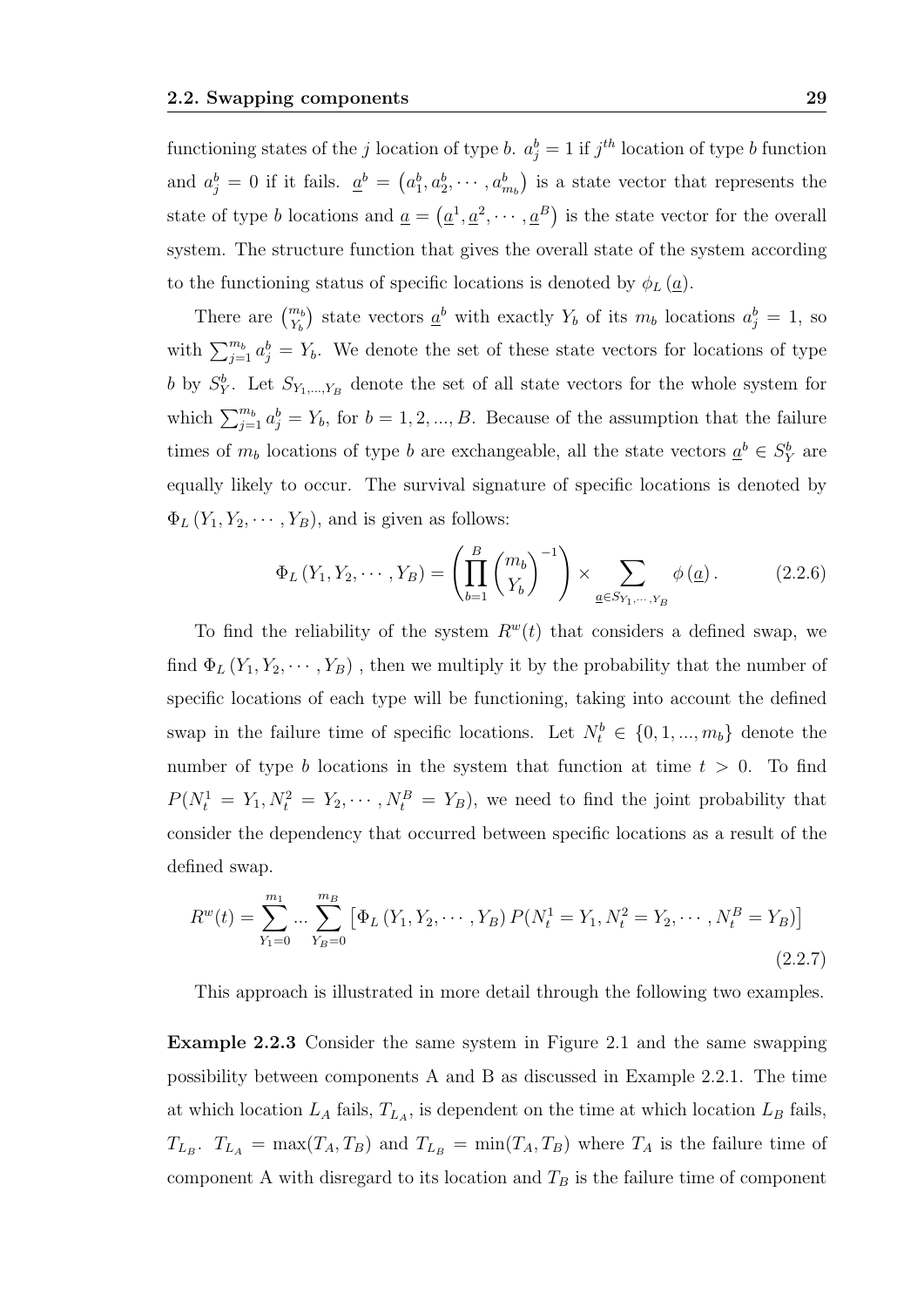functioning states of the $j$ location of type $b$. $a_j^b = 1$ if $j^{th}$ location of type $b$ function and $a_j^b = 0$ if it fails. $\underline{a}^b = \left(a_1^b, a_2^b, \cdots, a_{m_b}^b\right)$ is a state vector that represents the state of type $b$ locations and $\underline{a} = \left(\underline{a}^1, \underline{a}^2, \cdots, \underline{a}^B\right)$ is the state vector for the overall system. The structure function that gives the overall state of the system according to the functioning status of specific locations is denoted by $\phi_L\left(\underline{a}\right)$.

There are $\binom{m_b}{Y_b}$ state vectors $\underline{a}^b$ with exactly $Y_b$ of its $m_b$ locations $a_j^b = 1$, so with $\sum_{j=1}^{m_b} a_j^b = Y_b$. We denote the set of these state vectors for locations of type $b$ by $S_Y^b$. Let $S_{Y_1,\ldots,Y_B}$ denote the set of all state vectors for the whole system for which $\sum_{j=1}^{m_b} a_j^b = Y_b$, for $b = 1, 2, ..., B$. Because of the assumption that the failure times of $m_b$ locations of type $b$ are exchangeable, all the state vectors $\underline{a}^b \in S_Y^b$ are equally likely to occur. The survival signature of specific locations is denoted by $\Phi_L\left(Y_1, Y_2, \cdots, Y_B\right)$, and is given as follows:

$$\Phi_L\left(Y_1, Y_2, \cdots, Y_B\right) = \left(\prod_{b=1}^{B} \binom{m_b}{Y_b}^{-1}\right) \times \sum_{\underline{a} \in S_{Y_1,\cdots,Y_B}} \phi\left(\underline{a}\right). \tag{2.2.6}$$

To find the reliability of the system $R^w(t)$ that considers a defined swap, we find $\Phi_L\left(Y_1, Y_2, \cdots, Y_B\right)$ , then we multiply it by the probability that the number of specific locations of each type will be functioning, taking into account the defined swap in the failure time of specific locations. Let $N_t^b \in \{0, 1, ..., m_b\}$ denote the number of type $b$ locations in the system that function at time $t > 0$. To find $P(N_t^1 = Y_1, N_t^2 = Y_2, \cdots, N_t^B = Y_B)$, we need to find the joint probability that consider the dependency that occurred between specific locations as a result of the defined swap.

$$R^w(t) = \sum_{Y_1=0}^{m_1} ... \sum_{Y_B=0}^{m_B} \left[\Phi_L\left(Y_1, Y_2, \cdots, Y_B\right) P(N_t^1 = Y_1, N_t^2 = Y_2, \cdots, N_t^B = Y_B)\right] \tag{2.2.7}$$

This approach is illustrated in more detail through the following two examples.

**Example 2.2.3** Consider the same system in Figure 2.1 and the same swapping possibility between components A and B as discussed in Example 2.2.1. The time at which location $L_A$ fails, $T_{L_A}$, is dependent on the time at which location $L_B$ fails, $T_{L_B}$. $T_{L_A} = \max(T_A, T_B)$ and $T_{L_B} = \min(T_A, T_B)$ where $T_A$ is the failure time of component A with disregard to its location and $T_B$ is the failure time of component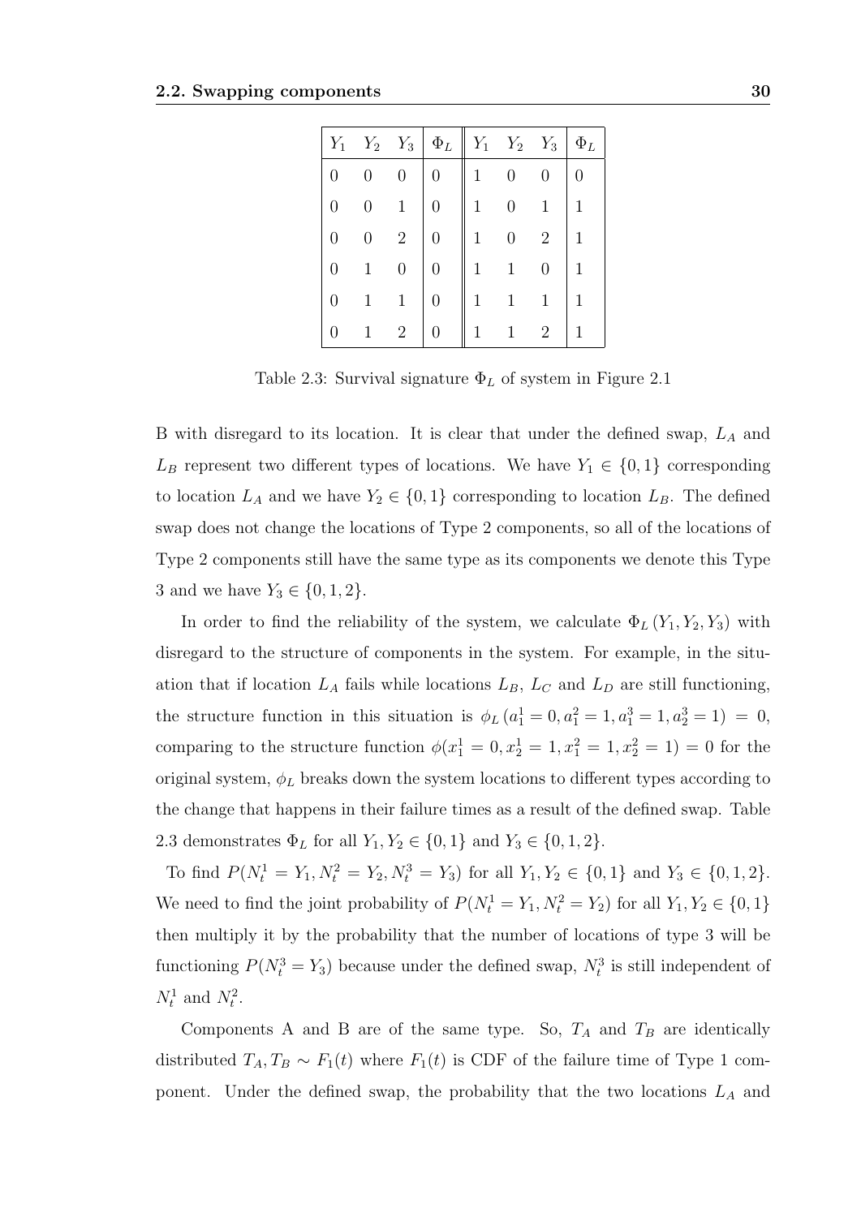| $Y_1$ | $Y_2$ | $Y_3$ | $\Phi_L$ | $Y_1$ | $Y_2$ | $Y_3$ | $\Phi_L$ |
|---|---|---|---|---|---|---|---|
| 0 | 0 | 0 | 0 | 1 | 0 | 0 | 0 |
| 0 | 0 | 1 | 0 | 1 | 0 | 1 | 1 |
| 0 | 0 | 2 | 0 | 1 | 0 | 2 | 1 |
| 0 | 1 | 0 | 0 | 1 | 1 | 0 | 1 |
| 0 | 1 | 1 | 0 | 1 | 1 | 1 | 1 |
| 0 | 1 | 2 | 0 | 1 | 1 | 2 | 1 |

Table 2.3: Survival signature $\Phi_L$ of system in Figure 2.1

B with disregard to its location. It is clear that under the defined swap, $L_A$ and $L_B$ represent two different types of locations. We have $Y_1 \in \{0, 1\}$ corresponding to location $L_A$ and we have $Y_2 \in \{0, 1\}$ corresponding to location $L_B$. The defined swap does not change the locations of Type 2 components, so all of the locations of Type 2 components still have the same type as its components we denote this Type 3 and we have $Y_3 \in \{0, 1, 2\}$.

In order to find the reliability of the system, we calculate $\Phi_L(Y_1, Y_2, Y_3)$ with disregard to the structure of components in the system. For example, in the situation that if location $L_A$ fails while locations $L_B$, $L_C$ and $L_D$ are still functioning, the structure function in this situation is $\phi_L(a_1^1 = 0, a_1^2 = 1, a_1^3 = 1, a_2^3 = 1) = 0$, comparing to the structure function $\phi(x_1^1 = 0, x_2^1 = 1, x_1^2 = 1, x_2^2 = 1) = 0$ for the original system, $\phi_L$ breaks down the system locations to different types according to the change that happens in their failure times as a result of the defined swap. Table 2.3 demonstrates $\Phi_L$ for all $Y_1, Y_2 \in \{0, 1\}$ and $Y_3 \in \{0, 1, 2\}$.

To find $P(N_t^1 = Y_1, N_t^2 = Y_2, N_t^3 = Y_3)$ for all $Y_1, Y_2 \in \{0, 1\}$ and $Y_3 \in \{0, 1, 2\}$. We need to find the joint probability of $P(N_t^1 = Y_1, N_t^2 = Y_2)$ for all $Y_1, Y_2 \in \{0, 1\}$ then multiply it by the probability that the number of locations of type 3 will be functioning $P(N_t^3 = Y_3)$ because under the defined swap, $N_t^3$ is still independent of $N_t^1$ and $N_t^2$.

Components A and B are of the same type. So, $T_A$ and $T_B$ are identically distributed $T_A, T_B \sim F_1(t)$ where $F_1(t)$ is CDF of the failure time of Type 1 component. Under the defined swap, the probability that the two locations $L_A$ and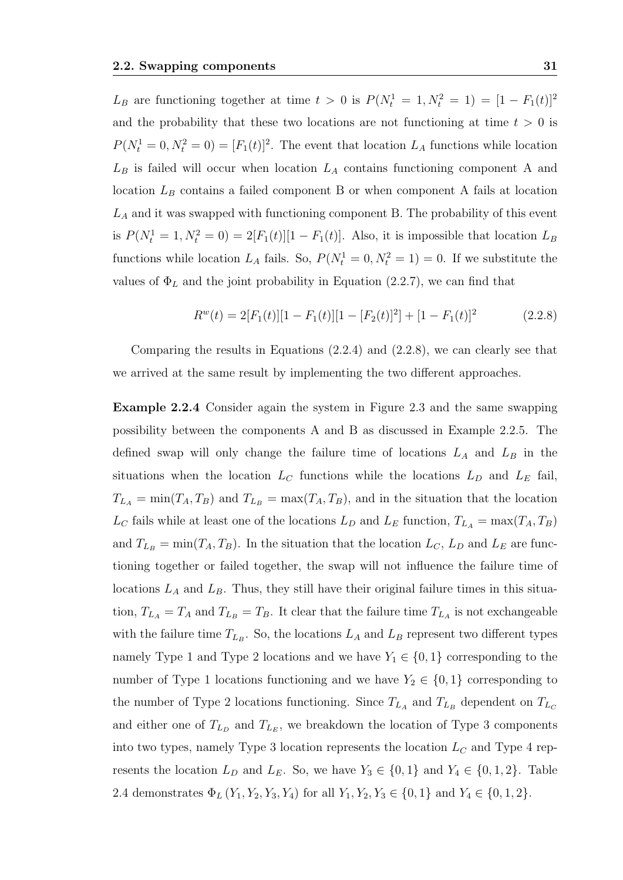$L_B$ are functioning together at time $t > 0$ is $P(N_t^1 = 1, N_t^2 = 1) = [1 - F_1(t)]^2$ and the probability that these two locations are not functioning at time $t > 0$ is $P(N_t^1 = 0, N_t^2 = 0) = [F_1(t)]^2$. The event that location $L_A$ functions while location $L_B$ is failed will occur when location $L_A$ contains functioning component A and location $L_B$ contains a failed component B or when component A fails at location $L_A$ and it was swapped with functioning component B. The probability of this event is $P(N_t^1 = 1, N_t^2 = 0) = 2[F_1(t)][1 - F_1(t)]$. Also, it is impossible that location $L_B$ functions while location $L_A$ fails. So, $P(N_t^1 = 0, N_t^2 = 1) = 0$. If we substitute the values of $\Phi_L$ and the joint probability in Equation (2.2.7), we can find that

$$R^w(t) = 2[F_1(t)][1 - F_1(t)][1 - [F_2(t)]^2] + [1 - F_1(t)]^2 \tag{2.2.8}$$

Comparing the results in Equations (2.2.4) and (2.2.8), we can clearly see that we arrived at the same result by implementing the two different approaches.

**Example 2.2.4** Consider again the system in Figure 2.3 and the same swapping possibility between the components A and B as discussed in Example 2.2.5. The defined swap will only change the failure time of locations $L_A$ and $L_B$ in the situations when the location $L_C$ functions while the locations $L_D$ and $L_E$ fail, $T_{L_A} = \min(T_A, T_B)$ and $T_{L_B} = \max(T_A, T_B)$, and in the situation that the location $L_C$ fails while at least one of the locations $L_D$ and $L_E$ function, $T_{L_A} = \max(T_A, T_B)$ and $T_{L_B} = \min(T_A, T_B)$. In the situation that the location $L_C$, $L_D$ and $L_E$ are functioning together or failed together, the swap will not influence the failure time of locations $L_A$ and $L_B$. Thus, they still have their original failure times in this situation, $T_{L_A} = T_A$ and $T_{L_B} = T_B$. It clear that the failure time $T_{L_A}$ is not exchangeable with the failure time $T_{L_B}$. So, the locations $L_A$ and $L_B$ represent two different types namely Type 1 and Type 2 locations and we have $Y_1 \in \{0, 1\}$ corresponding to the number of Type 1 locations functioning and we have $Y_2 \in \{0, 1\}$ corresponding to the number of Type 2 locations functioning. Since $T_{L_A}$ and $T_{L_B}$ dependent on $T_{L_C}$ and either one of $T_{L_D}$ and $T_{L_E}$, we breakdown the location of Type 3 components into two types, namely Type 3 location represents the location $L_C$ and Type 4 represents the location $L_D$ and $L_E$. So, we have $Y_3 \in \{0, 1\}$ and $Y_4 \in \{0, 1, 2\}$. Table 2.4 demonstrates $\Phi_L(Y_1, Y_2, Y_3, Y_4)$ for all $Y_1, Y_2, Y_3 \in \{0, 1\}$ and $Y_4 \in \{0, 1, 2\}$.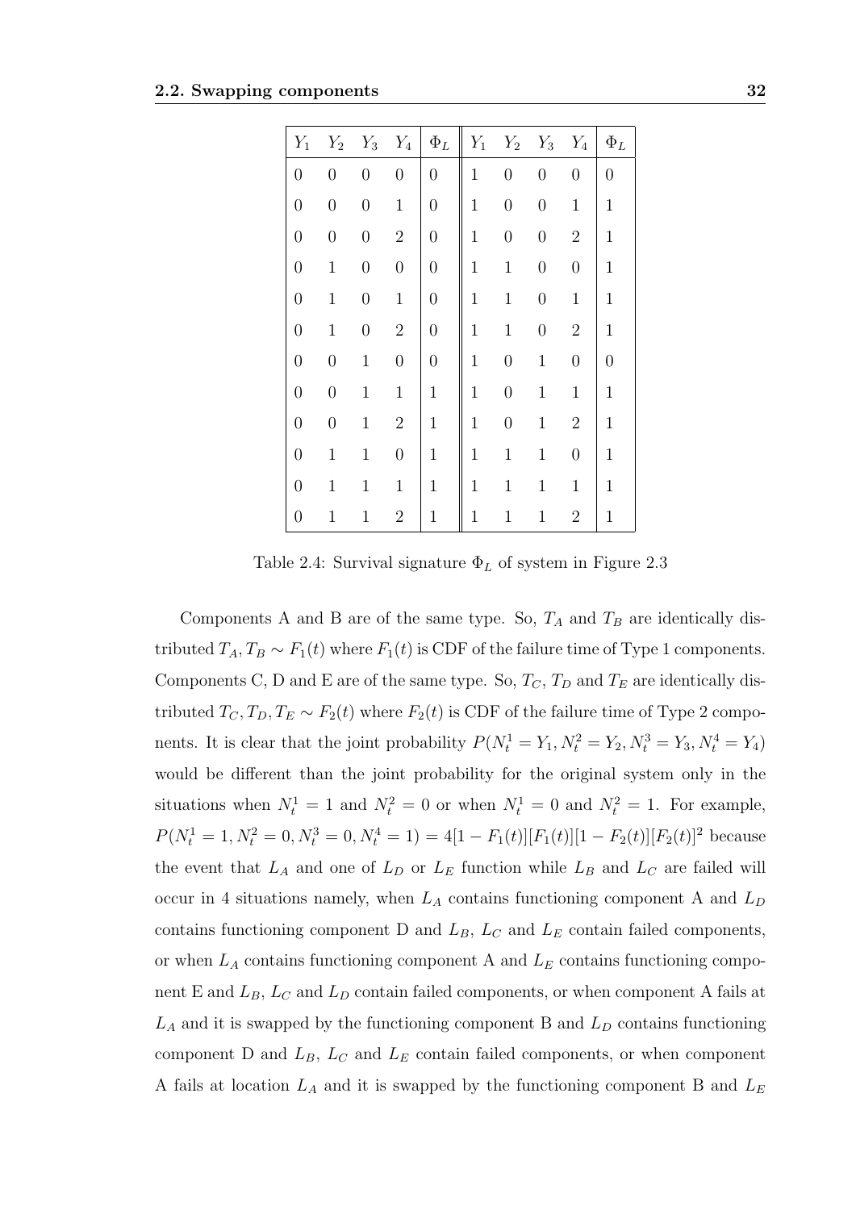| $Y_1$ | $Y_2$ | $Y_3$ | $Y_4$ | $\Phi_L$ | $Y_1$ | $Y_2$ | $Y_3$ | $Y_4$ | $\Phi_L$ |
|---|---|---|---|---|---|---|---|---|---|
| 0 | 0 | 0 | 0 | 0 | 1 | 0 | 0 | 0 | 0 |
| 0 | 0 | 0 | 1 | 0 | 1 | 0 | 0 | 1 | 1 |
| 0 | 0 | 0 | 2 | 0 | 1 | 0 | 0 | 2 | 1 |
| 0 | 1 | 0 | 0 | 0 | 1 | 1 | 0 | 0 | 1 |
| 0 | 1 | 0 | 1 | 0 | 1 | 1 | 0 | 1 | 1 |
| 0 | 1 | 0 | 2 | 0 | 1 | 1 | 0 | 2 | 1 |
| 0 | 0 | 1 | 0 | 0 | 1 | 0 | 1 | 0 | 0 |
| 0 | 0 | 1 | 1 | 1 | 1 | 0 | 1 | 1 | 1 |
| 0 | 0 | 1 | 2 | 1 | 1 | 0 | 1 | 2 | 1 |
| 0 | 1 | 1 | 0 | 1 | 1 | 1 | 1 | 0 | 1 |
| 0 | 1 | 1 | 1 | 1 | 1 | 1 | 1 | 1 | 1 |
| 0 | 1 | 1 | 2 | 1 | 1 | 1 | 1 | 2 | 1 |

Table 2.4: Survival signature $\Phi_L$ of system in Figure 2.3

Components A and B are of the same type. So, $T_A$ and $T_B$ are identically distributed $T_A, T_B \sim F_1(t)$ where $F_1(t)$ is CDF of the failure time of Type 1 components. Components C, D and E are of the same type. So, $T_C$, $T_D$ and $T_E$ are identically distributed $T_C, T_D, T_E \sim F_2(t)$ where $F_2(t)$ is CDF of the failure time of Type 2 components. It is clear that the joint probability $P(N_t^1 = Y_1, N_t^2 = Y_2, N_t^3 = Y_3, N_t^4 = Y_4)$ would be different than the joint probability for the original system only in the situations when $N_t^1 = 1$ and $N_t^2 = 0$ or when $N_t^1 = 0$ and $N_t^2 = 1$. For example, $P(N_t^1 = 1, N_t^2 = 0, N_t^3 = 0, N_t^4 = 1) = 4[1 - F_1(t)][F_1(t)][1 - F_2(t)][F_2(t)]^2$ because the event that $L_A$ and one of $L_D$ or $L_E$ function while $L_B$ and $L_C$ are failed will occur in 4 situations namely, when $L_A$ contains functioning component A and $L_D$ contains functioning component D and $L_B$, $L_C$ and $L_E$ contain failed components, or when $L_A$ contains functioning component A and $L_E$ contains functioning component E and $L_B$, $L_C$ and $L_D$ contain failed components, or when component A fails at $L_A$ and it is swapped by the functioning component B and $L_D$ contains functioning component D and $L_B$, $L_C$ and $L_E$ contain failed components, or when component A fails at location $L_A$ and it is swapped by the functioning component B and $L_E$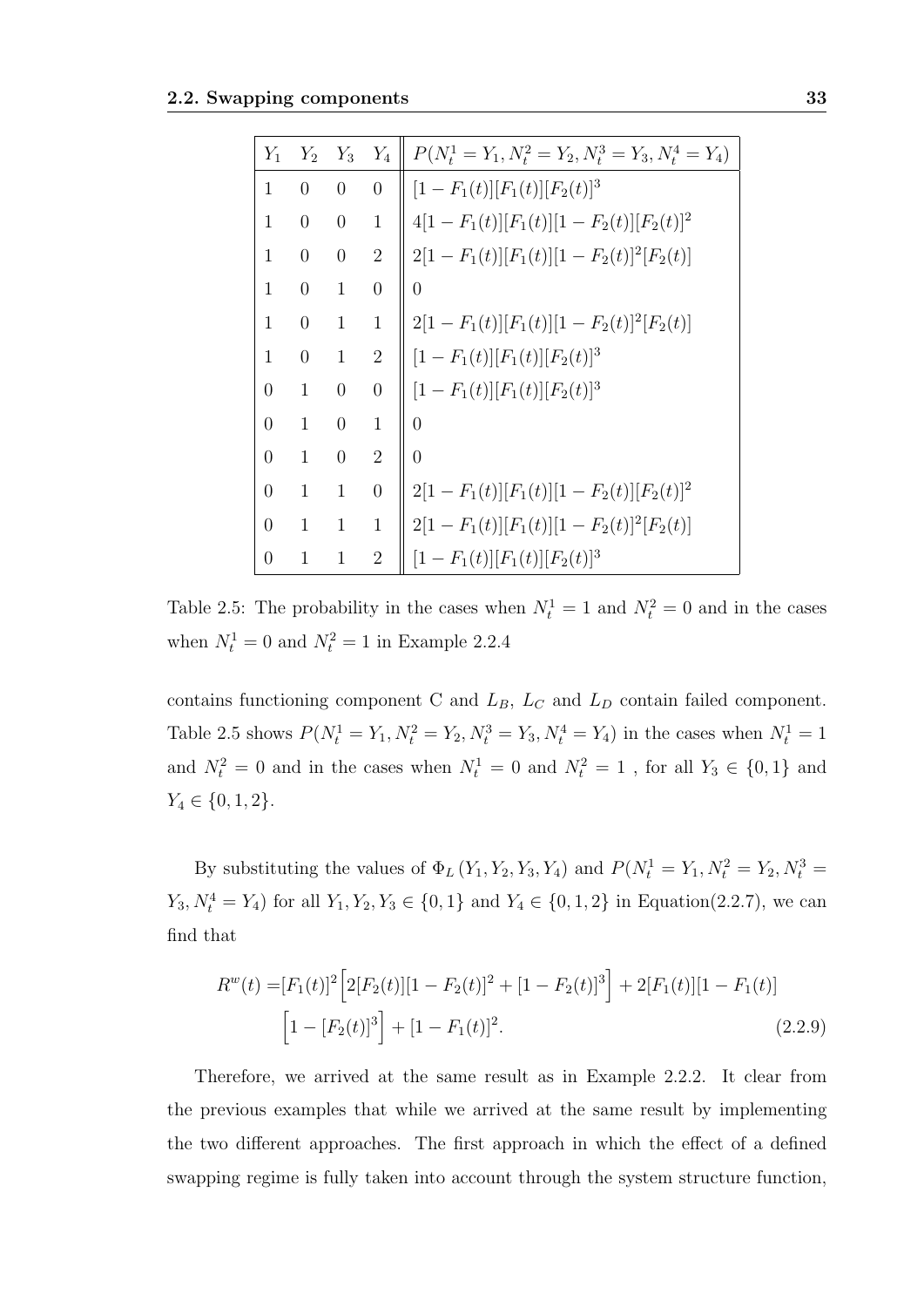| $Y_1$ | $Y_2$ | $Y_3$ | $Y_4$ | $P(N_t^1 = Y_1, N_t^2 = Y_2, N_t^3 = Y_3, N_t^4 = Y_4)$ |
|---|---|---|---|---|
| 1 | 0 | 0 | 0 | $[1 - F_1(t)][F_1(t)][F_2(t)]^3$ |
| 1 | 0 | 0 | 1 | $4[1 - F_1(t)][F_1(t)][1 - F_2(t)][F_2(t)]^2$ |
| 1 | 0 | 0 | 2 | $2[1 - F_1(t)][F_1(t)][1 - F_2(t)]^2[F_2(t)]$ |
| 1 | 0 | 1 | 0 | $0$ |
| 1 | 0 | 1 | 1 | $2[1 - F_1(t)][F_1(t)][1 - F_2(t)]^2[F_2(t)]$ |
| 1 | 0 | 1 | 2 | $[1 - F_1(t)][F_1(t)][F_2(t)]^3$ |
| 0 | 1 | 0 | 0 | $[1 - F_1(t)][F_1(t)][F_2(t)]^3$ |
| 0 | 1 | 0 | 1 | $0$ |
| 0 | 1 | 0 | 2 | $0$ |
| 0 | 1 | 1 | 0 | $2[1 - F_1(t)][F_1(t)][1 - F_2(t)][F_2(t)]^2$ |
| 0 | 1 | 1 | 1 | $2[1 - F_1(t)][F_1(t)][1 - F_2(t)]^2[F_2(t)]$ |
| 0 | 1 | 1 | 2 | $[1 - F_1(t)][F_1(t)][F_2(t)]^3$ |

Table 2.5: The probability in the cases when $N_t^1 = 1$ and $N_t^2 = 0$ and in the cases when $N_t^1 = 0$ and $N_t^2 = 1$ in Example 2.2.4

contains functioning component C and $L_B$, $L_C$ and $L_D$ contain failed component. Table 2.5 shows $P(N_t^1 = Y_1, N_t^2 = Y_2, N_t^3 = Y_3, N_t^4 = Y_4)$ in the cases when $N_t^1 = 1$ and $N_t^2 = 0$ and in the cases when $N_t^1 = 0$ and $N_t^2 = 1$ , for all $Y_3 \in \{0, 1\}$ and $Y_4 \in \{0, 1, 2\}$.

By substituting the values of $\Phi_L(Y_1, Y_2, Y_3, Y_4)$ and $P(N_t^1 = Y_1, N_t^2 = Y_2, N_t^3 = Y_3, N_t^4 = Y_4)$ for all $Y_1, Y_2, Y_3 \in \{0, 1\}$ and $Y_4 \in \{0, 1, 2\}$ in Equation(2.2.7), we can find that

$$R^w(t) = [F_1(t)]^2 \Big[2[F_2(t)][1 - F_2(t)]^2 + [1 - F_2(t)]^3\Big] + 2[F_1(t)][1 - F_1(t)] \Big[1 - [F_2(t)]^3\Big] + [1 - F_1(t)]^2. \tag{2.2.9}$$

Therefore, we arrived at the same result as in Example 2.2.2. It clear from the previous examples that while we arrived at the same result by implementing the two different approaches. The first approach in which the effect of a defined swapping regime is fully taken into account through the system structure function,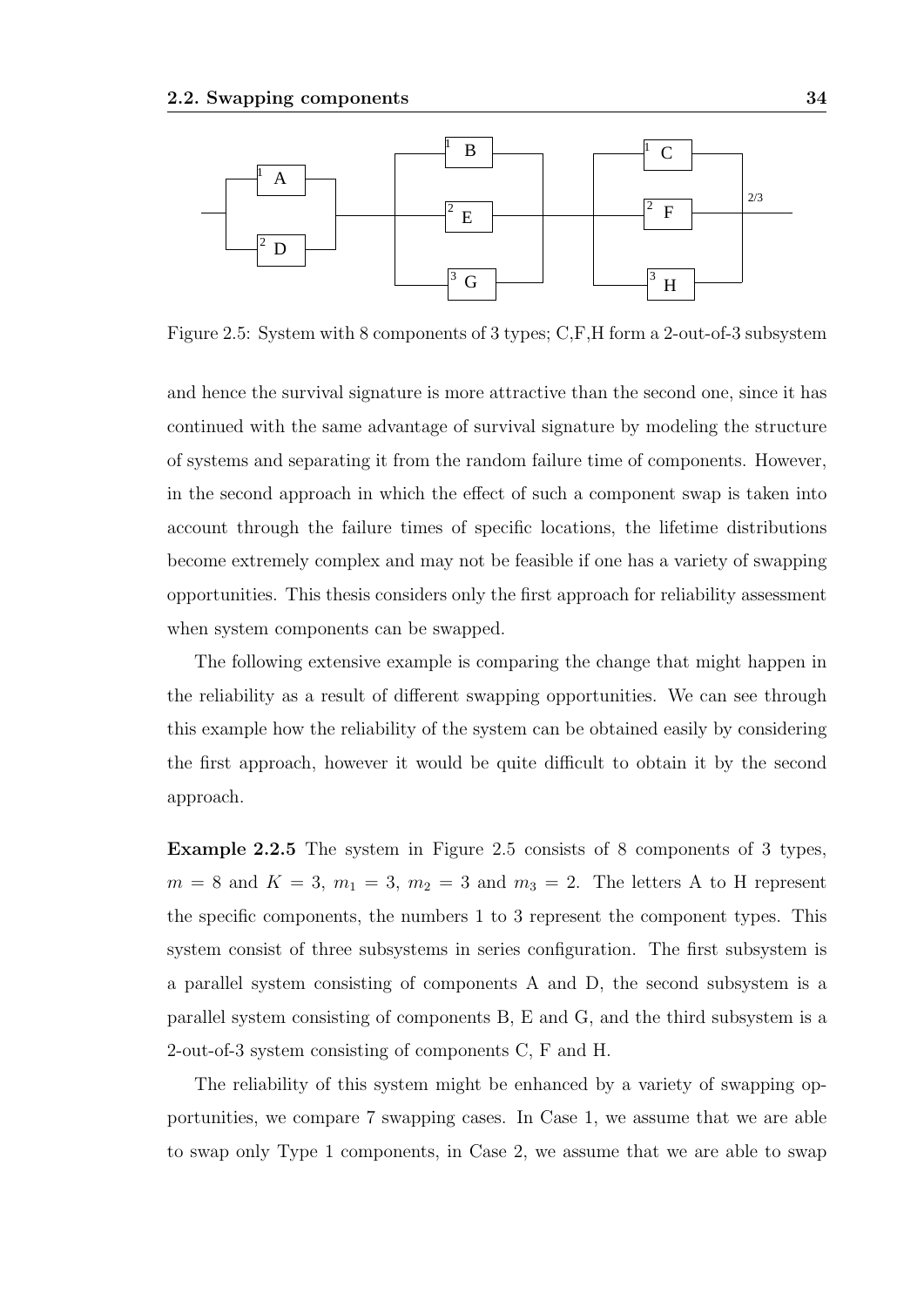Figure 2.5: System with 8 components of 3 types; C,F,H form a 2-out-of-3 subsystem

and hence the survival signature is more attractive than the second one, since it has continued with the same advantage of survival signature by modeling the structure of systems and separating it from the random failure time of components. However, in the second approach in which the effect of such a component swap is taken into account through the failure times of specific locations, the lifetime distributions become extremely complex and may not be feasible if one has a variety of swapping opportunities. This thesis considers only the first approach for reliability assessment when system components can be swapped.

The following extensive example is comparing the change that might happen in the reliability as a result of different swapping opportunities. We can see through this example how the reliability of the system can be obtained easily by considering the first approach, however it would be quite difficult to obtain it by the second approach.

**Example 2.2.5** The system in Figure 2.5 consists of 8 components of 3 types, $m = 8$ and $K = 3$, $m_1 = 3$, $m_2 = 3$ and $m_3 = 2$. The letters A to H represent the specific components, the numbers 1 to 3 represent the component types. This system consist of three subsystems in series configuration. The first subsystem is a parallel system consisting of components A and D, the second subsystem is a parallel system consisting of components B, E and G, and the third subsystem is a 2-out-of-3 system consisting of components C, F and H.

The reliability of this system might be enhanced by a variety of swapping opportunities, we compare 7 swapping cases. In Case 1, we assume that we are able to swap only Type 1 components, in Case 2, we assume that we are able to swap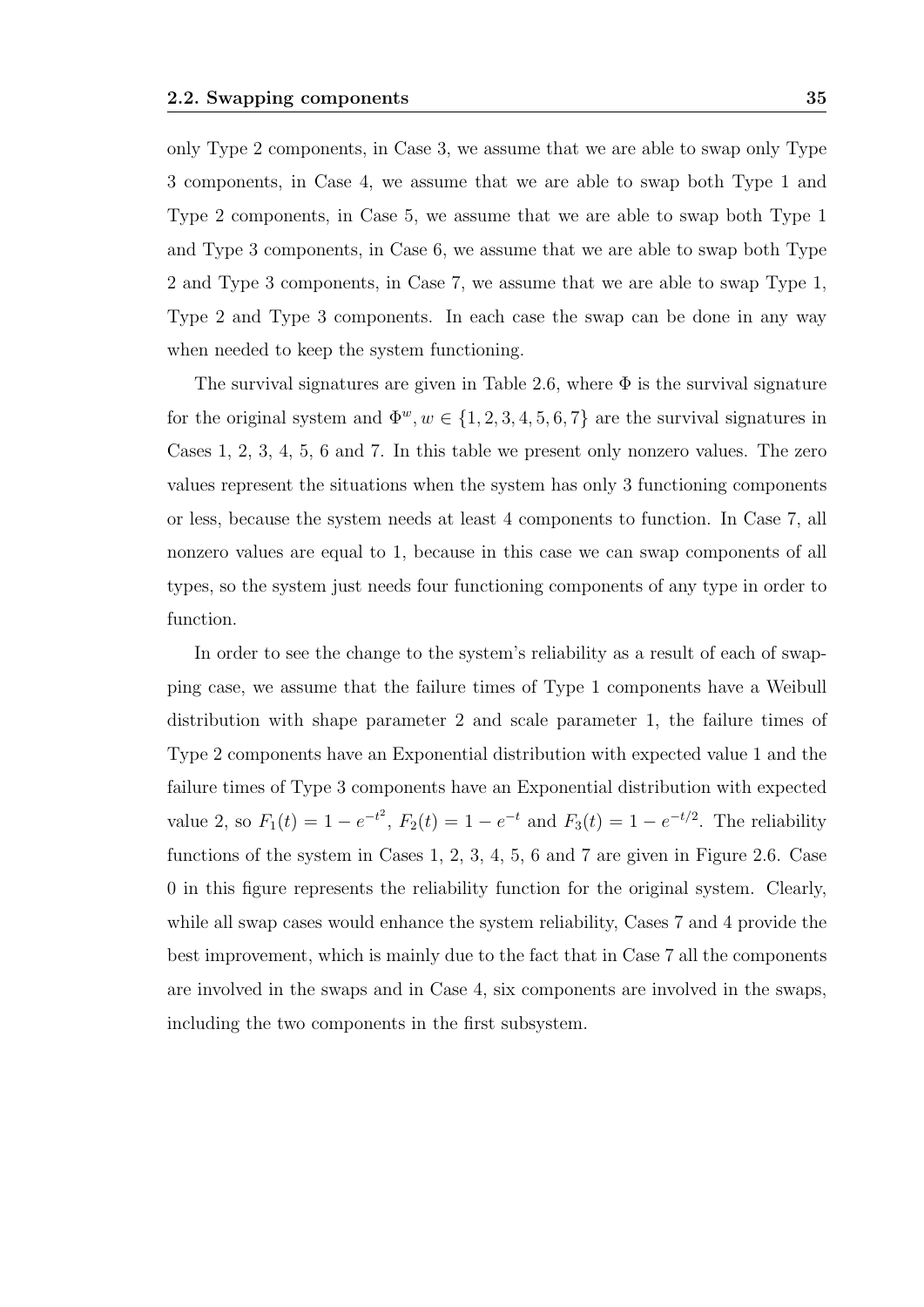only Type 2 components, in Case 3, we assume that we are able to swap only Type 3 components, in Case 4, we assume that we are able to swap both Type 1 and Type 2 components, in Case 5, we assume that we are able to swap both Type 1 and Type 3 components, in Case 6, we assume that we are able to swap both Type 2 and Type 3 components, in Case 7, we assume that we are able to swap Type 1, Type 2 and Type 3 components. In each case the swap can be done in any way when needed to keep the system functioning.

The survival signatures are given in Table 2.6, where $\Phi$ is the survival signature for the original system and $\Phi^w, w \in \{1, 2, 3, 4, 5, 6, 7\}$ are the survival signatures in Cases 1, 2, 3, 4, 5, 6 and 7. In this table we present only nonzero values. The zero values represent the situations when the system has only 3 functioning components or less, because the system needs at least 4 components to function. In Case 7, all nonzero values are equal to 1, because in this case we can swap components of all types, so the system just needs four functioning components of any type in order to function.

In order to see the change to the system's reliability as a result of each of swapping case, we assume that the failure times of Type 1 components have a Weibull distribution with shape parameter 2 and scale parameter 1, the failure times of Type 2 components have an Exponential distribution with expected value 1 and the failure times of Type 3 components have an Exponential distribution with expected value 2, so $F_1(t) = 1 - e^{-t^2}$, $F_2(t) = 1 - e^{-t}$ and $F_3(t) = 1 - e^{-t/2}$. The reliability functions of the system in Cases 1, 2, 3, 4, 5, 6 and 7 are given in Figure 2.6. Case 0 in this figure represents the reliability function for the original system. Clearly, while all swap cases would enhance the system reliability, Cases 7 and 4 provide the best improvement, which is mainly due to the fact that in Case 7 all the components are involved in the swaps and in Case 4, six components are involved in the swaps, including the two components in the first subsystem.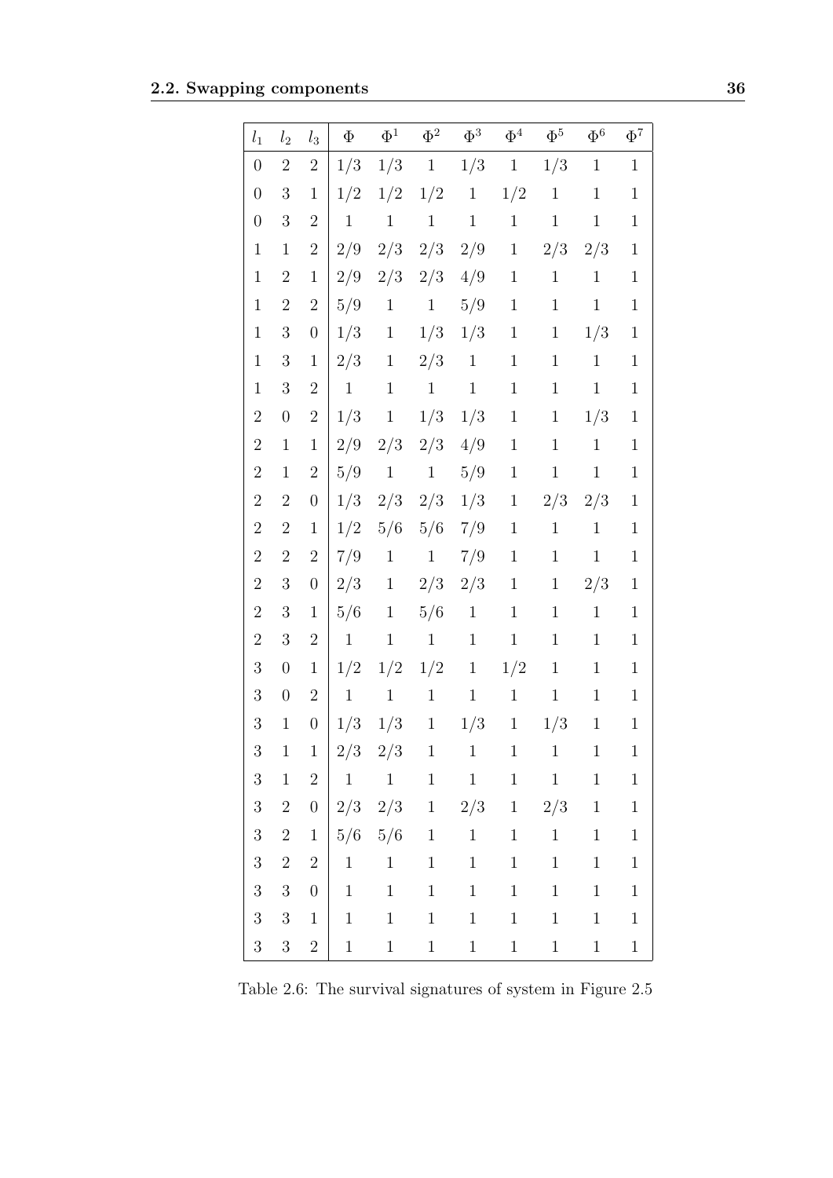| $l_1$ | $l_2$ | $l_3$ | $\Phi$ | $\Phi^1$ | $\Phi^2$ | $\Phi^3$ | $\Phi^4$ | $\Phi^5$ | $\Phi^6$ | $\Phi^7$ |
|---|---|---|---|---|---|---|---|---|---|---|
| 0 | 2 | 2 | 1/3 | 1/3 | 1 | 1/3 | 1 | 1/3 | 1 | 1 |
| 0 | 3 | 1 | 1/2 | 1/2 | 1/2 | 1 | 1/2 | 1 | 1 | 1 |
| 0 | 3 | 2 | 1 | 1 | 1 | 1 | 1 | 1 | 1 | 1 |
| 1 | 1 | 2 | 2/9 | 2/3 | 2/3 | 2/9 | 1 | 2/3 | 2/3 | 1 |
| 1 | 2 | 1 | 2/9 | 2/3 | 2/3 | 4/9 | 1 | 1 | 1 | 1 |
| 1 | 2 | 2 | 5/9 | 1 | 1 | 5/9 | 1 | 1 | 1 | 1 |
| 1 | 3 | 0 | 1/3 | 1 | 1/3 | 1/3 | 1 | 1 | 1/3 | 1 |
| 1 | 3 | 1 | 2/3 | 1 | 2/3 | 1 | 1 | 1 | 1 | 1 |
| 1 | 3 | 2 | 1 | 1 | 1 | 1 | 1 | 1 | 1 | 1 |
| 2 | 0 | 2 | 1/3 | 1 | 1/3 | 1/3 | 1 | 1 | 1/3 | 1 |
| 2 | 1 | 1 | 2/9 | 2/3 | 2/3 | 4/9 | 1 | 1 | 1 | 1 |
| 2 | 1 | 2 | 5/9 | 1 | 1 | 5/9 | 1 | 1 | 1 | 1 |
| 2 | 2 | 0 | 1/3 | 2/3 | 2/3 | 1/3 | 1 | 2/3 | 2/3 | 1 |
| 2 | 2 | 1 | 1/2 | 5/6 | 5/6 | 7/9 | 1 | 1 | 1 | 1 |
| 2 | 2 | 2 | 7/9 | 1 | 1 | 7/9 | 1 | 1 | 1 | 1 |
| 2 | 3 | 0 | 2/3 | 1 | 2/3 | 2/3 | 1 | 1 | 2/3 | 1 |
| 2 | 3 | 1 | 5/6 | 1 | 5/6 | 1 | 1 | 1 | 1 | 1 |
| 2 | 3 | 2 | 1 | 1 | 1 | 1 | 1 | 1 | 1 | 1 |
| 3 | 0 | 1 | 1/2 | 1/2 | 1/2 | 1 | 1/2 | 1 | 1 | 1 |
| 3 | 0 | 2 | 1 | 1 | 1 | 1 | 1 | 1 | 1 | 1 |
| 3 | 1 | 0 | 1/3 | 1/3 | 1 | 1/3 | 1 | 1/3 | 1 | 1 |
| 3 | 1 | 1 | 2/3 | 2/3 | 1 | 1 | 1 | 1 | 1 | 1 |
| 3 | 1 | 2 | 1 | 1 | 1 | 1 | 1 | 1 | 1 | 1 |
| 3 | 2 | 0 | 2/3 | 2/3 | 1 | 2/3 | 1 | 2/3 | 1 | 1 |
| 3 | 2 | 1 | 5/6 | 5/6 | 1 | 1 | 1 | 1 | 1 | 1 |
| 3 | 2 | 2 | 1 | 1 | 1 | 1 | 1 | 1 | 1 | 1 |
| 3 | 3 | 0 | 1 | 1 | 1 | 1 | 1 | 1 | 1 | 1 |
| 3 | 3 | 1 | 1 | 1 | 1 | 1 | 1 | 1 | 1 | 1 |
| 3 | 3 | 2 | 1 | 1 | 1 | 1 | 1 | 1 | 1 | 1 |

Table 2.6: The survival signatures of system in Figure 2.5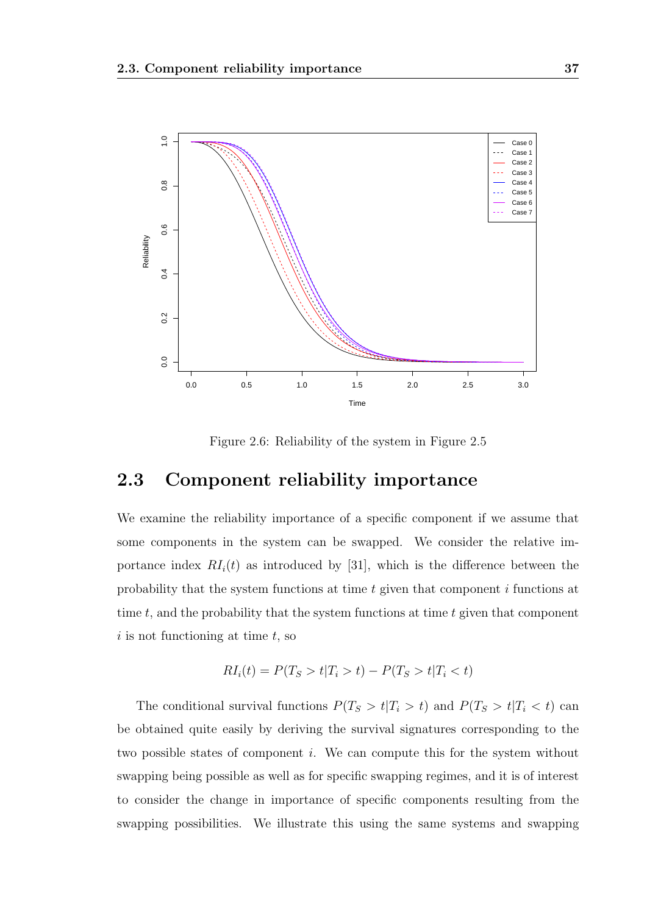Figure 2.6: Reliability of the system in Figure 2.5

## 2.3 Component reliability importance

We examine the reliability importance of a specific component if we assume that some components in the system can be swapped. We consider the relative importance index $RI_i(t)$ as introduced by [31], which is the difference between the probability that the system functions at time $t$ given that component $i$ functions at time $t$, and the probability that the system functions at time $t$ given that component $i$ is not functioning at time $t$, so

$$RI_i(t) = P(T_S > t | T_i > t) - P(T_S > t | T_i < t)$$

The conditional survival functions $P(T_S > t|T_i > t)$ and $P(T_S > t|T_i < t)$ can be obtained quite easily by deriving the survival signatures corresponding to the two possible states of component $i$. We can compute this for the system without swapping being possible as well as for specific swapping regimes, and it is of interest to consider the change in importance of specific components resulting from the swapping possibilities. We illustrate this using the same systems and swapping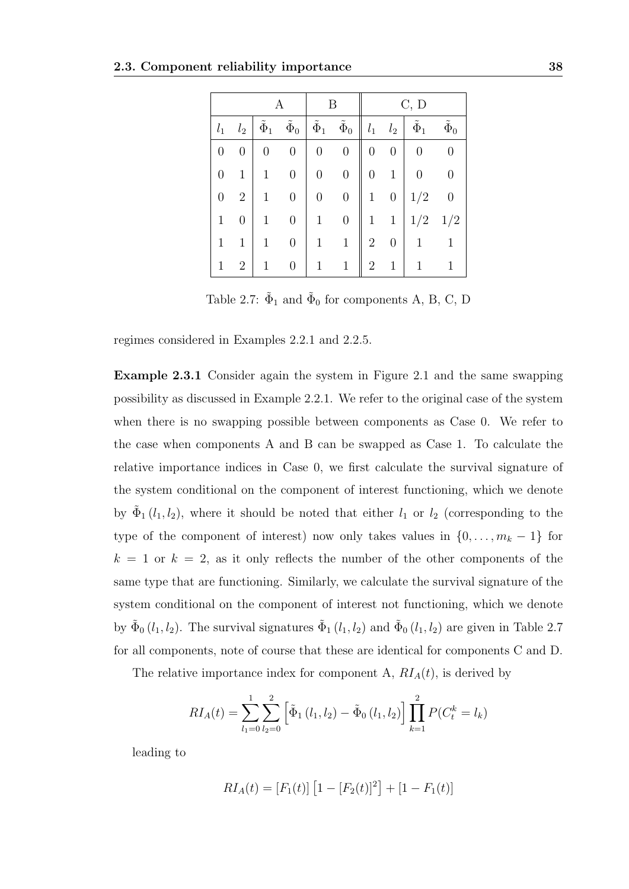| A | | | | B | | C, D | | | |
|---|---|---|---|---|---|---|---|---|---|
| $l_1$ | $l_2$ | $\tilde{\Phi}_1$ | $\tilde{\Phi}_0$ | $\tilde{\Phi}_1$ | $\tilde{\Phi}_0$ | $l_1$ | $l_2$ | $\tilde{\Phi}_1$ | $\tilde{\Phi}_0$ |
| 0 | 0 | 0 | 0 | 0 | 0 | 0 | 0 | 0 | 0 |
| 0 | 1 | 1 | 0 | 0 | 0 | 0 | 1 | 0 | 0 |
| 0 | 2 | 1 | 0 | 0 | 0 | 1 | 0 | 1/2 | 0 |
| 1 | 0 | 1 | 0 | 1 | 0 | 1 | 1 | 1/2 | 1/2 |
| 1 | 1 | 1 | 0 | 1 | 1 | 2 | 0 | 1 | 1 |
| 1 | 2 | 1 | 0 | 1 | 1 | 2 | 1 | 1 | 1 |

Table 2.7: $\tilde{\Phi}_1$ and $\tilde{\Phi}_0$ for components A, B, C, D

regimes considered in Examples 2.2.1 and 2.2.5.

**Example 2.3.1** Consider again the system in Figure 2.1 and the same swapping possibility as discussed in Example 2.2.1. We refer to the original case of the system when there is no swapping possible between components as Case 0. We refer to the case when components A and B can be swapped as Case 1. To calculate the relative importance indices in Case 0, we first calculate the survival signature of the system conditional on the component of interest functioning, which we denote by $\tilde{\Phi}_1(l_1, l_2)$, where it should be noted that either $l_1$ or $l_2$ (corresponding to the type of the component of interest) now only takes values in $\{0, \ldots, m_k - 1\}$ for $k = 1$ or $k = 2$, as it only reflects the number of the other components of the same type that are functioning. Similarly, we calculate the survival signature of the system conditional on the component of interest not functioning, which we denote by $\tilde{\Phi}_0(l_1, l_2)$. The survival signatures $\tilde{\Phi}_1(l_1, l_2)$ and $\tilde{\Phi}_0(l_1, l_2)$ are given in Table 2.7 for all components, note of course that these are identical for components C and D.

The relative importance index for component A, $RI_A(t)$, is derived by

$$RI_A(t) = \sum_{l_1=0}^{1} \sum_{l_2=0}^{2} \left[ \tilde{\Phi}_1(l_1, l_2) - \tilde{\Phi}_0(l_1, l_2) \right] \prod_{k=1}^{2} P(C_t^k = l_k)$$

leading to

$$RI_A(t) = [F_1(t)] \left[ 1 - [F_2(t)]^2 \right] + [1 - F_1(t)]$$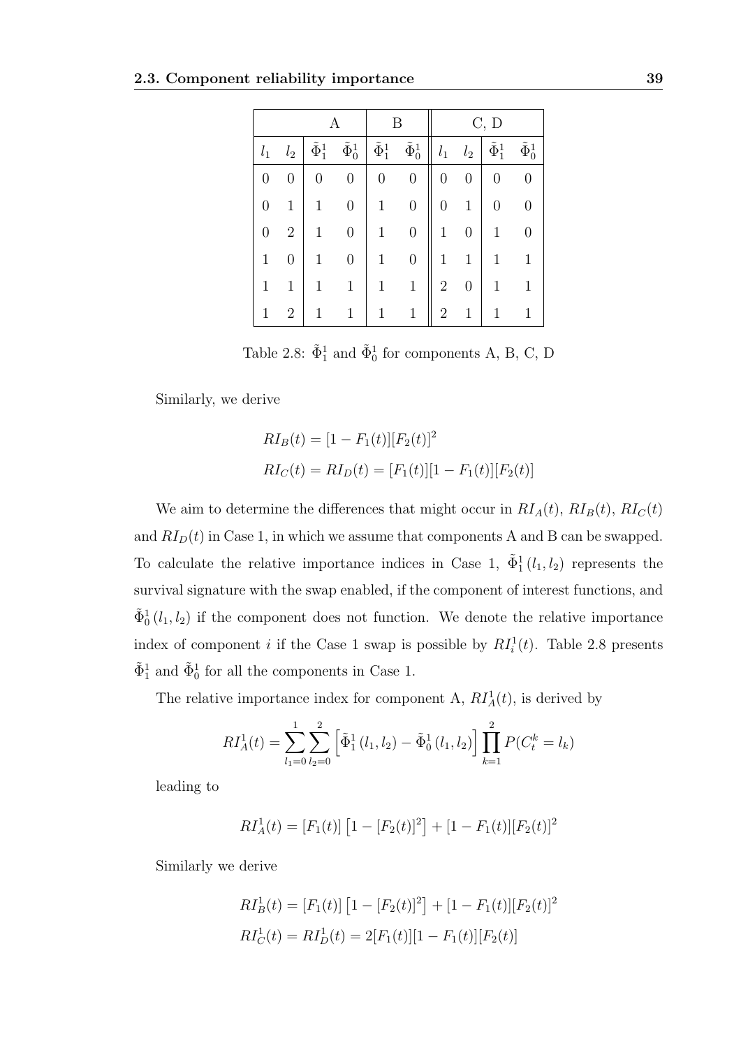| A | | | | B | | C, D | | | |
|---|---|---|---|---|---|---|---|---|---|
| $l_1$ | $l_2$ | $\tilde{\Phi}_1^1$ | $\tilde{\Phi}_0^1$ | $\tilde{\Phi}_1^1$ | $\tilde{\Phi}_0^1$ | $l_1$ | $l_2$ | $\tilde{\Phi}_1^1$ | $\tilde{\Phi}_0^1$ |
| 0 | 0 | 0 | 0 | 0 | 0 | 0 | 0 | 0 | 0 |
| 0 | 1 | 1 | 0 | 1 | 0 | 0 | 1 | 0 | 0 |
| 0 | 2 | 1 | 0 | 1 | 0 | 1 | 0 | 1 | 0 |
| 1 | 0 | 1 | 0 | 1 | 0 | 1 | 1 | 1 | 1 |
| 1 | 1 | 1 | 1 | 1 | 1 | 2 | 0 | 1 | 1 |
| 1 | 2 | 1 | 1 | 1 | 1 | 2 | 1 | 1 | 1 |

Table 2.8: $\tilde{\Phi}_1^1$ and $\tilde{\Phi}_0^1$ for components A, B, C, D

Similarly, we derive

$$RI_B(t) = [1 - F_1(t)][F_2(t)]^2$$

$$RI_C(t) = RI_D(t) = [F_1(t)][1 - F_1(t)][F_2(t)]$$

We aim to determine the differences that might occur in $RI_A(t)$, $RI_B(t)$, $RI_C(t)$ and $RI_D(t)$ in Case 1, in which we assume that components A and B can be swapped. To calculate the relative importance indices in Case 1, $\tilde{\Phi}_1^1(l_1, l_2)$ represents the survival signature with the swap enabled, if the component of interest functions, and $\tilde{\Phi}_0^1(l_1, l_2)$ if the component does not function. We denote the relative importance index of component $i$ if the Case 1 swap is possible by $RI_i^1(t)$. Table 2.8 presents $\tilde{\Phi}_1^1$ and $\tilde{\Phi}_0^1$ for all the components in Case 1.

The relative importance index for component A, $RI_A^1(t)$, is derived by

$$RI_A^1(t) = \sum_{l_1=0}^{1}\sum_{l_2=0}^{2}\left[\tilde{\Phi}_1^1(l_1, l_2) - \tilde{\Phi}_0^1(l_1, l_2)\right]\prod_{k=1}^{2} P(C_t^k = l_k)$$

leading to

$$RI_A^1(t) = [F_1(t)]\left[1 - [F_2(t)]^2\right] + [1 - F_1(t)][F_2(t)]^2$$

Similarly we derive

$$RI_B^1(t) = [F_1(t)]\left[1 - [F_2(t)]^2\right] + [1 - F_1(t)][F_2(t)]^2$$

$$RI_C^1(t) = RI_D^1(t) = 2[F_1(t)][1 - F_1(t)][F_2(t)]$$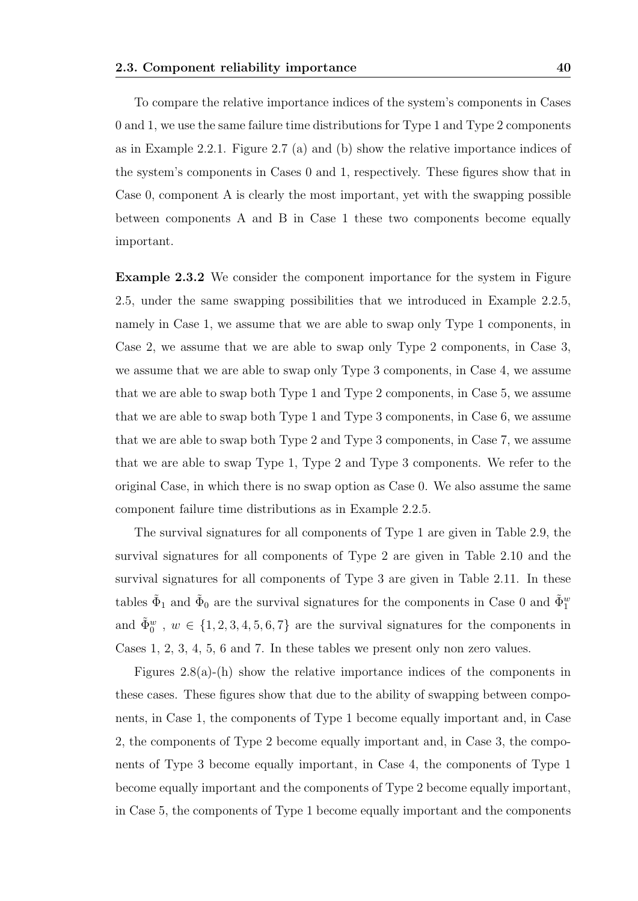To compare the relative importance indices of the system's components in Cases 0 and 1, we use the same failure time distributions for Type 1 and Type 2 components as in Example 2.2.1. Figure 2.7 (a) and (b) show the relative importance indices of the system's components in Cases 0 and 1, respectively. These figures show that in Case 0, component A is clearly the most important, yet with the swapping possible between components A and B in Case 1 these two components become equally important.

**Example 2.3.2** We consider the component importance for the system in Figure 2.5, under the same swapping possibilities that we introduced in Example 2.2.5, namely in Case 1, we assume that we are able to swap only Type 1 components, in Case 2, we assume that we are able to swap only Type 2 components, in Case 3, we assume that we are able to swap only Type 3 components, in Case 4, we assume that we are able to swap both Type 1 and Type 2 components, in Case 5, we assume that we are able to swap both Type 1 and Type 3 components, in Case 6, we assume that we are able to swap both Type 2 and Type 3 components, in Case 7, we assume that we are able to swap Type 1, Type 2 and Type 3 components. We refer to the original Case, in which there is no swap option as Case 0. We also assume the same component failure time distributions as in Example 2.2.5.

The survival signatures for all components of Type 1 are given in Table 2.9, the survival signatures for all components of Type 2 are given in Table 2.10 and the survival signatures for all components of Type 3 are given in Table 2.11. In these tables $\tilde{\Phi}_1$ and $\tilde{\Phi}_0$ are the survival signatures for the components in Case 0 and $\tilde{\Phi}_1^w$ and $\tilde{\Phi}_0^w$ , $w \in \{1, 2, 3, 4, 5, 6, 7\}$ are the survival signatures for the components in Cases 1, 2, 3, 4, 5, 6 and 7. In these tables we present only non zero values.

Figures 2.8(a)-(h) show the relative importance indices of the components in these cases. These figures show that due to the ability of swapping between components, in Case 1, the components of Type 1 become equally important and, in Case 2, the components of Type 2 become equally important and, in Case 3, the components of Type 3 become equally important, in Case 4, the components of Type 1 become equally important and the components of Type 2 become equally important, in Case 5, the components of Type 1 become equally important and the components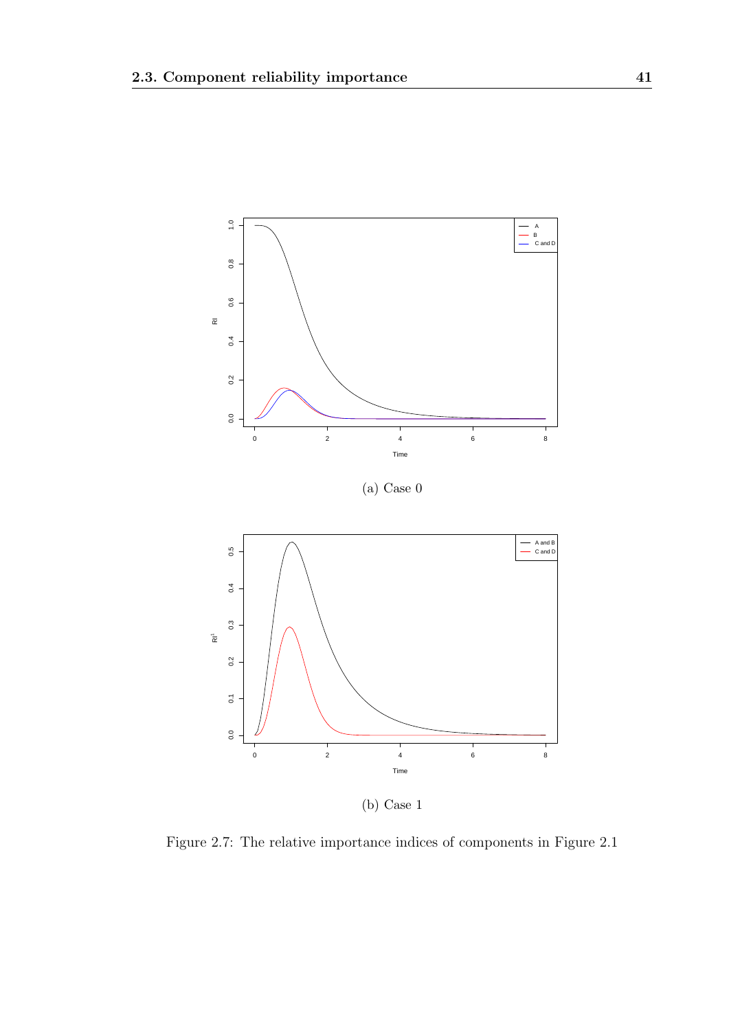(a) Case 0

(b) Case 1

Figure 2.7: The relative importance indices of components in Figure 2.1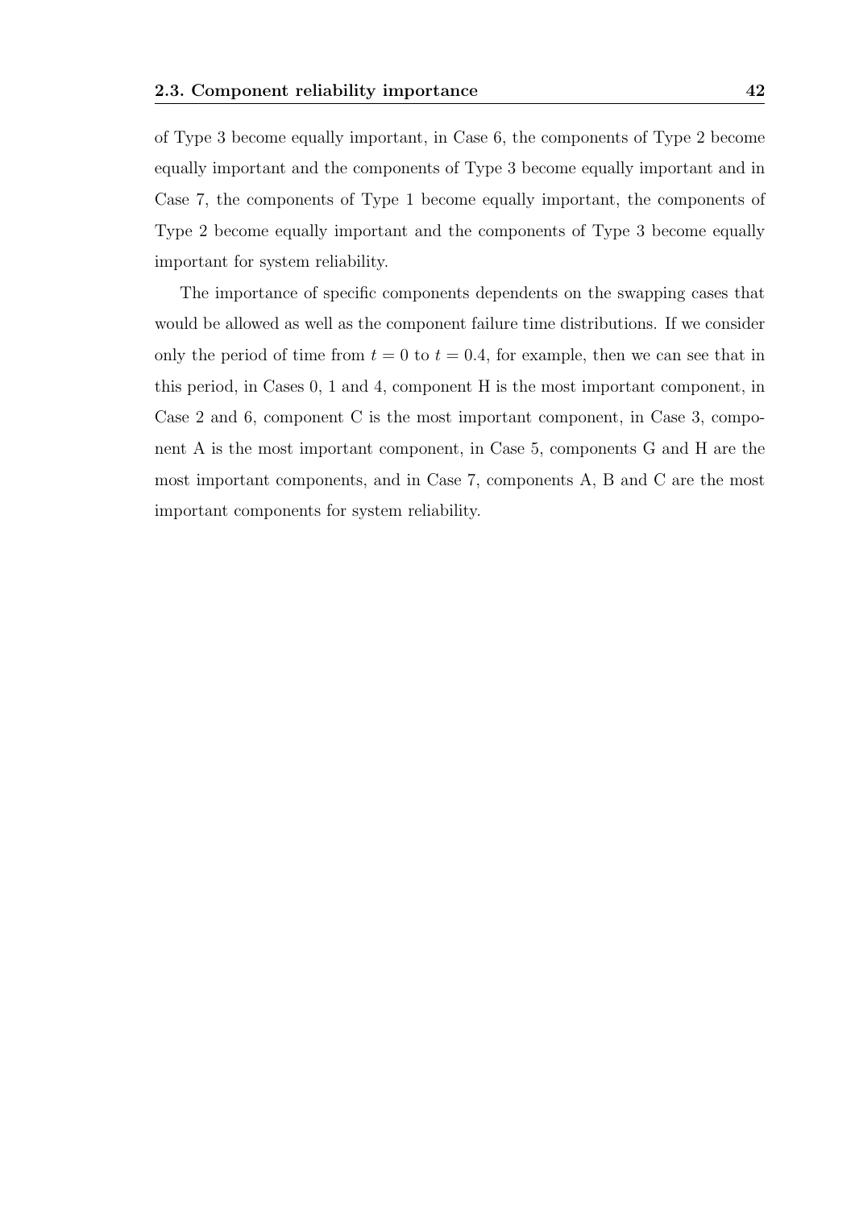of Type 3 become equally important, in Case 6, the components of Type 2 become equally important and the components of Type 3 become equally important and in Case 7, the components of Type 1 become equally important, the components of Type 2 become equally important and the components of Type 3 become equally important for system reliability.

The importance of specific components dependents on the swapping cases that would be allowed as well as the component failure time distributions. If we consider only the period of time from $t = 0$ to $t = 0.4$, for example, then we can see that in this period, in Cases 0, 1 and 4, component H is the most important component, in Case 2 and 6, component C is the most important component, in Case 3, component A is the most important component, in Case 5, components G and H are the most important components, and in Case 7, components A, B and C are the most important components for system reliability.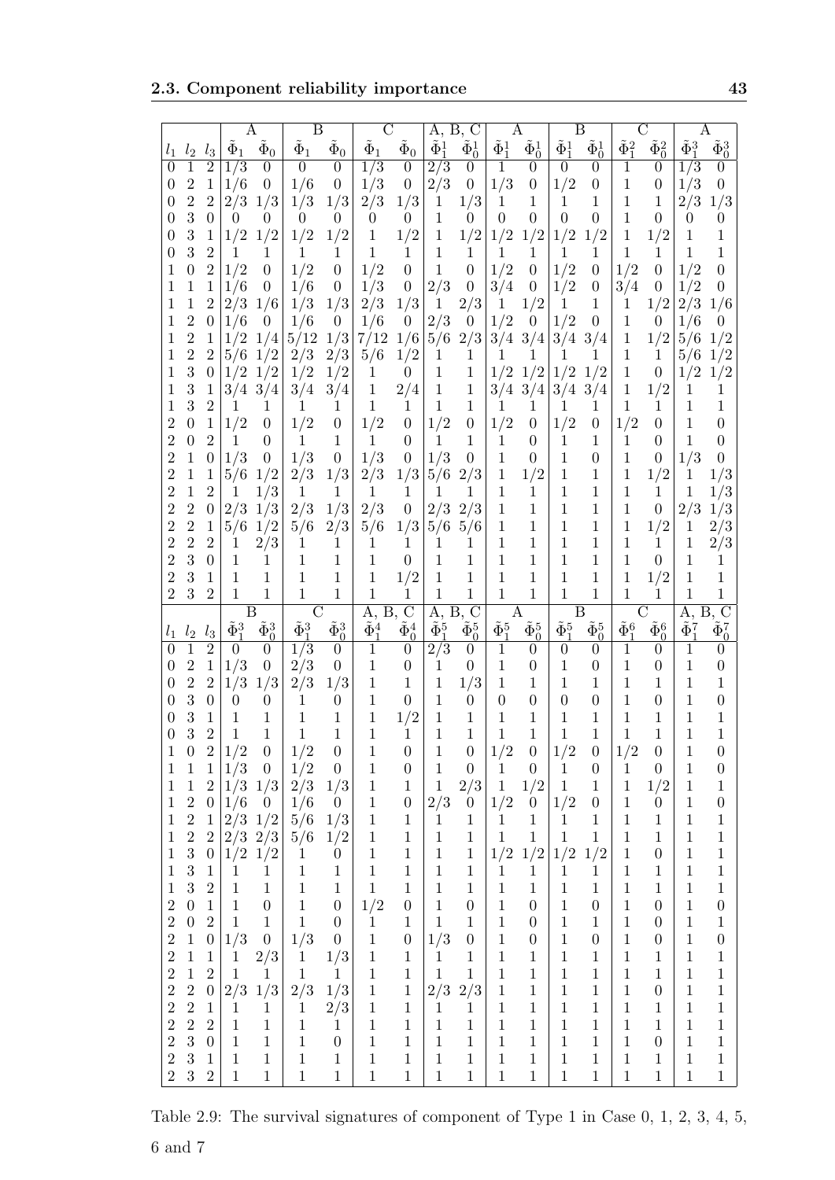| | | | A | | B | | C | | A, B, C | | A | | B | | C | | A | |
|---|---|---|---|---|---|---|---|---|---|---|---|---|---|---|---|---|---|---|
| $l_1$ | $l_2$ | $l_3$ | $\tilde{\Phi}_1$ | $\tilde{\Phi}_0$ | $\tilde{\Phi}_1$ | $\tilde{\Phi}_0$ | $\tilde{\Phi}_1$ | $\tilde{\Phi}_0$ | $\tilde{\Phi}_1^1$ | $\tilde{\Phi}_0^1$ | $\tilde{\Phi}_1^1$ | $\tilde{\Phi}_0^1$ | $\tilde{\Phi}_1^1$ | $\tilde{\Phi}_0^1$ | $\tilde{\Phi}_1^2$ | $\tilde{\Phi}_0^2$ | $\tilde{\Phi}_1^3$ | $\tilde{\Phi}_0^3$ |
| 0 | 1 | 2 | 1/3 | 0 | 0 | 0 | 1/3 | 0 | 2/3 | 0 | 1 | 0 | 0 | 0 | 1 | 0 | 1/3 | 0 |
| 0 | 2 | 1 | 1/6 | 0 | 1/6 | 0 | 1/3 | 0 | 2/3 | 0 | 1/3 | 0 | 1/2 | 0 | 1 | 0 | 1/3 | 0 |
| 0 | 2 | 2 | 2/3 | 1/3 | 1/3 | 1/3 | 2/3 | 1/3 | 1 | 1/3 | 1 | 1 | 1 | 1 | 1 | 1 | 2/3 | 1/3 |
| 0 | 3 | 0 | 0 | 0 | 0 | 0 | 0 | 0 | 1 | 0 | 0 | 0 | 0 | 0 | 1 | 0 | 0 | 0 |
| 0 | 3 | 1 | 1/2 | 1/2 | 1/2 | 1/2 | 1 | 1/2 | 1 | 1/2 | 1/2 | 1/2 | 1/2 | 1/2 | 1 | 1/2 | 1 | 1 |
| 0 | 3 | 2 | 1 | 1 | 1 | 1 | 1 | 1 | 1 | 1 | 1 | 1 | 1 | 1 | 1 | 1 | 1 | 1 |
| 1 | 0 | 2 | 1/2 | 0 | 1/2 | 0 | 1/2 | 0 | 1 | 0 | 1/2 | 0 | 1/2 | 0 | 1/2 | 0 | 1/2 | 0 |
| 1 | 1 | 1 | 1/6 | 0 | 1/6 | 0 | 1/3 | 0 | 2/3 | 0 | 3/4 | 0 | 1/2 | 0 | 3/4 | 0 | 1/2 | 0 |
| 1 | 1 | 2 | 2/3 | 1/6 | 1/3 | 1/3 | 2/3 | 1/3 | 1 | 2/3 | 1 | 1/2 | 1 | 1 | 1 | 1/2 | 2/3 | 1/6 |
| 1 | 2 | 0 | 1/6 | 0 | 1/6 | 0 | 1/6 | 0 | 2/3 | 0 | 1/2 | 0 | 1/2 | 0 | 1 | 0 | 1/6 | 0 |
| 1 | 2 | 1 | 1/2 | 1/4 | 5/12 | 1/3 | 7/12 | 1/6 | 5/6 | 2/3 | 3/4 | 3/4 | 3/4 | 3/4 | 1 | 1/2 | 5/6 | 1/2 |
| 1 | 2 | 2 | 5/6 | 1/2 | 2/3 | 2/3 | 5/6 | 1/2 | 1 | 1 | 1 | 1 | 1 | 1 | 1 | 1 | 5/6 | 1/2 |
| 1 | 3 | 0 | 1/2 | 1/2 | 1/2 | 1/2 | 1 | 0 | 1 | 1 | 1/2 | 1/2 | 1/2 | 1/2 | 1 | 0 | 1/2 | 1/2 |
| 1 | 3 | 1 | 3/4 | 3/4 | 3/4 | 3/4 | 1 | 2/4 | 1 | 1 | 3/4 | 3/4 | 3/4 | 3/4 | 1 | 1/2 | 1 | 1 |
| 1 | 3 | 2 | 1 | 1 | 1 | 1 | 1 | 1 | 1 | 1 | 1 | 1 | 1 | 1 | 1 | 1 | 1 | 1 |
| 2 | 0 | 1 | 1/2 | 0 | 1/2 | 0 | 1/2 | 0 | 1/2 | 0 | 1/2 | 0 | 1/2 | 0 | 1/2 | 0 | 1 | 0 |
| 2 | 0 | 2 | 1 | 0 | 1 | 1 | 1 | 0 | 1 | 1 | 1 | 0 | 1 | 1 | 1 | 0 | 1 | 0 |
| 2 | 1 | 0 | 1/3 | 0 | 1/3 | 0 | 1/3 | 0 | 1/3 | 0 | 1 | 0 | 1 | 0 | 1 | 0 | 1/3 | 0 |
| 2 | 1 | 1 | 5/6 | 1/2 | 2/3 | 1/3 | 2/3 | 1/3 | 5/6 | 2/3 | 1 | 1/2 | 1 | 1 | 1 | 1/2 | 1 | 1/3 |
| 2 | 1 | 2 | 1 | 1/3 | 1 | 1 | 1 | 1 | 1 | 1 | 1 | 1 | 1 | 1 | 1 | 1 | 1 | 1/3 |
| 2 | 2 | 0 | 2/3 | 1/3 | 2/3 | 1/3 | 2/3 | 0 | 2/3 | 2/3 | 1 | 1 | 1 | 1 | 1 | 0 | 2/3 | 1/3 |
| 2 | 2 | 1 | 5/6 | 1/2 | 5/6 | 2/3 | 5/6 | 1/3 | 5/6 | 5/6 | 1 | 1 | 1 | 1 | 1 | 1/2 | 1 | 2/3 |
| 2 | 2 | 2 | 1 | 2/3 | 1 | 1 | 1 | 1 | 1 | 1 | 1 | 1 | 1 | 1 | 1 | 1 | 1 | 2/3 |
| 2 | 3 | 0 | 1 | 1 | 1 | 1 | 1 | 0 | 1 | 1 | 1 | 1 | 1 | 1 | 1 | 0 | 1 | 1 |
| 2 | 3 | 1 | 1 | 1 | 1 | 1 | 1 | 1/2 | 1 | 1 | 1 | 1 | 1 | 1 | 1 | 1/2 | 1 | 1 |
| 2 | 3 | 2 | 1 | 1 | 1 | 1 | 1 | 1 | 1 | 1 | 1 | 1 | 1 | 1 | 1 | 1 | 1 | 1 |

| | | | B | | C | | A, B, C | | A, B, C | | A | | B | | C | | A, B, C | |
|---|---|---|---|---|---|---|---|---|---|---|---|---|---|---|---|---|---|---|
| $l_1$ | $l_2$ | $l_3$ | $\tilde{\Phi}_1^3$ | $\tilde{\Phi}_0^3$ | $\tilde{\Phi}_1^3$ | $\tilde{\Phi}_0^3$ | $\tilde{\Phi}_1^4$ | $\tilde{\Phi}_0^4$ | $\tilde{\Phi}_1^5$ | $\tilde{\Phi}_0^5$ | $\tilde{\Phi}_1^5$ | $\tilde{\Phi}_0^5$ | $\tilde{\Phi}_1^5$ | $\tilde{\Phi}_0^5$ | $\tilde{\Phi}_1^6$ | $\tilde{\Phi}_0^6$ | $\tilde{\Phi}_1^7$ | $\tilde{\Phi}_0^7$ |
| 0 | 1 | 2 | 0 | 0 | 1/3 | 0 | 1 | 0 | 2/3 | 0 | 1 | 0 | 0 | 0 | 1 | 0 | 1 | 0 |
| 0 | 2 | 1 | 1/3 | 0 | 2/3 | 0 | 1 | 0 | 1 | 0 | 1 | 0 | 1 | 0 | 1 | 0 | 1 | 0 |
| 0 | 2 | 2 | 1/3 | 1/3 | 2/3 | 1/3 | 1 | 1 | 1 | 1/3 | 1 | 1 | 1 | 1 | 1 | 1 | 1 | 1 |
| 0 | 3 | 0 | 0 | 0 | 1 | 0 | 1 | 0 | 1 | 0 | 0 | 0 | 0 | 0 | 1 | 0 | 1 | 0 |
| 0 | 3 | 1 | 1 | 1 | 1 | 1 | 1 | 1/2 | 1 | 1 | 1 | 1 | 1 | 1 | 1 | 1 | 1 | 1 |
| 0 | 3 | 2 | 1 | 1 | 1 | 1 | 1 | 1 | 1 | 1 | 1 | 1 | 1 | 1 | 1 | 1 | 1 | 1 |
| 1 | 0 | 2 | 1/2 | 0 | 1/2 | 0 | 1 | 0 | 1 | 0 | 1/2 | 0 | 1/2 | 0 | 1/2 | 0 | 1 | 0 |
| 1 | 1 | 1 | 1/3 | 0 | 1/2 | 0 | 1 | 0 | 1 | 0 | 1 | 0 | 1 | 0 | 1 | 0 | 1 | 0 |
| 1 | 1 | 2 | 1/3 | 1/3 | 2/3 | 1/3 | 1 | 1 | 1 | 2/3 | 1 | 1/2 | 1 | 1 | 1 | 1/2 | 1 | 1 |
| 1 | 2 | 0 | 1/6 | 0 | 1/6 | 0 | 1 | 0 | 2/3 | 0 | 1/2 | 0 | 1/2 | 0 | 1 | 0 | 1 | 0 |
| 1 | 2 | 1 | 2/3 | 1/2 | 5/6 | 1/3 | 1 | 1 | 1 | 1 | 1 | 1 | 1 | 1 | 1 | 1 | 1 | 1 |
| 1 | 2 | 2 | 2/3 | 2/3 | 5/6 | 1/2 | 1 | 1 | 1 | 1 | 1 | 1 | 1 | 1 | 1 | 1 | 1 | 1 |
| 1 | 3 | 0 | 1/2 | 1/2 | 1 | 0 | 1 | 1 | 1 | 1 | 1/2 | 1/2 | 1/2 | 1/2 | 1 | 0 | 1 | 1 |
| 1 | 3 | 1 | 1 | 1 | 1 | 1 | 1 | 1 | 1 | 1 | 1 | 1 | 1 | 1 | 1 | 1 | 1 | 1 |
| 1 | 3 | 2 | 1 | 1 | 1 | 1 | 1 | 1 | 1 | 1 | 1 | 1 | 1 | 1 | 1 | 1 | 1 | 1 |
| 2 | 0 | 1 | 1 | 0 | 1 | 0 | 1/2 | 0 | 1 | 0 | 1 | 0 | 1 | 0 | 1 | 0 | 1 | 0 |
| 2 | 0 | 2 | 1 | 1 | 1 | 0 | 1 | 1 | 1 | 1 | 1 | 0 | 1 | 1 | 1 | 0 | 1 | 1 |
| 2 | 1 | 0 | 1/3 | 0 | 1/3 | 0 | 1 | 0 | 1/3 | 0 | 1 | 0 | 1 | 0 | 1 | 0 | 1 | 0 |
| 2 | 1 | 1 | 1 | 2/3 | 1 | 1/3 | 1 | 1 | 1 | 1 | 1 | 1 | 1 | 1 | 1 | 1 | 1 | 1 |
| 2 | 1 | 2 | 1 | 1 | 1 | 1 | 1 | 1 | 1 | 1 | 1 | 1 | 1 | 1 | 1 | 1 | 1 | 1 |
| 2 | 2 | 0 | 2/3 | 1/3 | 2/3 | 1/3 | 1 | 1 | 2/3 | 2/3 | 1 | 1 | 1 | 1 | 1 | 0 | 1 | 1 |
| 2 | 2 | 1 | 1 | 1 | 1 | 2/3 | 1 | 1 | 1 | 1 | 1 | 1 | 1 | 1 | 1 | 1 | 1 | 1 |
| 2 | 2 | 2 | 1 | 1 | 1 | 1 | 1 | 1 | 1 | 1 | 1 | 1 | 1 | 1 | 1 | 1 | 1 | 1 |
| 2 | 3 | 0 | 1 | 1 | 1 | 0 | 1 | 1 | 1 | 1 | 1 | 1 | 1 | 1 | 1 | 0 | 1 | 1 |
| 2 | 3 | 1 | 1 | 1 | 1 | 1 | 1 | 1 | 1 | 1 | 1 | 1 | 1 | 1 | 1 | 1 | 1 | 1 |
| 2 | 3 | 2 | 1 | 1 | 1 | 1 | 1 | 1 | 1 | 1 | 1 | 1 | 1 | 1 | 1 | 1 | 1 | 1 |

Table 2.9: The survival signatures of component of Type 1 in Case 0, 1, 2, 3, 4, 5, 6 and 7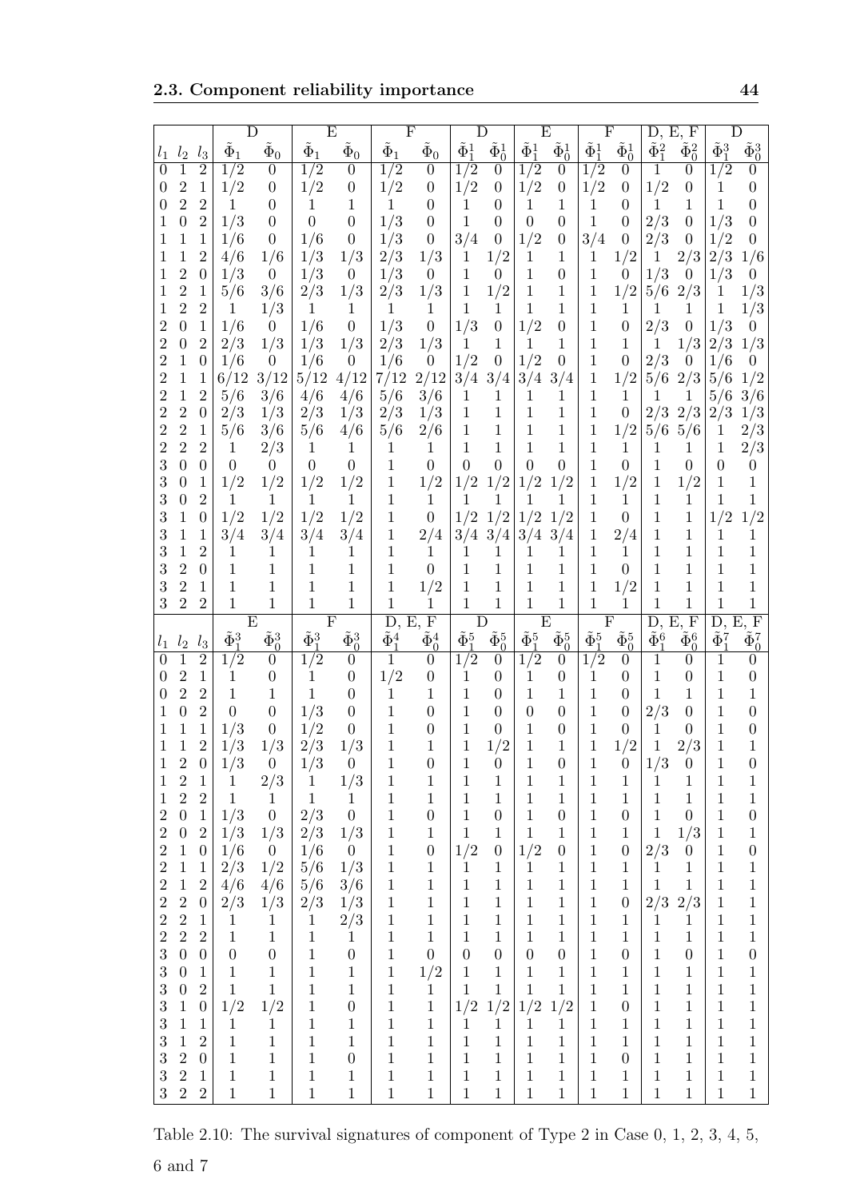|  |  |  | D |  | E |  | F |  | D |  | E |  | F |  | D, E, F |  | D |  |
|---|---|---|---|---|---|---|---|---|---|---|---|---|---|---|---|---|---|---|
| $l_1$ | $l_2$ | $l_3$ | $\tilde{\Phi}_1$ | $\tilde{\Phi}_0$ | $\tilde{\Phi}_1$ | $\tilde{\Phi}_0$ | $\tilde{\Phi}_1$ | $\tilde{\Phi}_0$ | $\tilde{\Phi}_1^1$ | $\tilde{\Phi}_0^1$ | $\tilde{\Phi}_1^1$ | $\tilde{\Phi}_0^1$ | $\tilde{\Phi}_1^1$ | $\tilde{\Phi}_0^1$ | $\tilde{\Phi}_1^2$ | $\tilde{\Phi}_0^2$ | $\tilde{\Phi}_1^3$ | $\tilde{\Phi}_0^3$ |
| 0 | 1 | 2 | 1/2 | 0 | 1/2 | 0 | 1/2 | 0 | 1/2 | 0 | 1/2 | 0 | 1/2 | 0 | 1 | 0 | 1/2 | 0 |
| 0 | 2 | 1 | 1/2 | 0 | 1/2 | 0 | 1/2 | 0 | 1/2 | 0 | 1/2 | 0 | 1/2 | 0 | 1/2 | 0 | 1 | 0 |
| 0 | 2 | 2 | 1 | 0 | 1 | 1 | 1 | 0 | 1 | 0 | 1 | 1 | 1 | 0 | 1 | 1 | 1 | 0 |
| 1 | 0 | 2 | 1/3 | 0 | 0 | 0 | 1/3 | 0 | 1 | 0 | 0 | 0 | 1 | 0 | 2/3 | 0 | 1/3 | 0 |
| 1 | 1 | 1 | 1/6 | 0 | 1/6 | 0 | 1/3 | 0 | 3/4 | 0 | 1/2 | 0 | 3/4 | 0 | 2/3 | 0 | 1/2 | 0 |
| 1 | 1 | 2 | 4/6 | 1/6 | 1/3 | 1/3 | 2/3 | 1/3 | 1 | 1/2 | 1 | 1 | 1 | 1/2 | 1 | 2/3 | 2/3 | 1/6 |
| 1 | 2 | 0 | 1/3 | 0 | 1/3 | 0 | 1/3 | 0 | 1 | 0 | 1 | 0 | 1 | 0 | 1/3 | 0 | 1/3 | 0 |
| 1 | 2 | 1 | 5/6 | 3/6 | 2/3 | 1/3 | 2/3 | 1/3 | 1 | 1/2 | 1 | 1 | 1 | 1/2 | 5/6 | 2/3 | 1 | 1/3 |
| 1 | 2 | 2 | 1 | 1/3 | 1 | 1 | 1 | 1 | 1 | 1 | 1 | 1 | 1 | 1 | 1 | 1 | 1 | 1/3 |
| 2 | 0 | 1 | 1/6 | 0 | 1/6 | 0 | 1/3 | 0 | 1/3 | 0 | 1/2 | 0 | 1 | 0 | 2/3 | 0 | 1/3 | 0 |
| 2 | 0 | 2 | 2/3 | 1/3 | 1/3 | 1/3 | 2/3 | 1/3 | 1 | 1 | 1 | 1 | 1 | 1 | 1 | 1/3 | 2/3 | 1/3 |
| 2 | 1 | 0 | 1/6 | 0 | 1/6 | 0 | 1/6 | 0 | 1/2 | 0 | 1/2 | 0 | 1 | 0 | 2/3 | 0 | 1/6 | 0 |
| 2 | 1 | 1 | 6/12 | 3/12 | 5/12 | 4/12 | 7/12 | 2/12 | 3/4 | 3/4 | 3/4 | 3/4 | 1 | 1/2 | 5/6 | 2/3 | 5/6 | 1/2 |
| 2 | 1 | 2 | 5/6 | 3/6 | 4/6 | 4/6 | 5/6 | 3/6 | 1 | 1 | 1 | 1 | 1 | 1 | 1 | 1 | 5/6 | 3/6 |
| 2 | 2 | 0 | 2/3 | 1/3 | 2/3 | 1/3 | 2/3 | 1/3 | 1 | 1 | 1 | 1 | 1 | 0 | 2/3 | 2/3 | 2/3 | 1/3 |
| 2 | 2 | 1 | 5/6 | 3/6 | 5/6 | 4/6 | 5/6 | 2/6 | 1 | 1 | 1 | 1 | 1 | 1/2 | 5/6 | 5/6 | 1 | 2/3 |
| 2 | 2 | 2 | 1 | 2/3 | 1 | 1 | 1 | 1 | 1 | 1 | 1 | 1 | 1 | 1 | 1 | 1 | 1 | 2/3 |
| 3 | 0 | 0 | 0 | 0 | 0 | 0 | 1 | 0 | 0 | 0 | 0 | 0 | 1 | 0 | 1 | 0 | 0 | 0 |
| 3 | 0 | 1 | 1/2 | 1/2 | 1/2 | 1/2 | 1 | 1/2 | 1/2 | 1/2 | 1/2 | 1/2 | 1 | 1/2 | 1 | 1/2 | 1 | 1 |
| 3 | 0 | 2 | 1 | 1 | 1 | 1 | 1 | 1 | 1 | 1 | 1 | 1 | 1 | 1 | 1 | 1 | 1 | 1 |
| 3 | 1 | 0 | 1/2 | 1/2 | 1/2 | 1/2 | 1 | 0 | 1/2 | 1/2 | 1/2 | 1/2 | 1 | 0 | 1 | 1 | 1/2 | 1/2 |
| 3 | 1 | 1 | 3/4 | 3/4 | 3/4 | 3/4 | 1 | 2/4 | 3/4 | 3/4 | 3/4 | 3/4 | 1 | 2/4 | 1 | 1 | 1 | 1 |
| 3 | 1 | 2 | 1 | 1 | 1 | 1 | 1 | 1 | 1 | 1 | 1 | 1 | 1 | 1 | 1 | 1 | 1 | 1 |
| 3 | 2 | 0 | 1 | 1 | 1 | 1 | 1 | 0 | 1 | 1 | 1 | 1 | 1 | 0 | 1 | 1 | 1 | 1 |
| 3 | 2 | 1 | 1 | 1 | 1 | 1 | 1 | 1/2 | 1 | 1 | 1 | 1 | 1 | 1/2 | 1 | 1 | 1 | 1 |
| 3 | 2 | 2 | 1 | 1 | 1 | 1 | 1 | 1 | 1 | 1 | 1 | 1 | 1 | 1 | 1 | 1 | 1 | 1 |

|  |  |  | E |  | F |  | D, E, F |  | D |  | E |  | F |  | D, E, F |  | D, E, F |  |
|---|---|---|---|---|---|---|---|---|---|---|---|---|---|---|---|---|---|---|
| $l_1$ | $l_2$ | $l_3$ | $\tilde{\Phi}_1^3$ | $\tilde{\Phi}_0^3$ | $\tilde{\Phi}_1^3$ | $\tilde{\Phi}_0^3$ | $\tilde{\Phi}_1^4$ | $\tilde{\Phi}_0^4$ | $\tilde{\Phi}_1^5$ | $\tilde{\Phi}_0^5$ | $\tilde{\Phi}_1^5$ | $\tilde{\Phi}_0^5$ | $\tilde{\Phi}_1^5$ | $\tilde{\Phi}_0^5$ | $\tilde{\Phi}_1^6$ | $\tilde{\Phi}_0^6$ | $\tilde{\Phi}_1^7$ | $\tilde{\Phi}_0^7$ |
| 0 | 1 | 2 | 1/2 | 0 | 1/2 | 0 | 1 | 0 | 1/2 | 0 | 1/2 | 0 | 1/2 | 0 | 1 | 0 | 1 | 0 |
| 0 | 2 | 1 | 1 | 0 | 1 | 0 | 1/2 | 0 | 1 | 0 | 1 | 0 | 1 | 0 | 1 | 0 | 1 | 0 |
| 0 | 2 | 2 | 1 | 1 | 1 | 0 | 1 | 1 | 1 | 0 | 1 | 1 | 1 | 0 | 1 | 1 | 1 | 1 |
| 1 | 0 | 2 | 0 | 0 | 1/3 | 0 | 1 | 0 | 1 | 0 | 0 | 0 | 1 | 0 | 2/3 | 0 | 1 | 0 |
| 1 | 1 | 1 | 1/3 | 0 | 1/2 | 0 | 1 | 0 | 1 | 0 | 1 | 0 | 1 | 0 | 1 | 0 | 1 | 0 |
| 1 | 1 | 2 | 1/3 | 1/3 | 2/3 | 1/3 | 1 | 1 | 1 | 1/2 | 1 | 1 | 1 | 1/2 | 1 | 2/3 | 1 | 1 |
| 1 | 2 | 0 | 1/3 | 0 | 1/3 | 0 | 1 | 0 | 1 | 0 | 1 | 0 | 1 | 0 | 1/3 | 0 | 1 | 0 |
| 1 | 2 | 1 | 1 | 2/3 | 1 | 1/3 | 1 | 1 | 1 | 1 | 1 | 1 | 1 | 1 | 1 | 1 | 1 | 1 |
| 1 | 2 | 2 | 1 | 1 | 1 | 1 | 1 | 1 | 1 | 1 | 1 | 1 | 1 | 1 | 1 | 1 | 1 | 1 |
| 2 | 0 | 1 | 1/3 | 0 | 2/3 | 0 | 1 | 0 | 1 | 0 | 1 | 0 | 1 | 0 | 1 | 0 | 1 | 0 |
| 2 | 0 | 2 | 1/3 | 1/3 | 2/3 | 1/3 | 1 | 1 | 1 | 1 | 1 | 1 | 1 | 1 | 1 | 1/3 | 1 | 1 |
| 2 | 1 | 0 | 1/6 | 0 | 1/6 | 0 | 1 | 0 | 1/2 | 0 | 1/2 | 0 | 1 | 0 | 2/3 | 0 | 1 | 0 |
| 2 | 1 | 1 | 2/3 | 1/2 | 5/6 | 1/3 | 1 | 1 | 1 | 1 | 1 | 1 | 1 | 1 | 1 | 1 | 1 | 1 |
| 2 | 1 | 2 | 4/6 | 4/6 | 5/6 | 3/6 | 1 | 1 | 1 | 1 | 1 | 1 | 1 | 1 | 1 | 1 | 1 | 1 |
| 2 | 2 | 0 | 2/3 | 1/3 | 2/3 | 1/3 | 1 | 1 | 1 | 1 | 1 | 1 | 1 | 0 | 2/3 | 2/3 | 1 | 1 |
| 2 | 2 | 1 | 1 | 1 | 1 | 2/3 | 1 | 1 | 1 | 1 | 1 | 1 | 1 | 1 | 1 | 1 | 1 | 1 |
| 2 | 2 | 2 | 1 | 1 | 1 | 1 | 1 | 1 | 1 | 1 | 1 | 1 | 1 | 1 | 1 | 1 | 1 | 1 |
| 3 | 0 | 0 | 0 | 0 | 1 | 0 | 1 | 0 | 0 | 0 | 0 | 0 | 1 | 0 | 1 | 0 | 1 | 0 |
| 3 | 0 | 1 | 1 | 1 | 1 | 1 | 1 | 1/2 | 1 | 1 | 1 | 1 | 1 | 1 | 1 | 1 | 1 | 1 |
| 3 | 0 | 2 | 1 | 1 | 1 | 1 | 1 | 1 | 1 | 1 | 1 | 1 | 1 | 1 | 1 | 1 | 1 | 1 |
| 3 | 1 | 0 | 1/2 | 1/2 | 1 | 0 | 1 | 1 | 1/2 | 1/2 | 1/2 | 1/2 | 1 | 0 | 1 | 1 | 1 | 1 |
| 3 | 1 | 1 | 1 | 1 | 1 | 1 | 1 | 1 | 1 | 1 | 1 | 1 | 1 | 1 | 1 | 1 | 1 | 1 |
| 3 | 1 | 2 | 1 | 1 | 1 | 1 | 1 | 1 | 1 | 1 | 1 | 1 | 1 | 1 | 1 | 1 | 1 | 1 |
| 3 | 2 | 0 | 1 | 1 | 1 | 0 | 1 | 1 | 1 | 1 | 1 | 1 | 1 | 0 | 1 | 1 | 1 | 1 |
| 3 | 2 | 1 | 1 | 1 | 1 | 1 | 1 | 1 | 1 | 1 | 1 | 1 | 1 | 1 | 1 | 1 | 1 | 1 |
| 3 | 2 | 2 | 1 | 1 | 1 | 1 | 1 | 1 | 1 | 1 | 1 | 1 | 1 | 1 | 1 | 1 | 1 | 1 |

Table 2.10: The survival signatures of component of Type 2 in Case 0, 1, 2, 3, 4, 5, 6 and 7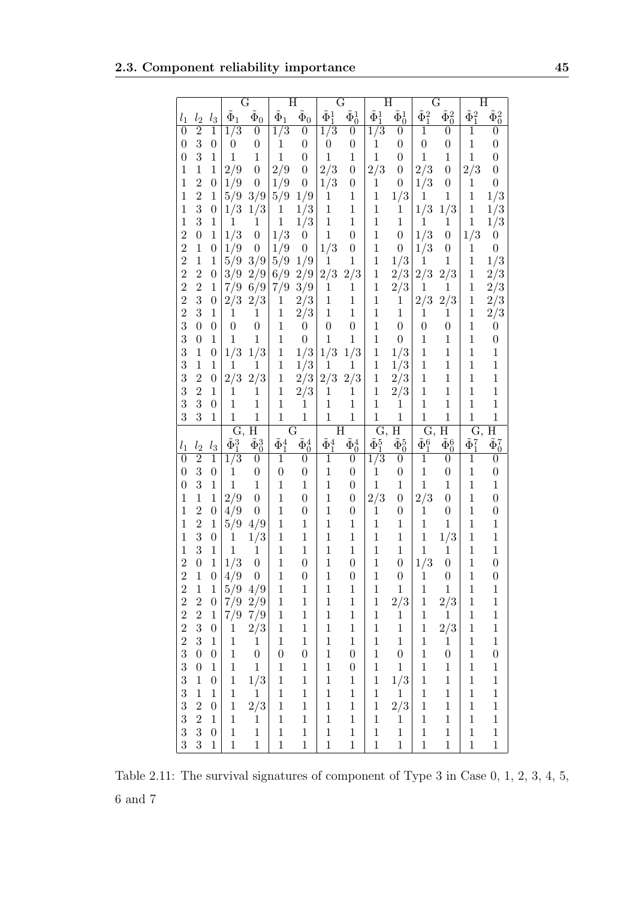| | | | G | | H | | G | | H | | G | | H | |
|---|---|---|---|---|---|---|---|---|---|---|---|---|---|---|
| $l_1$ | $l_2$ | $l_3$ | $\tilde{\Phi}_1$ | $\tilde{\Phi}_0$ | $\tilde{\Phi}_1$ | $\tilde{\Phi}_0$ | $\tilde{\Phi}_1^1$ | $\tilde{\Phi}_0^1$ | $\tilde{\Phi}_1^1$ | $\tilde{\Phi}_0^1$ | $\tilde{\Phi}_1^2$ | $\tilde{\Phi}_0^2$ | $\tilde{\Phi}_1^2$ | $\tilde{\Phi}_0^2$ |
| 0 | 2 | 1 | 1/3 | 0 | 1/3 | 0 | 1/3 | 0 | 1/3 | 0 | 1 | 0 | 1 | 0 |
| 0 | 3 | 0 | 0 | 0 | 1 | 0 | 0 | 0 | 1 | 0 | 0 | 0 | 1 | 0 |
| 0 | 3 | 1 | 1 | 1 | 1 | 0 | 1 | 1 | 1 | 0 | 1 | 1 | 1 | 0 |
| 1 | 1 | 1 | 2/9 | 0 | 2/9 | 0 | 2/3 | 0 | 2/3 | 0 | 2/3 | 0 | 2/3 | 0 |
| 1 | 2 | 0 | 1/9 | 0 | 1/9 | 0 | 1/3 | 0 | 1 | 0 | 1/3 | 0 | 1 | 0 |
| 1 | 2 | 1 | 5/9 | 3/9 | 5/9 | 1/9 | 1 | 1 | 1 | 1/3 | 1 | 1 | 1 | 1/3 |
| 1 | 3 | 0 | 1/3 | 1/3 | 1 | 1/3 | 1 | 1 | 1 | 1 | 1/3 | 1/3 | 1 | 1/3 |
| 1 | 3 | 1 | 1 | 1 | 1 | 1/3 | 1 | 1 | 1 | 1 | 1 | 1 | 1 | 1/3 |
| 2 | 0 | 1 | 1/3 | 0 | 1/3 | 0 | 1 | 0 | 1 | 0 | 1/3 | 0 | 1/3 | 0 |
| 2 | 1 | 0 | 1/9 | 0 | 1/9 | 0 | 1/3 | 0 | 1 | 0 | 1/3 | 0 | 1 | 0 |
| 2 | 1 | 1 | 5/9 | 3/9 | 5/9 | 1/9 | 1 | 1 | 1 | 1/3 | 1 | 1 | 1 | 1/3 |
| 2 | 2 | 0 | 3/9 | 2/9 | 6/9 | 2/9 | 2/3 | 2/3 | 1 | 2/3 | 2/3 | 2/3 | 1 | 2/3 |
| 2 | 2 | 1 | 7/9 | 6/9 | 7/9 | 3/9 | 1 | 1 | 1 | 2/3 | 1 | 1 | 1 | 2/3 |
| 2 | 3 | 0 | 2/3 | 2/3 | 1 | 2/3 | 1 | 1 | 1 | 1 | 2/3 | 2/3 | 1 | 2/3 |
| 2 | 3 | 1 | 1 | 1 | 1 | 2/3 | 1 | 1 | 1 | 1 | 1 | 1 | 1 | 2/3 |
| 3 | 0 | 0 | 0 | 0 | 1 | 0 | 0 | 0 | 1 | 0 | 0 | 0 | 1 | 0 |
| 3 | 0 | 1 | 1 | 1 | 1 | 0 | 1 | 1 | 1 | 0 | 1 | 1 | 1 | 0 |
| 3 | 1 | 0 | 1/3 | 1/3 | 1 | 1/3 | 1/3 | 1/3 | 1 | 1/3 | 1 | 1 | 1 | 1 |
| 3 | 1 | 1 | 1 | 1 | 1 | 1/3 | 1 | 1 | 1 | 1/3 | 1 | 1 | 1 | 1 |
| 3 | 2 | 0 | 2/3 | 2/3 | 1 | 2/3 | 2/3 | 2/3 | 1 | 2/3 | 1 | 1 | 1 | 1 |
| 3 | 2 | 1 | 1 | 1 | 1 | 2/3 | 1 | 1 | 1 | 2/3 | 1 | 1 | 1 | 1 |
| 3 | 3 | 0 | 1 | 1 | 1 | 1 | 1 | 1 | 1 | 1 | 1 | 1 | 1 | 1 |
| 3 | 3 | 1 | 1 | 1 | 1 | 1 | 1 | 1 | 1 | 1 | 1 | 1 | 1 | 1 |
| | | | G, H | | G | | H | | G, H | | G, H | | G, H | |
| $l_1$ | $l_2$ | $l_3$ | $\tilde{\Phi}_1^3$ | $\tilde{\Phi}_0^3$ | $\tilde{\Phi}_1^4$ | $\tilde{\Phi}_0^4$ | $\tilde{\Phi}_1^4$ | $\tilde{\Phi}_0^4$ | $\tilde{\Phi}_1^5$ | $\tilde{\Phi}_0^5$ | $\tilde{\Phi}_1^6$ | $\tilde{\Phi}_0^6$ | $\tilde{\Phi}_1^7$ | $\tilde{\Phi}_0^7$ |
| 0 | 2 | 1 | 1/3 | 0 | 1 | 0 | 1 | 0 | 1/3 | 0 | 1 | 0 | 1 | 0 |
| 0 | 3 | 0 | 1 | 0 | 0 | 0 | 1 | 0 | 1 | 0 | 1 | 0 | 1 | 0 |
| 0 | 3 | 1 | 1 | 1 | 1 | 1 | 1 | 0 | 1 | 1 | 1 | 1 | 1 | 1 |
| 1 | 1 | 1 | 2/9 | 0 | 1 | 0 | 1 | 0 | 2/3 | 0 | 2/3 | 0 | 1 | 0 |
| 1 | 2 | 0 | 4/9 | 0 | 1 | 0 | 1 | 0 | 1 | 0 | 1 | 0 | 1 | 0 |
| 1 | 2 | 1 | 5/9 | 4/9 | 1 | 1 | 1 | 1 | 1 | 1 | 1 | 1 | 1 | 1 |
| 1 | 3 | 0 | 1 | 1/3 | 1 | 1 | 1 | 1 | 1 | 1 | 1 | 1/3 | 1 | 1 |
| 1 | 3 | 1 | 1 | 1 | 1 | 1 | 1 | 1 | 1 | 1 | 1 | 1 | 1 | 1 |
| 2 | 0 | 1 | 1/3 | 0 | 1 | 0 | 1 | 0 | 1 | 0 | 1/3 | 0 | 1 | 0 |
| 2 | 1 | 0 | 4/9 | 0 | 1 | 0 | 1 | 0 | 1 | 0 | 1 | 0 | 1 | 0 |
| 2 | 1 | 1 | 5/9 | 4/9 | 1 | 1 | 1 | 1 | 1 | 1 | 1 | 1 | 1 | 1 |
| 2 | 2 | 0 | 7/9 | 2/9 | 1 | 1 | 1 | 1 | 1 | 2/3 | 1 | 2/3 | 1 | 1 |
| 2 | 2 | 1 | 7/9 | 7/9 | 1 | 1 | 1 | 1 | 1 | 1 | 1 | 1 | 1 | 1 |
| 2 | 3 | 0 | 1 | 2/3 | 1 | 1 | 1 | 1 | 1 | 1 | 1 | 2/3 | 1 | 1 |
| 2 | 3 | 1 | 1 | 1 | 1 | 1 | 1 | 1 | 1 | 1 | 1 | 1 | 1 | 1 |
| 3 | 0 | 0 | 1 | 0 | 0 | 0 | 1 | 0 | 1 | 0 | 1 | 0 | 1 | 0 |
| 3 | 0 | 1 | 1 | 1 | 1 | 1 | 1 | 0 | 1 | 1 | 1 | 1 | 1 | 1 |
| 3 | 1 | 0 | 1 | 1/3 | 1 | 1 | 1 | 1 | 1 | 1/3 | 1 | 1 | 1 | 1 |
| 3 | 1 | 1 | 1 | 1 | 1 | 1 | 1 | 1 | 1 | 1 | 1 | 1 | 1 | 1 |
| 3 | 2 | 0 | 1 | 2/3 | 1 | 1 | 1 | 1 | 1 | 2/3 | 1 | 1 | 1 | 1 |
| 3 | 2 | 1 | 1 | 1 | 1 | 1 | 1 | 1 | 1 | 1 | 1 | 1 | 1 | 1 |
| 3 | 3 | 0 | 1 | 1 | 1 | 1 | 1 | 1 | 1 | 1 | 1 | 1 | 1 | 1 |
| 3 | 3 | 1 | 1 | 1 | 1 | 1 | 1 | 1 | 1 | 1 | 1 | 1 | 1 | 1 |

Table 2.11: The survival signatures of component of Type 3 in Case 0, 1, 2, 3, 4, 5, 6 and 7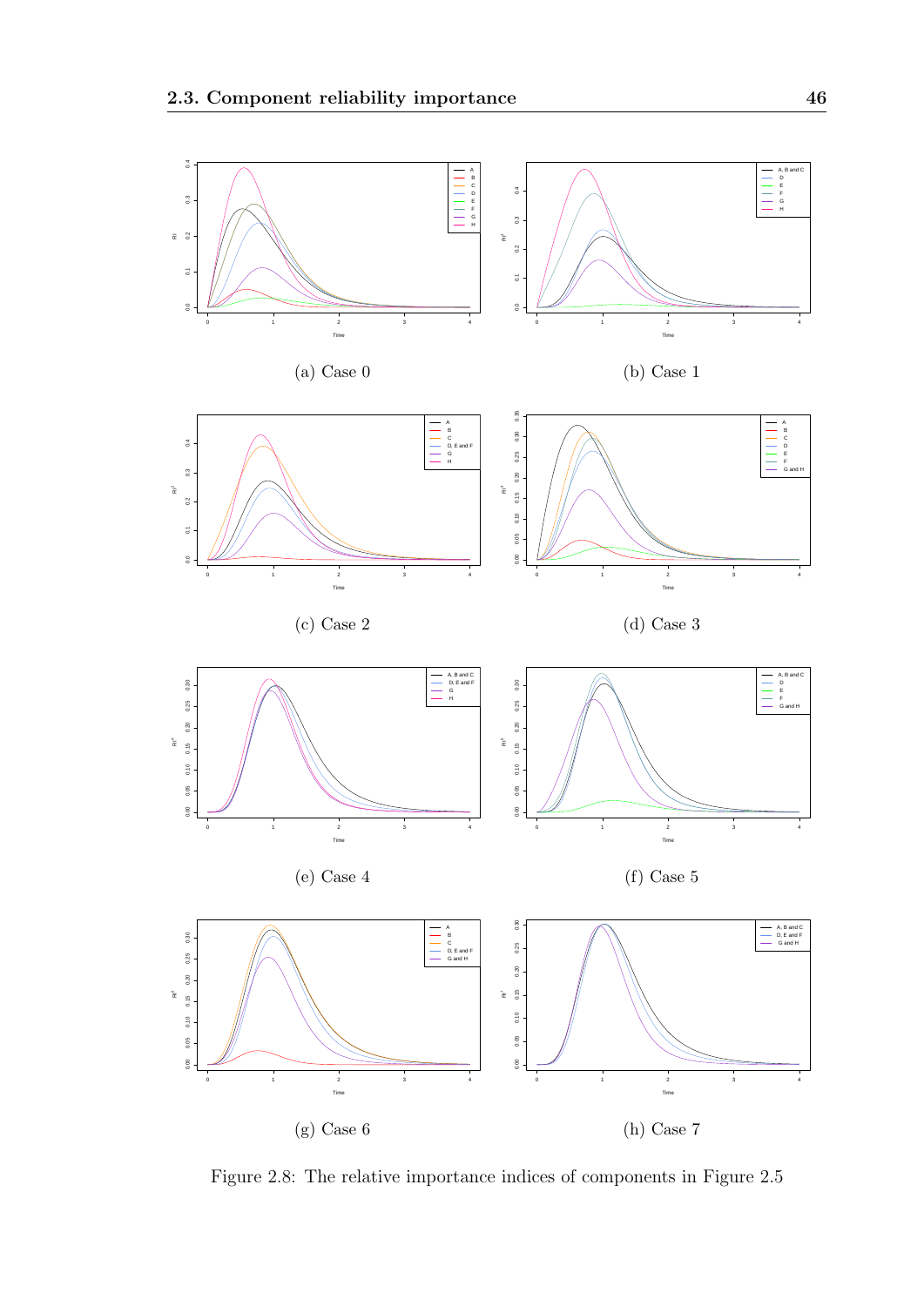(a) Case 0

(b) Case 1

(c) Case 2

(d) Case 3

(e) Case 4

(f) Case 5

(g) Case 6

(h) Case 7

Figure 2.8: The relative importance indices of components in Figure 2.5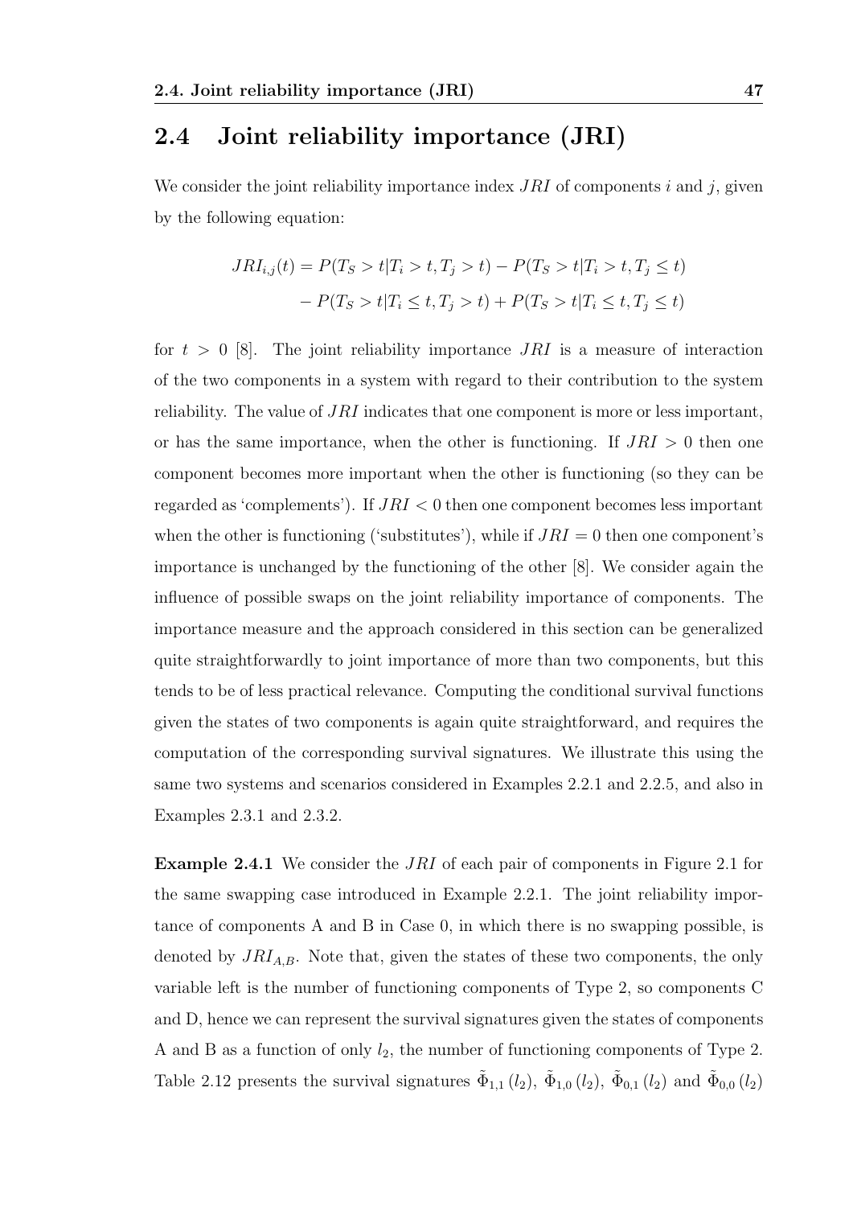## 2.4 Joint reliability importance (JRI)

We consider the joint reliability importance index $JRI$ of components $i$ and $j$, given by the following equation:

$$\begin{aligned} JRI_{i,j}(t) &= P(T_S > t | T_i > t, T_j > t) - P(T_S > t | T_i > t, T_j \leq t) \\ &- P(T_S > t | T_i \leq t, T_j > t) + P(T_S > t | T_i \leq t, T_j \leq t) \end{aligned}$$

for $t > 0$ [8]. The joint reliability importance $JRI$ is a measure of interaction of the two components in a system with regard to their contribution to the system reliability. The value of $JRI$ indicates that one component is more or less important, or has the same importance, when the other is functioning. If $JRI > 0$ then one component becomes more important when the other is functioning (so they can be regarded as 'complements'). If $JRI < 0$ then one component becomes less important when the other is functioning ('substitutes'), while if $JRI = 0$ then one component's importance is unchanged by the functioning of the other [8]. We consider again the influence of possible swaps on the joint reliability importance of components. The importance measure and the approach considered in this section can be generalized quite straightforwardly to joint importance of more than two components, but this tends to be of less practical relevance. Computing the conditional survival functions given the states of two components is again quite straightforward, and requires the computation of the corresponding survival signatures. We illustrate this using the same two systems and scenarios considered in Examples 2.2.1 and 2.2.5, and also in Examples 2.3.1 and 2.3.2.

**Example 2.4.1** We consider the $JRI$ of each pair of components in Figure 2.1 for the same swapping case introduced in Example 2.2.1. The joint reliability importance of components A and B in Case 0, in which there is no swapping possible, is denoted by $JRI_{A,B}$. Note that, given the states of these two components, the only variable left is the number of functioning components of Type 2, so components C and D, hence we can represent the survival signatures given the states of components A and B as a function of only $l_2$, the number of functioning components of Type 2. Table 2.12 presents the survival signatures $\tilde{\Phi}_{1,1}(l_2)$, $\tilde{\Phi}_{1,0}(l_2)$, $\tilde{\Phi}_{0,1}(l_2)$ and $\tilde{\Phi}_{0,0}(l_2)$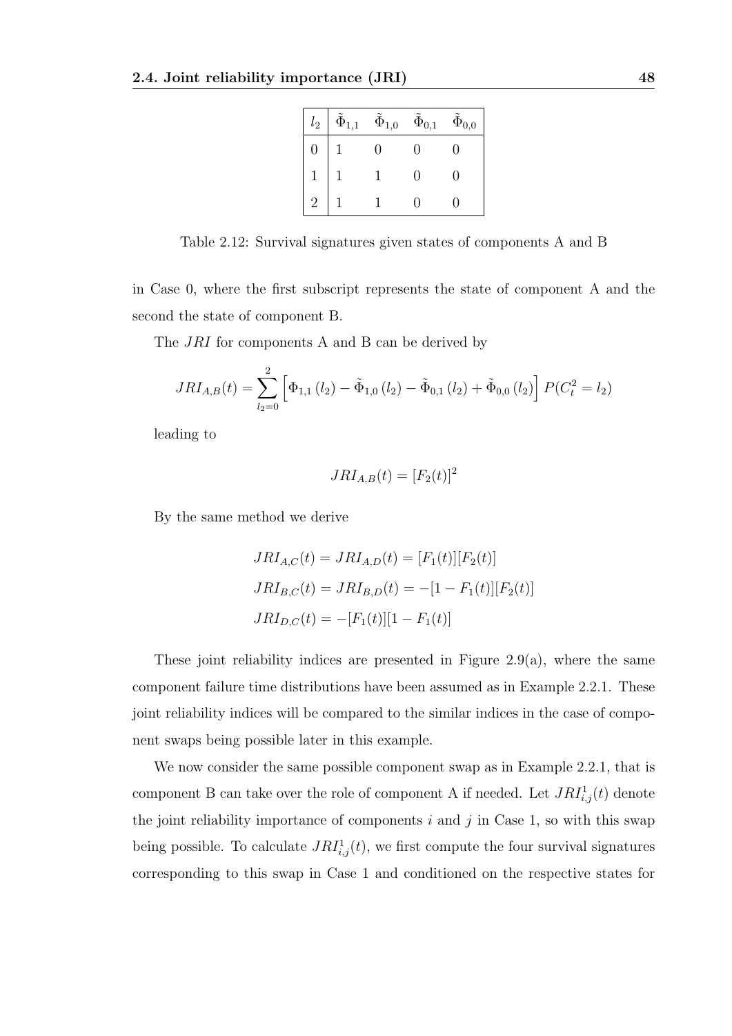| $l_2$ | $\tilde{\Phi}_{1,1}$ | $\tilde{\Phi}_{1,0}$ | $\tilde{\Phi}_{0,1}$ | $\tilde{\Phi}_{0,0}$ |
|---|---|---|---|---|
| 0 | 1 | 0 | 0 | 0 |
| 1 | 1 | 1 | 0 | 0 |
| 2 | 1 | 1 | 0 | 0 |

Table 2.12: Survival signatures given states of components A and B

in Case 0, where the first subscript represents the state of component A and the second the state of component B.

The $JRI$ for components A and B can be derived by

$$JRI_{A,B}(t) = \sum_{l_2=0}^{2} \left[ \Phi_{1,1}(l_2) - \tilde{\Phi}_{1,0}(l_2) - \tilde{\Phi}_{0,1}(l_2) + \tilde{\Phi}_{0,0}(l_2) \right] P(C_t^2 = l_2)$$

leading to

$$JRI_{A,B}(t) = [F_2(t)]^2$$

By the same method we derive

$$JRI_{A,C}(t) = JRI_{A,D}(t) = [F_1(t)][F_2(t)]$$

$$JRI_{B,C}(t) = JRI_{B,D}(t) = -[1 - F_1(t)][F_2(t)]$$

$$JRI_{D,C}(t) = -[F_1(t)][1 - F_1(t)]$$

These joint reliability indices are presented in Figure 2.9(a), where the same component failure time distributions have been assumed as in Example 2.2.1. These joint reliability indices will be compared to the similar indices in the case of component swaps being possible later in this example.

We now consider the same possible component swap as in Example 2.2.1, that is component B can take over the role of component A if needed. Let $JRI_{i,j}^1(t)$ denote the joint reliability importance of components $i$ and $j$ in Case 1, so with this swap being possible. To calculate $JRI_{i,j}^1(t)$, we first compute the four survival signatures corresponding to this swap in Case 1 and conditioned on the respective states for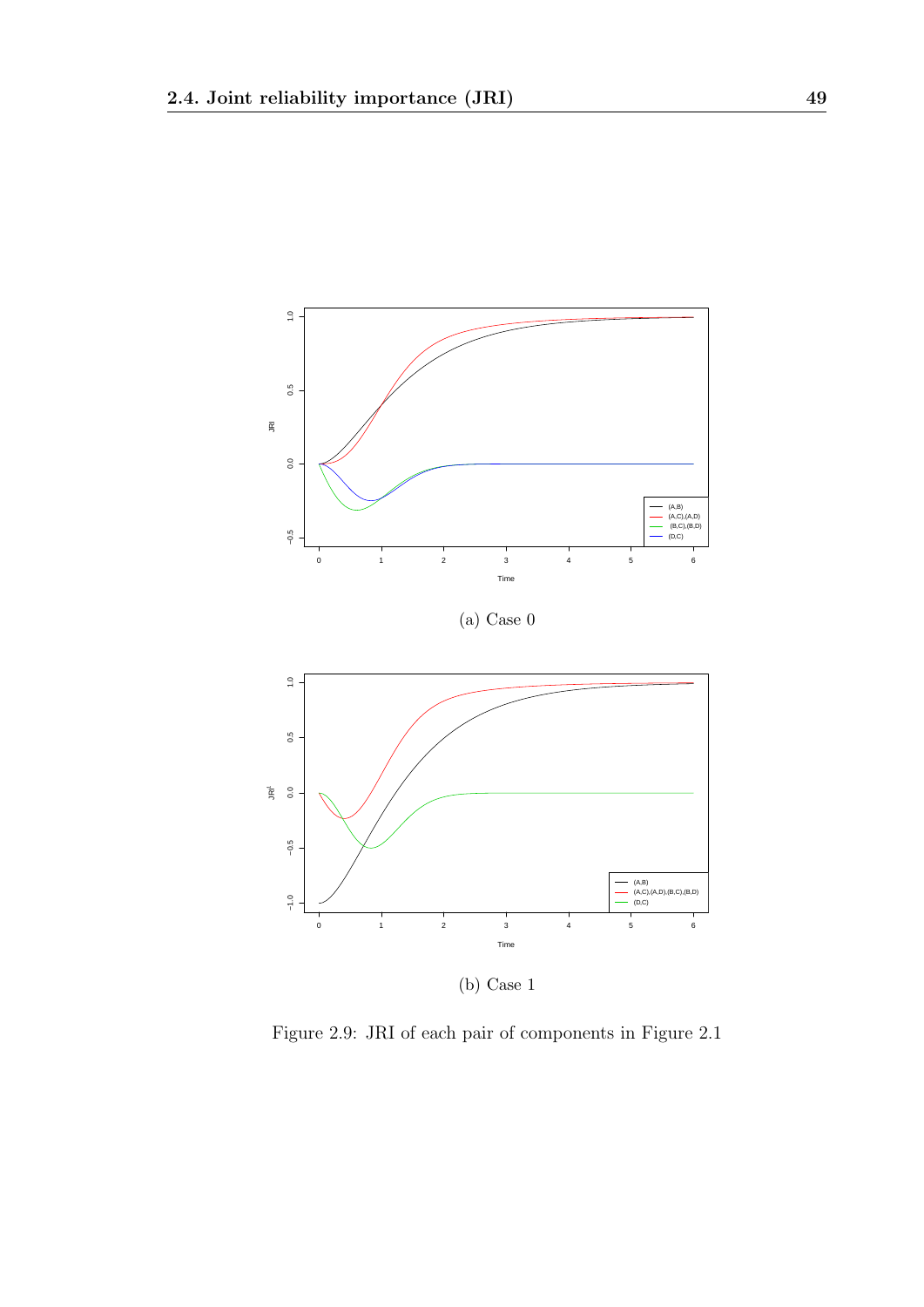(a) Case 0

(b) Case 1

Figure 2.9: JRI of each pair of components in Figure 2.1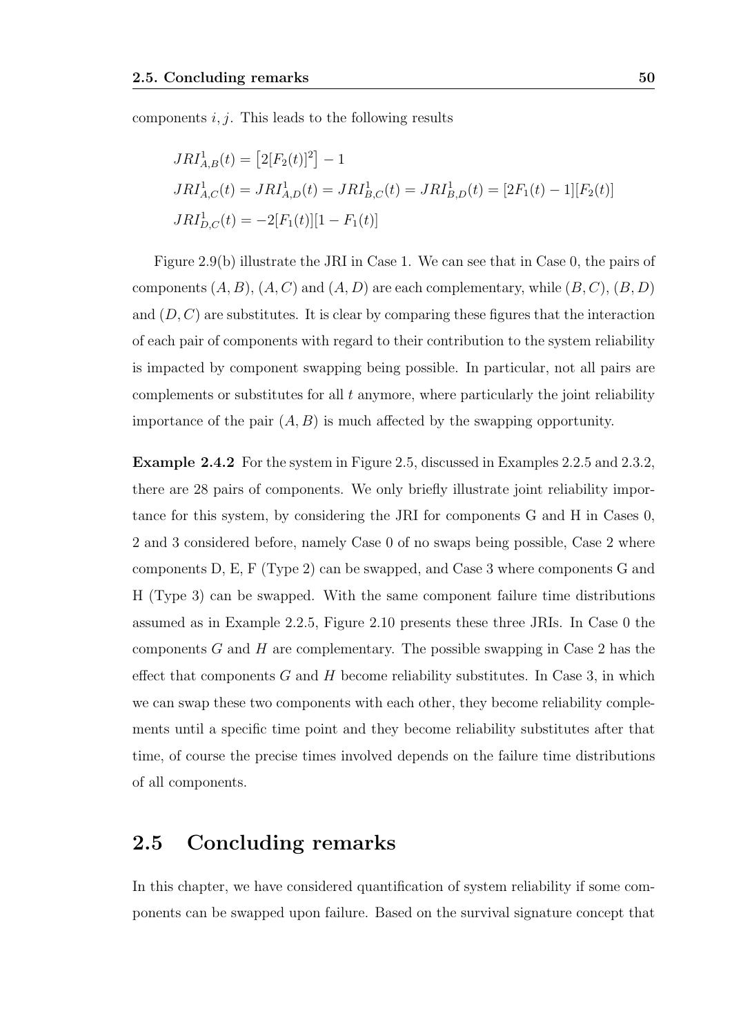components $i, j$. This leads to the following results

$$
\begin{aligned}
&JRI^1_{A,B}(t) = \left[2[F_2(t)]^2\right] - 1 \\
&JRI^1_{A,C}(t) = JRI^1_{A,D}(t) = JRI^1_{B,C}(t) = JRI^1_{B,D}(t) = [2F_1(t) - 1][F_2(t)] \\
&JRI^1_{D,C}(t) = -2[F_1(t)][1 - F_1(t)]
\end{aligned}
$$

Figure 2.9(b) illustrate the JRI in Case 1. We can see that in Case 0, the pairs of components $(A, B)$, $(A, C)$ and $(A, D)$ are each complementary, while $(B, C)$, $(B, D)$ and $(D, C)$ are substitutes. It is clear by comparing these figures that the interaction of each pair of components with regard to their contribution to the system reliability is impacted by component swapping being possible. In particular, not all pairs are complements or substitutes for all $t$ anymore, where particularly the joint reliability importance of the pair $(A, B)$ is much affected by the swapping opportunity.

**Example 2.4.2** For the system in Figure 2.5, discussed in Examples 2.2.5 and 2.3.2, there are 28 pairs of components. We only briefly illustrate joint reliability importance for this system, by considering the JRI for components G and H in Cases 0, 2 and 3 considered before, namely Case 0 of no swaps being possible, Case 2 where components D, E, F (Type 2) can be swapped, and Case 3 where components G and H (Type 3) can be swapped. With the same component failure time distributions assumed as in Example 2.2.5, Figure 2.10 presents these three JRIs. In Case 0 the components $G$ and $H$ are complementary. The possible swapping in Case 2 has the effect that components $G$ and $H$ become reliability substitutes. In Case 3, in which we can swap these two components with each other, they become reliability complements until a specific time point and they become reliability substitutes after that time, of course the precise times involved depends on the failure time distributions of all components.

## 2.5 Concluding remarks

In this chapter, we have considered quantification of system reliability if some components can be swapped upon failure. Based on the survival signature concept that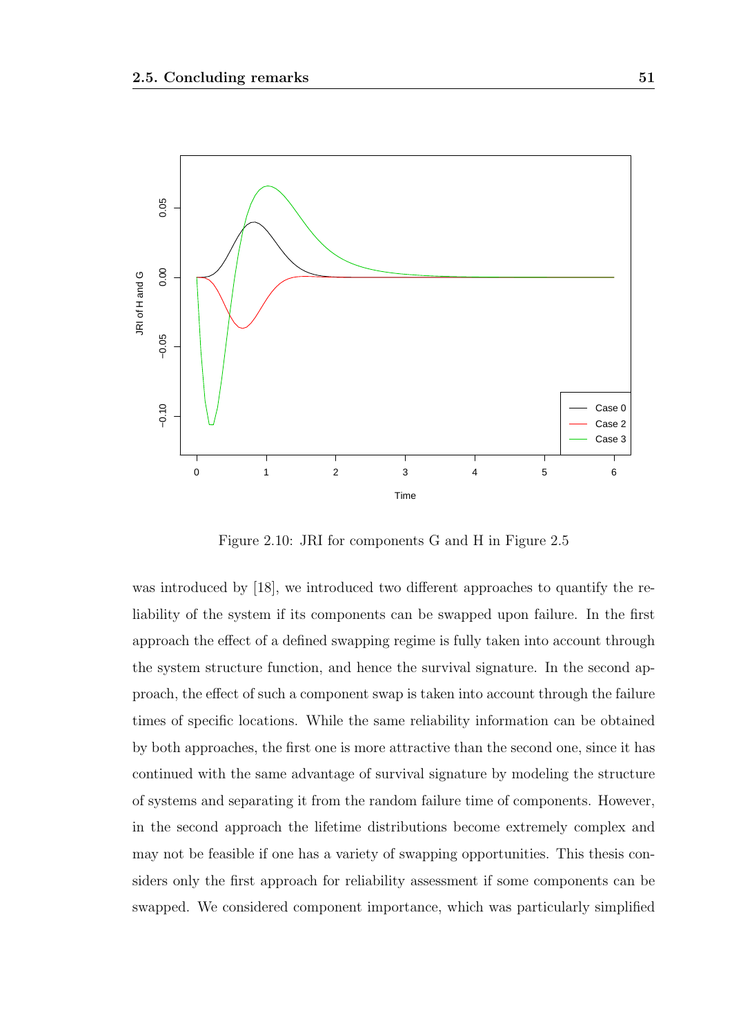Figure 2.10: JRI for components G and H in Figure 2.5

was introduced by [18], we introduced two different approaches to quantify the reliability of the system if its components can be swapped upon failure. In the first approach the effect of a defined swapping regime is fully taken into account through the system structure function, and hence the survival signature. In the second approach, the effect of such a component swap is taken into account through the failure times of specific locations. While the same reliability information can be obtained by both approaches, the first one is more attractive than the second one, since it has continued with the same advantage of survival signature by modeling the structure of systems and separating it from the random failure time of components. However, in the second approach the lifetime distributions become extremely complex and may not be feasible if one has a variety of swapping opportunities. This thesis considers only the first approach for reliability assessment if some components can be swapped. We considered component importance, which was particularly simplified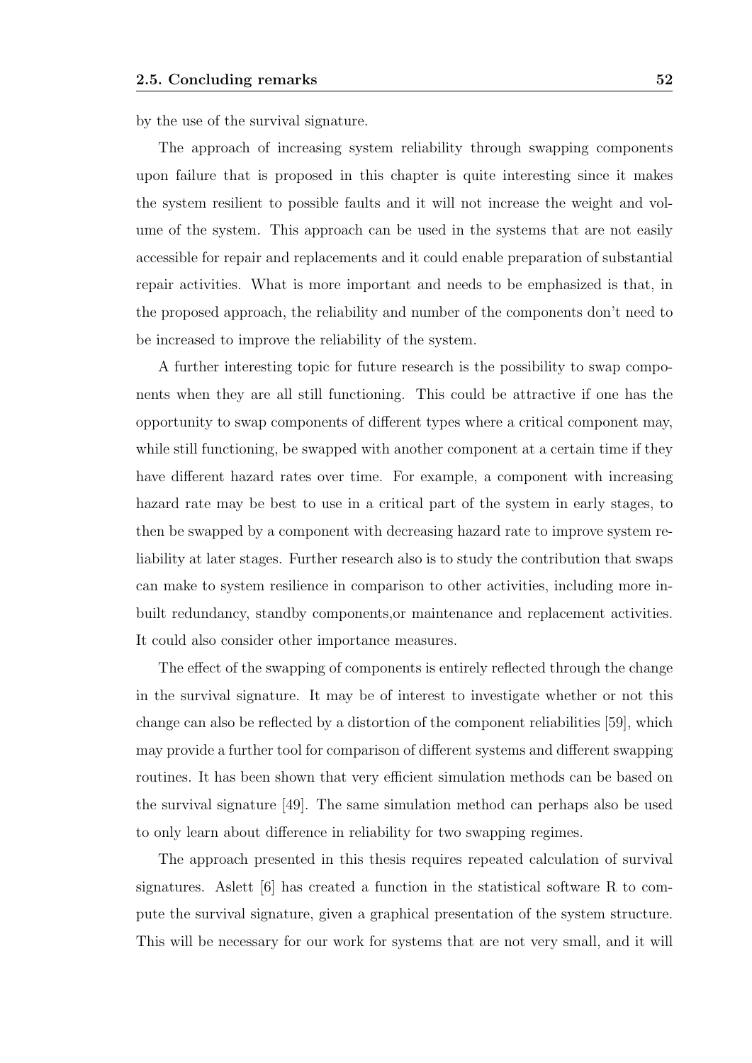by the use of the survival signature.

The approach of increasing system reliability through swapping components upon failure that is proposed in this chapter is quite interesting since it makes the system resilient to possible faults and it will not increase the weight and volume of the system. This approach can be used in the systems that are not easily accessible for repair and replacements and it could enable preparation of substantial repair activities. What is more important and needs to be emphasized is that, in the proposed approach, the reliability and number of the components don't need to be increased to improve the reliability of the system.

A further interesting topic for future research is the possibility to swap components when they are all still functioning. This could be attractive if one has the opportunity to swap components of different types where a critical component may, while still functioning, be swapped with another component at a certain time if they have different hazard rates over time. For example, a component with increasing hazard rate may be best to use in a critical part of the system in early stages, to then be swapped by a component with decreasing hazard rate to improve system reliability at later stages. Further research also is to study the contribution that swaps can make to system resilience in comparison to other activities, including more inbuilt redundancy, standby components,or maintenance and replacement activities. It could also consider other importance measures.

The effect of the swapping of components is entirely reflected through the change in the survival signature. It may be of interest to investigate whether or not this change can also be reflected by a distortion of the component reliabilities [59], which may provide a further tool for comparison of different systems and different swapping routines. It has been shown that very efficient simulation methods can be based on the survival signature [49]. The same simulation method can perhaps also be used to only learn about difference in reliability for two swapping regimes.

The approach presented in this thesis requires repeated calculation of survival signatures. Aslett [6] has created a function in the statistical software R to compute the survival signature, given a graphical presentation of the system structure. This will be necessary for our work for systems that are not very small, and it will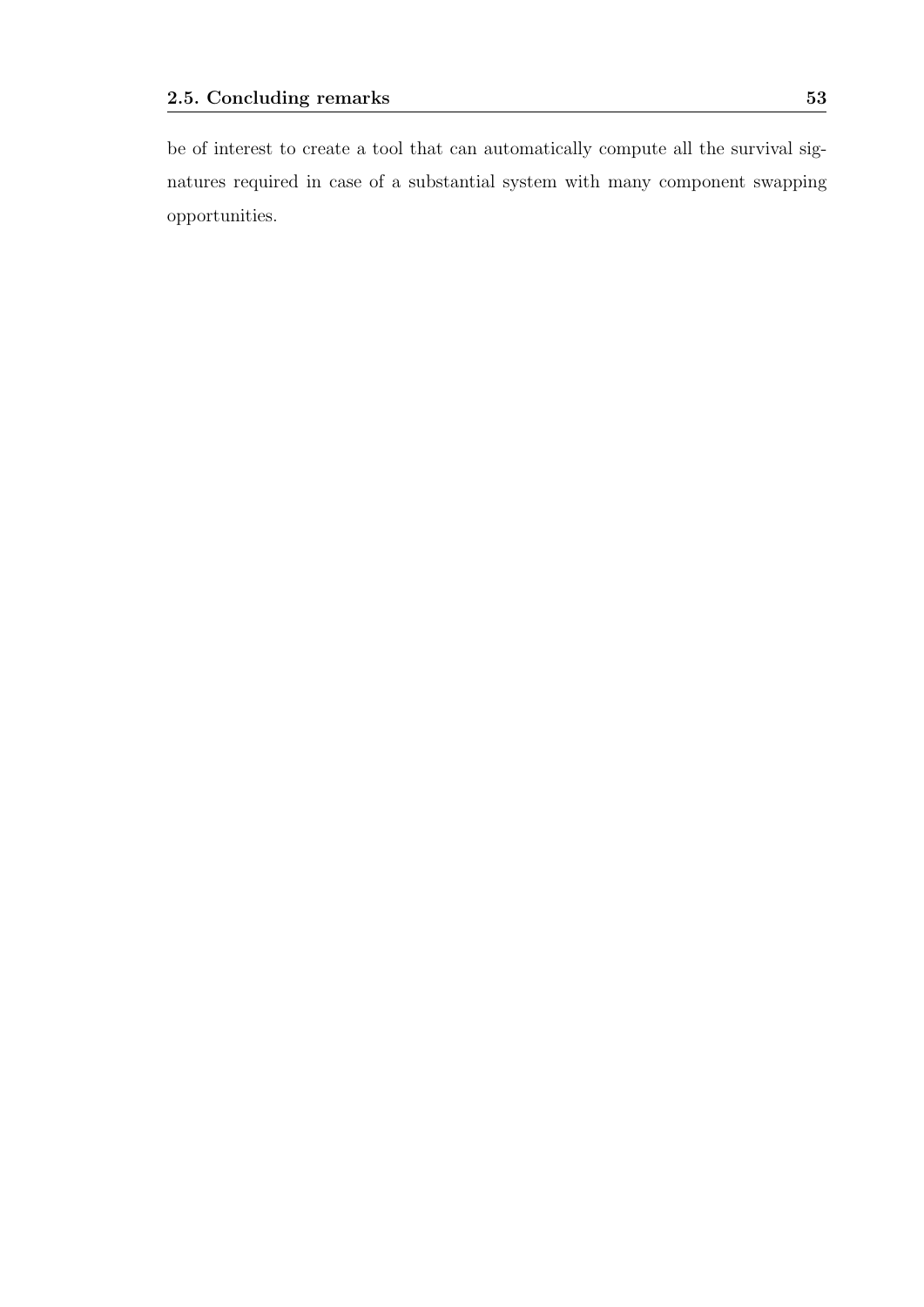be of interest to create a tool that can automatically compute all the survival signatures required in case of a substantial system with many component swapping opportunities.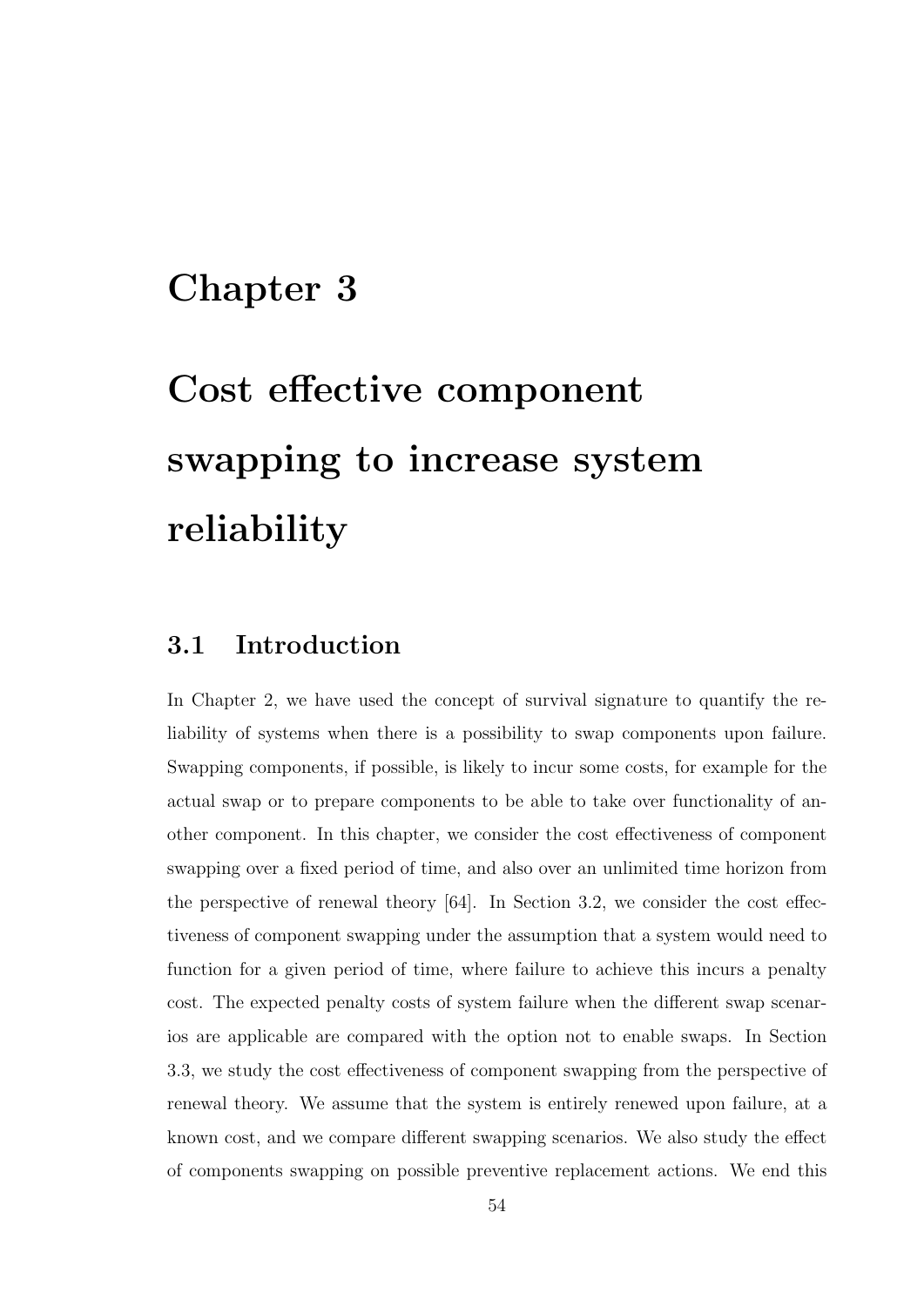# Chapter 3

# Cost effective component swapping to increase system reliability

## 3.1 Introduction

In Chapter 2, we have used the concept of survival signature to quantify the reliability of systems when there is a possibility to swap components upon failure. Swapping components, if possible, is likely to incur some costs, for example for the actual swap or to prepare components to be able to take over functionality of another component. In this chapter, we consider the cost effectiveness of component swapping over a fixed period of time, and also over an unlimited time horizon from the perspective of renewal theory [64]. In Section 3.2, we consider the cost effectiveness of component swapping under the assumption that a system would need to function for a given period of time, where failure to achieve this incurs a penalty cost. The expected penalty costs of system failure when the different swap scenarios are applicable are compared with the option not to enable swaps. In Section 3.3, we study the cost effectiveness of component swapping from the perspective of renewal theory. We assume that the system is entirely renewed upon failure, at a known cost, and we compare different swapping scenarios. We also study the effect of components swapping on possible preventive replacement actions. We end this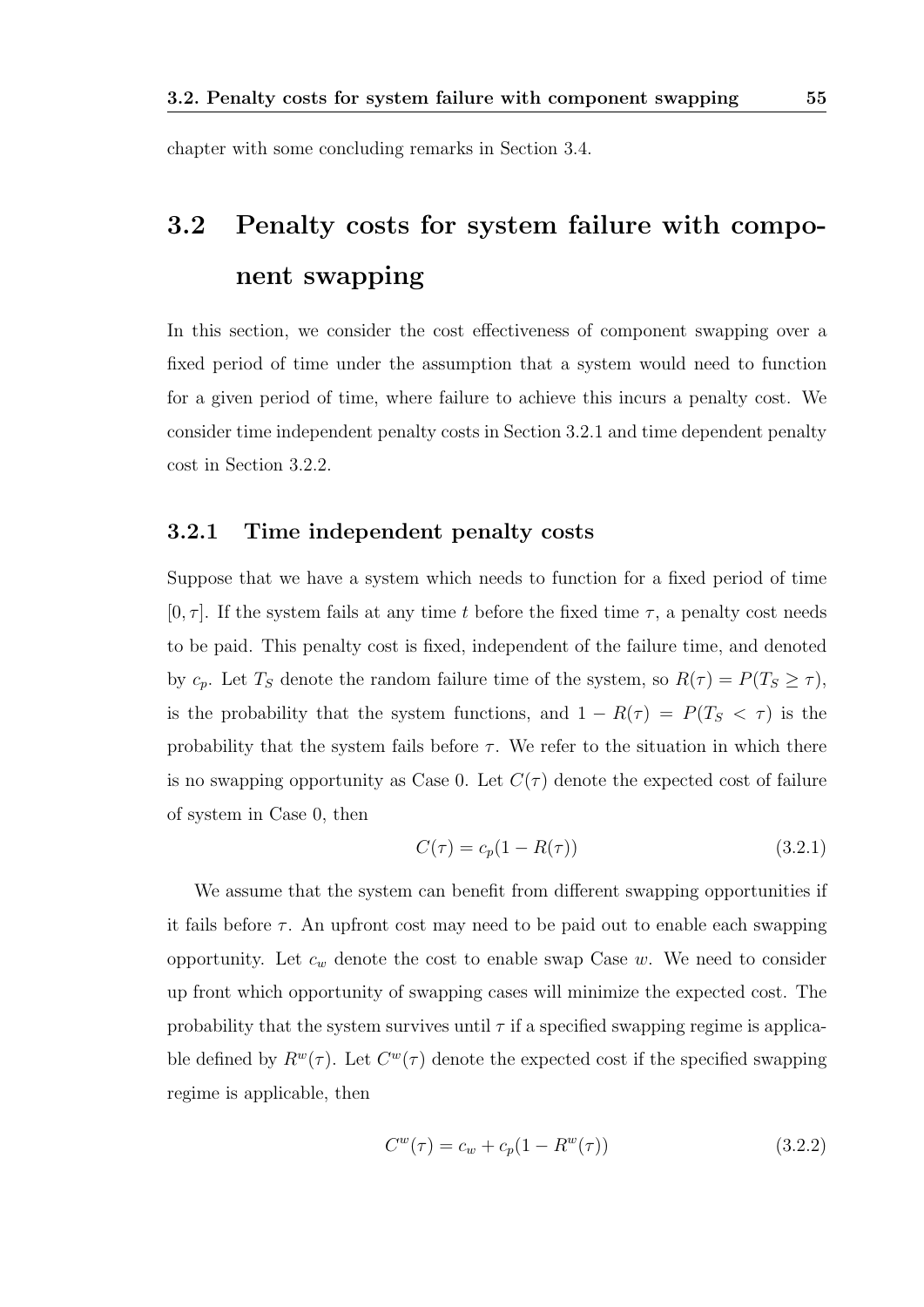chapter with some concluding remarks in Section 3.4.

## 3.2 Penalty costs for system failure with component swapping

In this section, we consider the cost effectiveness of component swapping over a fixed period of time under the assumption that a system would need to function for a given period of time, where failure to achieve this incurs a penalty cost. We consider time independent penalty costs in Section 3.2.1 and time dependent penalty cost in Section 3.2.2.

### 3.2.1 Time independent penalty costs

Suppose that we have a system which needs to function for a fixed period of time $[0, \tau]$. If the system fails at any time $t$ before the fixed time $\tau$, a penalty cost needs to be paid. This penalty cost is fixed, independent of the failure time, and denoted by $c_p$. Let $T_S$ denote the random failure time of the system, so $R(\tau) = P(T_S \geq \tau)$, is the probability that the system functions, and $1 - R(\tau) = P(T_S < \tau)$ is the probability that the system fails before $\tau$. We refer to the situation in which there is no swapping opportunity as Case 0. Let $C(\tau)$ denote the expected cost of failure of system in Case 0, then

$$C(\tau) = c_p(1 - R(\tau)) \tag{3.2.1}$$

We assume that the system can benefit from different swapping opportunities if it fails before $\tau$. An upfront cost may need to be paid out to enable each swapping opportunity. Let $c_w$ denote the cost to enable swap Case $w$. We need to consider up front which opportunity of swapping cases will minimize the expected cost. The probability that the system survives until $\tau$ if a specified swapping regime is applicable defined by $R^w(\tau)$. Let $C^w(\tau)$ denote the expected cost if the specified swapping regime is applicable, then

$$C^w(\tau) = c_w + c_p(1 - R^w(\tau)) \tag{3.2.2}$$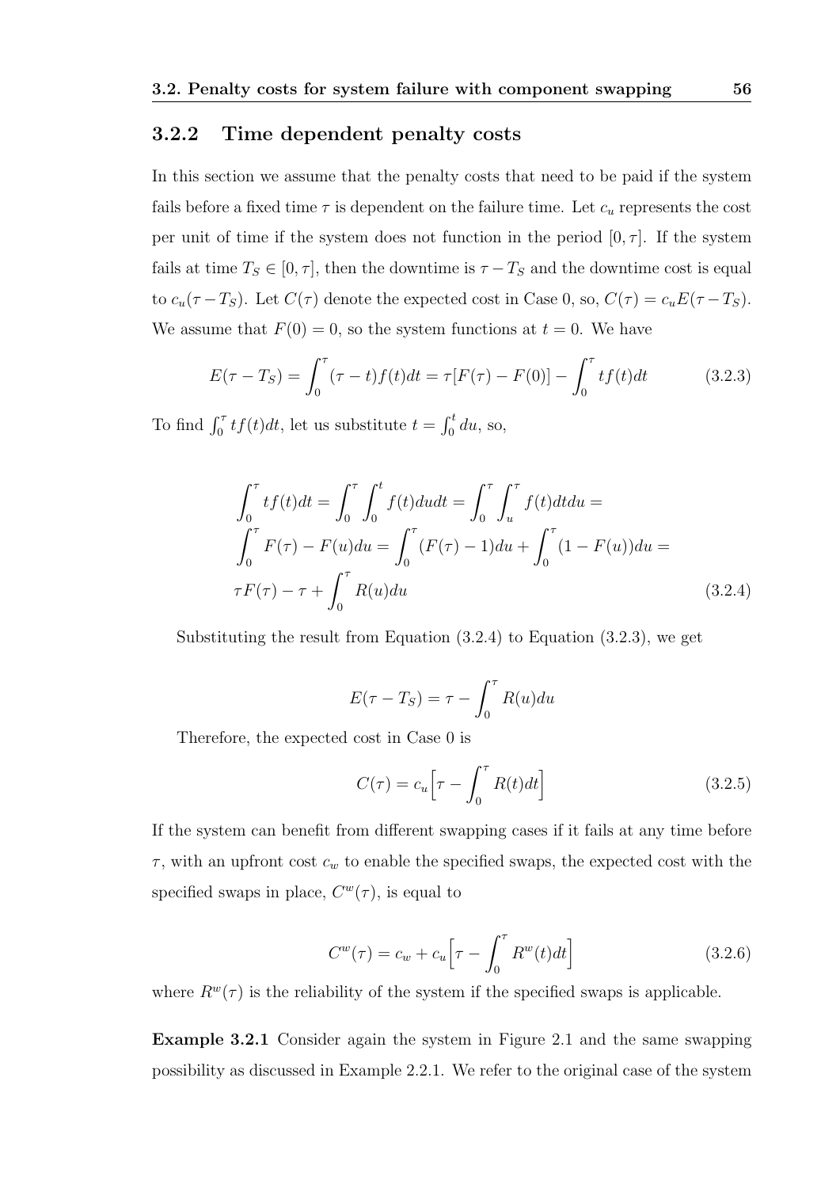### 3.2.2 Time dependent penalty costs

In this section we assume that the penalty costs that need to be paid if the system fails before a fixed time $\tau$ is dependent on the failure time. Let $c_u$ represents the cost per unit of time if the system does not function in the period $[0, \tau]$. If the system fails at time $T_S \in [0, \tau]$, then the downtime is $\tau - T_S$ and the downtime cost is equal to $c_u(\tau - T_S)$. Let $C(\tau)$ denote the expected cost in Case 0, so, $C(\tau) = c_u E(\tau - T_S)$. We assume that $F(0) = 0$, so the system functions at $t = 0$. We have

$$E(\tau - T_S) = \int_0^\tau (\tau - t)f(t)dt = \tau[F(\tau) - F(0)] - \int_0^\tau tf(t)dt \tag{3.2.3}$$

To find $\int_0^\tau tf(t)dt$, let us substitute $t = \int_0^t du$, so,

$$\begin{aligned}
&\int_0^\tau tf(t)dt = \int_0^\tau \int_0^t f(t)dudt = \int_0^\tau \int_u^\tau f(t)dtdu = \\
&\int_0^\tau F(\tau) - F(u)du = \int_0^\tau (F(\tau) - 1)du + \int_0^\tau (1 - F(u))du = \\
&\tau F(\tau) - \tau + \int_0^\tau R(u)du
\end{aligned} \tag{3.2.4}$$

Substituting the result from Equation (3.2.4) to Equation (3.2.3), we get

$$E(\tau - T_S) = \tau - \int_0^\tau R(u)du$$

Therefore, the expected cost in Case 0 is

$$C(\tau) = c_u\Big[\tau - \int_0^\tau R(t)dt\Big] \tag{3.2.5}$$

If the system can benefit from different swapping cases if it fails at any time before $\tau$, with an upfront cost $c_w$ to enable the specified swaps, the expected cost with the specified swaps in place, $C^w(\tau)$, is equal to

$$C^w(\tau) = c_w + c_u\Big[\tau - \int_0^\tau R^w(t)dt\Big] \tag{3.2.6}$$

where $R^w(\tau)$ is the reliability of the system if the specified swaps is applicable.

**Example 3.2.1** Consider again the system in Figure 2.1 and the same swapping possibility as discussed in Example 2.2.1. We refer to the original case of the system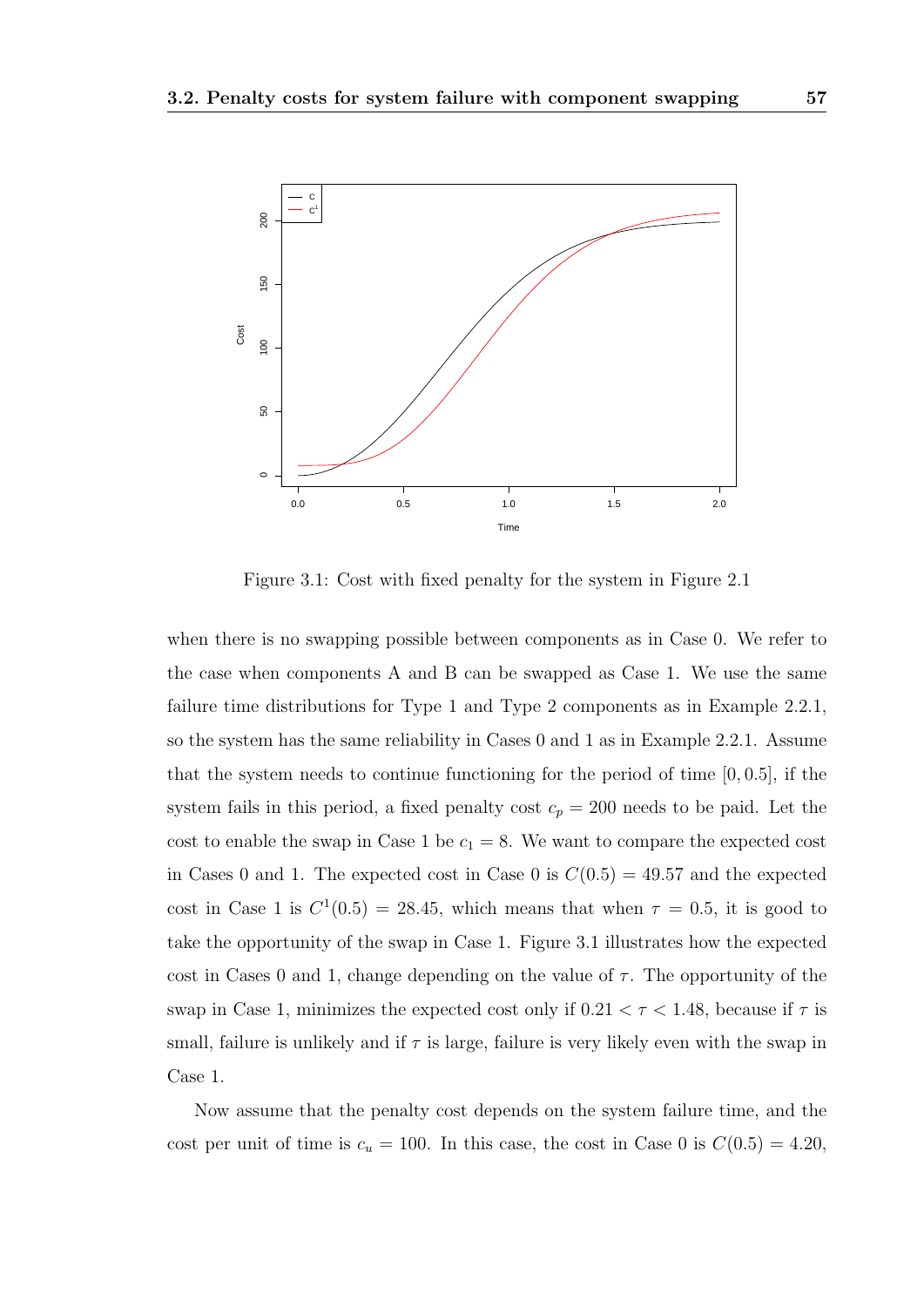Figure 3.1: Cost with fixed penalty for the system in Figure 2.1

when there is no swapping possible between components as in Case 0. We refer to the case when components A and B can be swapped as Case 1. We use the same failure time distributions for Type 1 and Type 2 components as in Example 2.2.1, so the system has the same reliability in Cases 0 and 1 as in Example 2.2.1. Assume that the system needs to continue functioning for the period of time $[0, 0.5]$, if the system fails in this period, a fixed penalty cost $c_p = 200$ needs to be paid. Let the cost to enable the swap in Case 1 be $c_1 = 8$. We want to compare the expected cost in Cases 0 and 1. The expected cost in Case 0 is $C(0.5) = 49.57$ and the expected cost in Case 1 is $C^1(0.5) = 28.45$, which means that when $\tau = 0.5$, it is good to take the opportunity of the swap in Case 1. Figure 3.1 illustrates how the expected cost in Cases 0 and 1, change depending on the value of $\tau$. The opportunity of the swap in Case 1, minimizes the expected cost only if $0.21 < \tau < 1.48$, because if $\tau$ is small, failure is unlikely and if $\tau$ is large, failure is very likely even with the swap in Case 1.

Now assume that the penalty cost depends on the system failure time, and the cost per unit of time is $c_u = 100$. In this case, the cost in Case 0 is $C(0.5) = 4.20$,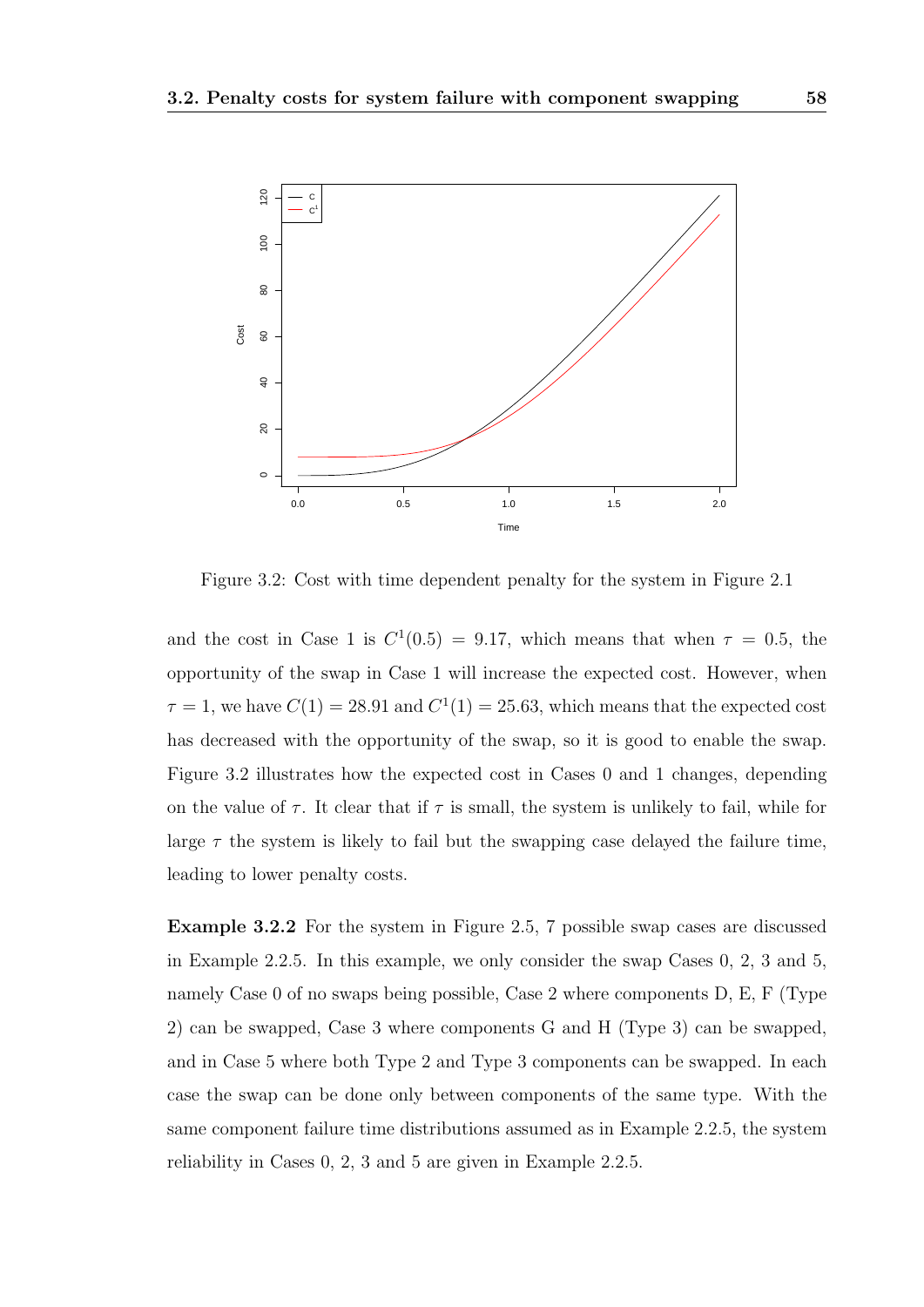Figure 3.2: Cost with time dependent penalty for the system in Figure 2.1

and the cost in Case 1 is $C^1(0.5) = 9.17$, which means that when $\tau = 0.5$, the opportunity of the swap in Case 1 will increase the expected cost. However, when $\tau = 1$, we have $C(1) = 28.91$ and $C^1(1) = 25.63$, which means that the expected cost has decreased with the opportunity of the swap, so it is good to enable the swap. Figure 3.2 illustrates how the expected cost in Cases 0 and 1 changes, depending on the value of $\tau$. It clear that if $\tau$ is small, the system is unlikely to fail, while for large $\tau$ the system is likely to fail but the swapping case delayed the failure time, leading to lower penalty costs.

**Example 3.2.2** For the system in Figure 2.5, 7 possible swap cases are discussed in Example 2.2.5. In this example, we only consider the swap Cases 0, 2, 3 and 5, namely Case 0 of no swaps being possible, Case 2 where components D, E, F (Type 2) can be swapped, Case 3 where components G and H (Type 3) can be swapped, and in Case 5 where both Type 2 and Type 3 components can be swapped. In each case the swap can be done only between components of the same type. With the same component failure time distributions assumed as in Example 2.2.5, the system reliability in Cases 0, 2, 3 and 5 are given in Example 2.2.5.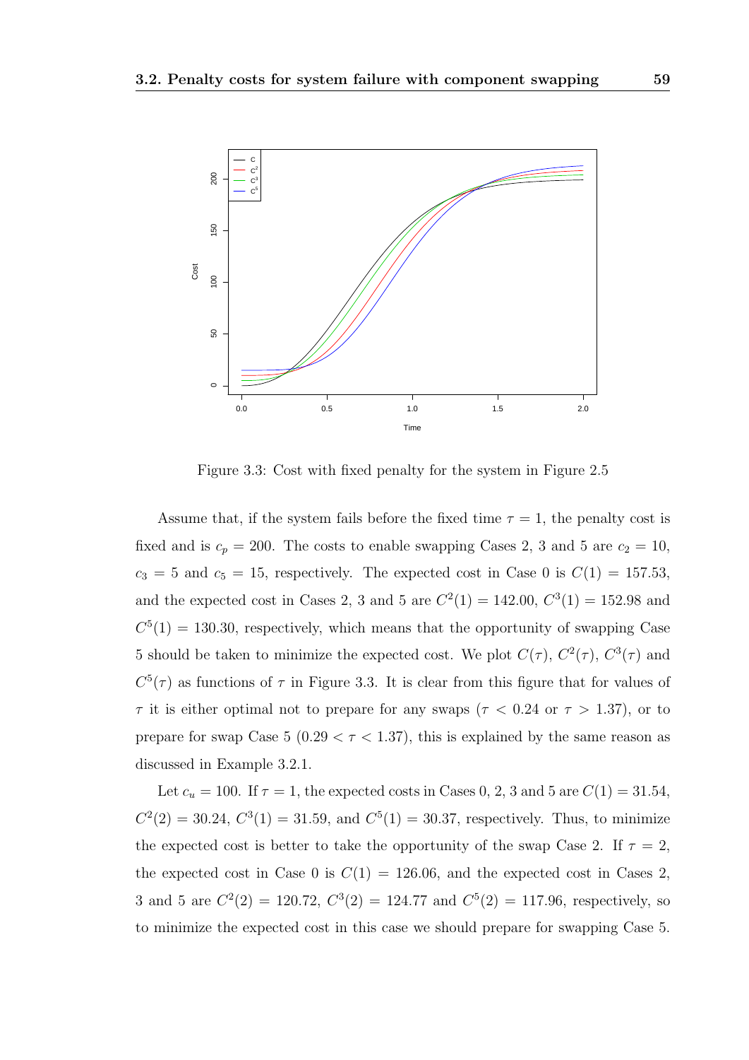Figure 3.3: Cost with fixed penalty for the system in Figure 2.5

Assume that, if the system fails before the fixed time $\tau = 1$, the penalty cost is fixed and is $c_p = 200$. The costs to enable swapping Cases 2, 3 and 5 are $c_2 = 10$, $c_3 = 5$ and $c_5 = 15$, respectively. The expected cost in Case 0 is $C(1) = 157.53$, and the expected cost in Cases 2, 3 and 5 are $C^2(1) = 142.00$, $C^3(1) = 152.98$ and $C^5(1) = 130.30$, respectively, which means that the opportunity of swapping Case 5 should be taken to minimize the expected cost. We plot $C(\tau)$, $C^2(\tau)$, $C^3(\tau)$ and $C^5(\tau)$ as functions of $\tau$ in Figure 3.3. It is clear from this figure that for values of $\tau$ it is either optimal not to prepare for any swaps ($\tau < 0.24$ or $\tau > 1.37$), or to prepare for swap Case 5 ($0.29 < \tau < 1.37$), this is explained by the same reason as discussed in Example 3.2.1.

Let $c_u = 100$. If $\tau = 1$, the expected costs in Cases 0, 2, 3 and 5 are $C(1) = 31.54$, $C^2(2) = 30.24$, $C^3(1) = 31.59$, and $C^5(1) = 30.37$, respectively. Thus, to minimize the expected cost is better to take the opportunity of the swap Case 2. If $\tau = 2$, the expected cost in Case 0 is $C(1) = 126.06$, and the expected cost in Cases 2, 3 and 5 are $C^2(2) = 120.72$, $C^3(2) = 124.77$ and $C^5(2) = 117.96$, respectively, so to minimize the expected cost in this case we should prepare for swapping Case 5.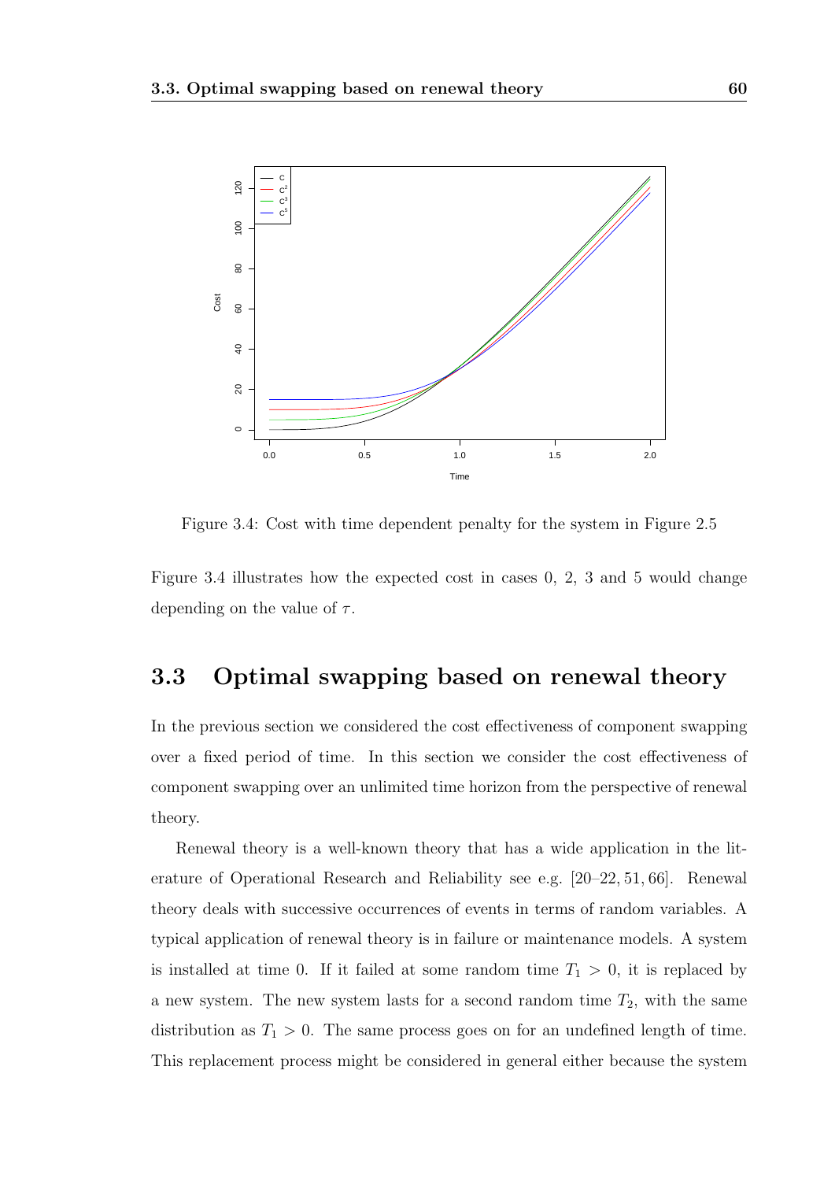Figure 3.4: Cost with time dependent penalty for the system in Figure 2.5

Figure 3.4 illustrates how the expected cost in cases 0, 2, 3 and 5 would change depending on the value of $\tau$.

## 3.3 Optimal swapping based on renewal theory

In the previous section we considered the cost effectiveness of component swapping over a fixed period of time. In this section we consider the cost effectiveness of component swapping over an unlimited time horizon from the perspective of renewal theory.

Renewal theory is a well-known theory that has a wide application in the literature of Operational Research and Reliability see e.g. [20–22, 51, 66]. Renewal theory deals with successive occurrences of events in terms of random variables. A typical application of renewal theory is in failure or maintenance models. A system is installed at time 0. If it failed at some random time $T_1 > 0$, it is replaced by a new system. The new system lasts for a second random time $T_2$, with the same distribution as $T_1 > 0$. The same process goes on for an undefined length of time. This replacement process might be considered in general either because the system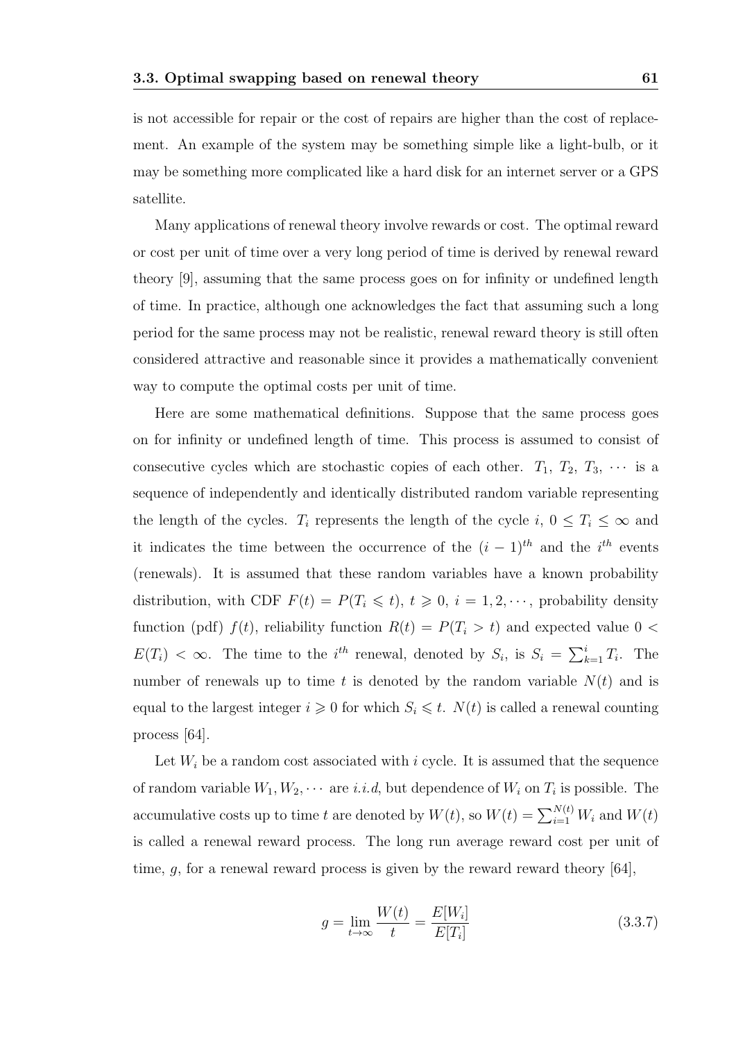is not accessible for repair or the cost of repairs are higher than the cost of replacement. An example of the system may be something simple like a light-bulb, or it may be something more complicated like a hard disk for an internet server or a GPS satellite.

Many applications of renewal theory involve rewards or cost. The optimal reward or cost per unit of time over a very long period of time is derived by renewal reward theory [9], assuming that the same process goes on for infinity or undefined length of time. In practice, although one acknowledges the fact that assuming such a long period for the same process may not be realistic, renewal reward theory is still often considered attractive and reasonable since it provides a mathematically convenient way to compute the optimal costs per unit of time.

Here are some mathematical definitions. Suppose that the same process goes on for infinity or undefined length of time. This process is assumed to consist of consecutive cycles which are stochastic copies of each other. $T_1$, $T_2$, $T_3$, $\cdots$ is a sequence of independently and identically distributed random variable representing the length of the cycles. $T_i$ represents the length of the cycle $i$, $0 \leq T_i \leq \infty$ and it indicates the time between the occurrence of the $(i-1)^{th}$ and the $i^{th}$ events (renewals). It is assumed that these random variables have a known probability distribution, with CDF $F(t) = P(T_i \leqslant t)$, $t \geqslant 0$, $i = 1, 2, \cdots$, probability density function (pdf) $f(t)$, reliability function $R(t) = P(T_i > t)$ and expected value $0 < E(T_i) < \infty$. The time to the $i^{th}$ renewal, denoted by $S_i$, is $S_i = \sum_{k=1}^{i} T_i$. The number of renewals up to time $t$ is denoted by the random variable $N(t)$ and is equal to the largest integer $i \geqslant 0$ for which $S_i \leqslant t$. $N(t)$ is called a renewal counting process [64].

Let $W_i$ be a random cost associated with $i$ cycle. It is assumed that the sequence of random variable $W_1, W_2, \cdots$ are *i.i.d*, but dependence of $W_i$ on $T_i$ is possible. The accumulative costs up to time $t$ are denoted by $W(t)$, so $W(t) = \sum_{i=1}^{N(t)} W_i$ and $W(t)$ is called a renewal reward process. The long run average reward cost per unit of time, $g$, for a renewal reward process is given by the reward reward theory [64],

$$g = \lim_{t \to \infty} \frac{W(t)}{t} = \frac{E[W_i]}{E[T_i]} \tag{3.3.7}$$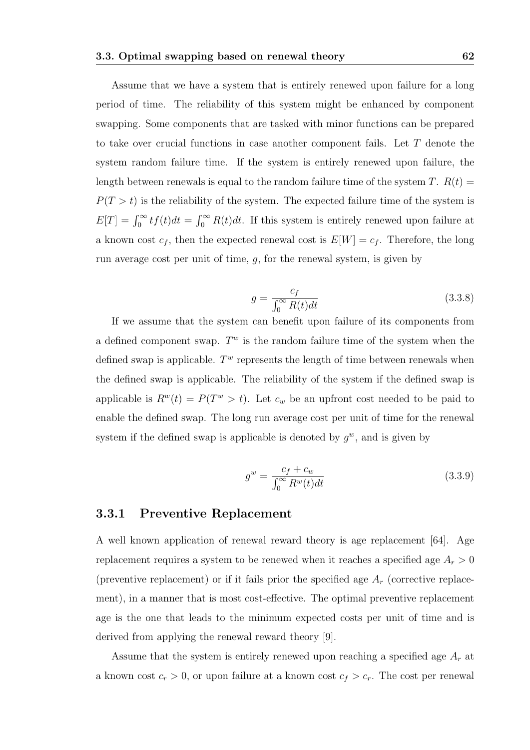Assume that we have a system that is entirely renewed upon failure for a long period of time. The reliability of this system might be enhanced by component swapping. Some components that are tasked with minor functions can be prepared to take over crucial functions in case another component fails. Let $T$ denote the system random failure time. If the system is entirely renewed upon failure, the length between renewals is equal to the random failure time of the system $T$. $R(t) = P(T > t)$ is the reliability of the system. The expected failure time of the system is $E[T] = \int_0^\infty tf(t)dt = \int_0^\infty R(t)dt$. If this system is entirely renewed upon failure at a known cost $c_f$, then the expected renewal cost is $E[W] = c_f$. Therefore, the long run average cost per unit of time, $g$, for the renewal system, is given by

$$g = \frac{c_f}{\int_0^\infty R(t)dt} \tag{3.3.8}$$

If we assume that the system can benefit upon failure of its components from a defined component swap. $T^w$ is the random failure time of the system when the defined swap is applicable. $T^w$ represents the length of time between renewals when the defined swap is applicable. The reliability of the system if the defined swap is applicable is $R^w(t) = P(T^w > t)$. Let $c_w$ be an upfront cost needed to be paid to enable the defined swap. The long run average cost per unit of time for the renewal system if the defined swap is applicable is denoted by $g^w$, and is given by

$$g^w = \frac{c_f + c_w}{\int_0^\infty R^w(t)dt} \tag{3.3.9}$$

### 3.3.1 Preventive Replacement

A well known application of renewal reward theory is age replacement [64]. Age replacement requires a system to be renewed when it reaches a specified age $A_r > 0$ (preventive replacement) or if it fails prior the specified age $A_r$ (corrective replacement), in a manner that is most cost-effective. The optimal preventive replacement age is the one that leads to the minimum expected costs per unit of time and is derived from applying the renewal reward theory [9].

Assume that the system is entirely renewed upon reaching a specified age $A_r$ at a known cost $c_r > 0$, or upon failure at a known cost $c_f > c_r$. The cost per renewal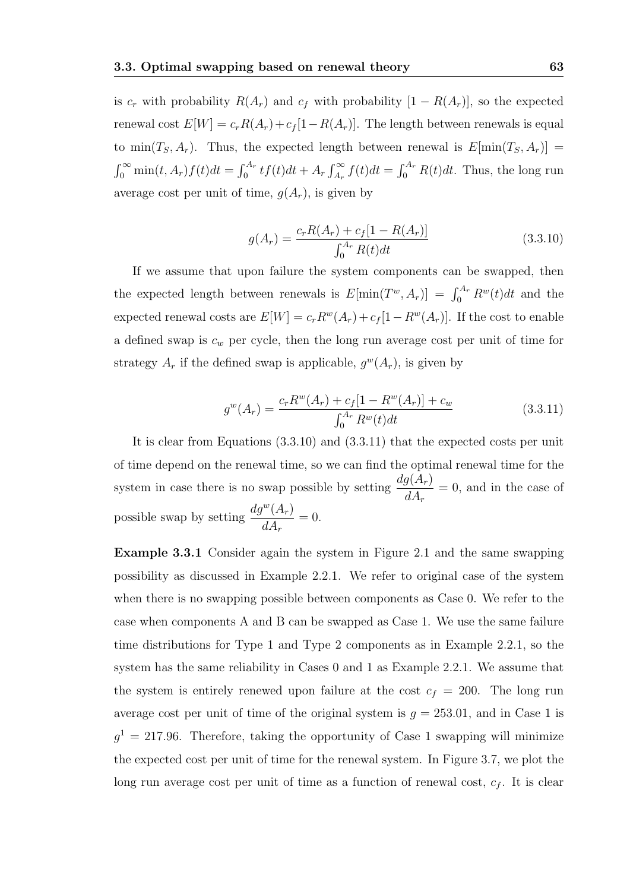is $c_r$ with probability $R(A_r)$ and $c_f$ with probability $[1 - R(A_r)]$, so the expected renewal cost $E[W] = c_r R(A_r) + c_f[1 - R(A_r)]$. The length between renewals is equal to $\min(T_S, A_r)$. Thus, the expected length between renewal is $E[\min(T_S, A_r)] = \int_0^\infty \min(t, A_r) f(t)dt = \int_0^{A_r} tf(t)dt + A_r \int_{A_r}^\infty f(t)dt = \int_0^{A_r} R(t)dt$. Thus, the long run average cost per unit of time, $g(A_r)$, is given by

$$g(A_r) = \frac{c_r R(A_r) + c_f[1 - R(A_r)]}{\int_0^{A_r} R(t)dt} \tag{3.3.10}$$

If we assume that upon failure the system components can be swapped, then the expected length between renewals is $E[\min(T^w, A_r)] = \int_0^{A_r} R^w(t)dt$ and the expected renewal costs are $E[W] = c_r R^w(A_r) + c_f[1 - R^w(A_r)]$. If the cost to enable a defined swap is $c_w$ per cycle, then the long run average cost per unit of time for strategy $A_r$ if the defined swap is applicable, $g^w(A_r)$, is given by

$$g^w(A_r) = \frac{c_r R^w(A_r) + c_f[1 - R^w(A_r)] + c_w}{\int_0^{A_r} R^w(t)dt} \tag{3.3.11}$$

It is clear from Equations (3.3.10) and (3.3.11) that the expected costs per unit of time depend on the renewal time, so we can find the optimal renewal time for the system in case there is no swap possible by setting $\frac{dg(A_r)}{dA_r} = 0$, and in the case of possible swap by setting $\frac{dg^w(A_r)}{dA_r} = 0$.

**Example 3.3.1** Consider again the system in Figure 2.1 and the same swapping possibility as discussed in Example 2.2.1. We refer to original case of the system when there is no swapping possible between components as Case 0. We refer to the case when components A and B can be swapped as Case 1. We use the same failure time distributions for Type 1 and Type 2 components as in Example 2.2.1, so the system has the same reliability in Cases 0 and 1 as Example 2.2.1. We assume that the system is entirely renewed upon failure at the cost $c_f = 200$. The long run average cost per unit of time of the original system is $g = 253.01$, and in Case 1 is $g^1 = 217.96$. Therefore, taking the opportunity of Case 1 swapping will minimize the expected cost per unit of time for the renewal system. In Figure 3.7, we plot the long run average cost per unit of time as a function of renewal cost, $c_f$. It is clear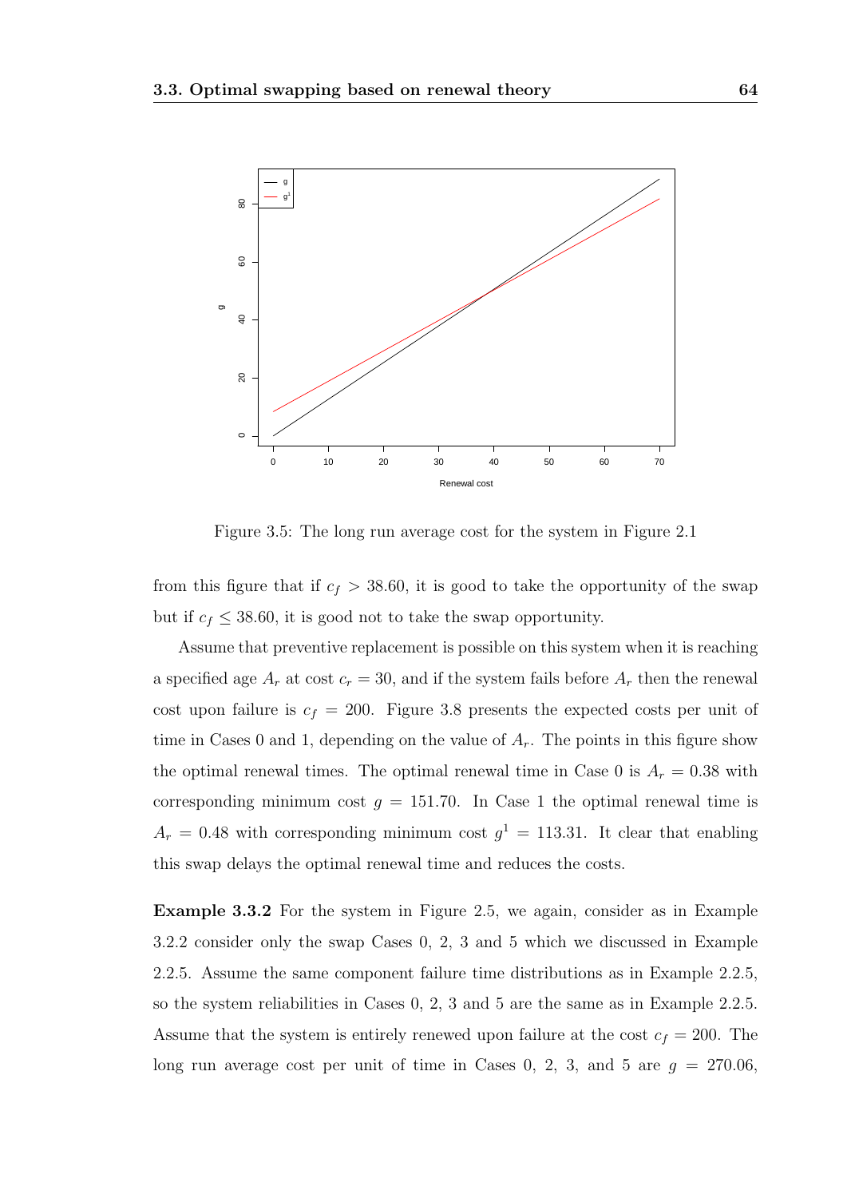Figure 3.5: The long run average cost for the system in Figure 2.1

from this figure that if $c_f > 38.60$, it is good to take the opportunity of the swap but if $c_f \leq 38.60$, it is good not to take the swap opportunity.

Assume that preventive replacement is possible on this system when it is reaching a specified age $A_r$ at cost $c_r = 30$, and if the system fails before $A_r$ then the renewal cost upon failure is $c_f = 200$. Figure 3.8 presents the expected costs per unit of time in Cases 0 and 1, depending on the value of $A_r$. The points in this figure show the optimal renewal times. The optimal renewal time in Case 0 is $A_r = 0.38$ with corresponding minimum cost $g = 151.70$. In Case 1 the optimal renewal time is $A_r = 0.48$ with corresponding minimum cost $g^1 = 113.31$. It clear that enabling this swap delays the optimal renewal time and reduces the costs.

**Example 3.3.2** For the system in Figure 2.5, we again, consider as in Example 3.2.2 consider only the swap Cases 0, 2, 3 and 5 which we discussed in Example 2.2.5. Assume the same component failure time distributions as in Example 2.2.5, so the system reliabilities in Cases 0, 2, 3 and 5 are the same as in Example 2.2.5. Assume that the system is entirely renewed upon failure at the cost $c_f = 200$. The long run average cost per unit of time in Cases 0, 2, 3, and 5 are $g = 270.06$,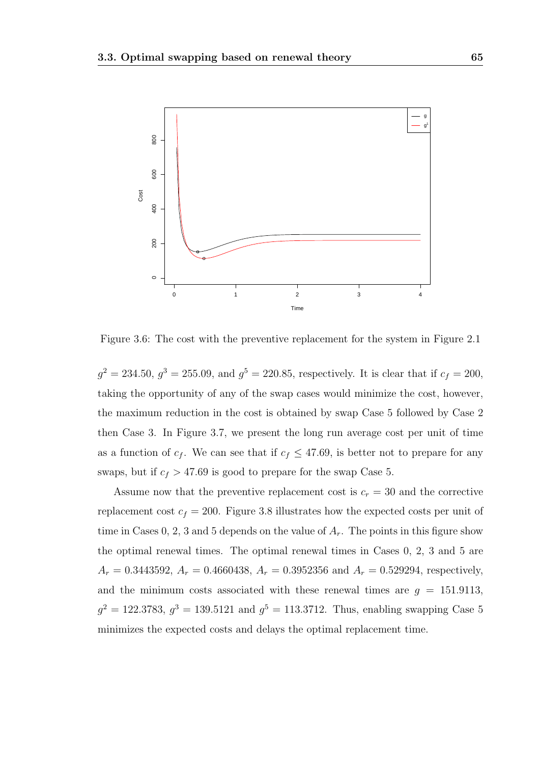Figure 3.6: The cost with the preventive replacement for the system in Figure 2.1

$g^2 = 234.50$, $g^3 = 255.09$, and $g^5 = 220.85$, respectively. It is clear that if $c_f = 200$, taking the opportunity of any of the swap cases would minimize the cost, however, the maximum reduction in the cost is obtained by swap Case 5 followed by Case 2 then Case 3. In Figure 3.7, we present the long run average cost per unit of time as a function of $c_f$. We can see that if $c_f \leq 47.69$, is better not to prepare for any swaps, but if $c_f > 47.69$ is good to prepare for the swap Case 5.

Assume now that the preventive replacement cost is $c_r = 30$ and the corrective replacement cost $c_f = 200$. Figure 3.8 illustrates how the expected costs per unit of time in Cases 0, 2, 3 and 5 depends on the value of $A_r$. The points in this figure show the optimal renewal times. The optimal renewal times in Cases 0, 2, 3 and 5 are $A_r = 0.3443592$, $A_r = 0.4660438$, $A_r = 0.3952356$ and $A_r = 0.529294$, respectively, and the minimum costs associated with these renewal times are $g = 151.9113$, $g^2 = 122.3783$, $g^3 = 139.5121$ and $g^5 = 113.3712$. Thus, enabling swapping Case 5 minimizes the expected costs and delays the optimal replacement time.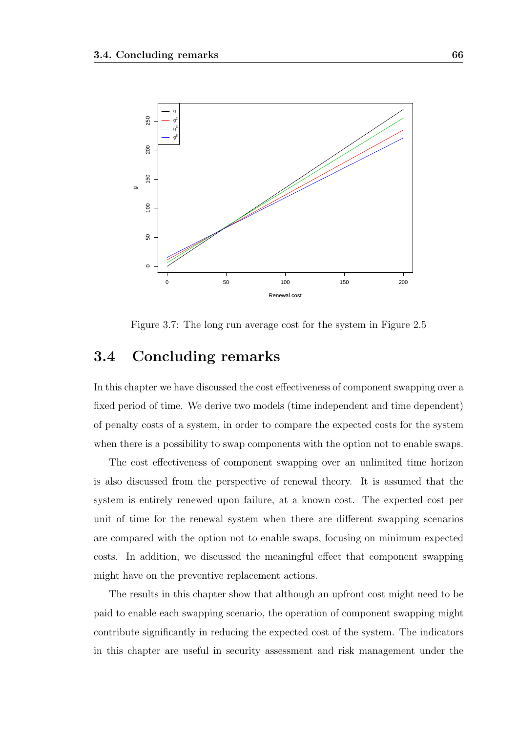Figure 3.7: The long run average cost for the system in Figure 2.5

## 3.4 Concluding remarks

In this chapter we have discussed the cost effectiveness of component swapping over a fixed period of time. We derive two models (time independent and time dependent) of penalty costs of a system, in order to compare the expected costs for the system when there is a possibility to swap components with the option not to enable swaps.

The cost effectiveness of component swapping over an unlimited time horizon is also discussed from the perspective of renewal theory. It is assumed that the system is entirely renewed upon failure, at a known cost. The expected cost per unit of time for the renewal system when there are different swapping scenarios are compared with the option not to enable swaps, focusing on minimum expected costs. In addition, we discussed the meaningful effect that component swapping might have on the preventive replacement actions.

The results in this chapter show that although an upfront cost might need to be paid to enable each swapping scenario, the operation of component swapping might contribute significantly in reducing the expected cost of the system. The indicators in this chapter are useful in security assessment and risk management under the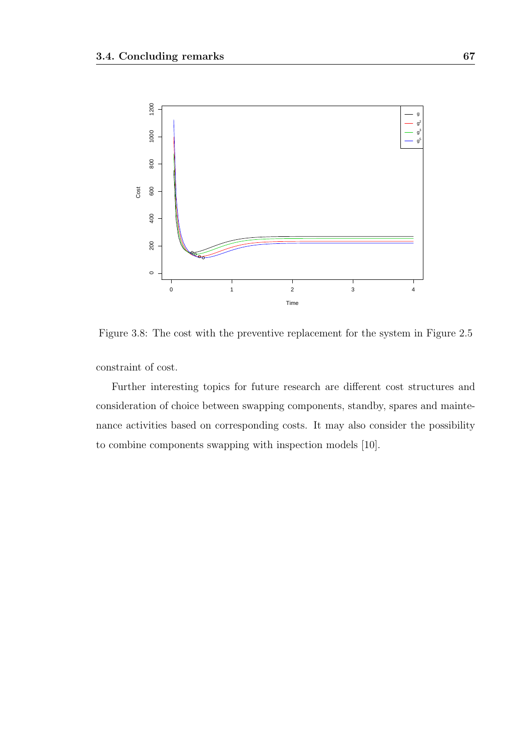Figure 3.8: The cost with the preventive replacement for the system in Figure 2.5

constraint of cost.

Further interesting topics for future research are different cost structures and consideration of choice between swapping components, standby, spares and maintenance activities based on corresponding costs. It may also consider the possibility to combine components swapping with inspection models [10].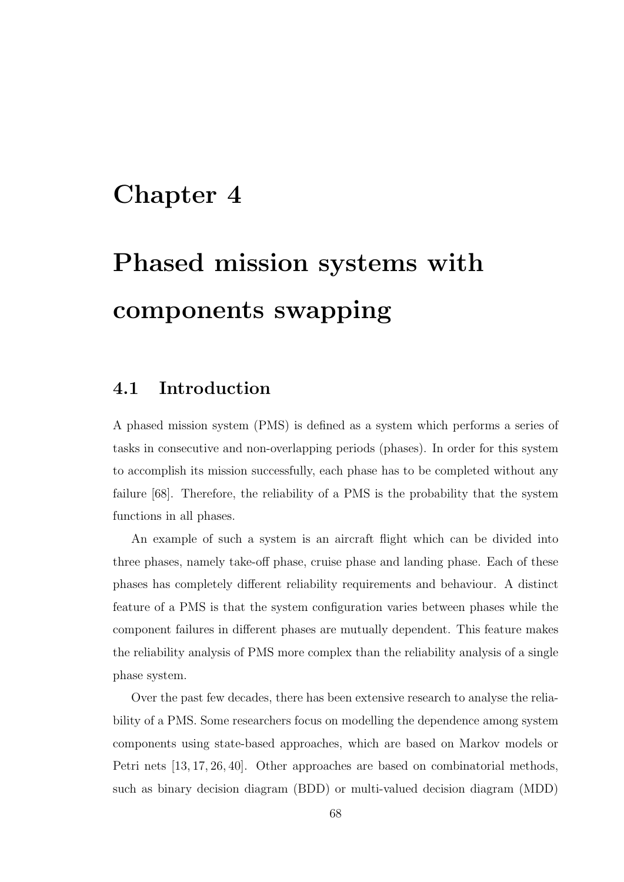# Chapter 4

# Phased mission systems with components swapping

## 4.1 Introduction

A phased mission system (PMS) is defined as a system which performs a series of tasks in consecutive and non-overlapping periods (phases). In order for this system to accomplish its mission successfully, each phase has to be completed without any failure [68]. Therefore, the reliability of a PMS is the probability that the system functions in all phases.

An example of such a system is an aircraft flight which can be divided into three phases, namely take-off phase, cruise phase and landing phase. Each of these phases has completely different reliability requirements and behaviour. A distinct feature of a PMS is that the system configuration varies between phases while the component failures in different phases are mutually dependent. This feature makes the reliability analysis of PMS more complex than the reliability analysis of a single phase system.

Over the past few decades, there has been extensive research to analyse the reliability of a PMS. Some researchers focus on modelling the dependence among system components using state-based approaches, which are based on Markov models or Petri nets [13, 17, 26, 40]. Other approaches are based on combinatorial methods, such as binary decision diagram (BDD) or multi-valued decision diagram (MDD)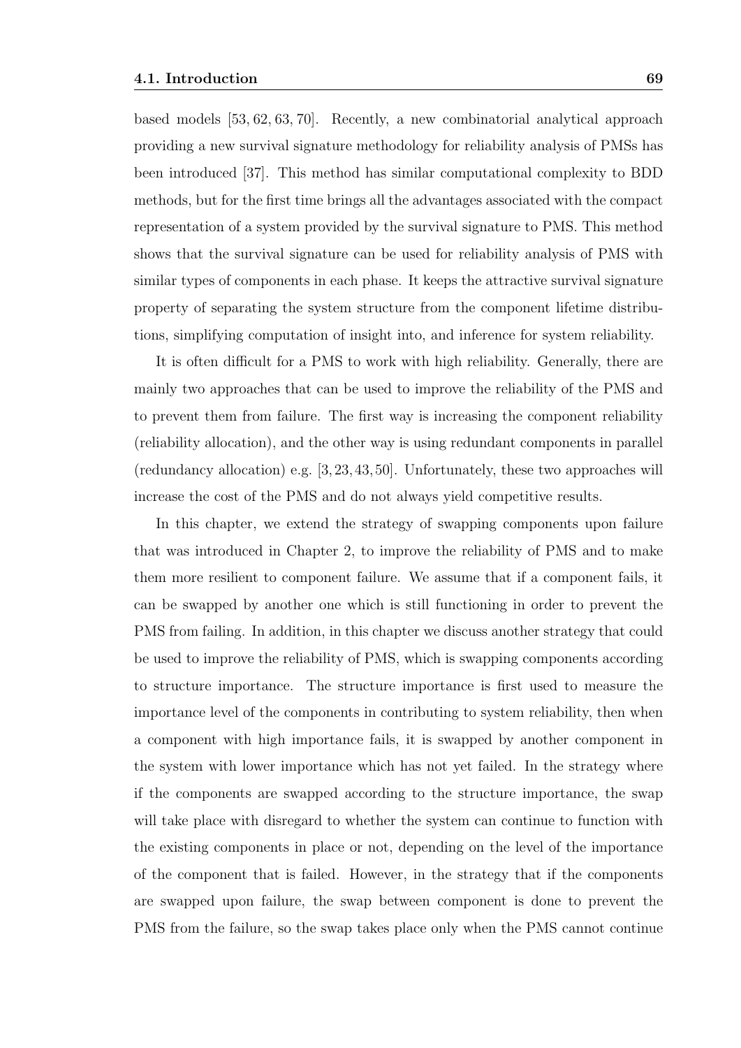based models [53, 62, 63, 70]. Recently, a new combinatorial analytical approach providing a new survival signature methodology for reliability analysis of PMSs has been introduced [37]. This method has similar computational complexity to BDD methods, but for the first time brings all the advantages associated with the compact representation of a system provided by the survival signature to PMS. This method shows that the survival signature can be used for reliability analysis of PMS with similar types of components in each phase. It keeps the attractive survival signature property of separating the system structure from the component lifetime distributions, simplifying computation of insight into, and inference for system reliability.

It is often difficult for a PMS to work with high reliability. Generally, there are mainly two approaches that can be used to improve the reliability of the PMS and to prevent them from failure. The first way is increasing the component reliability (reliability allocation), and the other way is using redundant components in parallel (redundancy allocation) e.g. [3, 23, 43, 50]. Unfortunately, these two approaches will increase the cost of the PMS and do not always yield competitive results.

In this chapter, we extend the strategy of swapping components upon failure that was introduced in Chapter 2, to improve the reliability of PMS and to make them more resilient to component failure. We assume that if a component fails, it can be swapped by another one which is still functioning in order to prevent the PMS from failing. In addition, in this chapter we discuss another strategy that could be used to improve the reliability of PMS, which is swapping components according to structure importance. The structure importance is first used to measure the importance level of the components in contributing to system reliability, then when a component with high importance fails, it is swapped by another component in the system with lower importance which has not yet failed. In the strategy where if the components are swapped according to the structure importance, the swap will take place with disregard to whether the system can continue to function with the existing components in place or not, depending on the level of the importance of the component that is failed. However, in the strategy that if the components are swapped upon failure, the swap between component is done to prevent the PMS from the failure, so the swap takes place only when the PMS cannot continue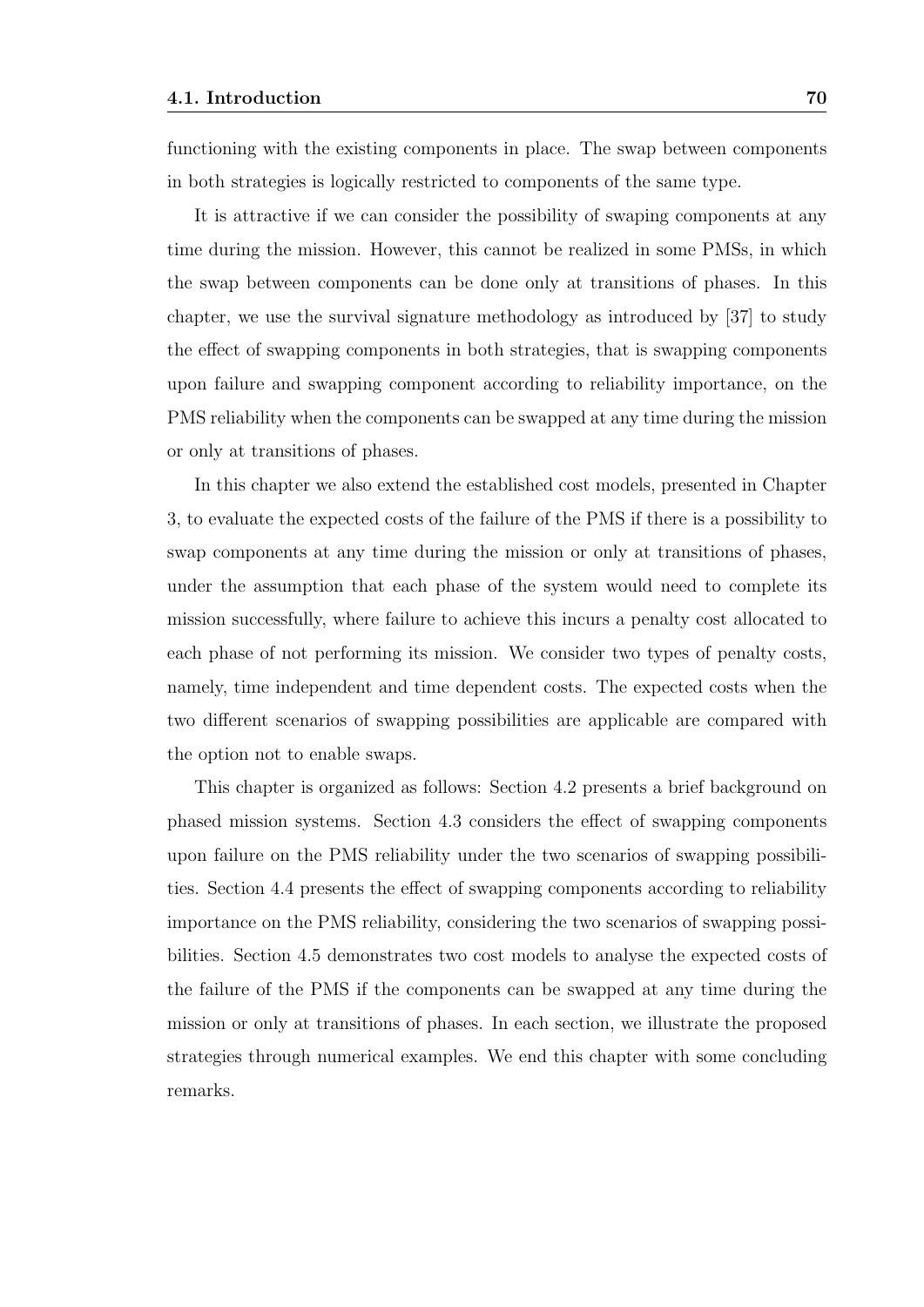functioning with the existing components in place. The swap between components in both strategies is logically restricted to components of the same type.

It is attractive if we can consider the possibility of swaping components at any time during the mission. However, this cannot be realized in some PMSs, in which the swap between components can be done only at transitions of phases. In this chapter, we use the survival signature methodology as introduced by [37] to study the effect of swapping components in both strategies, that is swapping components upon failure and swapping component according to reliability importance, on the PMS reliability when the components can be swapped at any time during the mission or only at transitions of phases.

In this chapter we also extend the established cost models, presented in Chapter 3, to evaluate the expected costs of the failure of the PMS if there is a possibility to swap components at any time during the mission or only at transitions of phases, under the assumption that each phase of the system would need to complete its mission successfully, where failure to achieve this incurs a penalty cost allocated to each phase of not performing its mission. We consider two types of penalty costs, namely, time independent and time dependent costs. The expected costs when the two different scenarios of swapping possibilities are applicable are compared with the option not to enable swaps.

This chapter is organized as follows: Section 4.2 presents a brief background on phased mission systems. Section 4.3 considers the effect of swapping components upon failure on the PMS reliability under the two scenarios of swapping possibilities. Section 4.4 presents the effect of swapping components according to reliability importance on the PMS reliability, considering the two scenarios of swapping possibilities. Section 4.5 demonstrates two cost models to analyse the expected costs of the failure of the PMS if the components can be swapped at any time during the mission or only at transitions of phases. In each section, we illustrate the proposed strategies through numerical examples. We end this chapter with some concluding remarks.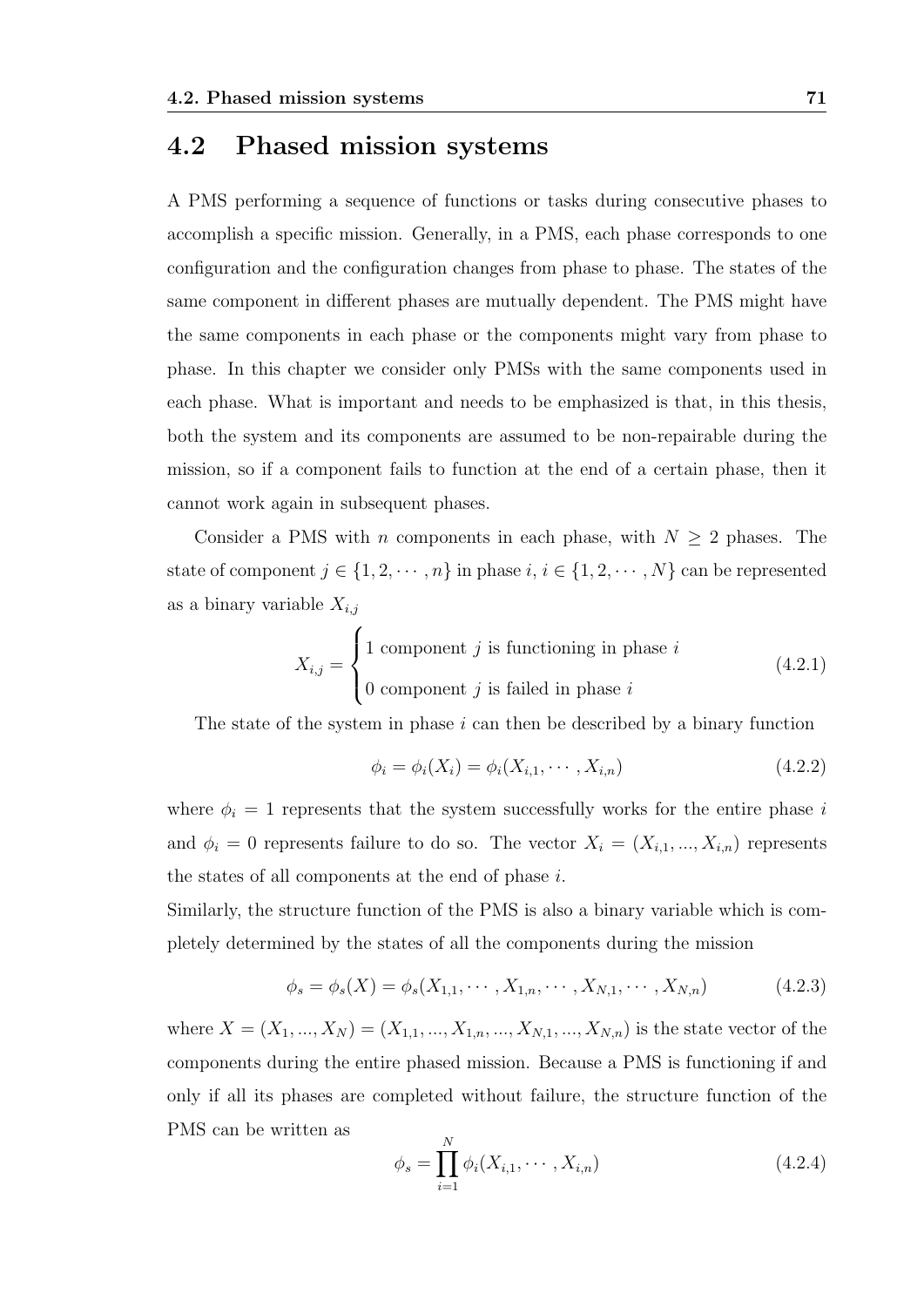## 4.2 Phased mission systems

A PMS performing a sequence of functions or tasks during consecutive phases to accomplish a specific mission. Generally, in a PMS, each phase corresponds to one configuration and the configuration changes from phase to phase. The states of the same component in different phases are mutually dependent. The PMS might have the same components in each phase or the components might vary from phase to phase. In this chapter we consider only PMSs with the same components used in each phase. What is important and needs to be emphasized is that, in this thesis, both the system and its components are assumed to be non-repairable during the mission, so if a component fails to function at the end of a certain phase, then it cannot work again in subsequent phases.

Consider a PMS with $n$ components in each phase, with $N \geq 2$ phases. The state of component $j \in \{1, 2, \cdots, n\}$ in phase $i$, $i \in \{1, 2, \cdots, N\}$ can be represented as a binary variable $X_{i,j}$

$$X_{i,j} = \begin{cases} 1 \text{ component } j \text{ is functioning in phase } i \\ 0 \text{ component } j \text{ is failed in phase } i \end{cases} \tag{4.2.1}$$

The state of the system in phase $i$ can then be described by a binary function

$$\phi_i = \phi_i(X_i) = \phi_i(X_{i,1}, \cdots, X_{i,n}) \tag{4.2.2}$$

where $\phi_i = 1$ represents that the system successfully works for the entire phase $i$ and $\phi_i = 0$ represents failure to do so. The vector $X_i = (X_{i,1}, ..., X_{i,n})$ represents the states of all components at the end of phase $i$.

Similarly, the structure function of the PMS is also a binary variable which is completely determined by the states of all the components during the mission

$$\phi_s = \phi_s(X) = \phi_s(X_{1,1}, \cdots, X_{1,n}, \cdots, X_{N,1}, \cdots, X_{N,n}) \tag{4.2.3}$$

where $X = (X_1, ..., X_N) = (X_{1,1}, ..., X_{1,n}, ..., X_{N,1}, ..., X_{N,n})$ is the state vector of the components during the entire phased mission. Because a PMS is functioning if and only if all its phases are completed without failure, the structure function of the PMS can be written as

$$\phi_s = \prod_{i=1}^{N} \phi_i(X_{i,1}, \cdots, X_{i,n}) \tag{4.2.4}$$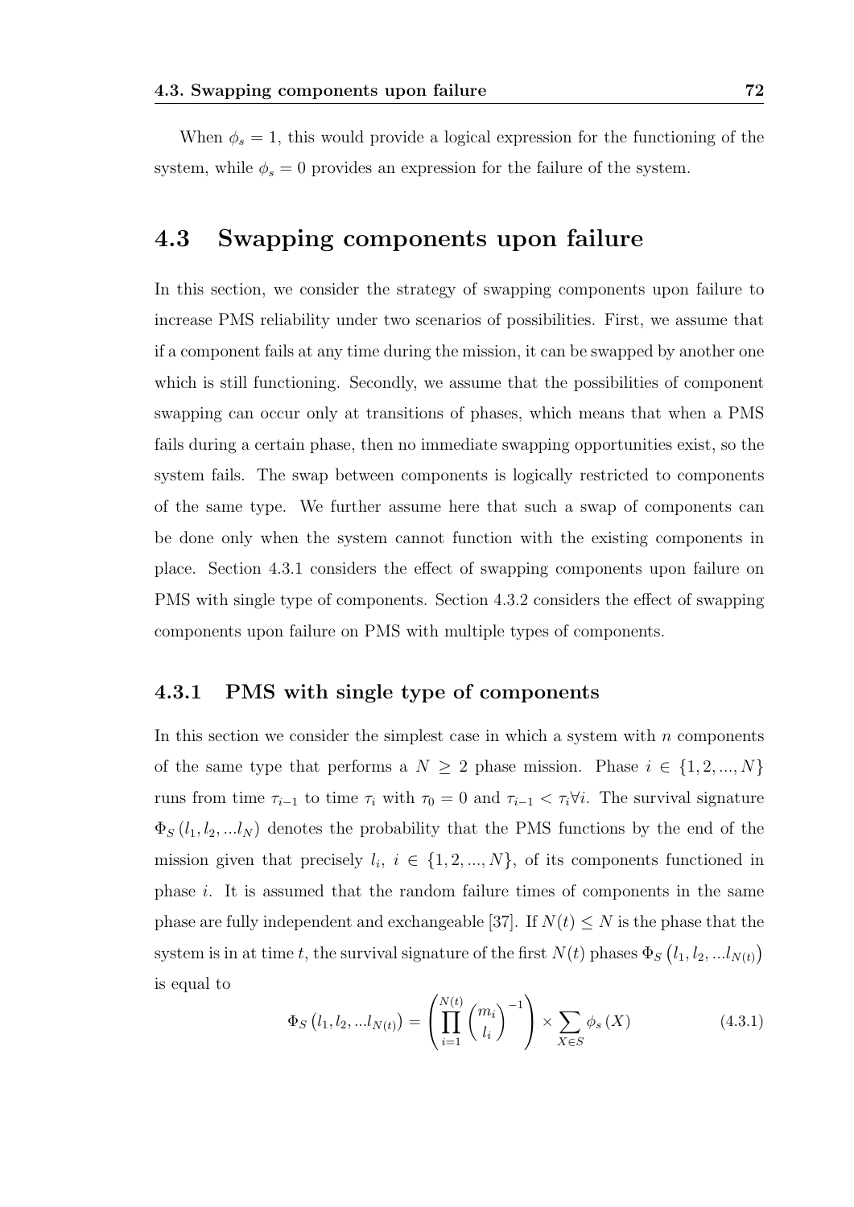When $\phi_s = 1$, this would provide a logical expression for the functioning of the system, while $\phi_s = 0$ provides an expression for the failure of the system.

## 4.3 Swapping components upon failure

In this section, we consider the strategy of swapping components upon failure to increase PMS reliability under two scenarios of possibilities. First, we assume that if a component fails at any time during the mission, it can be swapped by another one which is still functioning. Secondly, we assume that the possibilities of component swapping can occur only at transitions of phases, which means that when a PMS fails during a certain phase, then no immediate swapping opportunities exist, so the system fails. The swap between components is logically restricted to components of the same type. We further assume here that such a swap of components can be done only when the system cannot function with the existing components in place. Section 4.3.1 considers the effect of swapping components upon failure on PMS with single type of components. Section 4.3.2 considers the effect of swapping components upon failure on PMS with multiple types of components.

### 4.3.1 PMS with single type of components

In this section we consider the simplest case in which a system with $n$ components of the same type that performs a $N \geq 2$ phase mission. Phase $i \in \{1, 2, ..., N\}$ runs from time $\tau_{i-1}$ to time $\tau_i$ with $\tau_0 = 0$ and $\tau_{i-1} < \tau_i \forall i$. The survival signature $\Phi_S(l_1, l_2, ...l_N)$ denotes the probability that the PMS functions by the end of the mission given that precisely $l_i$, $i \in \{1, 2, ..., N\}$, of its components functioned in phase $i$. It is assumed that the random failure times of components in the same phase are fully independent and exchangeable [37]. If $N(t) \leq N$ is the phase that the system is in at time $t$, the survival signature of the first $N(t)$ phases $\Phi_S\left(l_1, l_2, ...l_{N(t)}\right)$ is equal to

$$\Phi_S\left(l_1, l_2, ...l_{N(t)}\right) = \left(\prod_{i=1}^{N(t)} \binom{m_i}{l_i}^{-1}\right) \times \sum_{X \in S} \phi_s(X) \tag{4.3.1}$$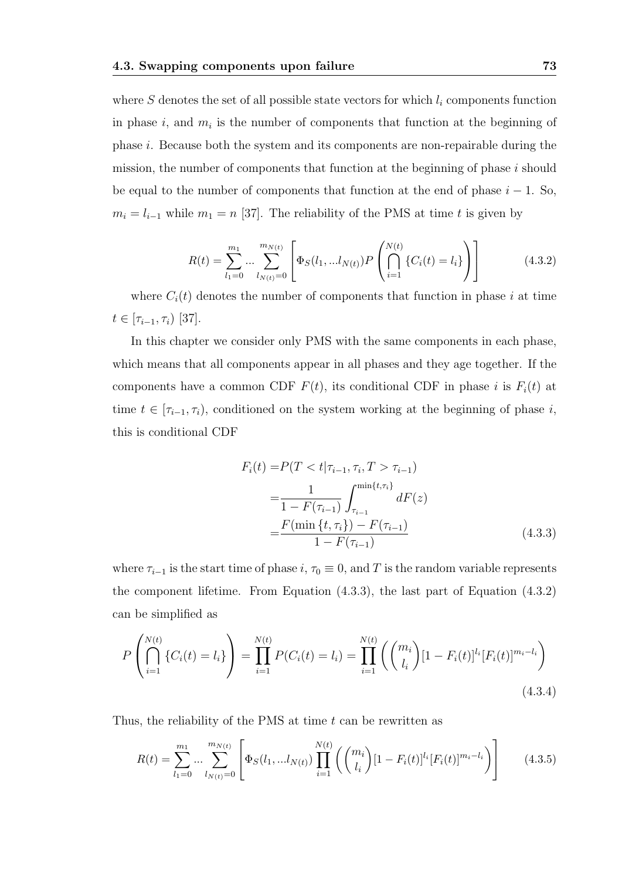where $S$ denotes the set of all possible state vectors for which $l_i$ components function in phase $i$, and $m_i$ is the number of components that function at the beginning of phase $i$. Because both the system and its components are non-repairable during the mission, the number of components that function at the beginning of phase $i$ should be equal to the number of components that function at the end of phase $i-1$. So, $m_i = l_{i-1}$ while $m_1 = n$ [37]. The reliability of the PMS at time $t$ is given by

$$R(t) = \sum_{l_1=0}^{m_1} ... \sum_{l_{N(t)}=0}^{m_{N(t)}} \left[ \Phi_S(l_1, ...l_{N(t)}) P\left( \bigcap_{i=1}^{N(t)} \{C_i(t) = l_i\} \right) \right] \tag{4.3.2}$$

where $C_i(t)$ denotes the number of components that function in phase $i$ at time $t \in [\tau_{i-1}, \tau_i)$ [37].

In this chapter we consider only PMS with the same components in each phase, which means that all components appear in all phases and they age together. If the components have a common CDF $F(t)$, its conditional CDF in phase $i$ is $F_i(t)$ at time $t \in [\tau_{i-1}, \tau_i)$, conditioned on the system working at the beginning of phase $i$, this is conditional CDF

$$\begin{aligned} F_i(t) =& P(T < t | \tau_{i-1}, \tau_i, T > \tau_{i-1}) \\ =& \frac{1}{1 - F(\tau_{i-1})} \int_{\tau_{i-1}}^{\min\{t, \tau_i\}} dF(z) \\ =& \frac{F(\min\{t, \tau_i\}) - F(\tau_{i-1})}{1 - F(\tau_{i-1})} \end{aligned} \tag{4.3.3}$$

where $\tau_{i-1}$ is the start time of phase $i$, $\tau_0 \equiv 0$, and $T$ is the random variable represents the component lifetime. From Equation (4.3.3), the last part of Equation (4.3.2) can be simplified as

$$P\left( \bigcap_{i=1}^{N(t)} \{C_i(t) = l_i\} \right) = \prod_{i=1}^{N(t)} P(C_i(t) = l_i) = \prod_{i=1}^{N(t)} \left( \binom{m_i}{l_i} [1 - F_i(t)]^{l_i} [F_i(t)]^{m_i - l_i} \right) \tag{4.3.4}$$

Thus, the reliability of the PMS at time $t$ can be rewritten as

$$R(t) = \sum_{l_1=0}^{m_1} ... \sum_{l_{N(t)}=0}^{m_{N(t)}} \left[ \Phi_S(l_1, ...l_{N(t)}) \prod_{i=1}^{N(t)} \left( \binom{m_i}{l_i} [1 - F_i(t)]^{l_i} [F_i(t)]^{m_i - l_i} \right) \right] \tag{4.3.5}$$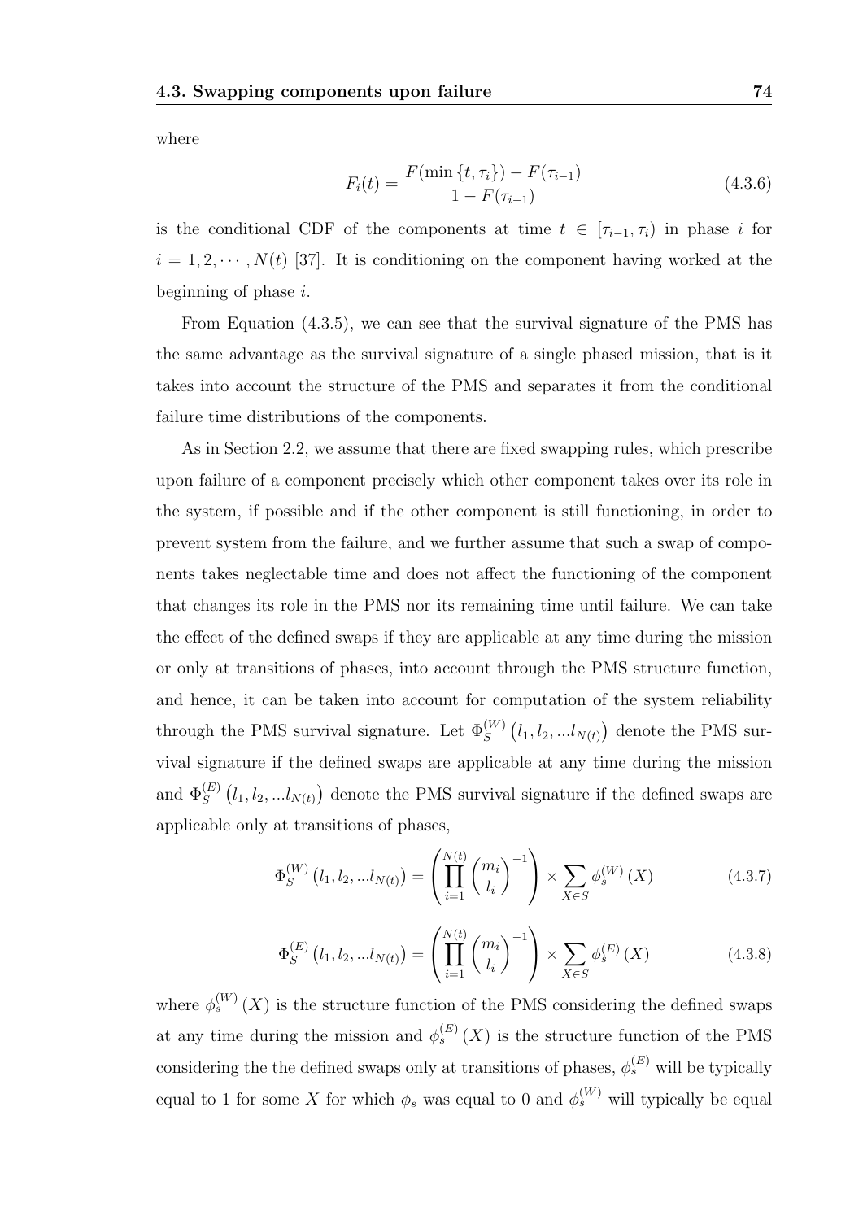where

$$F_i(t) = \frac{F(\min\{t, \tau_i\}) - F(\tau_{i-1})}{1 - F(\tau_{i-1})} \tag{4.3.6}$$

is the conditional CDF of the components at time $t \in [\tau_{i-1}, \tau_i)$ in phase $i$ for $i = 1, 2, \cdots, N(t)$ [37]. It is conditioning on the component having worked at the beginning of phase $i$.

From Equation (4.3.5), we can see that the survival signature of the PMS has the same advantage as the survival signature of a single phased mission, that is it takes into account the structure of the PMS and separates it from the conditional failure time distributions of the components.

As in Section 2.2, we assume that there are fixed swapping rules, which prescribe upon failure of a component precisely which other component takes over its role in the system, if possible and if the other component is still functioning, in order to prevent system from the failure, and we further assume that such a swap of components takes neglectable time and does not affect the functioning of the component that changes its role in the PMS nor its remaining time until failure. We can take the effect of the defined swaps if they are applicable at any time during the mission or only at transitions of phases, into account through the PMS structure function, and hence, it can be taken into account for computation of the system reliability through the PMS survival signature. Let $\Phi_S^{(W)}\left(l_1, l_2, ...l_{N(t)}\right)$ denote the PMS survival signature if the defined swaps are applicable at any time during the mission and $\Phi_S^{(E)}\left(l_1, l_2, ...l_{N(t)}\right)$ denote the PMS survival signature if the defined swaps are applicable only at transitions of phases,

$$\Phi_S^{(W)}\left(l_1, l_2, ...l_{N(t)}\right) = \left(\prod_{i=1}^{N(t)} \binom{m_i}{l_i}^{-1}\right) \times \sum_{X \in S} \phi_s^{(W)}(X) \tag{4.3.7}$$

$$\Phi_S^{(E)}\left(l_1, l_2, ...l_{N(t)}\right) = \left(\prod_{i=1}^{N(t)} \binom{m_i}{l_i}^{-1}\right) \times \sum_{X \in S} \phi_s^{(E)}(X) \tag{4.3.8}$$

where $\phi_s^{(W)}(X)$ is the structure function of the PMS considering the defined swaps at any time during the mission and $\phi_s^{(E)}(X)$ is the structure function of the PMS considering the the defined swaps only at transitions of phases, $\phi_s^{(E)}$ will be typically equal to 1 for some $X$ for which $\phi_s$ was equal to 0 and $\phi_s^{(W)}$ will typically be equal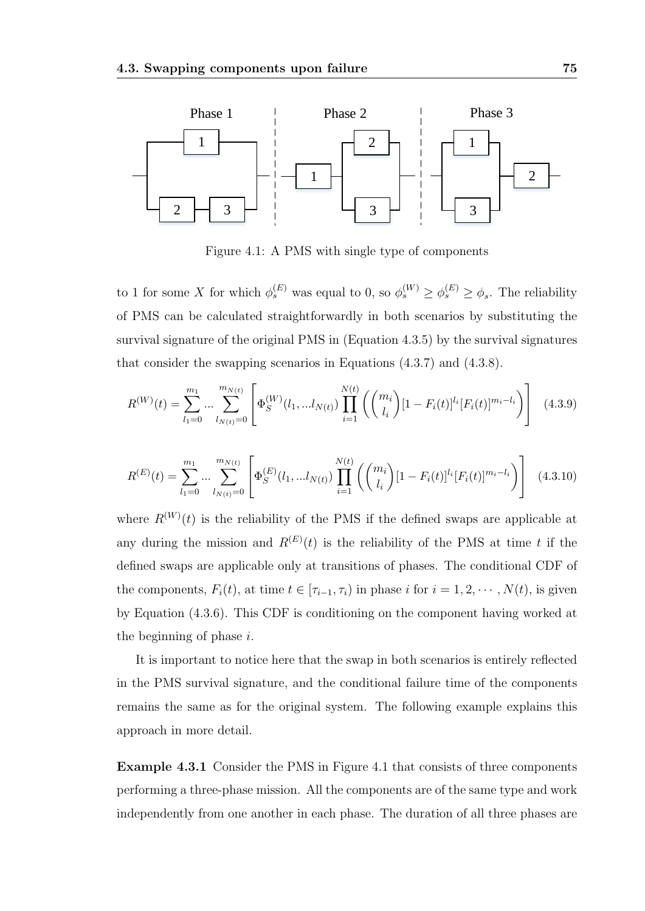Figure 4.1: A PMS with single type of components

to 1 for some $X$ for which $\phi_s^{(E)}$ was equal to 0, so $\phi_s^{(W)} \geq \phi_s^{(E)} \geq \phi_s$. The reliability of PMS can be calculated straightforwardly in both scenarios by substituting the survival signature of the original PMS in (Equation 4.3.5) by the survival signatures that consider the swapping scenarios in Equations (4.3.7) and (4.3.8).

$$R^{(W)}(t) = \sum_{l_1=0}^{m_1} \dots \sum_{l_{N(t)}=0}^{m_{N(t)}} \left[ \Phi_S^{(W)}(l_1, \dots l_{N(t)}) \prod_{i=1}^{N(t)} \left( \binom{m_i}{l_i} [1 - F_i(t)]^{l_i} [F_i(t)]^{m_i - l_i} \right) \right] \quad (4.3.9)$$

$$R^{(E)}(t) = \sum_{l_1=0}^{m_1} \dots \sum_{l_{N(t)}=0}^{m_{N(t)}} \left[ \Phi_S^{(E)}(l_1, \dots l_{N(t)}) \prod_{i=1}^{N(t)} \left( \binom{m_i}{l_i} [1 - F_i(t)]^{l_i} [F_i(t)]^{m_i - l_i} \right) \right] \quad (4.3.10)$$

where $R^{(W)}(t)$ is the reliability of the PMS if the defined swaps are applicable at any during the mission and $R^{(E)}(t)$ is the reliability of the PMS at time $t$ if the defined swaps are applicable only at transitions of phases. The conditional CDF of the components, $F_i(t)$, at time $t \in [\tau_{i-1}, \tau_i)$ in phase $i$ for $i = 1, 2, \cdots, N(t)$, is given by Equation (4.3.6). This CDF is conditioning on the component having worked at the beginning of phase $i$.

It is important to notice here that the swap in both scenarios is entirely reflected in the PMS survival signature, and the conditional failure time of the components remains the same as for the original system. The following example explains this approach in more detail.

**Example 4.3.1** Consider the PMS in Figure 4.1 that consists of three components performing a three-phase mission. All the components are of the same type and work independently from one another in each phase. The duration of all three phases are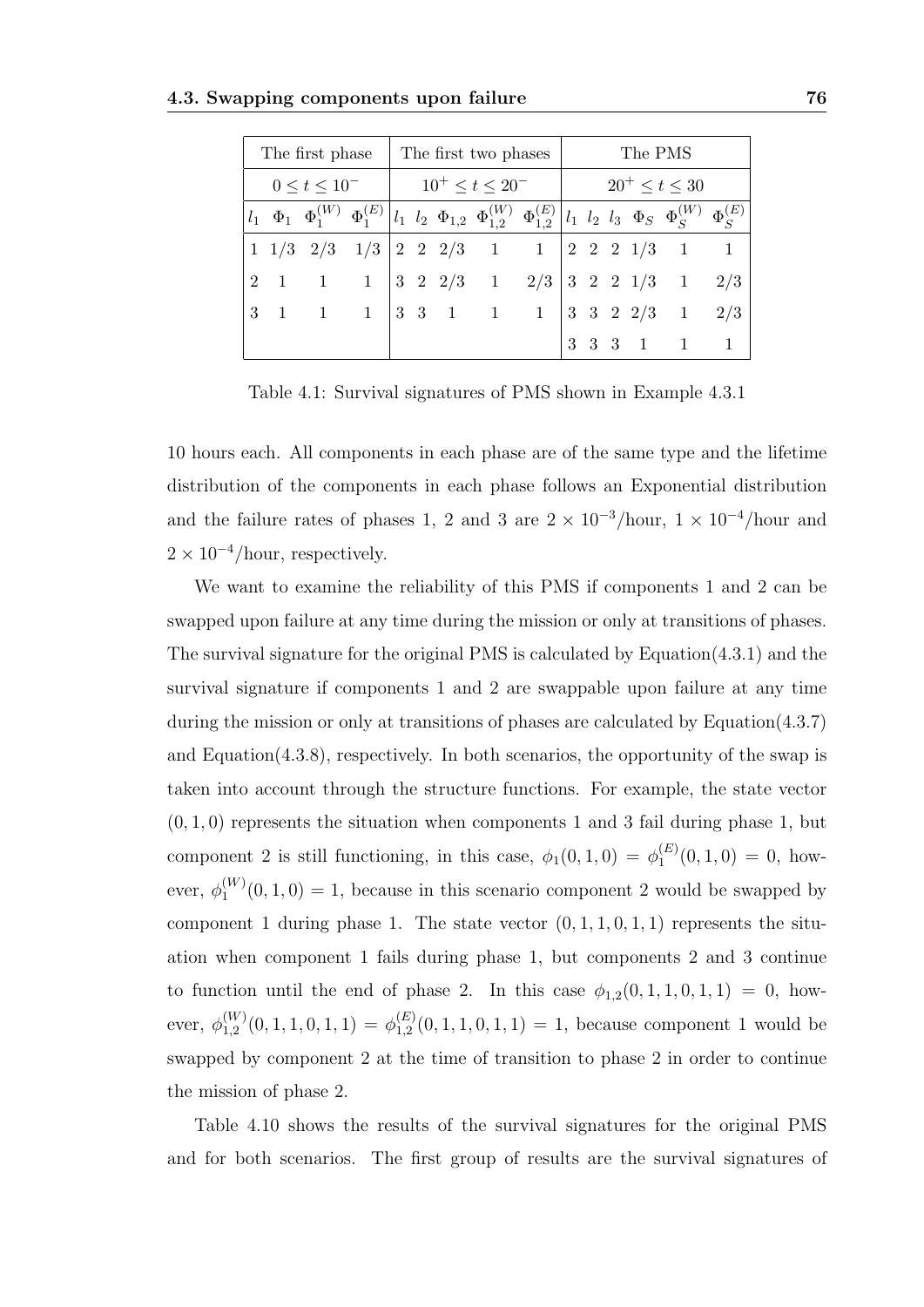| The first phase | | | | The first two phases | | | | | The PMS | | | | | |
|---|---|---|---|---|---|---|---|---|---|---|---|---|---|---|
| $0 \leq t \leq 10^-$ | | | | $10^+ \leq t \leq 20^-$ | | | | | $20^+ \leq t \leq 30$ | | | | | |
| $l_1$ | $\Phi_1$ | $\Phi_1^{(W)}$ | $\Phi_1^{(E)}$ | $l_1$ | $l_2$ | $\Phi_{1,2}$ | $\Phi_{1,2}^{(W)}$ | $\Phi_{1,2}^{(E)}$ | $l_1$ | $l_2$ | $l_3$ | $\Phi_S$ | $\Phi_S^{(W)}$ | $\Phi_S^{(E)}$ |
| 1 | 1/3 | 2/3 | 1/3 | 2 | 2 | 2/3 | 1 | 1 | 2 | 2 | 2 | 1/3 | 1 | 1 |
| 2 | 1 | 1 | 1 | 3 | 2 | 2/3 | 1 | 2/3 | 3 | 2 | 2 | 1/3 | 1 | 2/3 |
| 3 | 1 | 1 | 1 | 3 | 3 | 1 | 1 | 1 | 3 | 3 | 2 | 2/3 | 1 | 2/3 |
| | | | | | | | | | 3 | 3 | 3 | 1 | 1 | 1 |

Table 4.1: Survival signatures of PMS shown in Example 4.3.1

10 hours each. All components in each phase are of the same type and the lifetime distribution of the components in each phase follows an Exponential distribution and the failure rates of phases 1, 2 and 3 are $2 \times 10^{-3}$/hour, $1 \times 10^{-4}$/hour and $2 \times 10^{-4}$/hour, respectively.

We want to examine the reliability of this PMS if components 1 and 2 can be swapped upon failure at any time during the mission or only at transitions of phases. The survival signature for the original PMS is calculated by Equation(4.3.1) and the survival signature if components 1 and 2 are swappable upon failure at any time during the mission or only at transitions of phases are calculated by Equation(4.3.7) and Equation(4.3.8), respectively. In both scenarios, the opportunity of the swap is taken into account through the structure functions. For example, the state vector $(0, 1, 0)$ represents the situation when components 1 and 3 fail during phase 1, but component 2 is still functioning, in this case, $\phi_1(0, 1, 0) = \phi_1^{(E)}(0, 1, 0) = 0$, however, $\phi_1^{(W)}(0, 1, 0) = 1$, because in this scenario component 2 would be swapped by component 1 during phase 1. The state vector $(0, 1, 1, 0, 1, 1)$ represents the situation when component 1 fails during phase 1, but components 2 and 3 continue to function until the end of phase 2. In this case $\phi_{1,2}(0, 1, 1, 0, 1, 1) = 0$, however, $\phi_{1,2}^{(W)}(0, 1, 1, 0, 1, 1) = \phi_{1,2}^{(E)}(0, 1, 1, 0, 1, 1) = 1$, because component 1 would be swapped by component 2 at the time of transition to phase 2 in order to continue the mission of phase 2.

Table 4.10 shows the results of the survival signatures for the original PMS and for both scenarios. The first group of results are the survival signatures of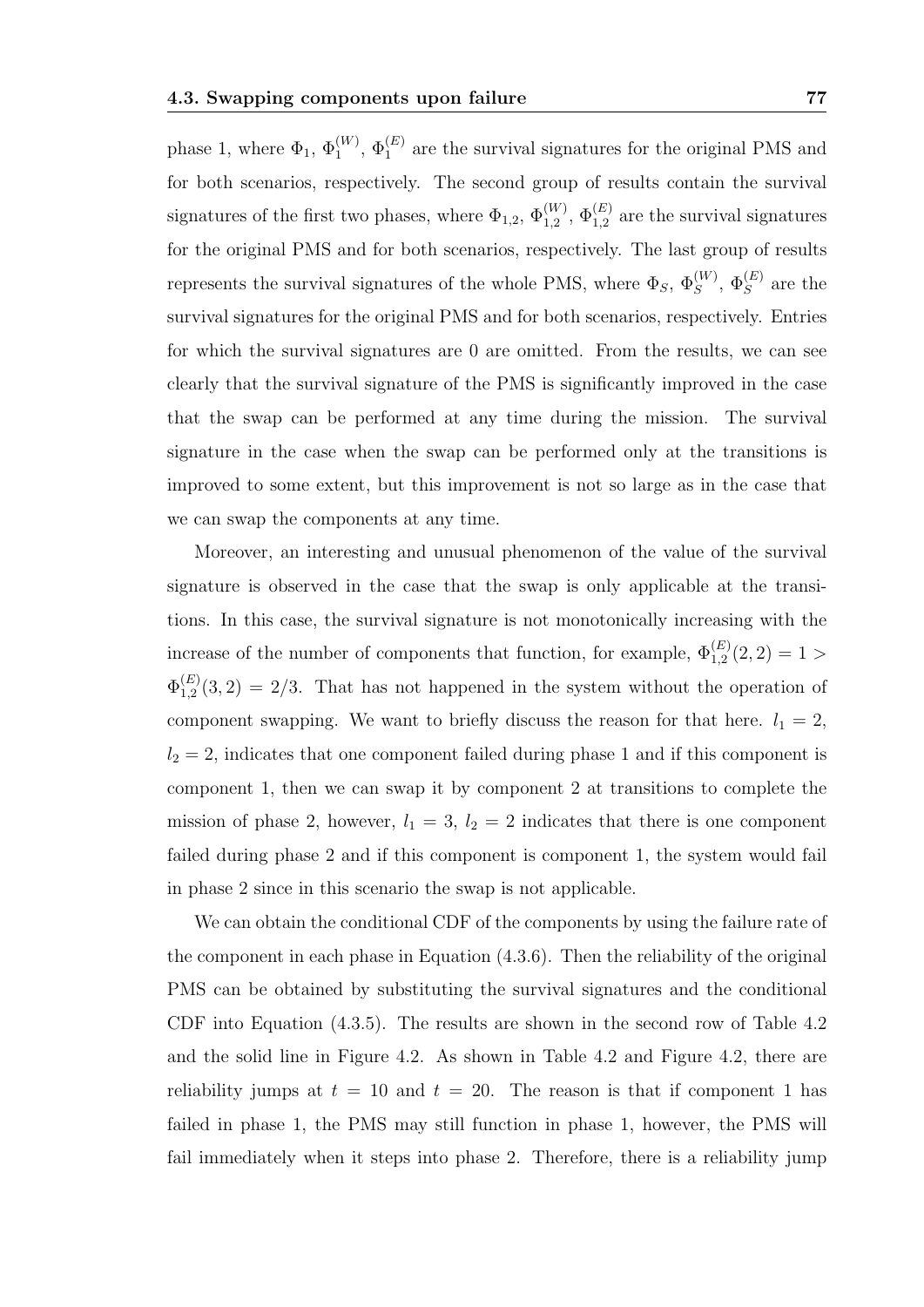phase 1, where $\Phi_1$, $\Phi_1^{(W)}$, $\Phi_1^{(E)}$ are the survival signatures for the original PMS and for both scenarios, respectively. The second group of results contain the survival signatures of the first two phases, where $\Phi_{1,2}$, $\Phi_{1,2}^{(W)}$, $\Phi_{1,2}^{(E)}$ are the survival signatures for the original PMS and for both scenarios, respectively. The last group of results represents the survival signatures of the whole PMS, where $\Phi_S$, $\Phi_S^{(W)}$, $\Phi_S^{(E)}$ are the survival signatures for the original PMS and for both scenarios, respectively. Entries for which the survival signatures are 0 are omitted. From the results, we can see clearly that the survival signature of the PMS is significantly improved in the case that the swap can be performed at any time during the mission. The survival signature in the case when the swap can be performed only at the transitions is improved to some extent, but this improvement is not so large as in the case that we can swap the components at any time.

Moreover, an interesting and unusual phenomenon of the value of the survival signature is observed in the case that the swap is only applicable at the transitions. In this case, the survival signature is not monotonically increasing with the increase of the number of components that function, for example, $\Phi_{1,2}^{(E)}(2,2) = 1 > \Phi_{1,2}^{(E)}(3,2) = 2/3$. That has not happened in the system without the operation of component swapping. We want to briefly discuss the reason for that here. $l_1 = 2$, $l_2 = 2$, indicates that one component failed during phase 1 and if this component is component 1, then we can swap it by component 2 at transitions to complete the mission of phase 2, however, $l_1 = 3$, $l_2 = 2$ indicates that there is one component failed during phase 2 and if this component is component 1, the system would fail in phase 2 since in this scenario the swap is not applicable.

We can obtain the conditional CDF of the components by using the failure rate of the component in each phase in Equation (4.3.6). Then the reliability of the original PMS can be obtained by substituting the survival signatures and the conditional CDF into Equation (4.3.5). The results are shown in the second row of Table 4.2 and the solid line in Figure 4.2. As shown in Table 4.2 and Figure 4.2, there are reliability jumps at $t = 10$ and $t = 20$. The reason is that if component 1 has failed in phase 1, the PMS may still function in phase 1, however, the PMS will fail immediately when it steps into phase 2. Therefore, there is a reliability jump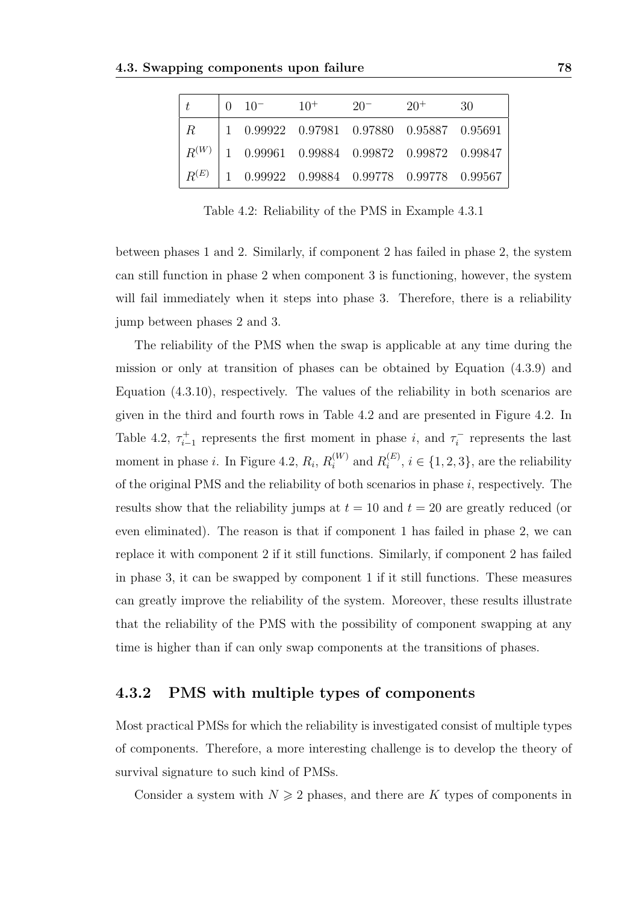| $t$ | 0 | $10^-$ | $10^+$ | $20^-$ | $20^+$ | 30 |
|---|---|---|---|---|---|---|
| $R$ | 1 | 0.99922 | 0.97981 | 0.97880 | 0.95887 | 0.95691 |
| $R^{(W)}$ | 1 | 0.99961 | 0.99884 | 0.99872 | 0.99872 | 0.99847 |
| $R^{(E)}$ | 1 | 0.99922 | 0.99884 | 0.99778 | 0.99778 | 0.99567 |

Table 4.2: Reliability of the PMS in Example 4.3.1

between phases 1 and 2. Similarly, if component 2 has failed in phase 2, the system can still function in phase 2 when component 3 is functioning, however, the system will fail immediately when it steps into phase 3. Therefore, there is a reliability jump between phases 2 and 3.

The reliability of the PMS when the swap is applicable at any time during the mission or only at transition of phases can be obtained by Equation (4.3.9) and Equation (4.3.10), respectively. The values of the reliability in both scenarios are given in the third and fourth rows in Table 4.2 and are presented in Figure 4.2. In Table 4.2, $\tau_{i-1}^{+}$ represents the first moment in phase $i$, and $\tau_i^{-}$ represents the last moment in phase $i$. In Figure 4.2, $R_i$, $R_i^{(W)}$ and $R_i^{(E)}$, $i \in \{1, 2, 3\}$, are the reliability of the original PMS and the reliability of both scenarios in phase $i$, respectively. The results show that the reliability jumps at $t = 10$ and $t = 20$ are greatly reduced (or even eliminated). The reason is that if component 1 has failed in phase 2, we can replace it with component 2 if it still functions. Similarly, if component 2 has failed in phase 3, it can be swapped by component 1 if it still functions. These measures can greatly improve the reliability of the system. Moreover, these results illustrate that the reliability of the PMS with the possibility of component swapping at any time is higher than if can only swap components at the transitions of phases.

### 4.3.2 PMS with multiple types of components

Most practical PMSs for which the reliability is investigated consist of multiple types of components. Therefore, a more interesting challenge is to develop the theory of survival signature to such kind of PMSs.

Consider a system with $N \geqslant 2$ phases, and there are $K$ types of components in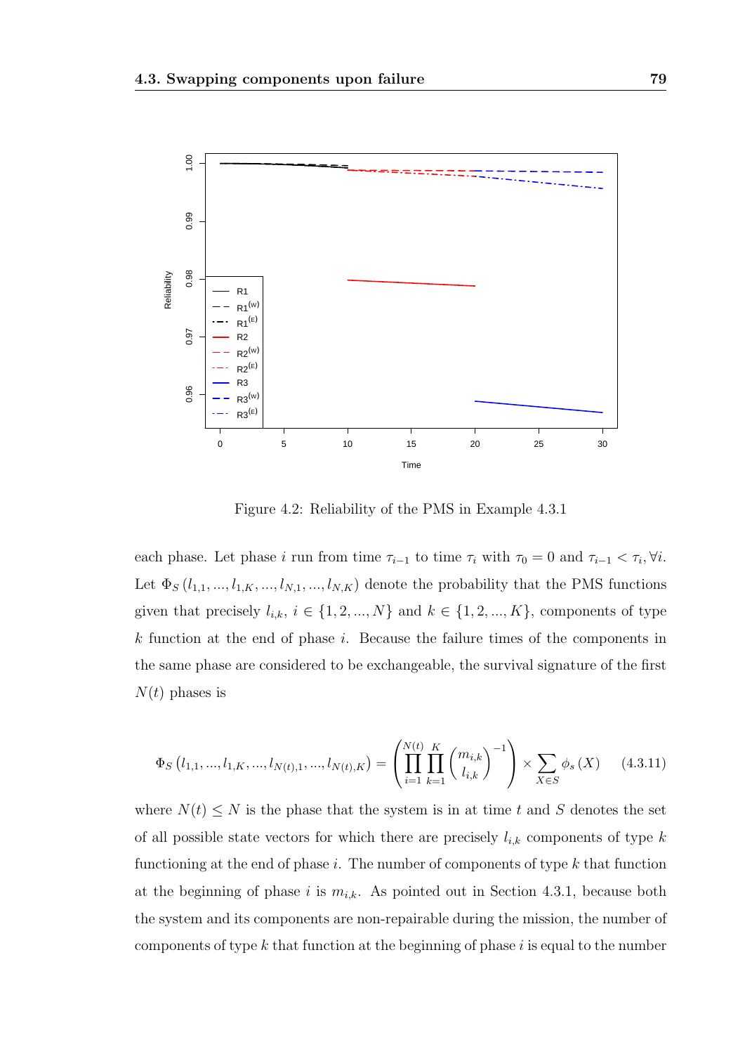Figure 4.2: Reliability of the PMS in Example 4.3.1

each phase. Let phase $i$ run from time $\tau_{i-1}$ to time $\tau_i$ with $\tau_0 = 0$ and $\tau_{i-1} < \tau_i, \forall i$. Let $\Phi_S(l_{1,1}, ..., l_{1,K}, ..., l_{N,1}, ..., l_{N,K})$ denote the probability that the PMS functions given that precisely $l_{i,k}$, $i \in \{1, 2, ..., N\}$ and $k \in \{1, 2, ..., K\}$, components of type $k$ function at the end of phase $i$. Because the failure times of the components in the same phase are considered to be exchangeable, the survival signature of the first $N(t)$ phases is

$$\Phi_S\left(l_{1,1}, ..., l_{1,K}, ..., l_{N(t),1}, ..., l_{N(t),K}\right) = \left(\prod_{i=1}^{N(t)} \prod_{k=1}^{K} \binom{m_{i,k}}{l_{i,k}}^{-1}\right) \times \sum_{X \in S} \phi_s(X) \tag{4.3.11}$$

where $N(t) \leq N$ is the phase that the system is in at time $t$ and $S$ denotes the set of all possible state vectors for which there are precisely $l_{i,k}$ components of type $k$ functioning at the end of phase $i$. The number of components of type $k$ that function at the beginning of phase $i$ is $m_{i,k}$. As pointed out in Section 4.3.1, because both the system and its components are non-repairable during the mission, the number of components of type $k$ that function at the beginning of phase $i$ is equal to the number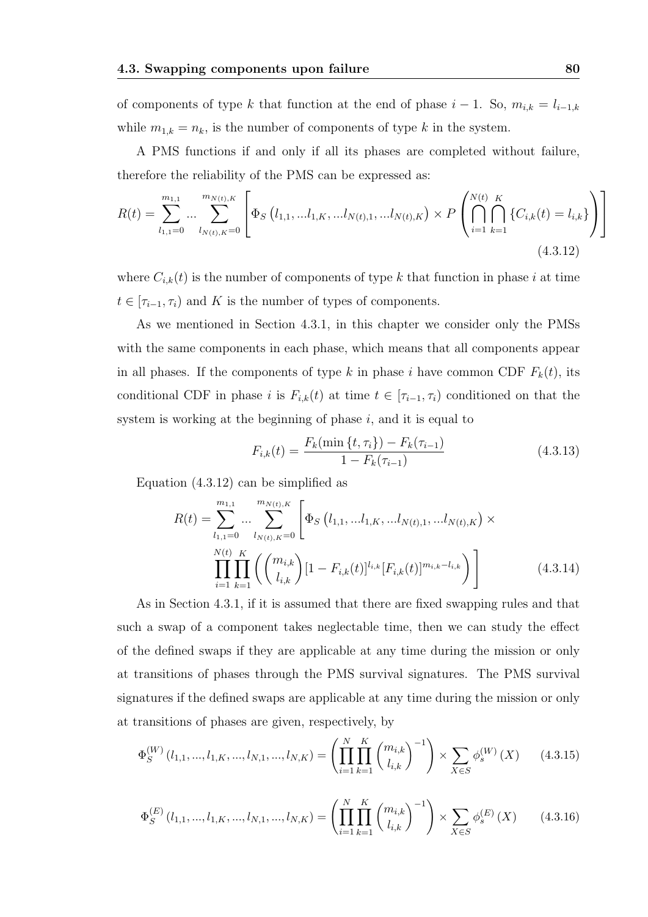of components of type $k$ that function at the end of phase $i-1$. So, $m_{i,k} = l_{i-1,k}$ while $m_{1,k} = n_k$, is the number of components of type $k$ in the system.

A PMS functions if and only if all its phases are completed without failure, therefore the reliability of the PMS can be expressed as:

$$R(t) = \sum_{l_{1,1}=0}^{m_{1,1}} \ldots \sum_{l_{N(t),K}=0}^{m_{N(t),K}} \left[ \Phi_S \left( l_{1,1}, \ldots l_{1,K}, \ldots l_{N(t),1}, \ldots l_{N(t),K} \right) \times P\left( \bigcap_{i=1}^{N(t)} \bigcap_{k=1}^{K} \{C_{i,k}(t) = l_{i,k}\} \right) \right] \tag{4.3.12}$$

where $C_{i,k}(t)$ is the number of components of type $k$ that function in phase $i$ at time $t \in [\tau_{i-1}, \tau_i)$ and $K$ is the number of types of components.

As we mentioned in Section 4.3.1, in this chapter we consider only the PMSs with the same components in each phase, which means that all components appear in all phases. If the components of type $k$ in phase $i$ have common CDF $F_k(t)$, its conditional CDF in phase $i$ is $F_{i,k}(t)$ at time $t \in [\tau_{i-1}, \tau_i)$ conditioned on that the system is working at the beginning of phase $i$, and it is equal to

$$F_{i,k}(t) = \frac{F_k(\min\{t, \tau_i\}) - F_k(\tau_{i-1})}{1 - F_k(\tau_{i-1})} \tag{4.3.13}$$

Equation (4.3.12) can be simplified as

$$R(t) = \sum_{l_{1,1}=0}^{m_{1,1}} \ldots \sum_{l_{N(t),K}=0}^{m_{N(t),K}} \Bigg[ \Phi_S \left( l_{1,1}, \ldots l_{1,K}, \ldots l_{N(t),1}, \ldots l_{N(t),K} \right) \times \prod_{i=1}^{N(t)} \prod_{k=1}^{K} \left( \binom{m_{i,k}}{l_{i,k}} [1 - F_{i,k}(t)]^{l_{i,k}} [F_{i,k}(t)]^{m_{i,k} - l_{i,k}} \right) \Bigg] \tag{4.3.14}$$

As in Section 4.3.1, if it is assumed that there are fixed swapping rules and that such a swap of a component takes neglectable time, then we can study the effect of the defined swaps if they are applicable at any time during the mission or only at transitions of phases through the PMS survival signatures. The PMS survival signatures if the defined swaps are applicable at any time during the mission or only at transitions of phases are given, respectively, by

$$\Phi_S^{(W)}(l_{1,1}, \ldots, l_{1,K}, \ldots, l_{N,1}, \ldots, l_{N,K}) = \left( \prod_{i=1}^{N} \prod_{k=1}^{K} \binom{m_{i,k}}{l_{i,k}}^{-1} \right) \times \sum_{X \in S} \phi_s^{(W)}(X) \tag{4.3.15}$$

$$\Phi_S^{(E)}(l_{1,1}, \ldots, l_{1,K}, \ldots, l_{N,1}, \ldots, l_{N,K}) = \left( \prod_{i=1}^{N} \prod_{k=1}^{K} \binom{m_{i,k}}{l_{i,k}}^{-1} \right) \times \sum_{X \in S} \phi_s^{(E)}(X) \tag{4.3.16}$$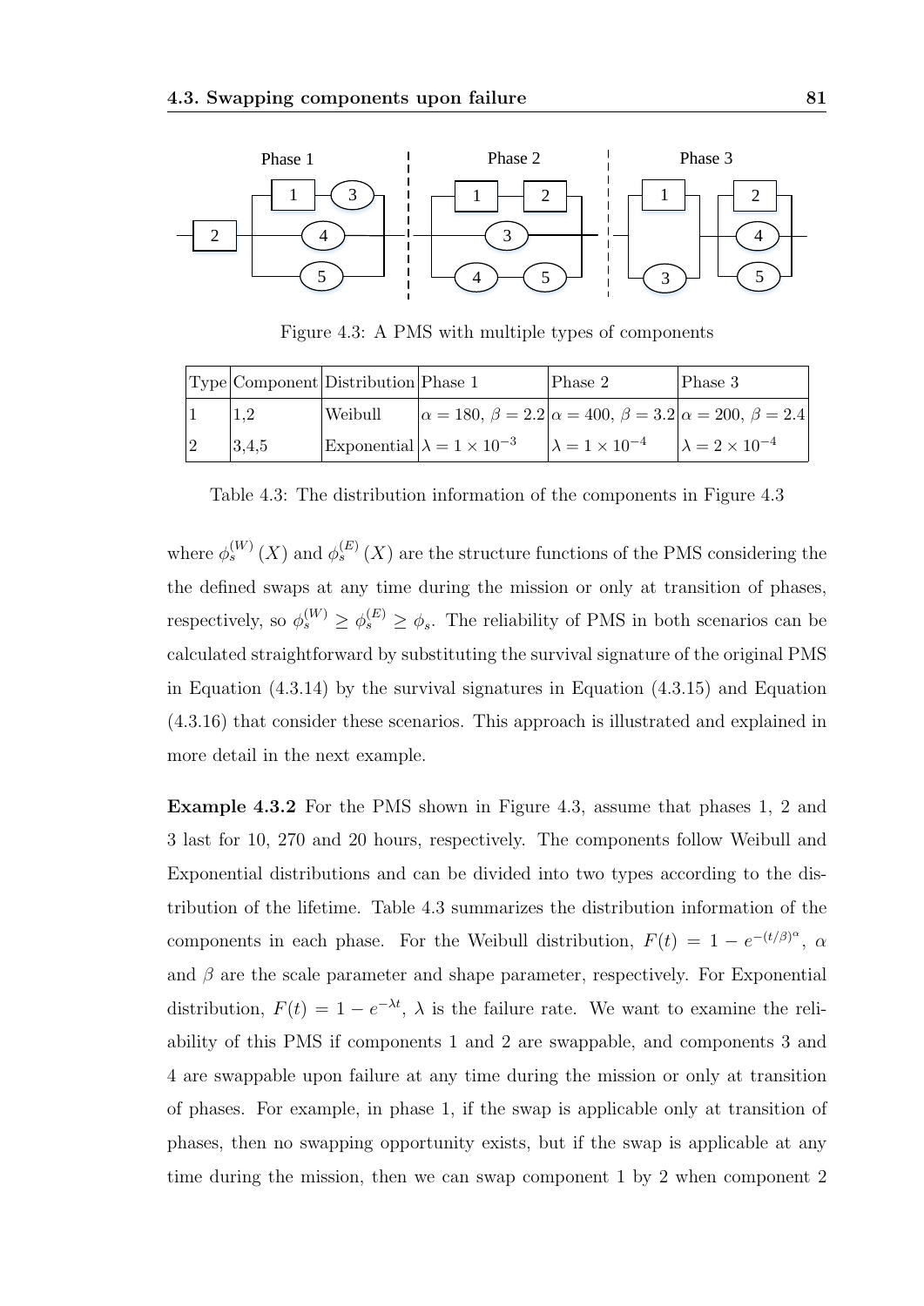Figure 4.3: A PMS with multiple types of components

| Type | Component | Distribution | Phase 1 | Phase 2 | Phase 3 |
|---|---|---|---|---|---|
| 1 | 1,2 | Weibull | $\alpha = 180,\ \beta = 2.2$ | $\alpha = 400,\ \beta = 3.2$ | $\alpha = 200,\ \beta = 2.4$ |
| 2 | 3,4,5 | Exponential | $\lambda = 1 \times 10^{-3}$ | $\lambda = 1 \times 10^{-4}$ | $\lambda = 2 \times 10^{-4}$ |

Table 4.3: The distribution information of the components in Figure 4.3

where $\phi_s^{(W)}(X)$ and $\phi_s^{(E)}(X)$ are the structure functions of the PMS considering the the defined swaps at any time during the mission or only at transition of phases, respectively, so $\phi_s^{(W)} \geq \phi_s^{(E)} \geq \phi_s$. The reliability of PMS in both scenarios can be calculated straightforward by substituting the survival signature of the original PMS in Equation (4.3.14) by the survival signatures in Equation (4.3.15) and Equation (4.3.16) that consider these scenarios. This approach is illustrated and explained in more detail in the next example.

**Example 4.3.2** For the PMS shown in Figure 4.3, assume that phases 1, 2 and 3 last for 10, 270 and 20 hours, respectively. The components follow Weibull and Exponential distributions and can be divided into two types according to the distribution of the lifetime. Table 4.3 summarizes the distribution information of the components in each phase. For the Weibull distribution, $F(t) = 1 - e^{-(t/\beta)^{\alpha}}$, $\alpha$ and $\beta$ are the scale parameter and shape parameter, respectively. For Exponential distribution, $F(t) = 1 - e^{-\lambda t}$, $\lambda$ is the failure rate. We want to examine the reliability of this PMS if components 1 and 2 are swappable, and components 3 and 4 are swappable upon failure at any time during the mission or only at transition of phases. For example, in phase 1, if the swap is applicable only at transition of phases, then no swapping opportunity exists, but if the swap is applicable at any time during the mission, then we can swap component 1 by 2 when component 2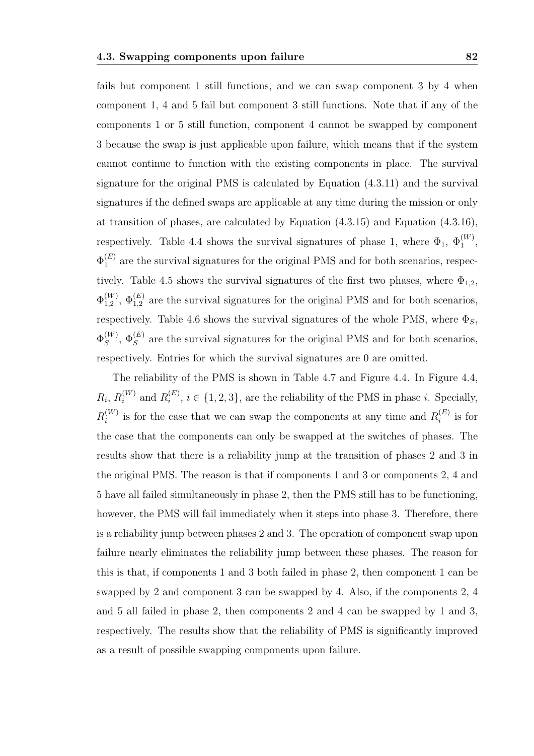fails but component 1 still functions, and we can swap component 3 by 4 when component 1, 4 and 5 fail but component 3 still functions. Note that if any of the components 1 or 5 still function, component 4 cannot be swapped by component 3 because the swap is just applicable upon failure, which means that if the system cannot continue to function with the existing components in place. The survival signature for the original PMS is calculated by Equation (4.3.11) and the survival signatures if the defined swaps are applicable at any time during the mission or only at transition of phases, are calculated by Equation (4.3.15) and Equation (4.3.16), respectively. Table 4.4 shows the survival signatures of phase 1, where $\Phi_1$, $\Phi_1^{(W)}$, $\Phi_1^{(E)}$ are the survival signatures for the original PMS and for both scenarios, respectively. Table 4.5 shows the survival signatures of the first two phases, where $\Phi_{1,2}$, $\Phi_{1,2}^{(W)}$, $\Phi_{1,2}^{(E)}$ are the survival signatures for the original PMS and for both scenarios, respectively. Table 4.6 shows the survival signatures of the whole PMS, where $\Phi_S$, $\Phi_S^{(W)}$, $\Phi_S^{(E)}$ are the survival signatures for the original PMS and for both scenarios, respectively. Entries for which the survival signatures are 0 are omitted.

The reliability of the PMS is shown in Table 4.7 and Figure 4.4. In Figure 4.4, $R_i$, $R_i^{(W)}$ and $R_i^{(E)}$, $i \in \{1, 2, 3\}$, are the reliability of the PMS in phase $i$. Specially, $R_i^{(W)}$ is for the case that we can swap the components at any time and $R_i^{(E)}$ is for the case that the components can only be swapped at the switches of phases. The results show that there is a reliability jump at the transition of phases 2 and 3 in the original PMS. The reason is that if components 1 and 3 or components 2, 4 and 5 have all failed simultaneously in phase 2, then the PMS still has to be functioning, however, the PMS will fail immediately when it steps into phase 3. Therefore, there is a reliability jump between phases 2 and 3. The operation of component swap upon failure nearly eliminates the reliability jump between these phases. The reason for this is that, if components 1 and 3 both failed in phase 2, then component 1 can be swapped by 2 and component 3 can be swapped by 4. Also, if the components 2, 4 and 5 all failed in phase 2, then components 2 and 4 can be swapped by 1 and 3, respectively. The results show that the reliability of PMS is significantly improved as a result of possible swapping components upon failure.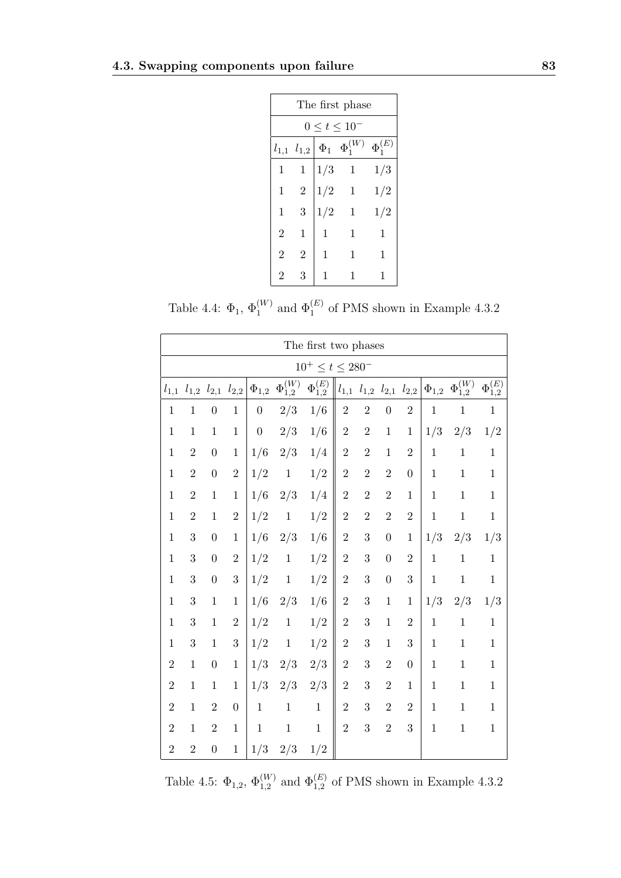| The first phase | | | | |
|---|---|---|---|---|
| $0 \le t \le 10^-$ | | | | |
| $l_{1,1}$ | $l_{1,2}$ | $\Phi_1$ | $\Phi_1^{(W)}$ | $\Phi_1^{(E)}$ |
| 1 | 1 | 1/3 | 1 | 1/3 |
| 1 | 2 | 1/2 | 1 | 1/2 |
| 1 | 3 | 1/2 | 1 | 1/2 |
| 2 | 1 | 1 | 1 | 1 |
| 2 | 2 | 1 | 1 | 1 |
| 2 | 3 | 1 | 1 | 1 |

Table 4.4: $\Phi_1$, $\Phi_1^{(W)}$ and $\Phi_1^{(E)}$ of PMS shown in Example 4.3.2

| The first two phases | | | | | | | | | | | | | |
|---|---|---|---|---|---|---|---|---|---|---|---|---|---|
| $10^+ \le t \le 280^-$ | | | | | | | | | | | | | |
| $l_{1,1}$ | $l_{1,2}$ | $l_{2,1}$ | $l_{2,2}$ | $\Phi_{1,2}$ | $\Phi_{1,2}^{(W)}$ | $\Phi_{1,2}^{(E)}$ | $l_{1,1}$ | $l_{1,2}$ | $l_{2,1}$ | $l_{2,2}$ | $\Phi_{1,2}$ | $\Phi_{1,2}^{(W)}$ | $\Phi_{1,2}^{(E)}$ |
| 1 | 1 | 0 | 1 | 0 | 2/3 | 1/6 | 2 | 2 | 0 | 2 | 1 | 1 | 1 |
| 1 | 1 | 1 | 1 | 0 | 2/3 | 1/6 | 2 | 2 | 1 | 1 | 1/3 | 2/3 | 1/2 |
| 1 | 2 | 0 | 1 | 1/6 | 2/3 | 1/4 | 2 | 2 | 1 | 2 | 1 | 1 | 1 |
| 1 | 2 | 0 | 2 | 1/2 | 1 | 1/2 | 2 | 2 | 2 | 0 | 1 | 1 | 1 |
| 1 | 2 | 1 | 1 | 1/6 | 2/3 | 1/4 | 2 | 2 | 2 | 1 | 1 | 1 | 1 |
| 1 | 2 | 1 | 2 | 1/2 | 1 | 1/2 | 2 | 2 | 2 | 2 | 1 | 1 | 1 |
| 1 | 3 | 0 | 1 | 1/6 | 2/3 | 1/6 | 2 | 3 | 0 | 1 | 1/3 | 2/3 | 1/3 |
| 1 | 3 | 0 | 2 | 1/2 | 1 | 1/2 | 2 | 3 | 0 | 2 | 1 | 1 | 1 |
| 1 | 3 | 0 | 3 | 1/2 | 1 | 1/2 | 2 | 3 | 0 | 3 | 1 | 1 | 1 |
| 1 | 3 | 1 | 1 | 1/6 | 2/3 | 1/6 | 2 | 3 | 1 | 1 | 1/3 | 2/3 | 1/3 |
| 1 | 3 | 1 | 2 | 1/2 | 1 | 1/2 | 2 | 3 | 1 | 2 | 1 | 1 | 1 |
| 1 | 3 | 1 | 3 | 1/2 | 1 | 1/2 | 2 | 3 | 1 | 3 | 1 | 1 | 1 |
| 2 | 1 | 0 | 1 | 1/3 | 2/3 | 2/3 | 2 | 3 | 2 | 0 | 1 | 1 | 1 |
| 2 | 1 | 1 | 1 | 1/3 | 2/3 | 2/3 | 2 | 3 | 2 | 1 | 1 | 1 | 1 |
| 2 | 1 | 2 | 0 | 1 | 1 | 1 | 2 | 3 | 2 | 2 | 1 | 1 | 1 |
| 2 | 1 | 2 | 1 | 1 | 1 | 1 | 2 | 3 | 2 | 3 | 1 | 1 | 1 |
| 2 | 2 | 0 | 1 | 1/3 | 2/3 | 1/2 | | | | | | | |

Table 4.5: $\Phi_{1,2}$, $\Phi_{1,2}^{(W)}$ and $\Phi_{1,2}^{(E)}$ of PMS shown in Example 4.3.2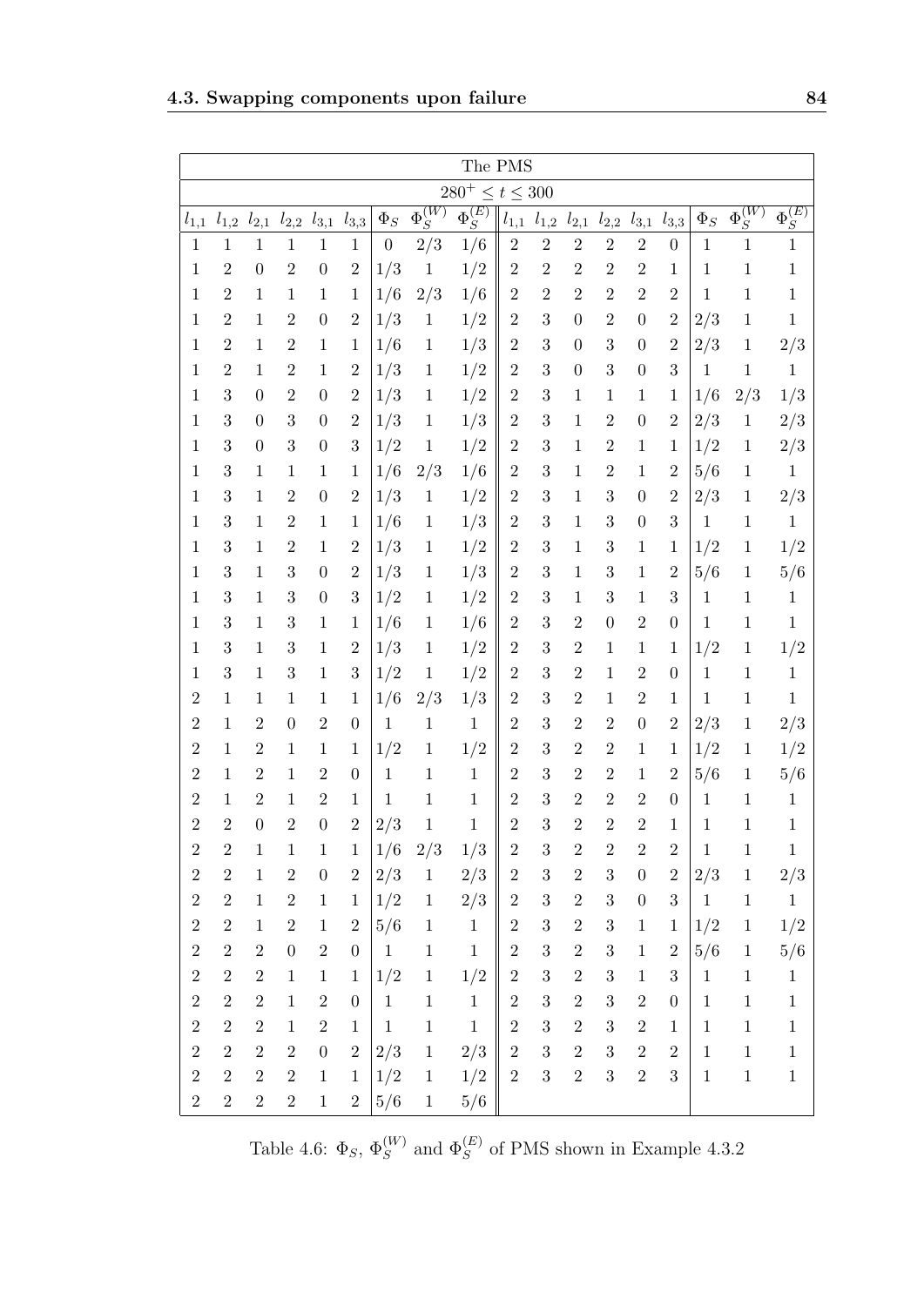| The PMS | | | | | | | | | | | | | | | | | |
|---|---|---|---|---|---|---|---|---|---|---|---|---|---|---|---|---|---|
| $280^+ \leq t \leq 300$ | | | | | | | | | | | | | | | | | |
| $l_{1,1}$ | $l_{1,2}$ | $l_{2,1}$ | $l_{2,2}$ | $l_{3,1}$ | $l_{3,3}$ | $\Phi_S$ | $\Phi_S^{(W)}$ | $\Phi_S^{(E)}$ | $l_{1,1}$ | $l_{1,2}$ | $l_{2,1}$ | $l_{2,2}$ | $l_{3,1}$ | $l_{3,3}$ | $\Phi_S$ | $\Phi_S^{(W)}$ | $\Phi_S^{(E)}$ |
| 1 | 1 | 1 | 1 | 1 | 1 | 0 | 2/3 | 1/6 | 2 | 2 | 2 | 2 | 2 | 0 | 1 | 1 | 1 |
| 1 | 2 | 0 | 2 | 0 | 2 | 1/3 | 1 | 1/2 | 2 | 2 | 2 | 2 | 2 | 1 | 1 | 1 | 1 |
| 1 | 2 | 1 | 1 | 1 | 1 | 1/6 | 2/3 | 1/6 | 2 | 2 | 2 | 2 | 2 | 2 | 1 | 1 | 1 |
| 1 | 2 | 1 | 2 | 0 | 2 | 1/3 | 1 | 1/2 | 2 | 3 | 0 | 2 | 0 | 2 | 2/3 | 1 | 1 |
| 1 | 2 | 1 | 2 | 1 | 1 | 1/6 | 1 | 1/3 | 2 | 3 | 0 | 3 | 0 | 2 | 2/3 | 1 | 2/3 |
| 1 | 2 | 1 | 2 | 1 | 2 | 1/3 | 1 | 1/2 | 2 | 3 | 0 | 3 | 0 | 3 | 1 | 1 | 1 |
| 1 | 3 | 0 | 2 | 0 | 2 | 1/3 | 1 | 1/2 | 2 | 3 | 1 | 1 | 1 | 1 | 1/6 | 2/3 | 1/3 |
| 1 | 3 | 0 | 3 | 0 | 2 | 1/3 | 1 | 1/3 | 2 | 3 | 1 | 2 | 0 | 2 | 2/3 | 1 | 2/3 |
| 1 | 3 | 0 | 3 | 0 | 3 | 1/2 | 1 | 1/2 | 2 | 3 | 1 | 2 | 1 | 1 | 1/2 | 1 | 2/3 |
| 1 | 3 | 1 | 1 | 1 | 1 | 1/6 | 2/3 | 1/6 | 2 | 3 | 1 | 2 | 1 | 2 | 5/6 | 1 | 1 |
| 1 | 3 | 1 | 2 | 0 | 2 | 1/3 | 1 | 1/2 | 2 | 3 | 1 | 3 | 0 | 2 | 2/3 | 1 | 2/3 |
| 1 | 3 | 1 | 2 | 1 | 1 | 1/6 | 1 | 1/3 | 2 | 3 | 1 | 3 | 0 | 3 | 1 | 1 | 1 |
| 1 | 3 | 1 | 2 | 1 | 2 | 1/3 | 1 | 1/2 | 2 | 3 | 1 | 3 | 1 | 1 | 1/2 | 1 | 1/2 |
| 1 | 3 | 1 | 3 | 0 | 2 | 1/3 | 1 | 1/3 | 2 | 3 | 1 | 3 | 1 | 2 | 5/6 | 1 | 5/6 |
| 1 | 3 | 1 | 3 | 0 | 3 | 1/2 | 1 | 1/2 | 2 | 3 | 1 | 3 | 1 | 3 | 1 | 1 | 1 |
| 1 | 3 | 1 | 3 | 1 | 1 | 1/6 | 1 | 1/6 | 2 | 3 | 2 | 0 | 2 | 0 | 1 | 1 | 1 |
| 1 | 3 | 1 | 3 | 1 | 2 | 1/3 | 1 | 1/2 | 2 | 3 | 2 | 1 | 1 | 1 | 1/2 | 1 | 1/2 |
| 1 | 3 | 1 | 3 | 1 | 3 | 1/2 | 1 | 1/2 | 2 | 3 | 2 | 1 | 2 | 0 | 1 | 1 | 1 |
| 2 | 1 | 1 | 1 | 1 | 1 | 1/6 | 2/3 | 1/3 | 2 | 3 | 2 | 1 | 2 | 1 | 1 | 1 | 1 |
| 2 | 1 | 2 | 0 | 2 | 0 | 1 | 1 | 1 | 2 | 3 | 2 | 2 | 0 | 2 | 2/3 | 1 | 2/3 |
| 2 | 1 | 2 | 1 | 1 | 1 | 1/2 | 1 | 1/2 | 2 | 3 | 2 | 2 | 1 | 1 | 1/2 | 1 | 1/2 |
| 2 | 1 | 2 | 1 | 2 | 0 | 1 | 1 | 1 | 2 | 3 | 2 | 2 | 1 | 2 | 5/6 | 1 | 5/6 |
| 2 | 1 | 2 | 1 | 2 | 1 | 1 | 1 | 1 | 2 | 3 | 2 | 2 | 2 | 0 | 1 | 1 | 1 |
| 2 | 2 | 0 | 2 | 0 | 2 | 2/3 | 1 | 1 | 2 | 3 | 2 | 2 | 2 | 1 | 1 | 1 | 1 |
| 2 | 2 | 1 | 1 | 1 | 1 | 1/6 | 2/3 | 1/3 | 2 | 3 | 2 | 2 | 2 | 2 | 1 | 1 | 1 |
| 2 | 2 | 1 | 2 | 0 | 2 | 2/3 | 1 | 2/3 | 2 | 3 | 2 | 3 | 0 | 2 | 2/3 | 1 | 2/3 |
| 2 | 2 | 1 | 2 | 1 | 1 | 1/2 | 1 | 2/3 | 2 | 3 | 2 | 3 | 0 | 3 | 1 | 1 | 1 |
| 2 | 2 | 1 | 2 | 1 | 2 | 5/6 | 1 | 1 | 2 | 3 | 2 | 3 | 1 | 1 | 1/2 | 1 | 1/2 |
| 2 | 2 | 2 | 0 | 2 | 0 | 1 | 1 | 1 | 2 | 3 | 2 | 3 | 1 | 2 | 5/6 | 1 | 5/6 |
| 2 | 2 | 2 | 1 | 1 | 1 | 1/2 | 1 | 1/2 | 2 | 3 | 2 | 3 | 1 | 3 | 1 | 1 | 1 |
| 2 | 2 | 2 | 1 | 2 | 0 | 1 | 1 | 1 | 2 | 3 | 2 | 3 | 2 | 0 | 1 | 1 | 1 |
| 2 | 2 | 2 | 1 | 2 | 1 | 1 | 1 | 1 | 2 | 3 | 2 | 3 | 2 | 1 | 1 | 1 | 1 |
| 2 | 2 | 2 | 2 | 0 | 2 | 2/3 | 1 | 2/3 | 2 | 3 | 2 | 3 | 2 | 2 | 1 | 1 | 1 |
| 2 | 2 | 2 | 2 | 1 | 1 | 1/2 | 1 | 1/2 | 2 | 3 | 2 | 3 | 2 | 3 | 1 | 1 | 1 |
| 2 | 2 | 2 | 2 | 1 | 2 | 5/6 | 1 | 5/6 | | | | | | | | | |

Table 4.6: $\Phi_S$, $\Phi_S^{(W)}$ and $\Phi_S^{(E)}$ of PMS shown in Example 4.3.2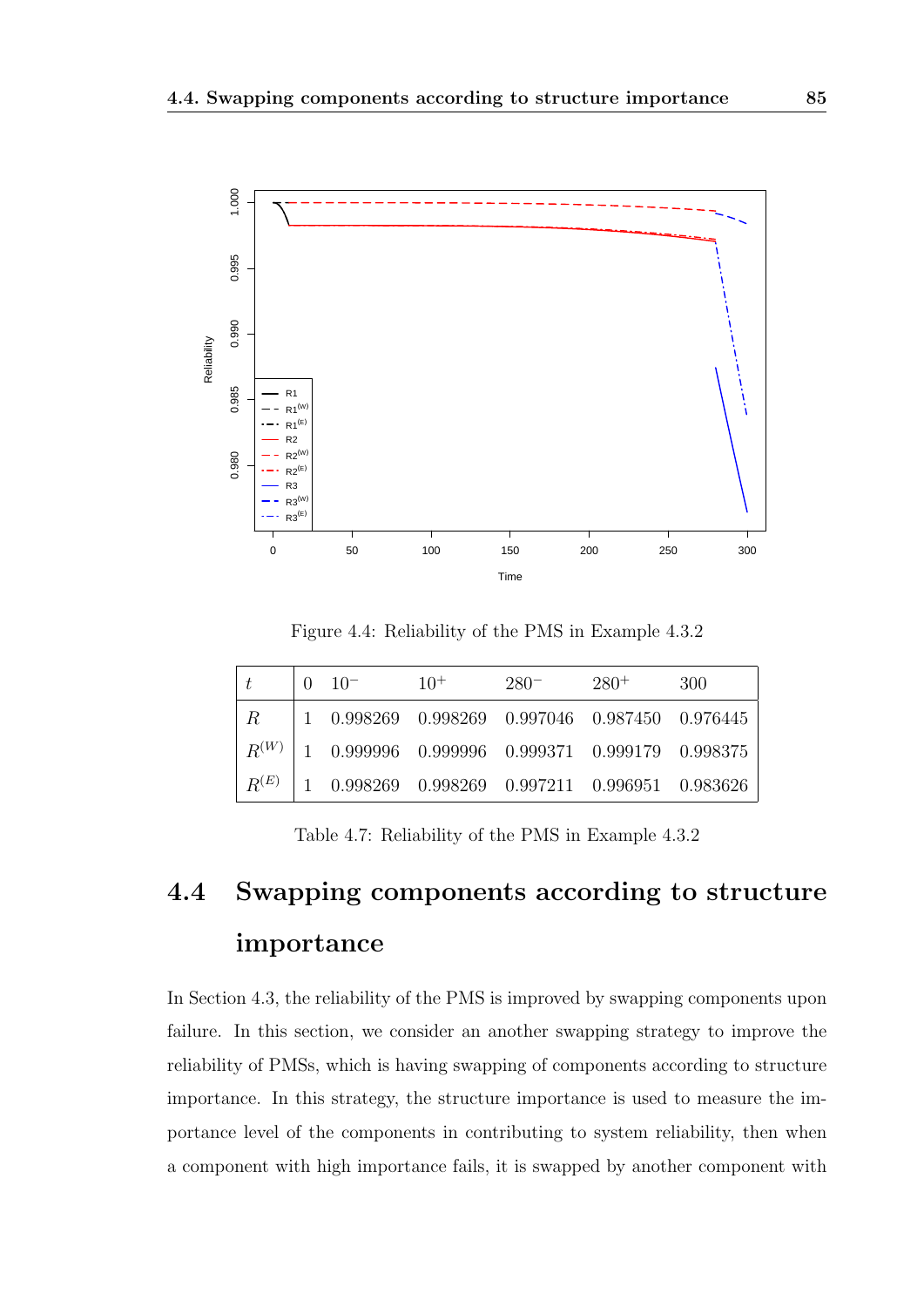Figure 4.4: Reliability of the PMS in Example 4.3.2

| $t$ | 0 | $10^-$ | $10^+$ | $280^-$ | $280^+$ | 300 |
|---|---|---|---|---|---|---|
| $R$ | 1 | 0.998269 | 0.998269 | 0.997046 | 0.987450 | 0.976445 |
| $R^{(W)}$ | 1 | 0.999996 | 0.999996 | 0.999371 | 0.999179 | 0.998375 |
| $R^{(E)}$ | 1 | 0.998269 | 0.998269 | 0.997211 | 0.996951 | 0.983626 |

Table 4.7: Reliability of the PMS in Example 4.3.2

## 4.4 Swapping components according to structure importance

In Section 4.3, the reliability of the PMS is improved by swapping components upon failure. In this section, we consider an another swapping strategy to improve the reliability of PMSs, which is having swapping of components according to structure importance. In this strategy, the structure importance is used to measure the importance level of the components in contributing to system reliability, then when a component with high importance fails, it is swapped by another component with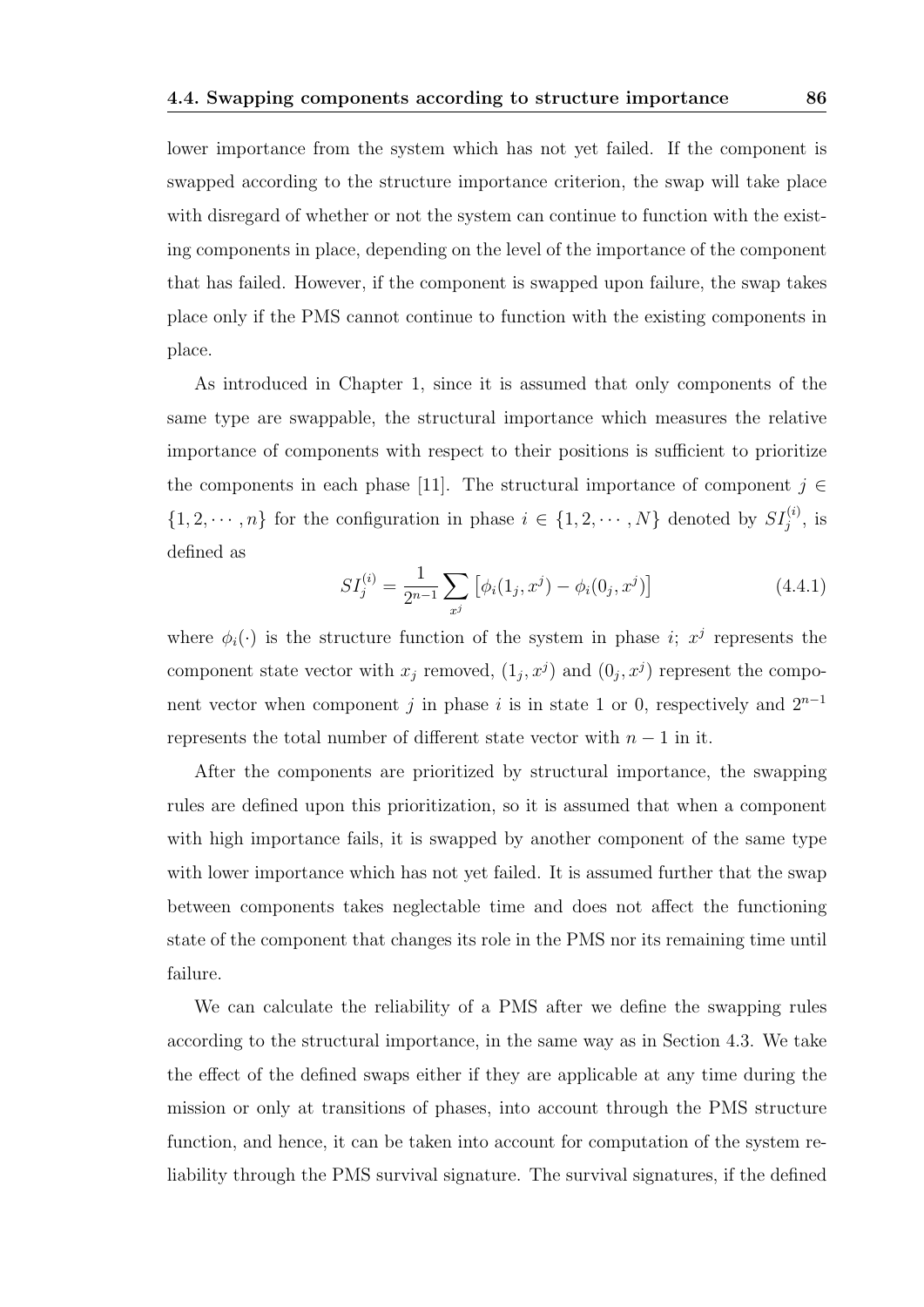lower importance from the system which has not yet failed. If the component is swapped according to the structure importance criterion, the swap will take place with disregard of whether or not the system can continue to function with the existing components in place, depending on the level of the importance of the component that has failed. However, if the component is swapped upon failure, the swap takes place only if the PMS cannot continue to function with the existing components in place.

As introduced in Chapter 1, since it is assumed that only components of the same type are swappable, the structural importance which measures the relative importance of components with respect to their positions is sufficient to prioritize the components in each phase [11]. The structural importance of component $j \in \{1, 2, \cdots, n\}$ for the configuration in phase $i \in \{1, 2, \cdots, N\}$ denoted by $SI_j^{(i)}$, is defined as

$$SI_j^{(i)} = \frac{1}{2^{n-1}} \sum_{x^j} \left[ \phi_i(1_j, x^j) - \phi_i(0_j, x^j) \right] \tag{4.4.1}$$

where $\phi_i(\cdot)$ is the structure function of the system in phase $i$; $x^j$ represents the component state vector with $x_j$ removed, $(1_j, x^j)$ and $(0_j, x^j)$ represent the component vector when component $j$ in phase $i$ is in state 1 or 0, respectively and $2^{n-1}$ represents the total number of different state vector with $n-1$ in it.

After the components are prioritized by structural importance, the swapping rules are defined upon this prioritization, so it is assumed that when a component with high importance fails, it is swapped by another component of the same type with lower importance which has not yet failed. It is assumed further that the swap between components takes neglectable time and does not affect the functioning state of the component that changes its role in the PMS nor its remaining time until failure.

We can calculate the reliability of a PMS after we define the swapping rules according to the structural importance, in the same way as in Section 4.3. We take the effect of the defined swaps either if they are applicable at any time during the mission or only at transitions of phases, into account through the PMS structure function, and hence, it can be taken into account for computation of the system reliability through the PMS survival signature. The survival signatures, if the defined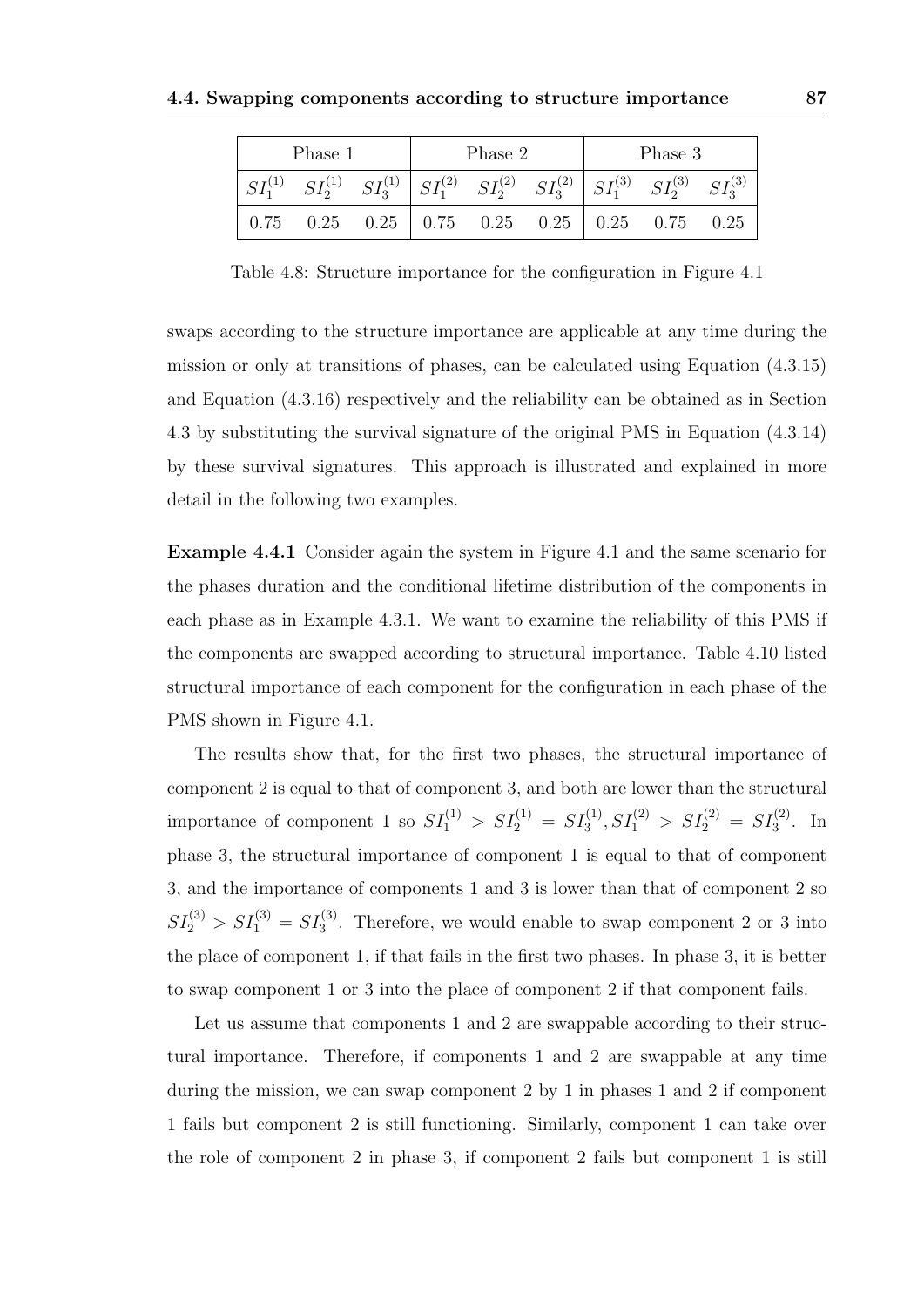| Phase 1 | | | Phase 2 | | | Phase 3 | | |
|---|---|---|---|---|---|---|---|---|
| $SI_1^{(1)}$ | $SI_2^{(1)}$ | $SI_3^{(1)}$ | $SI_1^{(2)}$ | $SI_2^{(2)}$ | $SI_3^{(2)}$ | $SI_1^{(3)}$ | $SI_2^{(3)}$ | $SI_3^{(3)}$ |
| 0.75 | 0.25 | 0.25 | 0.75 | 0.25 | 0.25 | 0.25 | 0.75 | 0.25 |

Table 4.8: Structure importance for the configuration in Figure 4.1

swaps according to the structure importance are applicable at any time during the mission or only at transitions of phases, can be calculated using Equation (4.3.15) and Equation (4.3.16) respectively and the reliability can be obtained as in Section 4.3 by substituting the survival signature of the original PMS in Equation (4.3.14) by these survival signatures. This approach is illustrated and explained in more detail in the following two examples.

**Example 4.4.1** Consider again the system in Figure 4.1 and the same scenario for the phases duration and the conditional lifetime distribution of the components in each phase as in Example 4.3.1. We want to examine the reliability of this PMS if the components are swapped according to structural importance. Table 4.10 listed structural importance of each component for the configuration in each phase of the PMS shown in Figure 4.1.

The results show that, for the first two phases, the structural importance of component 2 is equal to that of component 3, and both are lower than the structural importance of component 1 so $SI_1^{(1)} > SI_2^{(1)} = SI_3^{(1)}, SI_1^{(2)} > SI_2^{(2)} = SI_3^{(2)}$. In phase 3, the structural importance of component 1 is equal to that of component 3, and the importance of components 1 and 3 is lower than that of component 2 so $SI_2^{(3)} > SI_1^{(3)} = SI_3^{(3)}$. Therefore, we would enable to swap component 2 or 3 into the place of component 1, if that fails in the first two phases. In phase 3, it is better to swap component 1 or 3 into the place of component 2 if that component fails.

Let us assume that components 1 and 2 are swappable according to their structural importance. Therefore, if components 1 and 2 are swappable at any time during the mission, we can swap component 2 by 1 in phases 1 and 2 if component 1 fails but component 2 is still functioning. Similarly, component 1 can take over the role of component 2 in phase 3, if component 2 fails but component 1 is still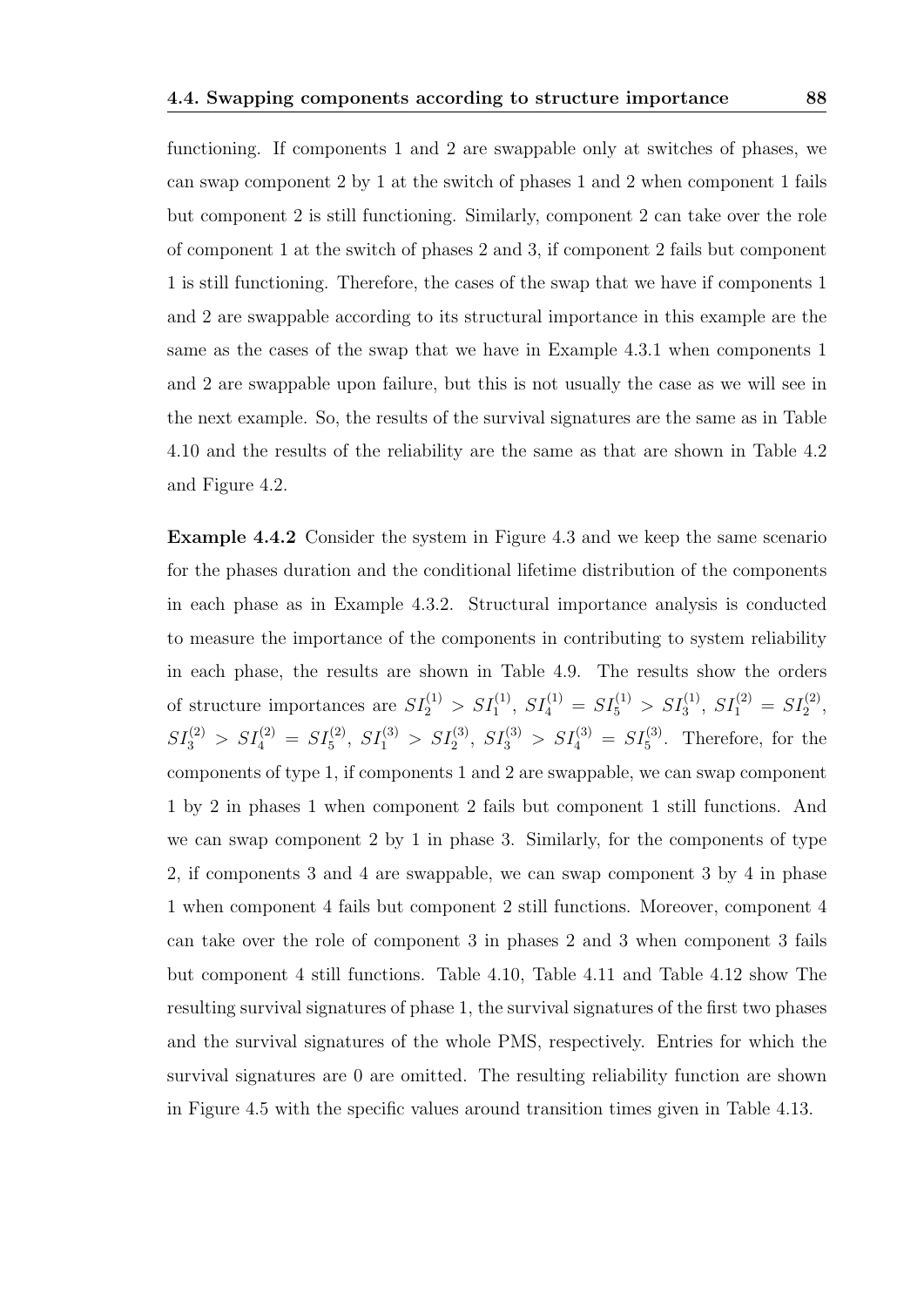functioning. If components 1 and 2 are swappable only at switches of phases, we can swap component 2 by 1 at the switch of phases 1 and 2 when component 1 fails but component 2 is still functioning. Similarly, component 2 can take over the role of component 1 at the switch of phases 2 and 3, if component 2 fails but component 1 is still functioning. Therefore, the cases of the swap that we have if components 1 and 2 are swappable according to its structural importance in this example are the same as the cases of the swap that we have in Example 4.3.1 when components 1 and 2 are swappable upon failure, but this is not usually the case as we will see in the next example. So, the results of the survival signatures are the same as in Table 4.10 and the results of the reliability are the same as that are shown in Table 4.2 and Figure 4.2.

**Example 4.4.2** Consider the system in Figure 4.3 and we keep the same scenario for the phases duration and the conditional lifetime distribution of the components in each phase as in Example 4.3.2. Structural importance analysis is conducted to measure the importance of the components in contributing to system reliability in each phase, the results are shown in Table 4.9. The results show the orders of structure importances are $SI_2^{(1)} > SI_1^{(1)}$, $SI_4^{(1)} = SI_5^{(1)} > SI_3^{(1)}$, $SI_1^{(2)} = SI_2^{(2)}$, $SI_3^{(2)} > SI_4^{(2)} = SI_5^{(2)}$, $SI_1^{(3)} > SI_2^{(3)}$, $SI_3^{(3)} > SI_4^{(3)} = SI_5^{(3)}$. Therefore, for the components of type 1, if components 1 and 2 are swappable, we can swap component 1 by 2 in phases 1 when component 2 fails but component 1 still functions. And we can swap component 2 by 1 in phase 3. Similarly, for the components of type 2, if components 3 and 4 are swappable, we can swap component 3 by 4 in phase 1 when component 4 fails but component 2 still functions. Moreover, component 4 can take over the role of component 3 in phases 2 and 3 when component 3 fails but component 4 still functions. Table 4.10, Table 4.11 and Table 4.12 show The resulting survival signatures of phase 1, the survival signatures of the first two phases and the survival signatures of the whole PMS, respectively. Entries for which the survival signatures are 0 are omitted. The resulting reliability function are shown in Figure 4.5 with the specific values around transition times given in Table 4.13.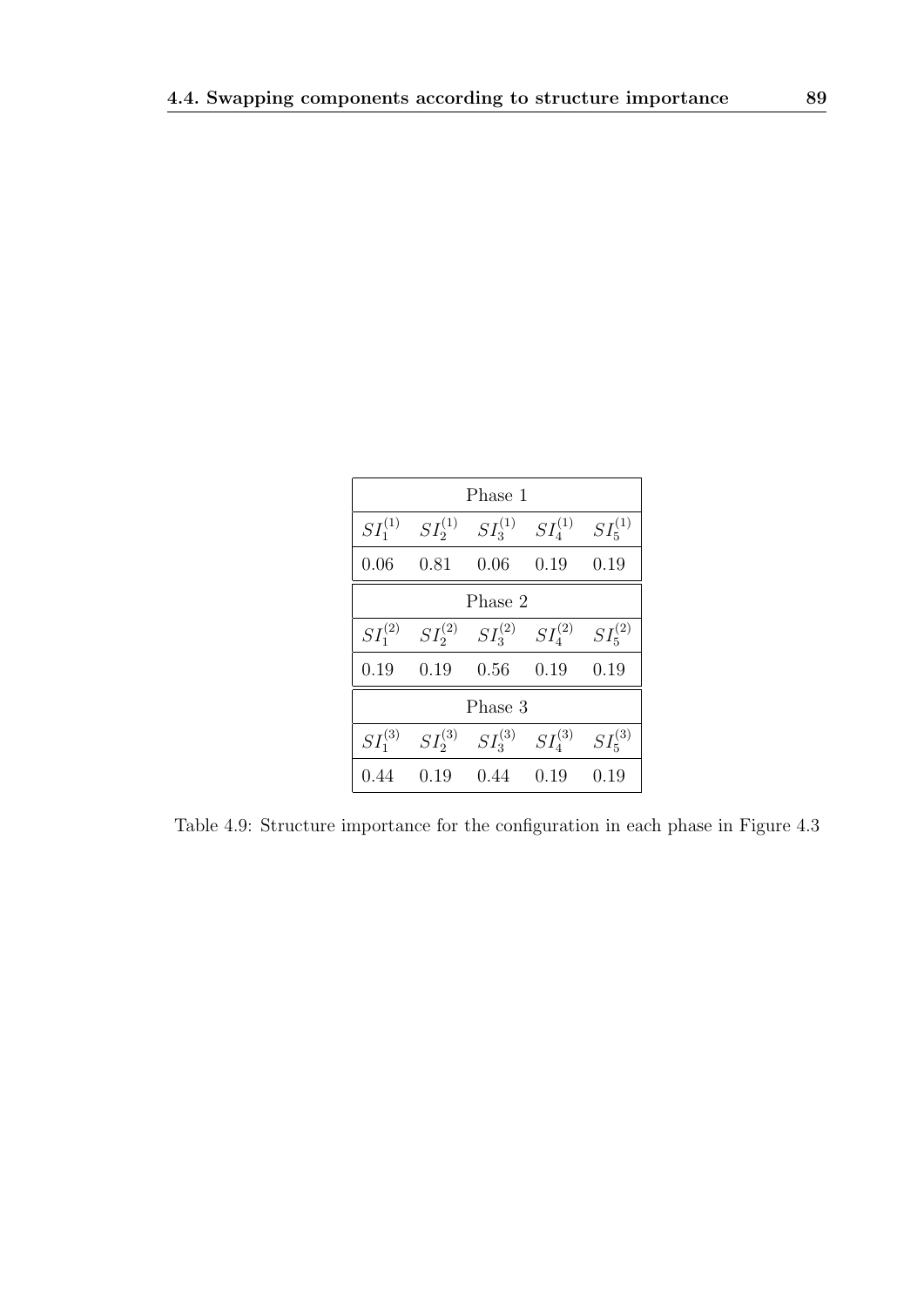| Phase 1 | | | | |
|---|---|---|---|---|
| $SI_1^{(1)}$ | $SI_2^{(1)}$ | $SI_3^{(1)}$ | $SI_4^{(1)}$ | $SI_5^{(1)}$ |
| 0.06 | 0.81 | 0.06 | 0.19 | 0.19 |
| **Phase 2** | | | | |
| $SI_1^{(2)}$ | $SI_2^{(2)}$ | $SI_3^{(2)}$ | $SI_4^{(2)}$ | $SI_5^{(2)}$ |
| 0.19 | 0.19 | 0.56 | 0.19 | 0.19 |
| **Phase 3** | | | | |
| $SI_1^{(3)}$ | $SI_2^{(3)}$ | $SI_3^{(3)}$ | $SI_4^{(3)}$ | $SI_5^{(3)}$ |
| 0.44 | 0.19 | 0.44 | 0.19 | 0.19 |

Table 4.9: Structure importance for the configuration in each phase in Figure 4.3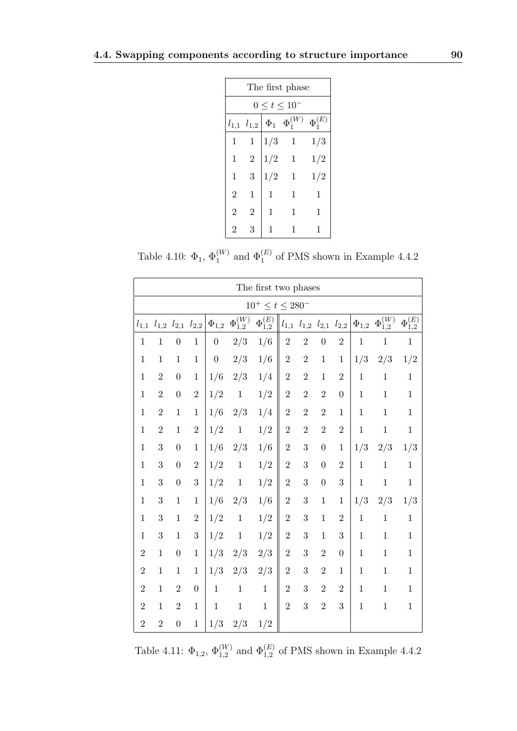| The first phase | | | | |
|---|---|---|---|---|
| $0 \leq t \leq 10^-$ | | | | |
| $l_{1,1}$ | $l_{1,2}$ | $\Phi_1$ | $\Phi_1^{(W)}$ | $\Phi_1^{(E)}$ |
| 1 | 1 | 1/3 | 1 | 1/3 |
| 1 | 2 | 1/2 | 1 | 1/2 |
| 1 | 3 | 1/2 | 1 | 1/2 |
| 2 | 1 | 1 | 1 | 1 |
| 2 | 2 | 1 | 1 | 1 |
| 2 | 3 | 1 | 1 | 1 |

Table 4.10: $\Phi_1$, $\Phi_1^{(W)}$ and $\Phi_1^{(E)}$ of PMS shown in Example 4.4.2

| The first two phases | | | | | | | | | | | | | |
|---|---|---|---|---|---|---|---|---|---|---|---|---|---|
| $10^+ \leq t \leq 280^-$ | | | | | | | | | | | | | |
| $l_{1,1}$ | $l_{1,2}$ | $l_{2,1}$ | $l_{2,2}$ | $\Phi_{1,2}$ | $\Phi_{1,2}^{(W)}$ | $\Phi_{1,2}^{(E)}$ | $l_{1,1}$ | $l_{1,2}$ | $l_{2,1}$ | $l_{2,2}$ | $\Phi_{1,2}$ | $\Phi_{1,2}^{(W)}$ | $\Phi_{1,2}^{(E)}$ |
| 1 | 1 | 0 | 1 | 0 | 2/3 | 1/6 | 2 | 2 | 0 | 2 | 1 | 1 | 1 |
| 1 | 1 | 1 | 1 | 0 | 2/3 | 1/6 | 2 | 2 | 1 | 1 | 1/3 | 2/3 | 1/2 |
| 1 | 2 | 0 | 1 | 1/6 | 2/3 | 1/4 | 2 | 2 | 1 | 2 | 1 | 1 | 1 |
| 1 | 2 | 0 | 2 | 1/2 | 1 | 1/2 | 2 | 2 | 2 | 0 | 1 | 1 | 1 |
| 1 | 2 | 1 | 1 | 1/6 | 2/3 | 1/4 | 2 | 2 | 2 | 1 | 1 | 1 | 1 |
| 1 | 2 | 1 | 2 | 1/2 | 1 | 1/2 | 2 | 2 | 2 | 2 | 1 | 1 | 1 |
| 1 | 3 | 0 | 1 | 1/6 | 2/3 | 1/6 | 2 | 3 | 0 | 1 | 1/3 | 2/3 | 1/3 |
| 1 | 3 | 0 | 2 | 1/2 | 1 | 1/2 | 2 | 3 | 0 | 2 | 1 | 1 | 1 |
| 1 | 3 | 0 | 3 | 1/2 | 1 | 1/2 | 2 | 3 | 0 | 3 | 1 | 1 | 1 |
| 1 | 3 | 1 | 1 | 1/6 | 2/3 | 1/6 | 2 | 3 | 1 | 1 | 1/3 | 2/3 | 1/3 |
| 1 | 3 | 1 | 2 | 1/2 | 1 | 1/2 | 2 | 3 | 1 | 2 | 1 | 1 | 1 |
| 1 | 3 | 1 | 3 | 1/2 | 1 | 1/2 | 2 | 3 | 1 | 3 | 1 | 1 | 1 |
| 2 | 1 | 0 | 1 | 1/3 | 2/3 | 2/3 | 2 | 3 | 2 | 0 | 1 | 1 | 1 |
| 2 | 1 | 1 | 1 | 1/3 | 2/3 | 2/3 | 2 | 3 | 2 | 1 | 1 | 1 | 1 |
| 2 | 1 | 2 | 0 | 1 | 1 | 1 | 2 | 3 | 2 | 2 | 1 | 1 | 1 |
| 2 | 1 | 2 | 1 | 1 | 1 | 1 | 2 | 3 | 2 | 3 | 1 | 1 | 1 |
| 2 | 2 | 0 | 1 | 1/3 | 2/3 | 1/2 | | | | | | | |

Table 4.11: $\Phi_{1,2}$, $\Phi_{1,2}^{(W)}$ and $\Phi_{1,2}^{(E)}$ of PMS shown in Example 4.4.2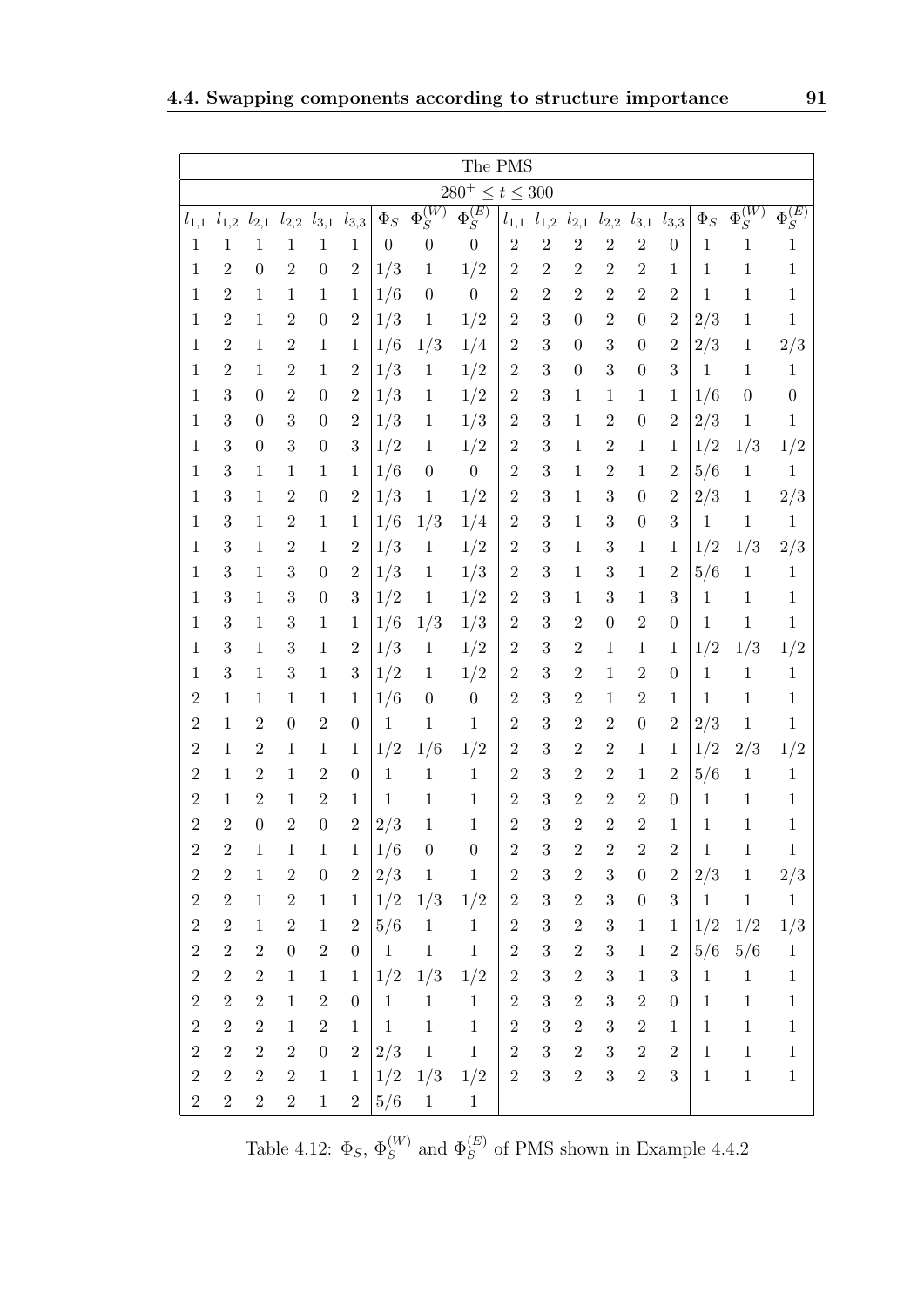| The PMS | | | | | | | | | | | | | | | | | |
|---|---|---|---|---|---|---|---|---|---|---|---|---|---|---|---|---|---|
| $280^+ \leq t \leq 300$ | | | | | | | | | | | | | | | | | |
| $l_{1,1}$ | $l_{1,2}$ | $l_{2,1}$ | $l_{2,2}$ | $l_{3,1}$ | $l_{3,3}$ | $\Phi_S$ | $\Phi_S^{(W)}$ | $\Phi_S^{(E)}$ | $l_{1,1}$ | $l_{1,2}$ | $l_{2,1}$ | $l_{2,2}$ | $l_{3,1}$ | $l_{3,3}$ | $\Phi_S$ | $\Phi_S^{(W)}$ | $\Phi_S^{(E)}$ |
| 1 | 1 | 1 | 1 | 1 | 1 | 0 | 0 | 0 | 2 | 2 | 2 | 2 | 2 | 0 | 1 | 1 | 1 |
| 1 | 2 | 0 | 2 | 0 | 2 | 1/3 | 1 | 1/2 | 2 | 2 | 2 | 2 | 2 | 1 | 1 | 1 | 1 |
| 1 | 2 | 1 | 1 | 1 | 1 | 1/6 | 0 | 0 | 2 | 2 | 2 | 2 | 2 | 2 | 1 | 1 | 1 |
| 1 | 2 | 1 | 2 | 0 | 2 | 1/3 | 1 | 1/2 | 2 | 3 | 0 | 2 | 0 | 2 | 2/3 | 1 | 1 |
| 1 | 2 | 1 | 2 | 1 | 1 | 1/6 | 1/3 | 1/4 | 2 | 3 | 0 | 3 | 0 | 2 | 2/3 | 1 | 2/3 |
| 1 | 2 | 1 | 2 | 1 | 2 | 1/3 | 1 | 1/2 | 2 | 3 | 0 | 3 | 0 | 3 | 1 | 1 | 1 |
| 1 | 3 | 0 | 2 | 0 | 2 | 1/3 | 1 | 1/2 | 2 | 3 | 1 | 1 | 1 | 1 | 1/6 | 0 | 0 |
| 1 | 3 | 0 | 3 | 0 | 2 | 1/3 | 1 | 1/3 | 2 | 3 | 1 | 2 | 0 | 2 | 2/3 | 1 | 1 |
| 1 | 3 | 0 | 3 | 0 | 3 | 1/2 | 1 | 1/2 | 2 | 3 | 1 | 2 | 1 | 1 | 1/2 | 1/3 | 1/2 |
| 1 | 3 | 1 | 1 | 1 | 1 | 1/6 | 0 | 0 | 2 | 3 | 1 | 2 | 1 | 2 | 5/6 | 1 | 1 |
| 1 | 3 | 1 | 2 | 0 | 2 | 1/3 | 1 | 1/2 | 2 | 3 | 1 | 3 | 0 | 2 | 2/3 | 1 | 2/3 |
| 1 | 3 | 1 | 2 | 1 | 1 | 1/6 | 1/3 | 1/4 | 2 | 3 | 1 | 3 | 0 | 3 | 1 | 1 | 1 |
| 1 | 3 | 1 | 2 | 1 | 2 | 1/3 | 1 | 1/2 | 2 | 3 | 1 | 3 | 1 | 1 | 1/2 | 1/3 | 2/3 |
| 1 | 3 | 1 | 3 | 0 | 2 | 1/3 | 1 | 1/3 | 2 | 3 | 1 | 3 | 1 | 2 | 5/6 | 1 | 1 |
| 1 | 3 | 1 | 3 | 0 | 3 | 1/2 | 1 | 1/2 | 2 | 3 | 1 | 3 | 1 | 3 | 1 | 1 | 1 |
| 1 | 3 | 1 | 3 | 1 | 1 | 1/6 | 1/3 | 1/3 | 2 | 3 | 2 | 0 | 2 | 0 | 1 | 1 | 1 |
| 1 | 3 | 1 | 3 | 1 | 2 | 1/3 | 1 | 1/2 | 2 | 3 | 2 | 1 | 1 | 1 | 1/2 | 1/3 | 1/2 |
| 1 | 3 | 1 | 3 | 1 | 3 | 1/2 | 1 | 1/2 | 2 | 3 | 2 | 1 | 2 | 0 | 1 | 1 | 1 |
| 2 | 1 | 1 | 1 | 1 | 1 | 1/6 | 0 | 0 | 2 | 3 | 2 | 1 | 2 | 1 | 1 | 1 | 1 |
| 2 | 1 | 2 | 0 | 2 | 0 | 1 | 1 | 1 | 2 | 3 | 2 | 2 | 0 | 2 | 2/3 | 1 | 1 |
| 2 | 1 | 2 | 1 | 1 | 1 | 1/2 | 1/6 | 1/2 | 2 | 3 | 2 | 2 | 1 | 1 | 1/2 | 2/3 | 1/2 |
| 2 | 1 | 2 | 1 | 2 | 0 | 1 | 1 | 1 | 2 | 3 | 2 | 2 | 1 | 2 | 5/6 | 1 | 1 |
| 2 | 1 | 2 | 1 | 2 | 1 | 1 | 1 | 1 | 2 | 3 | 2 | 2 | 2 | 0 | 1 | 1 | 1 |
| 2 | 2 | 0 | 2 | 0 | 2 | 2/3 | 1 | 1 | 2 | 3 | 2 | 2 | 2 | 1 | 1 | 1 | 1 |
| 2 | 2 | 1 | 1 | 1 | 1 | 1/6 | 0 | 0 | 2 | 3 | 2 | 2 | 2 | 2 | 1 | 1 | 1 |
| 2 | 2 | 1 | 2 | 0 | 2 | 2/3 | 1 | 1 | 2 | 3 | 2 | 3 | 0 | 2 | 2/3 | 1 | 2/3 |
| 2 | 2 | 1 | 2 | 1 | 1 | 1/2 | 1/3 | 1/2 | 2 | 3 | 2 | 3 | 0 | 3 | 1 | 1 | 1 |
| 2 | 2 | 1 | 2 | 1 | 2 | 5/6 | 1 | 1 | 2 | 3 | 2 | 3 | 1 | 1 | 1/2 | 1/2 | 1/3 |
| 2 | 2 | 2 | 0 | 2 | 0 | 1 | 1 | 1 | 2 | 3 | 2 | 3 | 1 | 2 | 5/6 | 5/6 | 1 |
| 2 | 2 | 2 | 1 | 1 | 1 | 1/2 | 1/3 | 1/2 | 2 | 3 | 2 | 3 | 1 | 3 | 1 | 1 | 1 |
| 2 | 2 | 2 | 1 | 2 | 0 | 1 | 1 | 1 | 2 | 3 | 2 | 3 | 2 | 0 | 1 | 1 | 1 |
| 2 | 2 | 2 | 1 | 2 | 1 | 1 | 1 | 1 | 2 | 3 | 2 | 3 | 2 | 1 | 1 | 1 | 1 |
| 2 | 2 | 2 | 2 | 0 | 2 | 2/3 | 1 | 1 | 2 | 3 | 2 | 3 | 2 | 2 | 1 | 1 | 1 |
| 2 | 2 | 2 | 2 | 1 | 1 | 1/2 | 1/3 | 1/2 | 2 | 3 | 2 | 3 | 2 | 3 | 1 | 1 | 1 |
| 2 | 2 | 2 | 2 | 1 | 2 | 5/6 | 1 | 1 | | | | | | | | | |

Table 4.12: $\Phi_S$, $\Phi_S^{(W)}$ and $\Phi_S^{(E)}$ of PMS shown in Example 4.4.2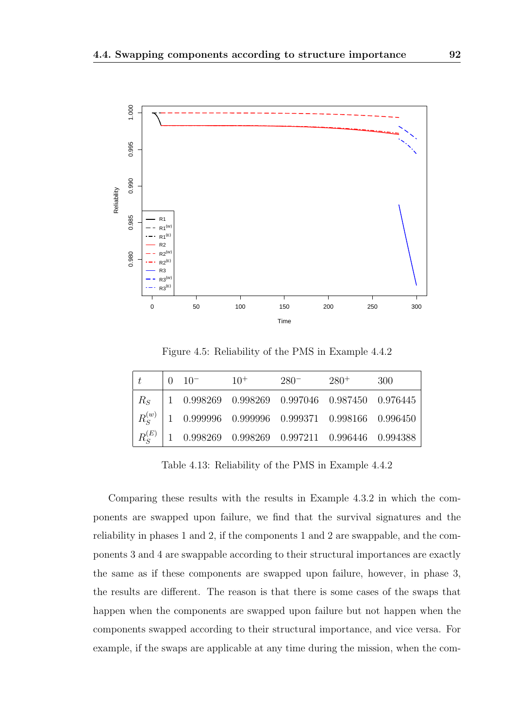Figure 4.5: Reliability of the PMS in Example 4.4.2

| $t$ | 0 | $10^-$ | $10^+$ | $280^-$ | $280^+$ | 300 |
|---|---|---|---|---|---|---|
| $R_S$ | 1 | 0.998269 | 0.998269 | 0.997046 | 0.987450 | 0.976445 |
| $R_S^{(w)}$ | 1 | 0.999996 | 0.999996 | 0.999371 | 0.998166 | 0.996450 |
| $R_S^{(E)}$ | 1 | 0.998269 | 0.998269 | 0.997211 | 0.996446 | 0.994388 |

Table 4.13: Reliability of the PMS in Example 4.4.2

Comparing these results with the results in Example 4.3.2 in which the components are swapped upon failure, we find that the survival signatures and the reliability in phases 1 and 2, if the components 1 and 2 are swappable, and the components 3 and 4 are swappable according to their structural importances are exactly the same as if these components are swapped upon failure, however, in phase 3, the results are different. The reason is that there is some cases of the swaps that happen when the components are swapped upon failure but not happen when the components swapped according to their structural importance, and vice versa. For example, if the swaps are applicable at any time during the mission, when the com-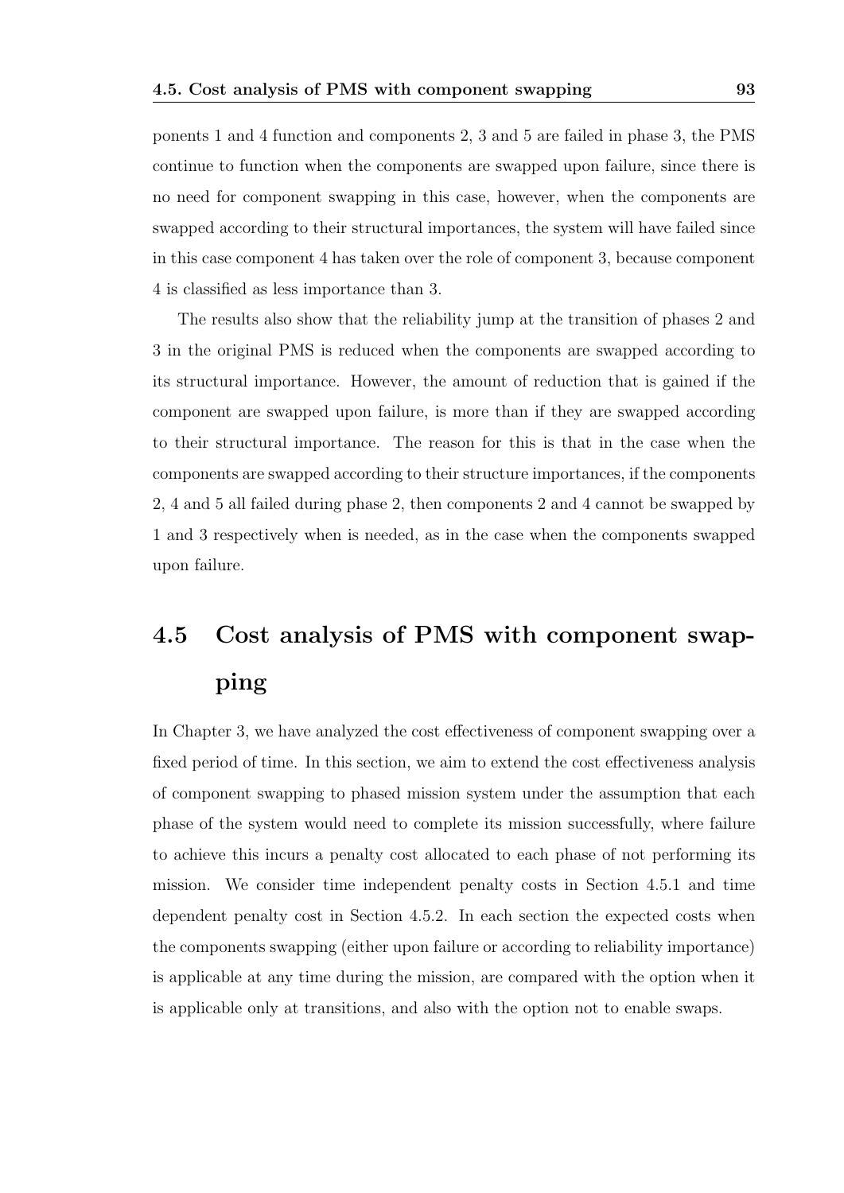ponents 1 and 4 function and components 2, 3 and 5 are failed in phase 3, the PMS continue to function when the components are swapped upon failure, since there is no need for component swapping in this case, however, when the components are swapped according to their structural importances, the system will have failed since in this case component 4 has taken over the role of component 3, because component 4 is classified as less importance than 3.

The results also show that the reliability jump at the transition of phases 2 and 3 in the original PMS is reduced when the components are swapped according to its structural importance. However, the amount of reduction that is gained if the component are swapped upon failure, is more than if they are swapped according to their structural importance. The reason for this is that in the case when the components are swapped according to their structure importances, if the components 2, 4 and 5 all failed during phase 2, then components 2 and 4 cannot be swapped by 1 and 3 respectively when is needed, as in the case when the components swapped upon failure.

## 4.5 Cost analysis of PMS with component swapping

In Chapter 3, we have analyzed the cost effectiveness of component swapping over a fixed period of time. In this section, we aim to extend the cost effectiveness analysis of component swapping to phased mission system under the assumption that each phase of the system would need to complete its mission successfully, where failure to achieve this incurs a penalty cost allocated to each phase of not performing its mission. We consider time independent penalty costs in Section 4.5.1 and time dependent penalty cost in Section 4.5.2. In each section the expected costs when the components swapping (either upon failure or according to reliability importance) is applicable at any time during the mission, are compared with the option when it is applicable only at transitions, and also with the option not to enable swaps.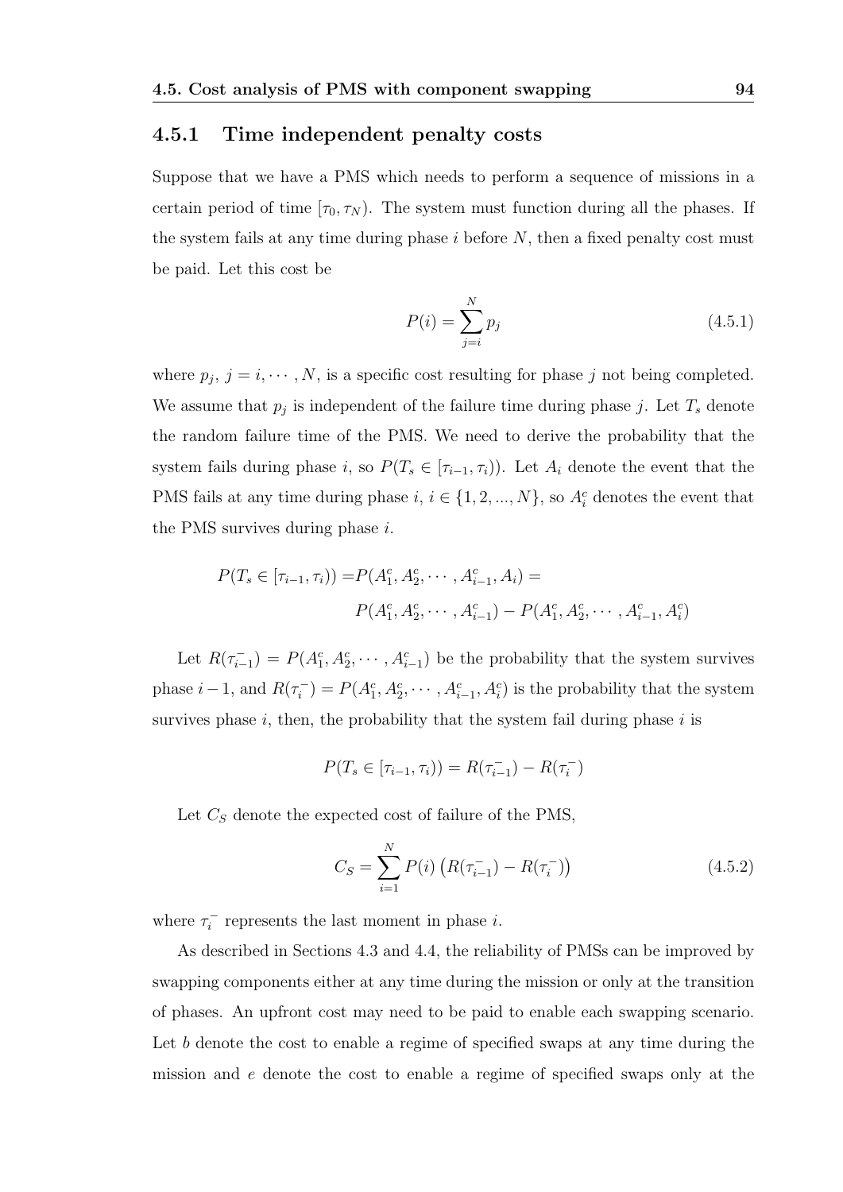### 4.5.1 Time independent penalty costs

Suppose that we have a PMS which needs to perform a sequence of missions in a certain period of time $[\tau_0, \tau_N)$. The system must function during all the phases. If the system fails at any time during phase $i$ before $N$, then a fixed penalty cost must be paid. Let this cost be

$$P(i) = \sum_{j=i}^{N} p_j \tag{4.5.1}$$

where $p_j$, $j = i, \cdots, N$, is a specific cost resulting for phase $j$ not being completed. We assume that $p_j$ is independent of the failure time during phase $j$. Let $T_s$ denote the random failure time of the PMS. We need to derive the probability that the system fails during phase $i$, so $P(T_s \in [\tau_{i-1}, \tau_i))$. Let $A_i$ denote the event that the PMS fails at any time during phase $i$, $i \in \{1, 2, ..., N\}$, so $A_i^c$ denotes the event that the PMS survives during phase $i$.

$$\begin{aligned} P(T_s \in [\tau_{i-1}, \tau_i)) =& P(A_1^c, A_2^c, \cdots, A_{i-1}^c, A_i) = \\ & P(A_1^c, A_2^c, \cdots, A_{i-1}^c) - P(A_1^c, A_2^c, \cdots, A_{i-1}^c, A_i^c) \end{aligned}$$

Let $R(\tau_{i-1}^-) = P(A_1^c, A_2^c, \cdots, A_{i-1}^c)$ be the probability that the system survives phase $i-1$, and $R(\tau_i^-) = P(A_1^c, A_2^c, \cdots, A_{i-1}^c, A_i^c)$ is the probability that the system survives phase $i$, then, the probability that the system fail during phase $i$ is

$$P(T_s \in [\tau_{i-1}, \tau_i)) = R(\tau_{i-1}^-) - R(\tau_i^-)$$

Let $C_S$ denote the expected cost of failure of the PMS,

$$C_S = \sum_{i=1}^{N} P(i) \left( R(\tau_{i-1}^-) - R(\tau_i^-) \right) \tag{4.5.2}$$

where $\tau_i^-$ represents the last moment in phase $i$.

As described in Sections 4.3 and 4.4, the reliability of PMSs can be improved by swapping components either at any time during the mission or only at the transition of phases. An upfront cost may need to be paid to enable each swapping scenario. Let $b$ denote the cost to enable a regime of specified swaps at any time during the mission and $e$ denote the cost to enable a regime of specified swaps only at the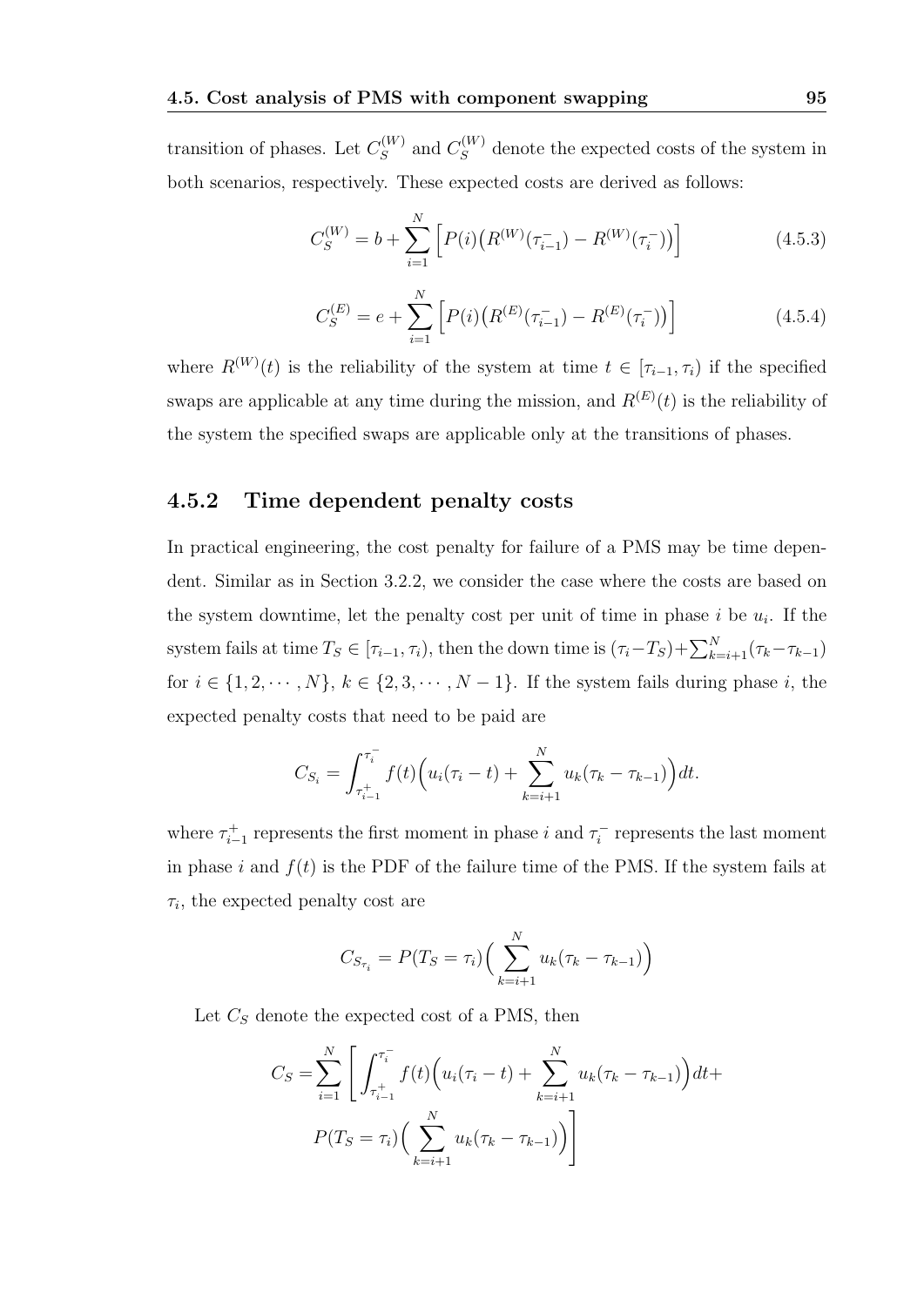transition of phases. Let $C_S^{(W)}$ and $C_S^{(W)}$ denote the expected costs of the system in both scenarios, respectively. These expected costs are derived as follows:

$$C_S^{(W)} = b + \sum_{i=1}^{N} \Big[ P(i)\big(R^{(W)}(\tau_{i-1}^{-}) - R^{(W)}(\tau_i^{-})\big) \Big] \tag{4.5.3}$$

$$C_S^{(E)} = e + \sum_{i=1}^{N} \Big[ P(i)\big(R^{(E)}(\tau_{i-1}^{-}) - R^{(E)}(\tau_i^{-})\big) \Big] \tag{4.5.4}$$

where $R^{(W)}(t)$ is the reliability of the system at time $t \in [\tau_{i-1}, \tau_i)$ if the specified swaps are applicable at any time during the mission, and $R^{(E)}(t)$ is the reliability of the system the specified swaps are applicable only at the transitions of phases.

### 4.5.2 Time dependent penalty costs

In practical engineering, the cost penalty for failure of a PMS may be time dependent. Similar as in Section 3.2.2, we consider the case where the costs are based on the system downtime, let the penalty cost per unit of time in phase $i$ be $u_i$. If the system fails at time $T_S \in [\tau_{i-1}, \tau_i)$, then the down time is $(\tau_i - T_S) + \sum_{k=i+1}^{N}(\tau_k - \tau_{k-1})$ for $i \in \{1, 2, \cdots, N\}$, $k \in \{2, 3, \cdots, N-1\}$. If the system fails during phase $i$, the expected penalty costs that need to be paid are

$$C_{S_i} = \int_{\tau_{i-1}^{+}}^{\tau_i^{-}} f(t)\Big(u_i(\tau_i - t) + \sum_{k=i+1}^{N} u_k(\tau_k - \tau_{k-1})\Big)dt.$$

where $\tau_{i-1}^{+}$ represents the first moment in phase $i$ and $\tau_i^{-}$ represents the last moment in phase $i$ and $f(t)$ is the PDF of the failure time of the PMS. If the system fails at $\tau_i$, the expected penalty cost are

$$C_{S_{\tau_i}} = P(T_S = \tau_i)\Big(\sum_{k=i+1}^{N} u_k(\tau_k - \tau_{k-1})\Big)$$

Let $C_S$ denote the expected cost of a PMS, then

$$C_S = \sum_{i=1}^{N} \Bigg[ \int_{\tau_{i-1}^{+}}^{\tau_i^{-}} f(t)\Big(u_i(\tau_i - t) + \sum_{k=i+1}^{N} u_k(\tau_k - \tau_{k-1})\Big)dt + P(T_S = \tau_i)\Big(\sum_{k=i+1}^{N} u_k(\tau_k - \tau_{k-1})\Big)\Bigg]$$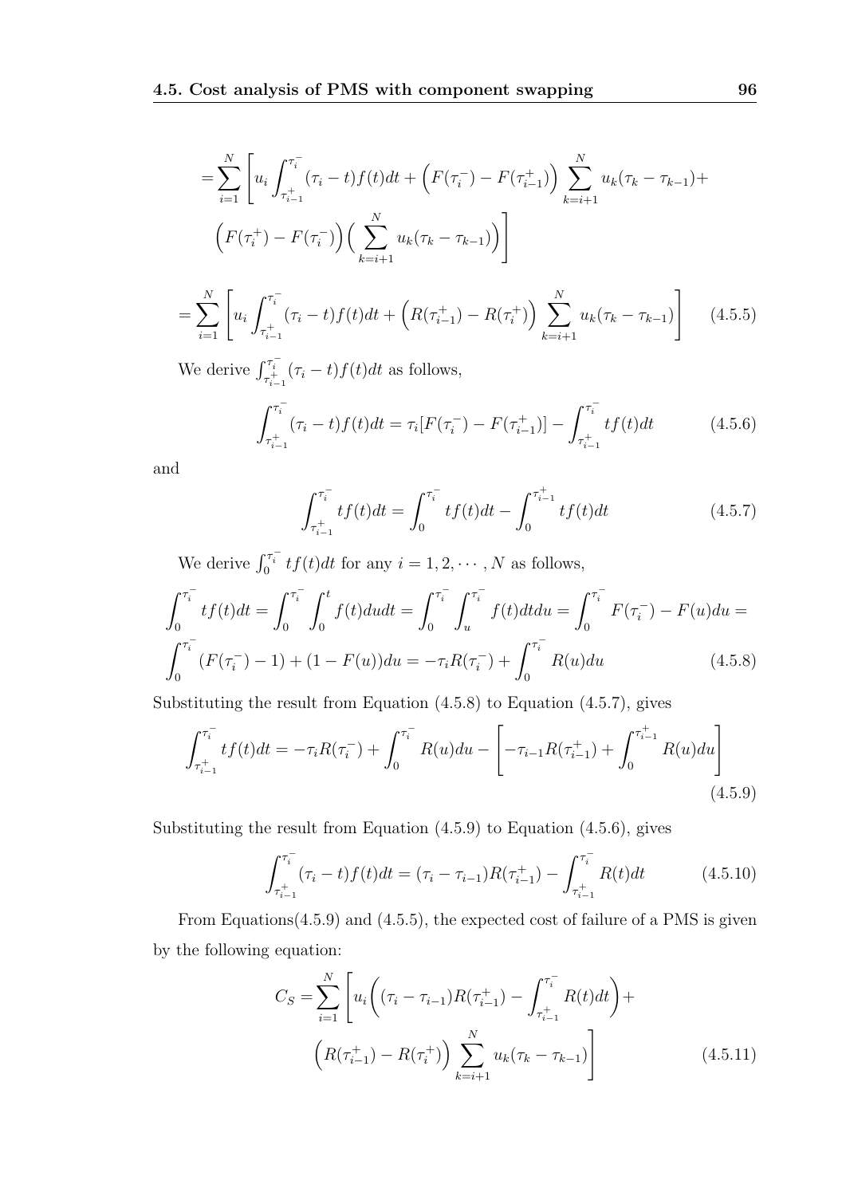$$= \sum_{i=1}^{N} \Bigg[ u_i \int_{\tau_{i-1}^+}^{\tau_i^-} (\tau_i - t) f(t) dt + \Big( F(\tau_i^-) - F(\tau_{i-1}^+) \Big) \sum_{k=i+1}^{N} u_k (\tau_k - \tau_{k-1}) +$$

$$\Big( F(\tau_i^+) - F(\tau_i^-) \Big) \Big( \sum_{k=i+1}^{N} u_k (\tau_k - \tau_{k-1}) \Big) \Bigg]$$

$$= \sum_{i=1}^{N} \Bigg[ u_i \int_{\tau_{i-1}^+}^{\tau_i^-} (\tau_i - t) f(t) dt + \Big( R(\tau_{i-1}^+) - R(\tau_i^+) \Big) \sum_{k=i+1}^{N} u_k (\tau_k - \tau_{k-1}) \Bigg] \quad (4.5.5)$$

We derive $\int_{\tau_{i-1}^+}^{\tau_i^-} (\tau_i - t) f(t) dt$ as follows,

$$\int_{\tau_{i-1}^+}^{\tau_i^-} (\tau_i - t) f(t) dt = \tau_i [F(\tau_i^-) - F(\tau_{i-1}^+)] - \int_{\tau_{i-1}^+}^{\tau_i^-} t f(t) dt \quad (4.5.6)$$

and

$$\int_{\tau_{i-1}^+}^{\tau_i^-} t f(t) dt = \int_0^{\tau_i^-} t f(t) dt - \int_0^{\tau_{i-1}^+} t f(t) dt \quad (4.5.7)$$

We derive $\int_0^{\tau_i^-} t f(t) dt$ for any $i = 1, 2, \cdots, N$ as follows,

$$\int_0^{\tau_i^-} t f(t) dt = \int_0^{\tau_i^-} \int_0^{t} f(t) du dt = \int_0^{\tau_i^-} \int_u^{\tau_i^-} f(t) dt du = \int_0^{\tau_i^-} F(\tau_i^-) - F(u) du =$$

$$\int_0^{\tau_i^-} (F(\tau_i^-) - 1) + (1 - F(u)) du = -\tau_i R(\tau_i^-) + \int_0^{\tau_i^-} R(u) du \quad (4.5.8)$$

Substituting the result from Equation (4.5.8) to Equation (4.5.7), gives

$$\int_{\tau_{i-1}^+}^{\tau_i^-} t f(t) dt = -\tau_i R(\tau_i^-) + \int_0^{\tau_i^-} R(u) du - \left[ -\tau_{i-1} R(\tau_{i-1}^+) + \int_0^{\tau_{i-1}^+} R(u) du \right] \quad (4.5.9)$$

Substituting the result from Equation (4.5.9) to Equation (4.5.6), gives

$$\int_{\tau_{i-1}^+}^{\tau_i^-} (\tau_i - t) f(t) dt = (\tau_i - \tau_{i-1}) R(\tau_{i-1}^+) - \int_{\tau_{i-1}^+}^{\tau_i^-} R(t) dt \quad (4.5.10)$$

From Equations(4.5.9) and (4.5.5), the expected cost of failure of a PMS is given by the following equation:

$$C_S = \sum_{i=1}^{N} \Bigg[ u_i \bigg( (\tau_i - \tau_{i-1}) R(\tau_{i-1}^+) - \int_{\tau_{i-1}^+}^{\tau_i^-} R(t) dt \bigg) +$$

$$\Big( R(\tau_{i-1}^+) - R(\tau_i^+) \Big) \sum_{k=i+1}^{N} u_k (\tau_k - \tau_{k-1}) \Bigg] \quad (4.5.11)$$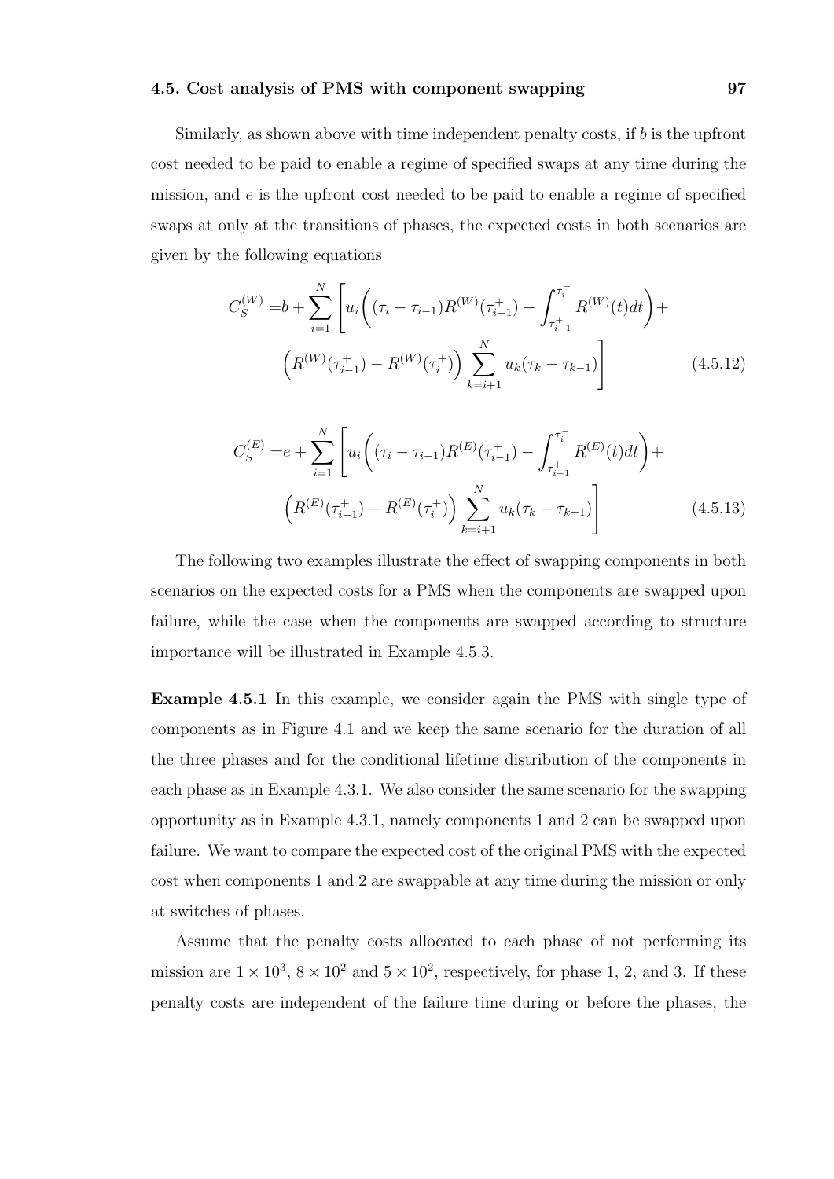Similarly, as shown above with time independent penalty costs, if $b$ is the upfront cost needed to be paid to enable a regime of specified swaps at any time during the mission, and $e$ is the upfront cost needed to be paid to enable a regime of specified swaps at only at the transitions of phases, the expected costs in both scenarios are given by the following equations

$$
\begin{aligned}
C_S^{(W)} =& b + \sum_{i=1}^{N} \Bigg[ u_i \bigg( (\tau_i - \tau_{i-1}) R^{(W)}(\tau_{i-1}^{+}) - \int_{\tau_{i-1}^{+}}^{\tau_i^{-}} R^{(W)}(t) dt \bigg) + \\
& \Big( R^{(W)}(\tau_{i-1}^{+}) - R^{(W)}(\tau_i^{+}) \Big) \sum_{k=i+1}^{N} u_k (\tau_k - \tau_{k-1}) \Bigg]
\end{aligned} \tag{4.5.12}
$$

$$
\begin{aligned}
C_S^{(E)} =& e + \sum_{i=1}^{N} \Bigg[ u_i \bigg( (\tau_i - \tau_{i-1}) R^{(E)}(\tau_{i-1}^{+}) - \int_{\tau_{i-1}^{+}}^{\tau_i^{-}} R^{(E)}(t) dt \bigg) + \\
& \Big( R^{(E)}(\tau_{i-1}^{+}) - R^{(E)}(\tau_i^{+}) \Big) \sum_{k=i+1}^{N} u_k (\tau_k - \tau_{k-1}) \Bigg]
\end{aligned} \tag{4.5.13}
$$

The following two examples illustrate the effect of swapping components in both scenarios on the expected costs for a PMS when the components are swapped upon failure, while the case when the components are swapped according to structure importance will be illustrated in Example 4.5.3.

**Example 4.5.1** In this example, we consider again the PMS with single type of components as in Figure 4.1 and we keep the same scenario for the duration of all the three phases and for the conditional lifetime distribution of the components in each phase as in Example 4.3.1. We also consider the same scenario for the swapping opportunity as in Example 4.3.1, namely components 1 and 2 can be swapped upon failure. We want to compare the expected cost of the original PMS with the expected cost when components 1 and 2 are swappable at any time during the mission or only at switches of phases.

Assume that the penalty costs allocated to each phase of not performing its mission are $1 \times 10^3$, $8 \times 10^2$ and $5 \times 10^2$, respectively, for phase 1, 2, and 3. If these penalty costs are independent of the failure time during or before the phases, the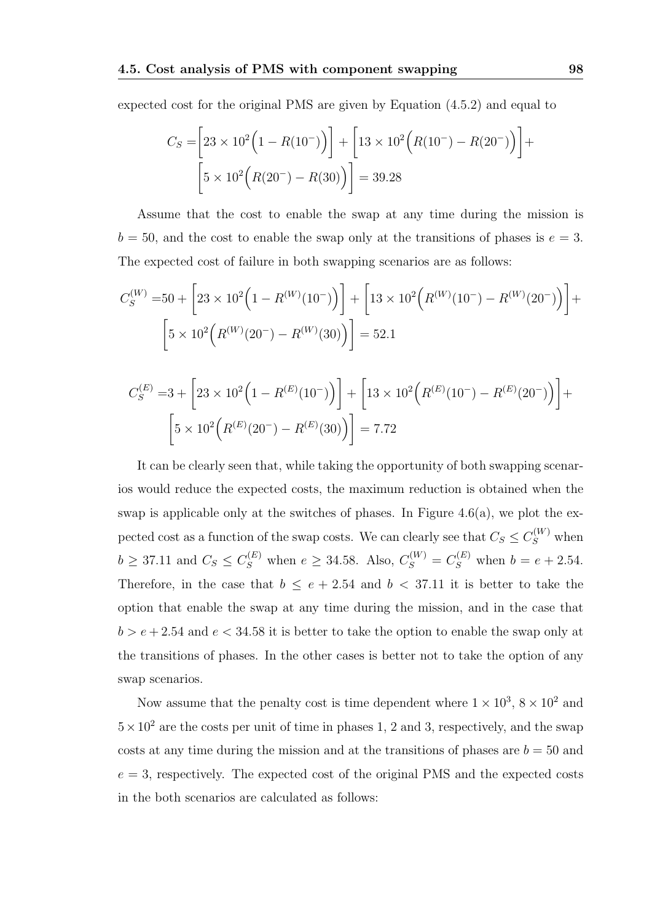expected cost for the original PMS are given by Equation (4.5.2) and equal to

$$C_S = \left[23 \times 10^2 \Big(1 - R(10^-)\Big)\right] + \left[13 \times 10^2 \Big(R(10^-) - R(20^-)\Big)\right] + \left[5 \times 10^2 \Big(R(20^-) - R(30)\Big)\right] = 39.28$$

Assume that the cost to enable the swap at any time during the mission is $b = 50$, and the cost to enable the swap only at the transitions of phases is $e = 3$. The expected cost of failure in both swapping scenarios are as follows:

$$C_S^{(W)} = 50 + \left[23 \times 10^2 \Big(1 - R^{(W)}(10^-)\Big)\right] + \left[13 \times 10^2 \Big(R^{(W)}(10^-) - R^{(W)}(20^-)\Big)\right] + \left[5 \times 10^2 \Big(R^{(W)}(20^-) - R^{(W)}(30)\Big)\right] = 52.1$$

$$C_S^{(E)} = 3 + \left[23 \times 10^2 \Big(1 - R^{(E)}(10^-)\Big)\right] + \left[13 \times 10^2 \Big(R^{(E)}(10^-) - R^{(E)}(20^-)\Big)\right] + \left[5 \times 10^2 \Big(R^{(E)}(20^-) - R^{(E)}(30)\Big)\right] = 7.72$$

It can be clearly seen that, while taking the opportunity of both swapping scenarios would reduce the expected costs, the maximum reduction is obtained when the swap is applicable only at the switches of phases. In Figure 4.6(a), we plot the expected cost as a function of the swap costs. We can clearly see that $C_S \leq C_S^{(W)}$ when $b \geq 37.11$ and $C_S \leq C_S^{(E)}$ when $e \geq 34.58$. Also, $C_S^{(W)} = C_S^{(E)}$ when $b = e + 2.54$. Therefore, in the case that $b \leq e + 2.54$ and $b < 37.11$ it is better to take the option that enable the swap at any time during the mission, and in the case that $b > e + 2.54$ and $e < 34.58$ it is better to take the option to enable the swap only at the transitions of phases. In the other cases is better not to take the option of any swap scenarios.

Now assume that the penalty cost is time dependent where $1 \times 10^3$, $8 \times 10^2$ and $5 \times 10^2$ are the costs per unit of time in phases 1, 2 and 3, respectively, and the swap costs at any time during the mission and at the transitions of phases are $b = 50$ and $e = 3$, respectively. The expected cost of the original PMS and the expected costs in the both scenarios are calculated as follows: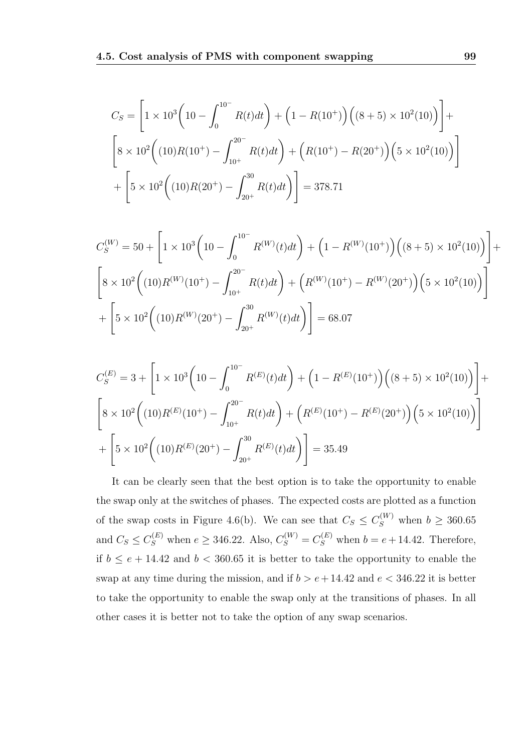$$C_S = \left[1 \times 10^3 \Big(10 - \int_0^{10^-} R(t)dt\Big) + \Big(1 - R(10^+)\Big)\Big((8+5) \times 10^2(10)\Big)\right] +$$
$$\left[8 \times 10^2 \Big((10)R(10^+) - \int_{10^+}^{20^-} R(t)dt\Big) + \Big(R(10^+) - R(20^+)\Big)\Big(5 \times 10^2(10)\Big)\right]$$
$$+ \left[5 \times 10^2 \Big((10)R(20^+) - \int_{20^+}^{30} R(t)dt\Big)\right] = 378.71$$

$$C_S^{(W)} = 50 + \left[1 \times 10^3 \Big(10 - \int_0^{10^-} R^{(W)}(t)dt\Big) + \Big(1 - R^{(W)}(10^+)\Big)\Big((8+5) \times 10^2(10)\Big)\right] +$$
$$\left[8 \times 10^2 \Big((10)R^{(W)}(10^+) - \int_{10^+}^{20^-} R(t)dt\Big) + \Big(R^{(W)}(10^+) - R^{(W)}(20^+)\Big)\Big(5 \times 10^2(10)\Big)\right]$$
$$+ \left[5 \times 10^2 \Big((10)R^{(W)}(20^+) - \int_{20^+}^{30} R^{(W)}(t)dt\Big)\right] = 68.07$$

$$C_S^{(E)} = 3 + \left[1 \times 10^3 \Big(10 - \int_0^{10^-} R^{(E)}(t)dt\Big) + \Big(1 - R^{(E)}(10^+)\Big)\Big((8+5) \times 10^2(10)\Big)\right] +$$
$$\left[8 \times 10^2 \Big((10)R^{(E)}(10^+) - \int_{10^+}^{20^-} R(t)dt\Big) + \Big(R^{(E)}(10^+) - R^{(E)}(20^+)\Big)\Big(5 \times 10^2(10)\Big)\right]$$
$$+ \left[5 \times 10^2 \Big((10)R^{(E)}(20^+) - \int_{20^+}^{30} R^{(E)}(t)dt\Big)\right] = 35.49$$

It can be clearly seen that the best option is to take the opportunity to enable the swap only at the switches of phases. The expected costs are plotted as a function of the swap costs in Figure 4.6(b). We can see that $C_S \leq C_S^{(W)}$ when $b \geq 360.65$ and $C_S \leq C_S^{(E)}$ when $e \geq 346.22$. Also, $C_S^{(W)} = C_S^{(E)}$ when $b = e + 14.42$. Therefore, if $b \leq e + 14.42$ and $b < 360.65$ it is better to take the opportunity to enable the swap at any time during the mission, and if $b > e + 14.42$ and $e < 346.22$ it is better to take the opportunity to enable the swap only at the transitions of phases. In all other cases it is better not to take the option of any swap scenarios.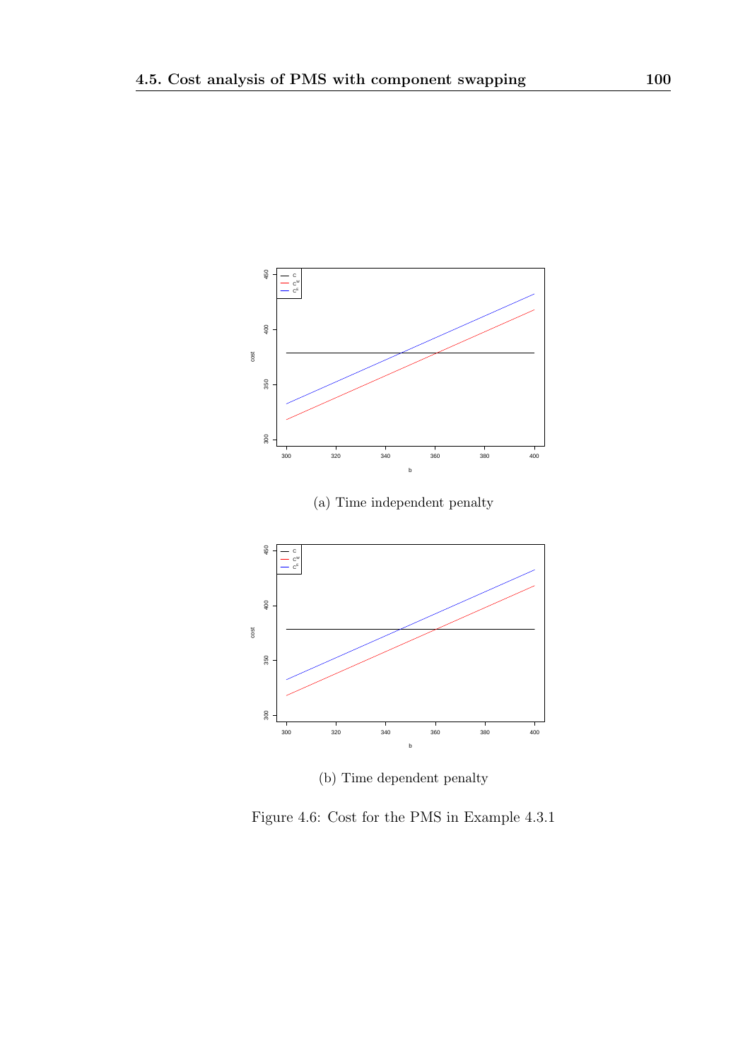(a) Time independent penalty

(b) Time dependent penalty

Figure 4.6: Cost for the PMS in Example 4.3.1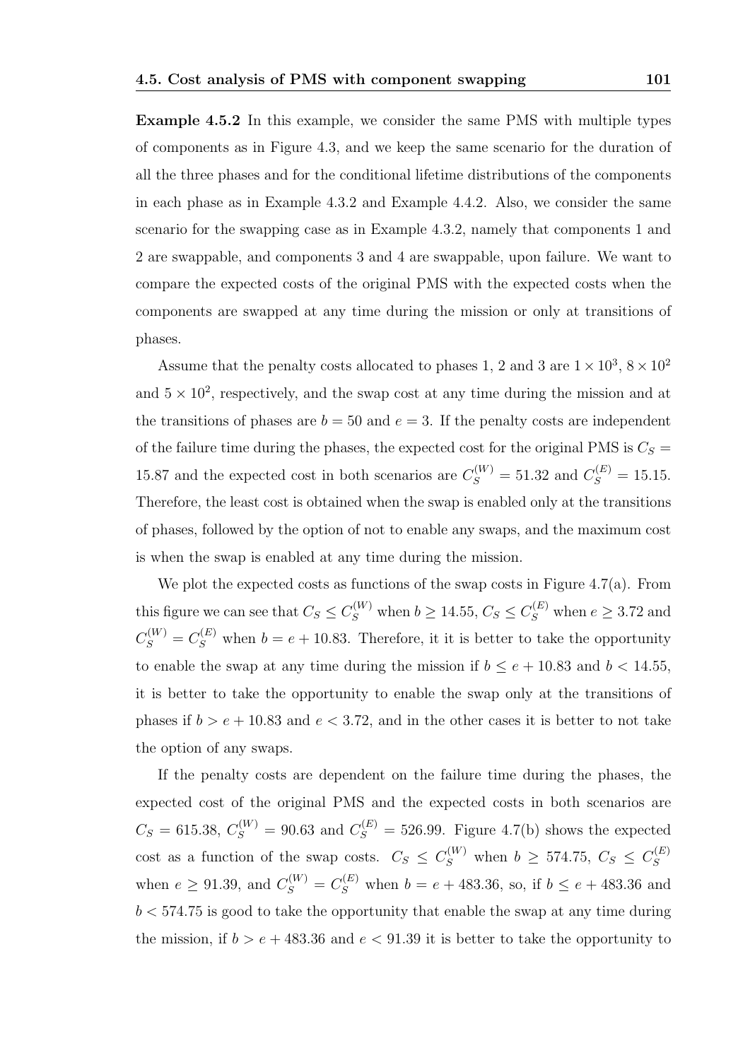**Example 4.5.2** In this example, we consider the same PMS with multiple types of components as in Figure 4.3, and we keep the same scenario for the duration of all the three phases and for the conditional lifetime distributions of the components in each phase as in Example 4.3.2 and Example 4.4.2. Also, we consider the same scenario for the swapping case as in Example 4.3.2, namely that components 1 and 2 are swappable, and components 3 and 4 are swappable, upon failure. We want to compare the expected costs of the original PMS with the expected costs when the components are swapped at any time during the mission or only at transitions of phases.

Assume that the penalty costs allocated to phases 1, 2 and 3 are $1 \times 10^3$, $8 \times 10^2$ and $5 \times 10^2$, respectively, and the swap cost at any time during the mission and at the transitions of phases are $b = 50$ and $e = 3$. If the penalty costs are independent of the failure time during the phases, the expected cost for the original PMS is $C_S = 15.87$ and the expected cost in both scenarios are $C_S^{(W)} = 51.32$ and $C_S^{(E)} = 15.15$. Therefore, the least cost is obtained when the swap is enabled only at the transitions of phases, followed by the option of not to enable any swaps, and the maximum cost is when the swap is enabled at any time during the mission.

We plot the expected costs as functions of the swap costs in Figure 4.7(a). From this figure we can see that $C_S \leq C_S^{(W)}$ when $b \geq 14.55$, $C_S \leq C_S^{(E)}$ when $e \geq 3.72$ and $C_S^{(W)} = C_S^{(E)}$ when $b = e + 10.83$. Therefore, it it is better to take the opportunity to enable the swap at any time during the mission if $b \leq e + 10.83$ and $b < 14.55$, it is better to take the opportunity to enable the swap only at the transitions of phases if $b > e + 10.83$ and $e < 3.72$, and in the other cases it is better to not take the option of any swaps.

If the penalty costs are dependent on the failure time during the phases, the expected cost of the original PMS and the expected costs in both scenarios are $C_S = 615.38$, $C_S^{(W)} = 90.63$ and $C_S^{(E)} = 526.99$. Figure 4.7(b) shows the expected cost as a function of the swap costs. $C_S \leq C_S^{(W)}$ when $b \geq 574.75$, $C_S \leq C_S^{(E)}$ when $e \geq 91.39$, and $C_S^{(W)} = C_S^{(E)}$ when $b = e + 483.36$, so, if $b \leq e + 483.36$ and $b < 574.75$ is good to take the opportunity that enable the swap at any time during the mission, if $b > e + 483.36$ and $e < 91.39$ it is better to take the opportunity to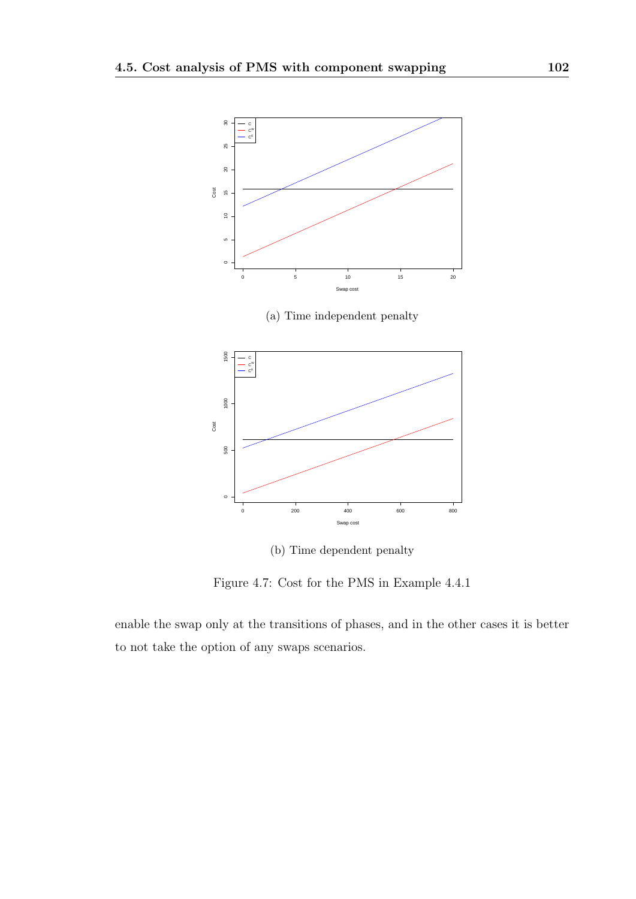(a) Time independent penalty

(b) Time dependent penalty

Figure 4.7: Cost for the PMS in Example 4.4.1

enable the swap only at the transitions of phases, and in the other cases it is better to not take the option of any swaps scenarios.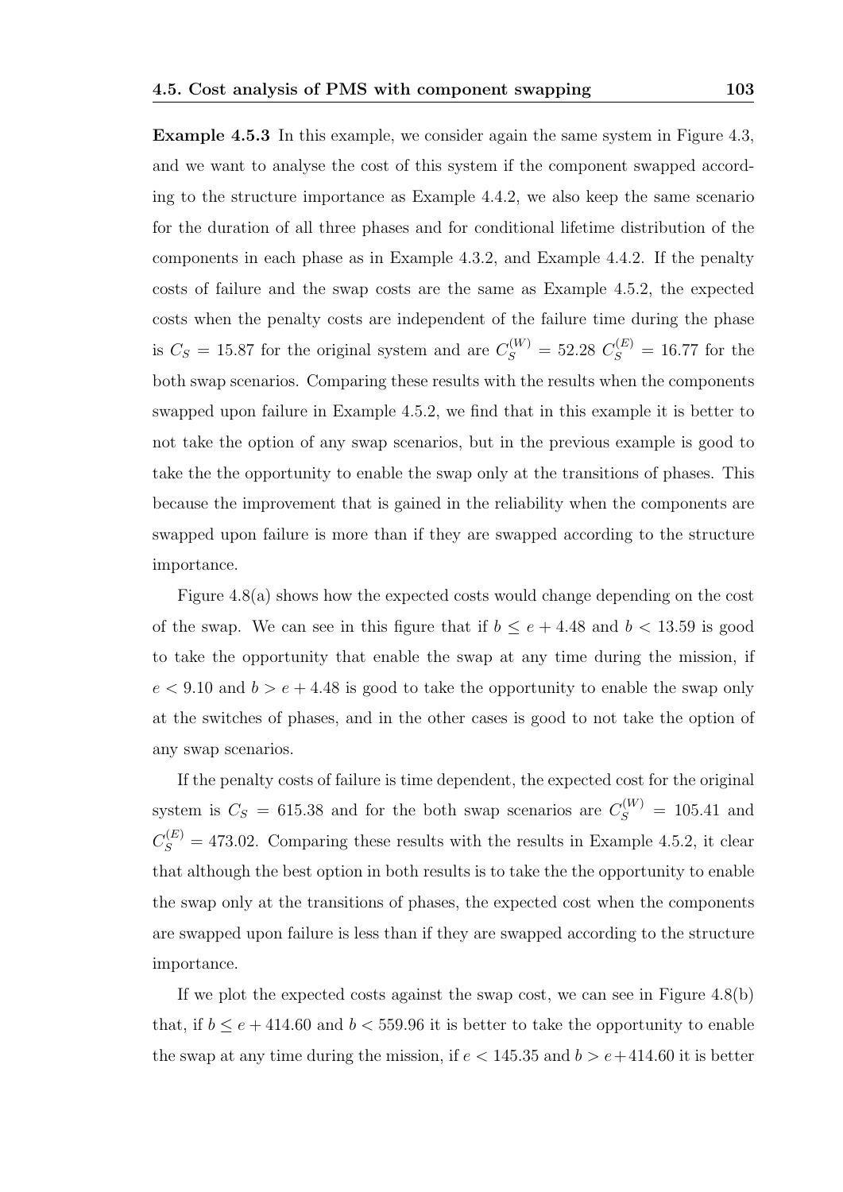**Example 4.5.3** In this example, we consider again the same system in Figure 4.3, and we want to analyse the cost of this system if the component swapped according to the structure importance as Example 4.4.2, we also keep the same scenario for the duration of all three phases and for conditional lifetime distribution of the components in each phase as in Example 4.3.2, and Example 4.4.2. If the penalty costs of failure and the swap costs are the same as Example 4.5.2, the expected costs when the penalty costs are independent of the failure time during the phase is $C_S = 15.87$ for the original system and are $C_S^{(W)} = 52.28$ $C_S^{(E)} = 16.77$ for the both swap scenarios. Comparing these results with the results when the components swapped upon failure in Example 4.5.2, we find that in this example it is better to not take the option of any swap scenarios, but in the previous example is good to take the the opportunity to enable the swap only at the transitions of phases. This because the improvement that is gained in the reliability when the components are swapped upon failure is more than if they are swapped according to the structure importance.

Figure 4.8(a) shows how the expected costs would change depending on the cost of the swap. We can see in this figure that if $b \leq e + 4.48$ and $b < 13.59$ is good to take the opportunity that enable the swap at any time during the mission, if $e < 9.10$ and $b > e + 4.48$ is good to take the opportunity to enable the swap only at the switches of phases, and in the other cases is good to not take the option of any swap scenarios.

If the penalty costs of failure is time dependent, the expected cost for the original system is $C_S = 615.38$ and for the both swap scenarios are $C_S^{(W)} = 105.41$ and $C_S^{(E)} = 473.02$. Comparing these results with the results in Example 4.5.2, it clear that although the best option in both results is to take the the opportunity to enable the swap only at the transitions of phases, the expected cost when the components are swapped upon failure is less than if they are swapped according to the structure importance.

If we plot the expected costs against the swap cost, we can see in Figure 4.8(b) that, if $b \leq e + 414.60$ and $b < 559.96$ it is better to take the opportunity to enable the swap at any time during the mission, if $e < 145.35$ and $b > e + 414.60$ it is better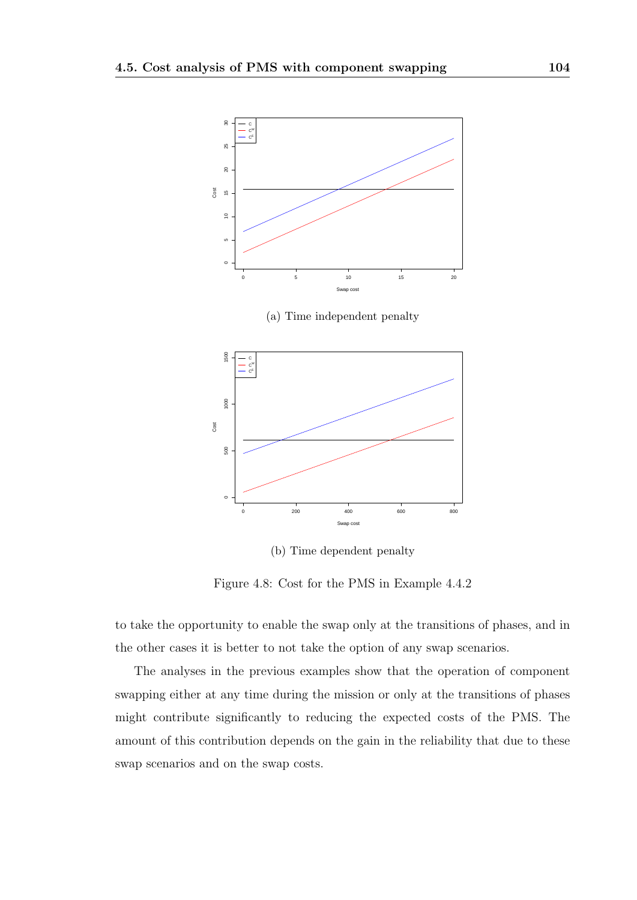(a) Time independent penalty

(b) Time dependent penalty

Figure 4.8: Cost for the PMS in Example 4.4.2

to take the opportunity to enable the swap only at the transitions of phases, and in the other cases it is better to not take the option of any swap scenarios.

The analyses in the previous examples show that the operation of component swapping either at any time during the mission or only at the transitions of phases might contribute significantly to reducing the expected costs of the PMS. The amount of this contribution depends on the gain in the reliability that due to these swap scenarios and on the swap costs.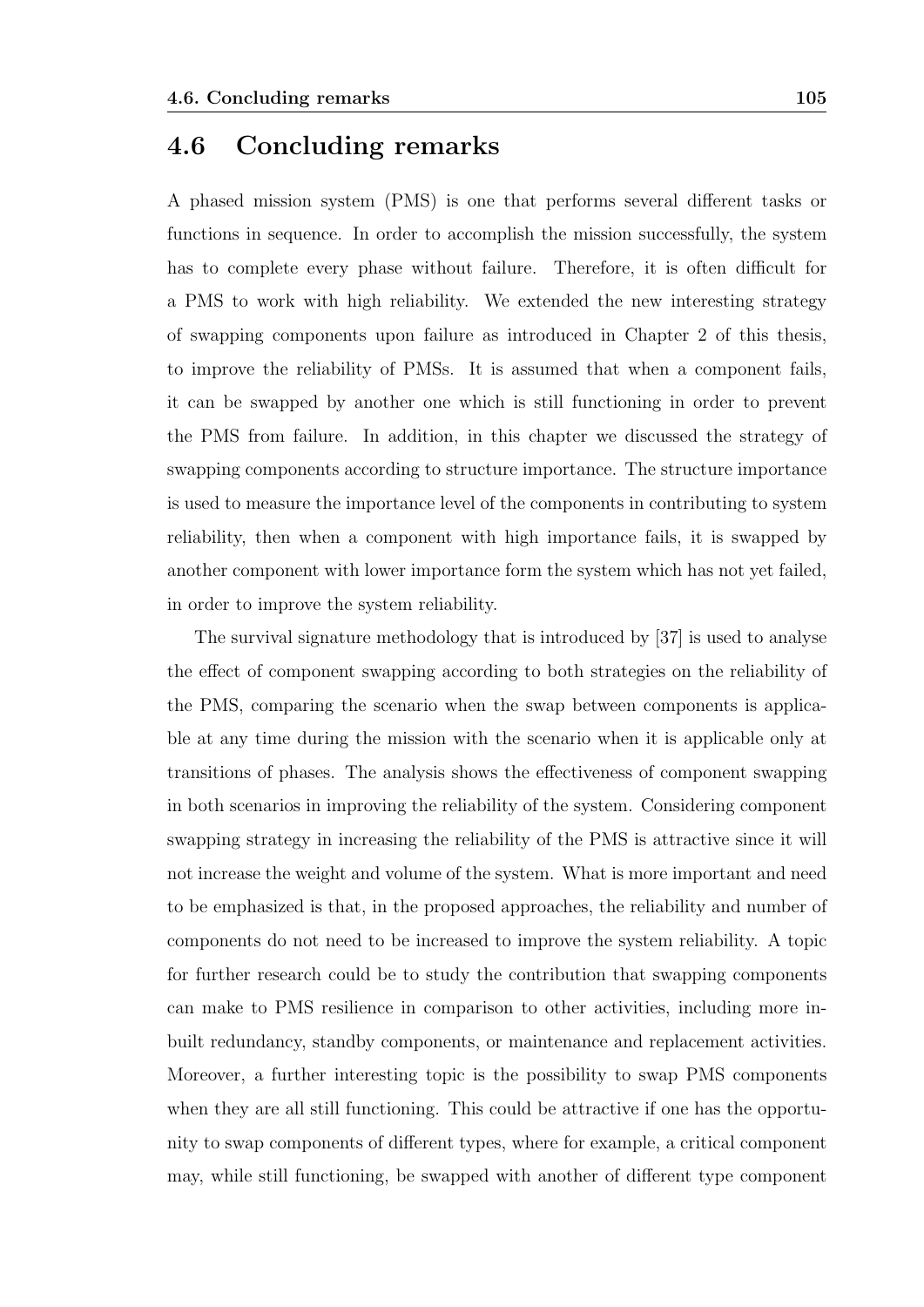## 4.6 Concluding remarks

A phased mission system (PMS) is one that performs several different tasks or functions in sequence. In order to accomplish the mission successfully, the system has to complete every phase without failure. Therefore, it is often difficult for a PMS to work with high reliability. We extended the new interesting strategy of swapping components upon failure as introduced in Chapter 2 of this thesis, to improve the reliability of PMSs. It is assumed that when a component fails, it can be swapped by another one which is still functioning in order to prevent the PMS from failure. In addition, in this chapter we discussed the strategy of swapping components according to structure importance. The structure importance is used to measure the importance level of the components in contributing to system reliability, then when a component with high importance fails, it is swapped by another component with lower importance form the system which has not yet failed, in order to improve the system reliability.

The survival signature methodology that is introduced by [37] is used to analyse the effect of component swapping according to both strategies on the reliability of the PMS, comparing the scenario when the swap between components is applicable at any time during the mission with the scenario when it is applicable only at transitions of phases. The analysis shows the effectiveness of component swapping in both scenarios in improving the reliability of the system. Considering component swapping strategy in increasing the reliability of the PMS is attractive since it will not increase the weight and volume of the system. What is more important and need to be emphasized is that, in the proposed approaches, the reliability and number of components do not need to be increased to improve the system reliability. A topic for further research could be to study the contribution that swapping components can make to PMS resilience in comparison to other activities, including more inbuilt redundancy, standby components, or maintenance and replacement activities. Moreover, a further interesting topic is the possibility to swap PMS components when they are all still functioning. This could be attractive if one has the opportunity to swap components of different types, where for example, a critical component may, while still functioning, be swapped with another of different type component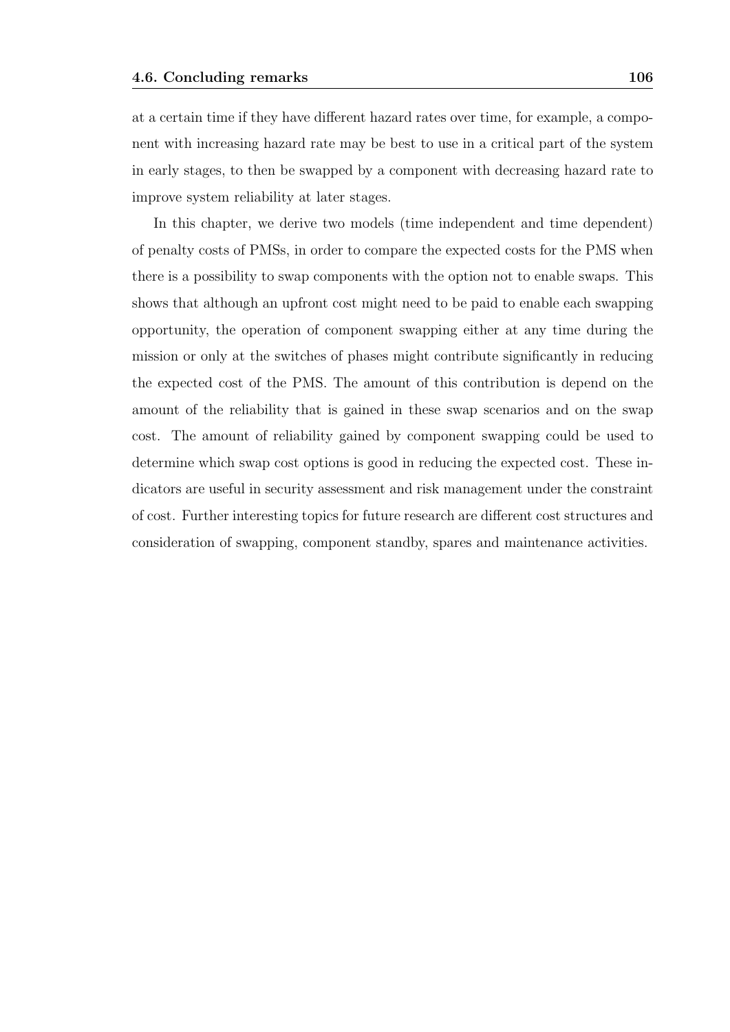at a certain time if they have different hazard rates over time, for example, a component with increasing hazard rate may be best to use in a critical part of the system in early stages, to then be swapped by a component with decreasing hazard rate to improve system reliability at later stages.

In this chapter, we derive two models (time independent and time dependent) of penalty costs of PMSs, in order to compare the expected costs for the PMS when there is a possibility to swap components with the option not to enable swaps. This shows that although an upfront cost might need to be paid to enable each swapping opportunity, the operation of component swapping either at any time during the mission or only at the switches of phases might contribute significantly in reducing the expected cost of the PMS. The amount of this contribution is depend on the amount of the reliability that is gained in these swap scenarios and on the swap cost. The amount of reliability gained by component swapping could be used to determine which swap cost options is good in reducing the expected cost. These indicators are useful in security assessment and risk management under the constraint of cost. Further interesting topics for future research are different cost structures and consideration of swapping, component standby, spares and maintenance activities.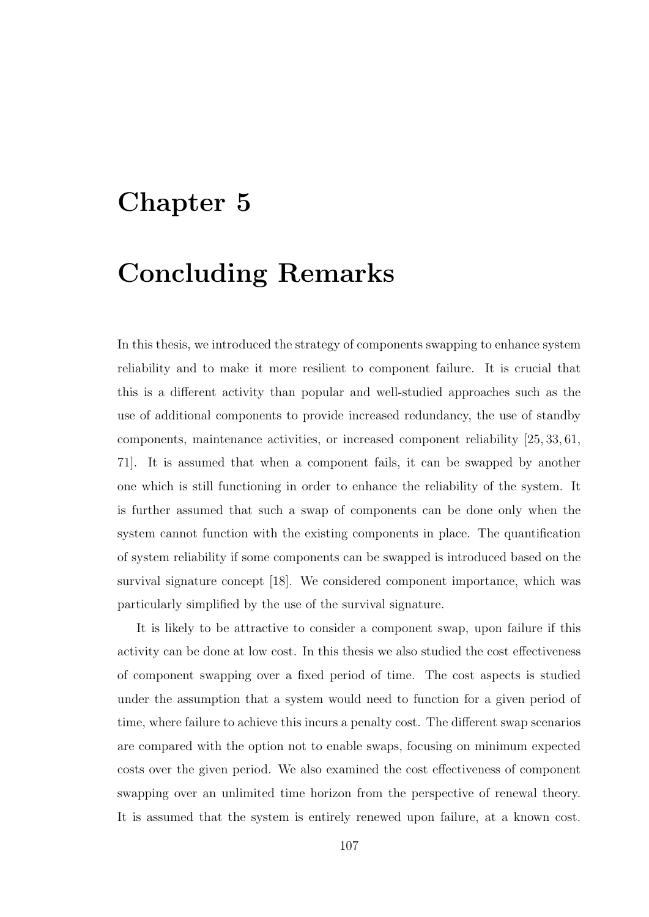# Chapter 5

# Concluding Remarks

In this thesis, we introduced the strategy of components swapping to enhance system reliability and to make it more resilient to component failure. It is crucial that this is a different activity than popular and well-studied approaches such as the use of additional components to provide increased redundancy, the use of standby components, maintenance activities, or increased component reliability [25, 33, 61, 71]. It is assumed that when a component fails, it can be swapped by another one which is still functioning in order to enhance the reliability of the system. It is further assumed that such a swap of components can be done only when the system cannot function with the existing components in place. The quantification of system reliability if some components can be swapped is introduced based on the survival signature concept [18]. We considered component importance, which was particularly simplified by the use of the survival signature.

It is likely to be attractive to consider a component swap, upon failure if this activity can be done at low cost. In this thesis we also studied the cost effectiveness of component swapping over a fixed period of time. The cost aspects is studied under the assumption that a system would need to function for a given period of time, where failure to achieve this incurs a penalty cost. The different swap scenarios are compared with the option not to enable swaps, focusing on minimum expected costs over the given period. We also examined the cost effectiveness of component swapping over an unlimited time horizon from the perspective of renewal theory. It is assumed that the system is entirely renewed upon failure, at a known cost.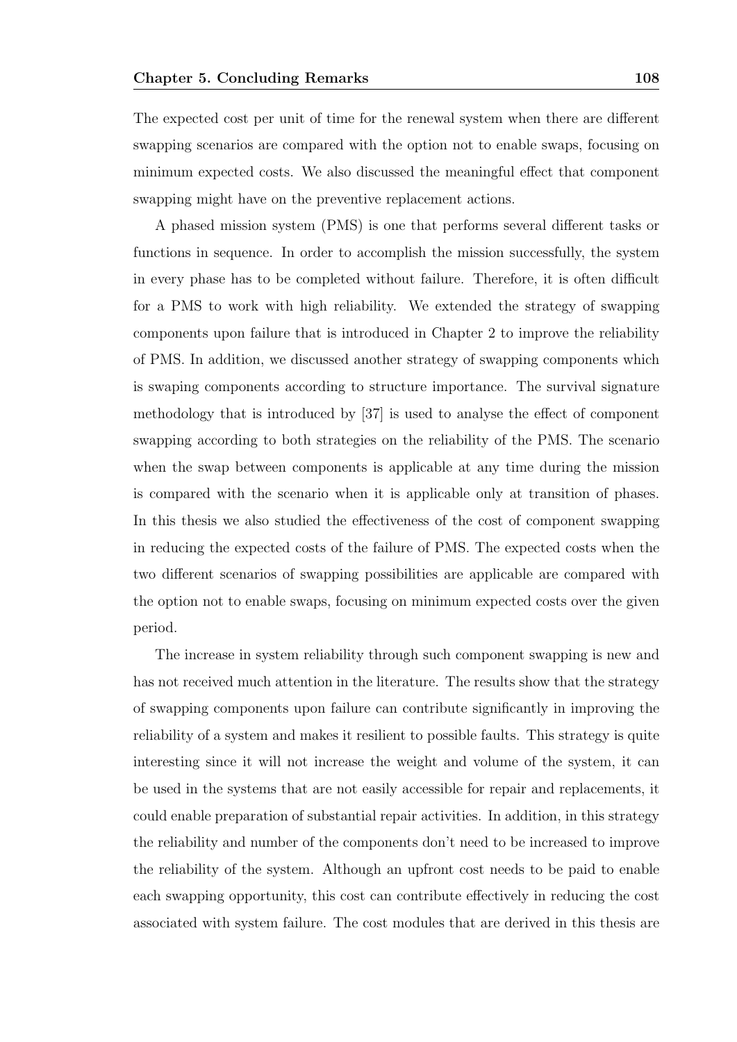The expected cost per unit of time for the renewal system when there are different swapping scenarios are compared with the option not to enable swaps, focusing on minimum expected costs. We also discussed the meaningful effect that component swapping might have on the preventive replacement actions.

A phased mission system (PMS) is one that performs several different tasks or functions in sequence. In order to accomplish the mission successfully, the system in every phase has to be completed without failure. Therefore, it is often difficult for a PMS to work with high reliability. We extended the strategy of swapping components upon failure that is introduced in Chapter 2 to improve the reliability of PMS. In addition, we discussed another strategy of swapping components which is swaping components according to structure importance. The survival signature methodology that is introduced by [37] is used to analyse the effect of component swapping according to both strategies on the reliability of the PMS. The scenario when the swap between components is applicable at any time during the mission is compared with the scenario when it is applicable only at transition of phases. In this thesis we also studied the effectiveness of the cost of component swapping in reducing the expected costs of the failure of PMS. The expected costs when the two different scenarios of swapping possibilities are applicable are compared with the option not to enable swaps, focusing on minimum expected costs over the given period.

The increase in system reliability through such component swapping is new and has not received much attention in the literature. The results show that the strategy of swapping components upon failure can contribute significantly in improving the reliability of a system and makes it resilient to possible faults. This strategy is quite interesting since it will not increase the weight and volume of the system, it can be used in the systems that are not easily accessible for repair and replacements, it could enable preparation of substantial repair activities. In addition, in this strategy the reliability and number of the components don't need to be increased to improve the reliability of the system. Although an upfront cost needs to be paid to enable each swapping opportunity, this cost can contribute effectively in reducing the cost associated with system failure. The cost modules that are derived in this thesis are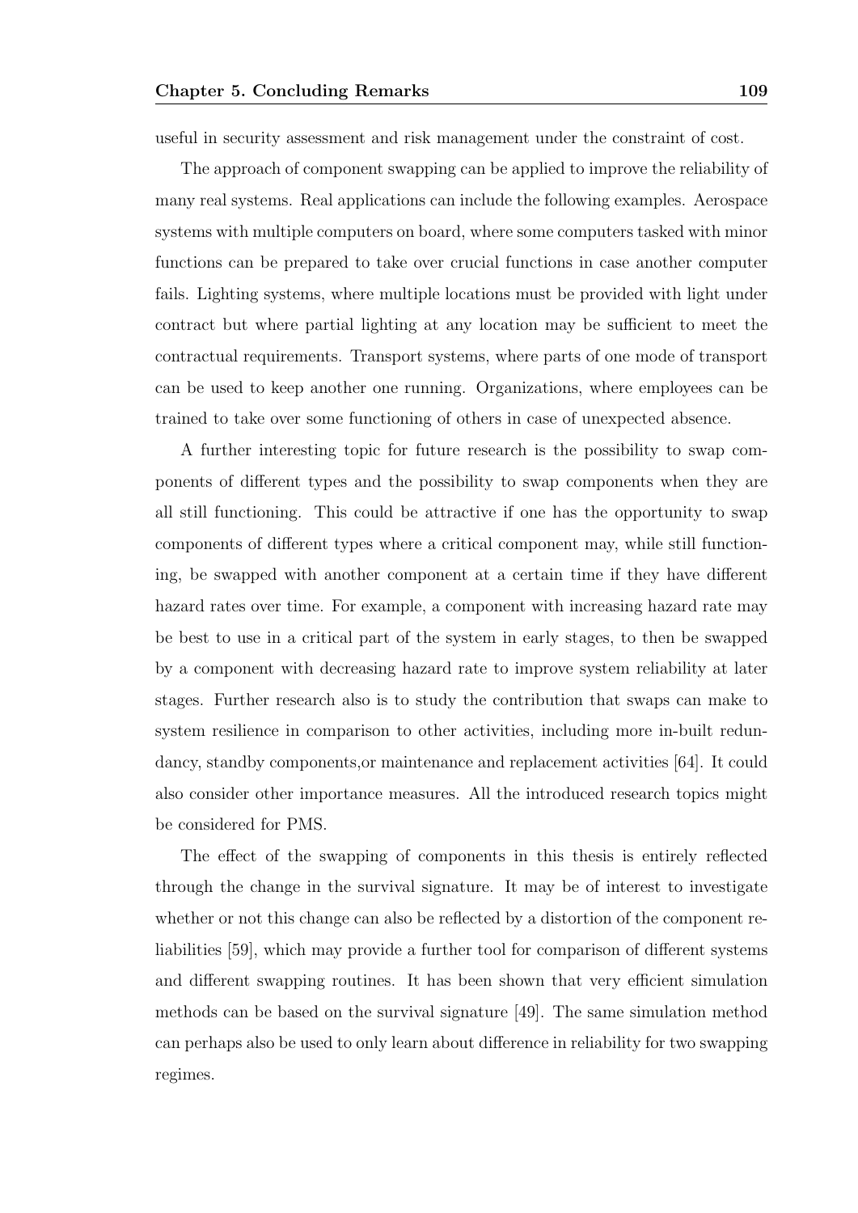useful in security assessment and risk management under the constraint of cost.

The approach of component swapping can be applied to improve the reliability of many real systems. Real applications can include the following examples. Aerospace systems with multiple computers on board, where some computers tasked with minor functions can be prepared to take over crucial functions in case another computer fails. Lighting systems, where multiple locations must be provided with light under contract but where partial lighting at any location may be sufficient to meet the contractual requirements. Transport systems, where parts of one mode of transport can be used to keep another one running. Organizations, where employees can be trained to take over some functioning of others in case of unexpected absence.

A further interesting topic for future research is the possibility to swap components of different types and the possibility to swap components when they are all still functioning. This could be attractive if one has the opportunity to swap components of different types where a critical component may, while still functioning, be swapped with another component at a certain time if they have different hazard rates over time. For example, a component with increasing hazard rate may be best to use in a critical part of the system in early stages, to then be swapped by a component with decreasing hazard rate to improve system reliability at later stages. Further research also is to study the contribution that swaps can make to system resilience in comparison to other activities, including more in-built redundancy, standby components,or maintenance and replacement activities [64]. It could also consider other importance measures. All the introduced research topics might be considered for PMS.

The effect of the swapping of components in this thesis is entirely reflected through the change in the survival signature. It may be of interest to investigate whether or not this change can also be reflected by a distortion of the component reliabilities [59], which may provide a further tool for comparison of different systems and different swapping routines. It has been shown that very efficient simulation methods can be based on the survival signature [49]. The same simulation method can perhaps also be used to only learn about difference in reliability for two swapping regimes.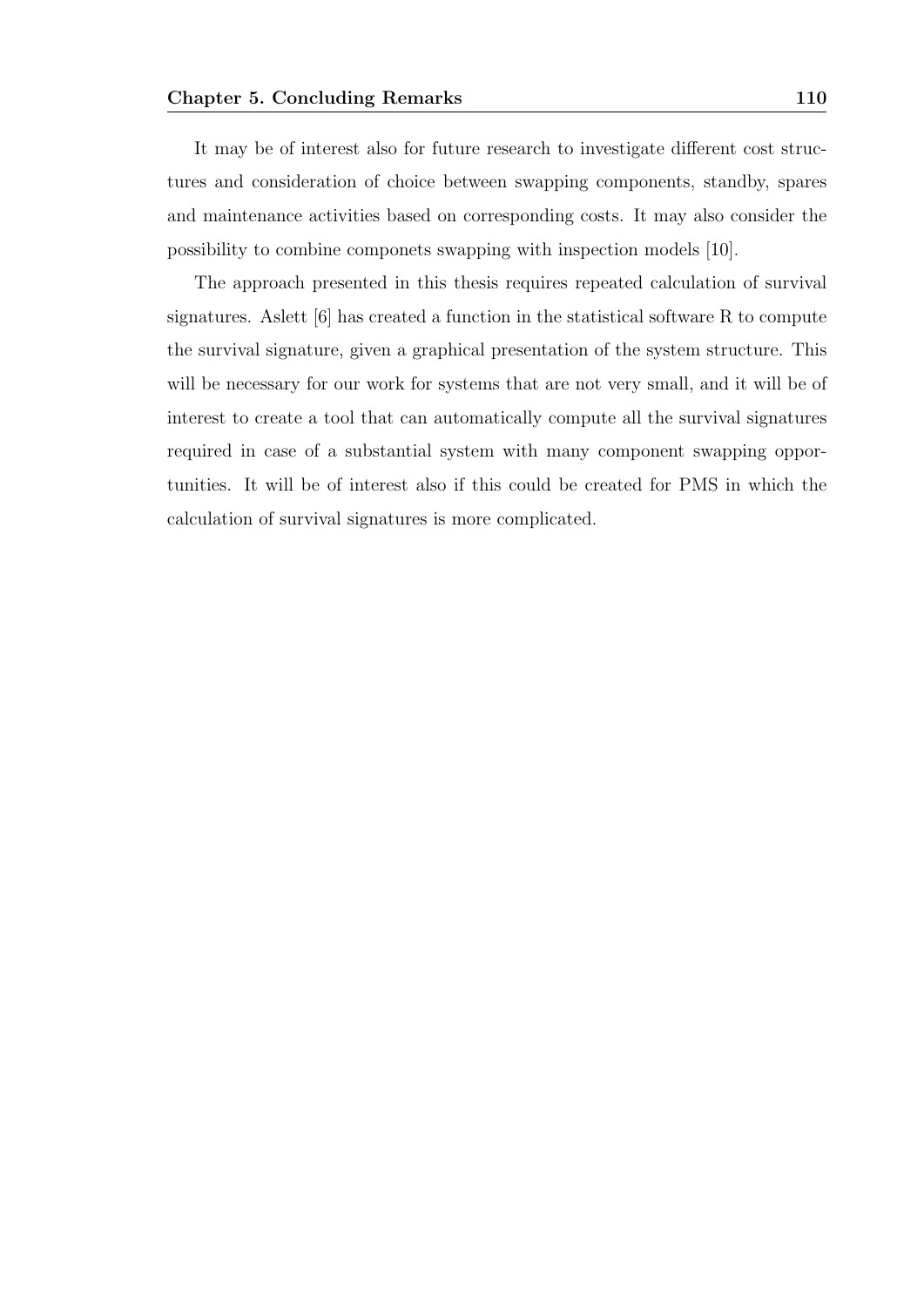It may be of interest also for future research to investigate different cost structures and consideration of choice between swapping components, standby, spares and maintenance activities based on corresponding costs. It may also consider the possibility to combine componets swapping with inspection models [10].

The approach presented in this thesis requires repeated calculation of survival signatures. Aslett [6] has created a function in the statistical software R to compute the survival signature, given a graphical presentation of the system structure. This will be necessary for our work for systems that are not very small, and it will be of interest to create a tool that can automatically compute all the survival signatures required in case of a substantial system with many component swapping opportunities. It will be of interest also if this could be created for PMS in which the calculation of survival signatures is more complicated.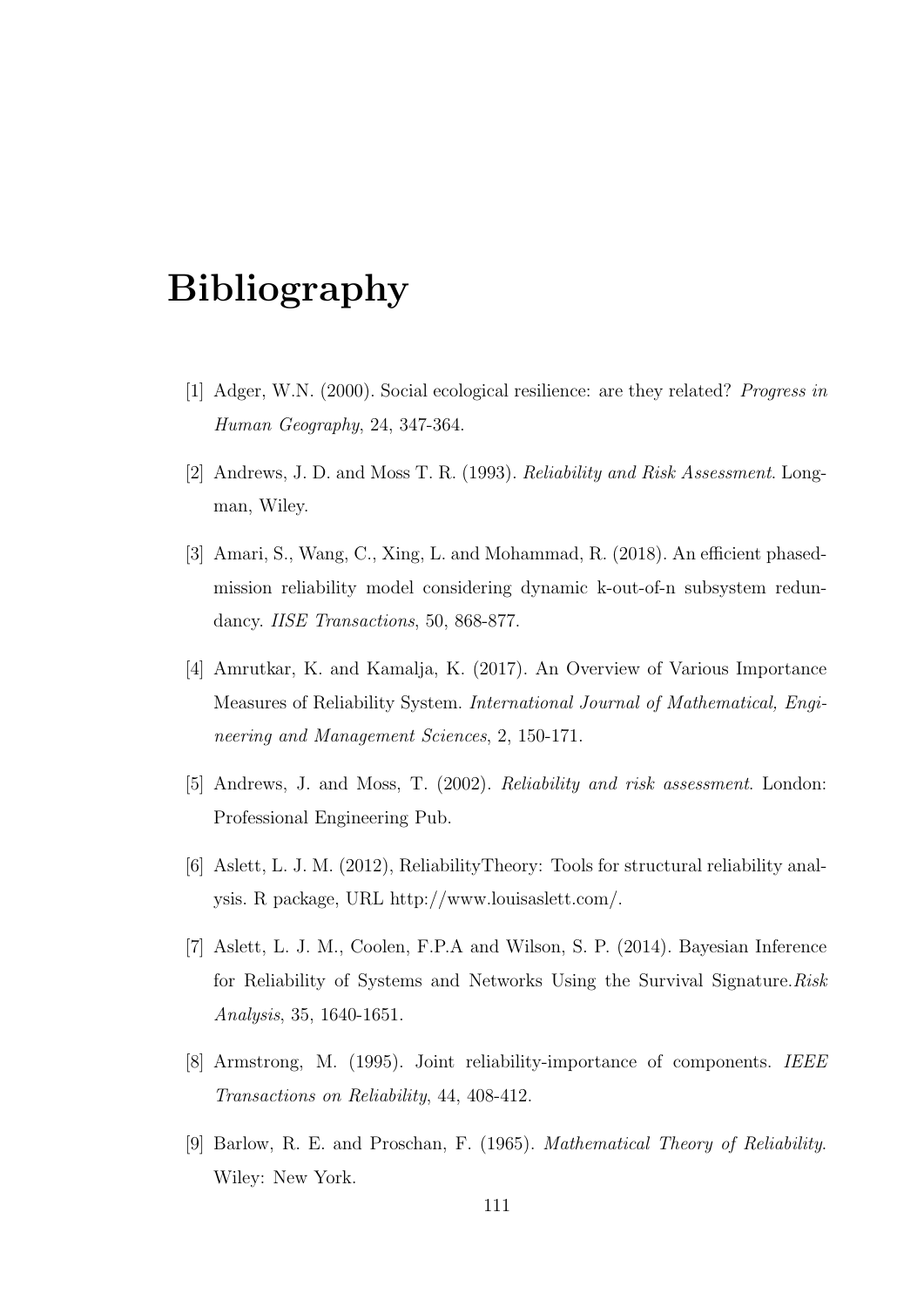# Bibliography

[1] Adger, W.N. (2000). Social ecological resilience: are they related? *Progress in Human Geography*, 24, 347-364.

[2] Andrews, J. D. and Moss T. R. (1993). *Reliability and Risk Assessment*. Longman, Wiley.

[3] Amari, S., Wang, C., Xing, L. and Mohammad, R. (2018). An efficient phased-mission reliability model considering dynamic k-out-of-n subsystem redundancy. *IISE Transactions*, 50, 868-877.

[4] Amrutkar, K. and Kamalja, K. (2017). An Overview of Various Importance Measures of Reliability System. *International Journal of Mathematical, Engineering and Management Sciences*, 2, 150-171.

[5] Andrews, J. and Moss, T. (2002). *Reliability and risk assessment*. London: Professional Engineering Pub.

[6] Aslett, L. J. M. (2012), ReliabilityTheory: Tools for structural reliability analysis. R package, URL http://www.louisaslett.com/.

[7] Aslett, L. J. M., Coolen, F.P.A and Wilson, S. P. (2014). Bayesian Inference for Reliability of Systems and Networks Using the Survival Signature.*Risk Analysis*, 35, 1640-1651.

[8] Armstrong, M. (1995). Joint reliability-importance of components. *IEEE Transactions on Reliability*, 44, 408-412.

[9] Barlow, R. E. and Proschan, F. (1965). *Mathematical Theory of Reliability*. Wiley: New York.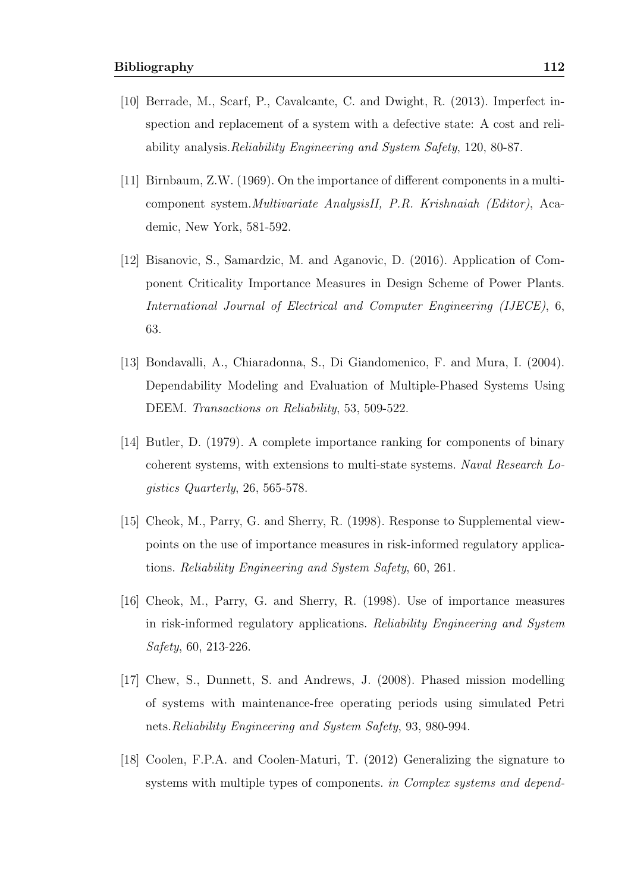[10] Berrade, M., Scarf, P., Cavalcante, C. and Dwight, R. (2013). Imperfect inspection and replacement of a system with a defective state: A cost and reliability analysis.*Reliability Engineering and System Safety*, 120, 80-87.

[11] Birnbaum, Z.W. (1969). On the importance of different components in a multicomponent system.*Multivariate AnalysisII, P.R. Krishnaiah (Editor)*, Academic, New York, 581-592.

[12] Bisanovic, S., Samardzic, M. and Aganovic, D. (2016). Application of Component Criticality Importance Measures in Design Scheme of Power Plants. *International Journal of Electrical and Computer Engineering (IJECE)*, 6, 63.

[13] Bondavalli, A., Chiaradonna, S., Di Giandomenico, F. and Mura, I. (2004). Dependability Modeling and Evaluation of Multiple-Phased Systems Using DEEM. *Transactions on Reliability*, 53, 509-522.

[14] Butler, D. (1979). A complete importance ranking for components of binary coherent systems, with extensions to multi-state systems. *Naval Research Logistics Quarterly*, 26, 565-578.

[15] Cheok, M., Parry, G. and Sherry, R. (1998). Response to Supplemental viewpoints on the use of importance measures in risk-informed regulatory applications. *Reliability Engineering and System Safety*, 60, 261.

[16] Cheok, M., Parry, G. and Sherry, R. (1998). Use of importance measures in risk-informed regulatory applications. *Reliability Engineering and System Safety*, 60, 213-226.

[17] Chew, S., Dunnett, S. and Andrews, J. (2008). Phased mission modelling of systems with maintenance-free operating periods using simulated Petri nets.*Reliability Engineering and System Safety*, 93, 980-994.

[18] Coolen, F.P.A. and Coolen-Maturi, T. (2012) Generalizing the signature to systems with multiple types of components. *in Complex systems and depend-*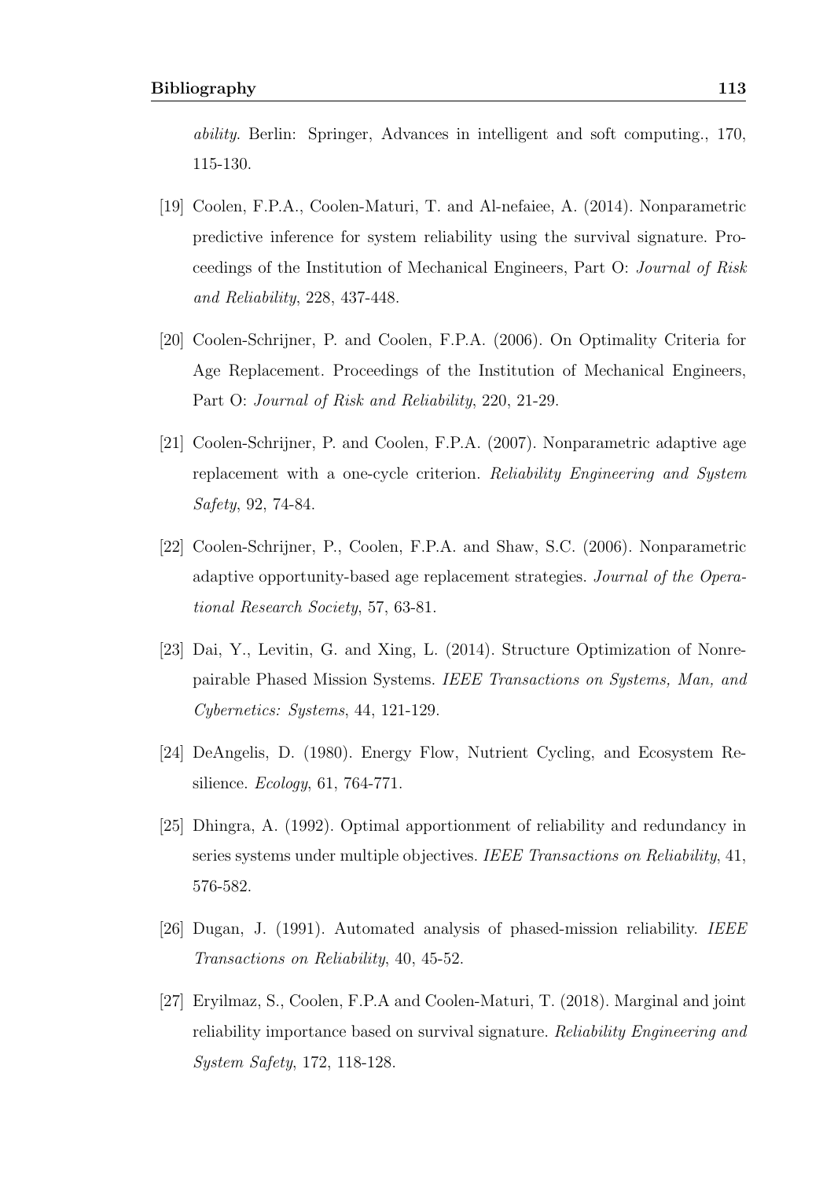*ability.* Berlin: Springer, Advances in intelligent and soft computing., 170, 115-130.

[19] Coolen, F.P.A., Coolen-Maturi, T. and Al-nefaiee, A. (2014). Nonparametric predictive inference for system reliability using the survival signature. Proceedings of the Institution of Mechanical Engineers, Part O: *Journal of Risk and Reliability*, 228, 437-448.

[20] Coolen-Schrijner, P. and Coolen, F.P.A. (2006). On Optimality Criteria for Age Replacement. Proceedings of the Institution of Mechanical Engineers, Part O: *Journal of Risk and Reliability*, 220, 21-29.

[21] Coolen-Schrijner, P. and Coolen, F.P.A. (2007). Nonparametric adaptive age replacement with a one-cycle criterion. *Reliability Engineering and System Safety*, 92, 74-84.

[22] Coolen-Schrijner, P., Coolen, F.P.A. and Shaw, S.C. (2006). Nonparametric adaptive opportunity-based age replacement strategies. *Journal of the Operational Research Society*, 57, 63-81.

[23] Dai, Y., Levitin, G. and Xing, L. (2014). Structure Optimization of Nonrepairable Phased Mission Systems. *IEEE Transactions on Systems, Man, and Cybernetics: Systems*, 44, 121-129.

[24] DeAngelis, D. (1980). Energy Flow, Nutrient Cycling, and Ecosystem Resilience. *Ecology*, 61, 764-771.

[25] Dhingra, A. (1992). Optimal apportionment of reliability and redundancy in series systems under multiple objectives. *IEEE Transactions on Reliability*, 41, 576-582.

[26] Dugan, J. (1991). Automated analysis of phased-mission reliability. *IEEE Transactions on Reliability*, 40, 45-52.

[27] Eryilmaz, S., Coolen, F.P.A and Coolen-Maturi, T. (2018). Marginal and joint reliability importance based on survival signature. *Reliability Engineering and System Safety*, 172, 118-128.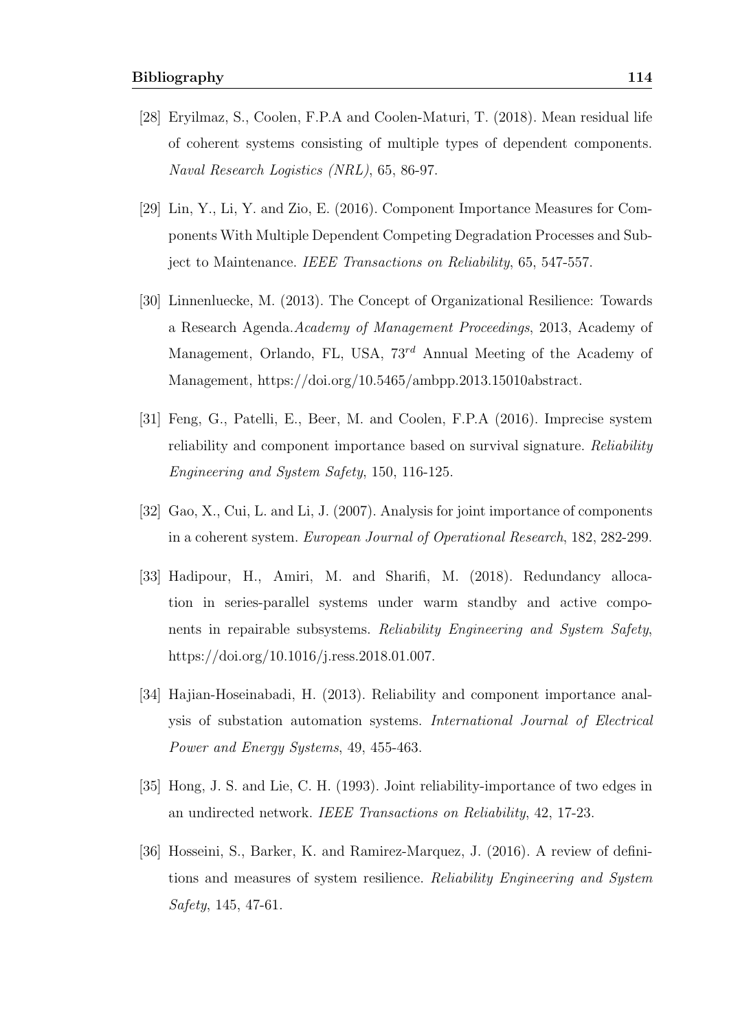[28] Eryilmaz, S., Coolen, F.P.A and Coolen-Maturi, T. (2018). Mean residual life of coherent systems consisting of multiple types of dependent components. *Naval Research Logistics (NRL)*, 65, 86-97.

[29] Lin, Y., Li, Y. and Zio, E. (2016). Component Importance Measures for Components With Multiple Dependent Competing Degradation Processes and Subject to Maintenance. *IEEE Transactions on Reliability*, 65, 547-557.

[30] Linnenluecke, M. (2013). The Concept of Organizational Resilience: Towards a Research Agenda.*Academy of Management Proceedings*, 2013, Academy of Management, Orlando, FL, USA, $73^{rd}$ Annual Meeting of the Academy of Management, https://doi.org/10.5465/ambpp.2013.15010abstract.

[31] Feng, G., Patelli, E., Beer, M. and Coolen, F.P.A (2016). Imprecise system reliability and component importance based on survival signature. *Reliability Engineering and System Safety*, 150, 116-125.

[32] Gao, X., Cui, L. and Li, J. (2007). Analysis for joint importance of components in a coherent system. *European Journal of Operational Research*, 182, 282-299.

[33] Hadipour, H., Amiri, M. and Sharifi, M. (2018). Redundancy allocation in series-parallel systems under warm standby and active components in repairable subsystems. *Reliability Engineering and System Safety*, https://doi.org/10.1016/j.ress.2018.01.007.

[34] Hajian-Hoseinabadi, H. (2013). Reliability and component importance analysis of substation automation systems. *International Journal of Electrical Power and Energy Systems*, 49, 455-463.

[35] Hong, J. S. and Lie, C. H. (1993). Joint reliability-importance of two edges in an undirected network. *IEEE Transactions on Reliability*, 42, 17-23.

[36] Hosseini, S., Barker, K. and Ramirez-Marquez, J. (2016). A review of definitions and measures of system resilience. *Reliability Engineering and System Safety*, 145, 47-61.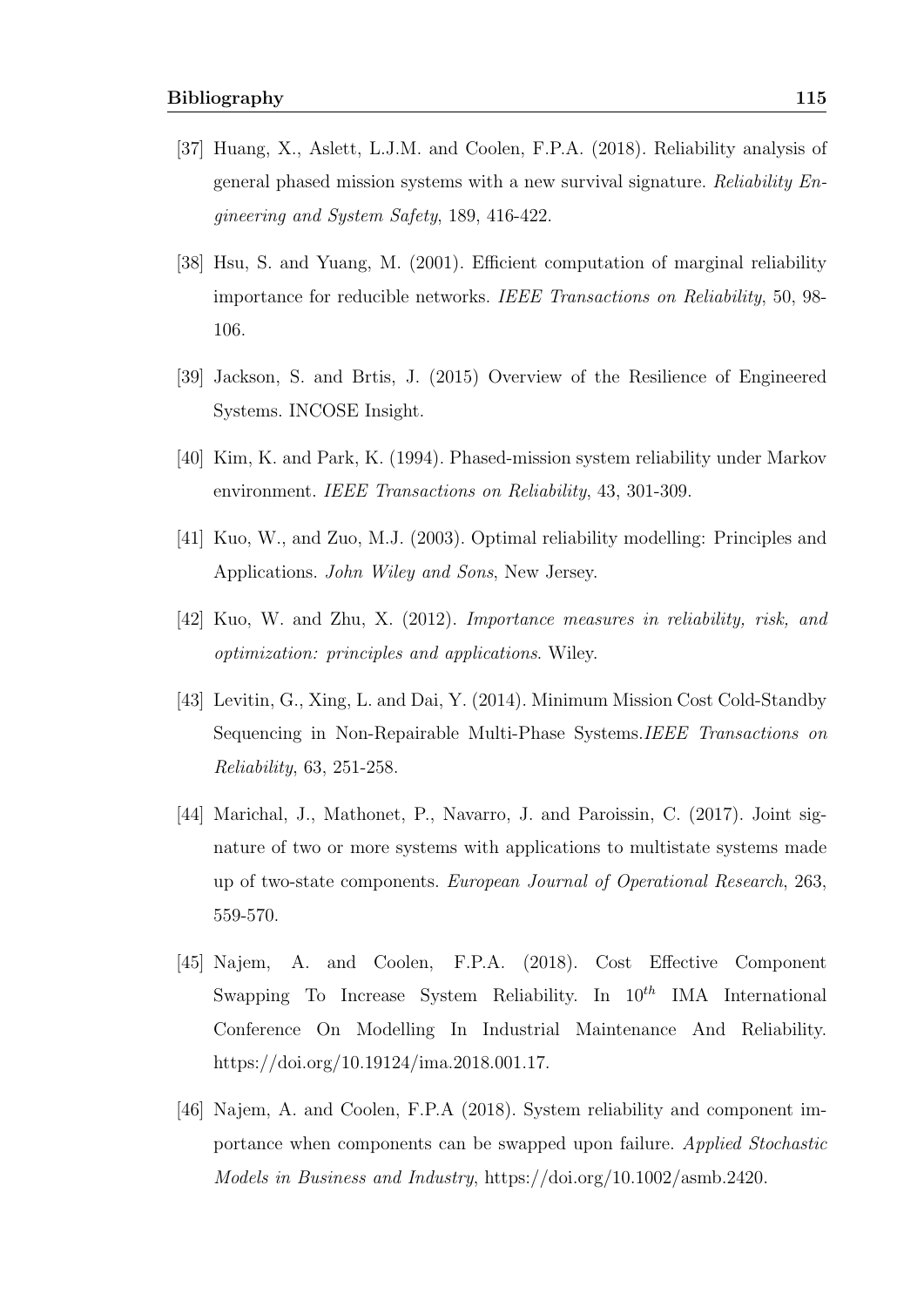[37] Huang, X., Aslett, L.J.M. and Coolen, F.P.A. (2018). Reliability analysis of general phased mission systems with a new survival signature. *Reliability Engineering and System Safety*, 189, 416-422.

[38] Hsu, S. and Yuang, M. (2001). Efficient computation of marginal reliability importance for reducible networks. *IEEE Transactions on Reliability*, 50, 98-106.

[39] Jackson, S. and Brtis, J. (2015) Overview of the Resilience of Engineered Systems. INCOSE Insight.

[40] Kim, K. and Park, K. (1994). Phased-mission system reliability under Markov environment. *IEEE Transactions on Reliability*, 43, 301-309.

[41] Kuo, W., and Zuo, M.J. (2003). Optimal reliability modelling: Principles and Applications. *John Wiley and Sons*, New Jersey.

[42] Kuo, W. and Zhu, X. (2012). *Importance measures in reliability, risk, and optimization: principles and applications*. Wiley.

[43] Levitin, G., Xing, L. and Dai, Y. (2014). Minimum Mission Cost Cold-Standby Sequencing in Non-Repairable Multi-Phase Systems.*IEEE Transactions on Reliability*, 63, 251-258.

[44] Marichal, J., Mathonet, P., Navarro, J. and Paroissin, C. (2017). Joint signature of two or more systems with applications to multistate systems made up of two-state components. *European Journal of Operational Research*, 263, 559-570.

[45] Najem, A. and Coolen, F.P.A. (2018). Cost Effective Component Swapping To Increase System Reliability. In $10^{th}$ IMA International Conference On Modelling In Industrial Maintenance And Reliability. https://doi.org/10.19124/ima.2018.001.17.

[46] Najem, A. and Coolen, F.P.A (2018). System reliability and component importance when components can be swapped upon failure. *Applied Stochastic Models in Business and Industry*, https://doi.org/10.1002/asmb.2420.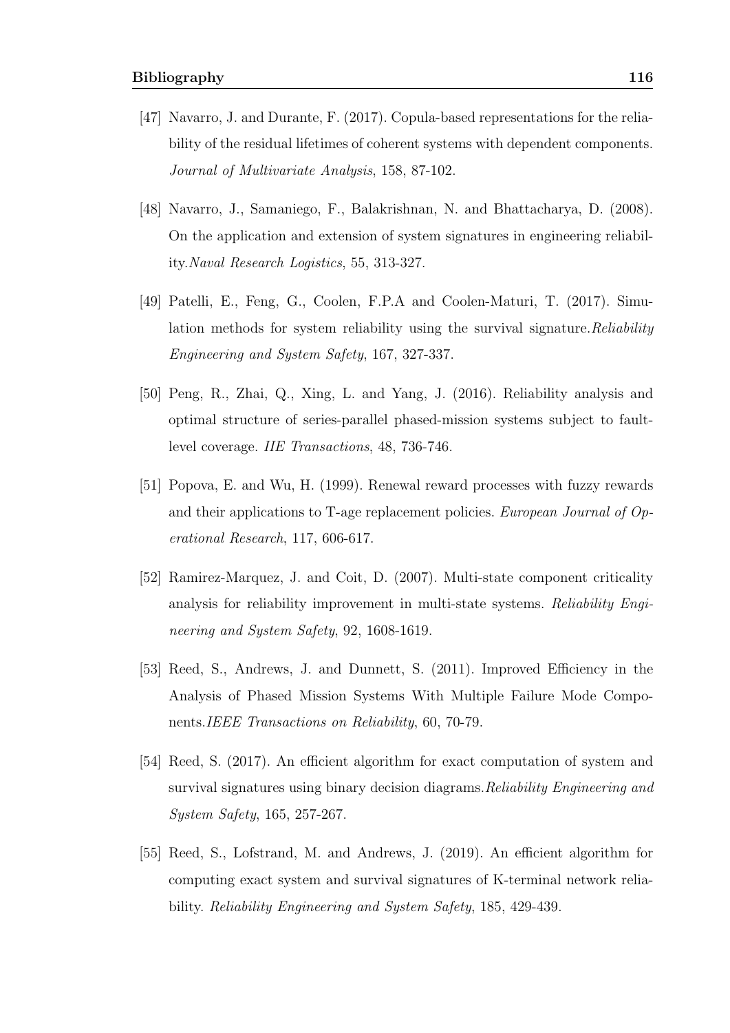[47] Navarro, J. and Durante, F. (2017). Copula-based representations for the reliability of the residual lifetimes of coherent systems with dependent components. *Journal of Multivariate Analysis*, 158, 87-102.

[48] Navarro, J., Samaniego, F., Balakrishnan, N. and Bhattacharya, D. (2008). On the application and extension of system signatures in engineering reliability.*Naval Research Logistics*, 55, 313-327.

[49] Patelli, E., Feng, G., Coolen, F.P.A and Coolen-Maturi, T. (2017). Simulation methods for system reliability using the survival signature.*Reliability Engineering and System Safety*, 167, 327-337.

[50] Peng, R., Zhai, Q., Xing, L. and Yang, J. (2016). Reliability analysis and optimal structure of series-parallel phased-mission systems subject to fault-level coverage. *IIE Transactions*, 48, 736-746.

[51] Popova, E. and Wu, H. (1999). Renewal reward processes with fuzzy rewards and their applications to T-age replacement policies. *European Journal of Operational Research*, 117, 606-617.

[52] Ramirez-Marquez, J. and Coit, D. (2007). Multi-state component criticality analysis for reliability improvement in multi-state systems. *Reliability Engineering and System Safety*, 92, 1608-1619.

[53] Reed, S., Andrews, J. and Dunnett, S. (2011). Improved Efficiency in the Analysis of Phased Mission Systems With Multiple Failure Mode Components.*IEEE Transactions on Reliability*, 60, 70-79.

[54] Reed, S. (2017). An efficient algorithm for exact computation of system and survival signatures using binary decision diagrams.*Reliability Engineering and System Safety*, 165, 257-267.

[55] Reed, S., Lofstrand, M. and Andrews, J. (2019). An efficient algorithm for computing exact system and survival signatures of K-terminal network reliability. *Reliability Engineering and System Safety*, 185, 429-439.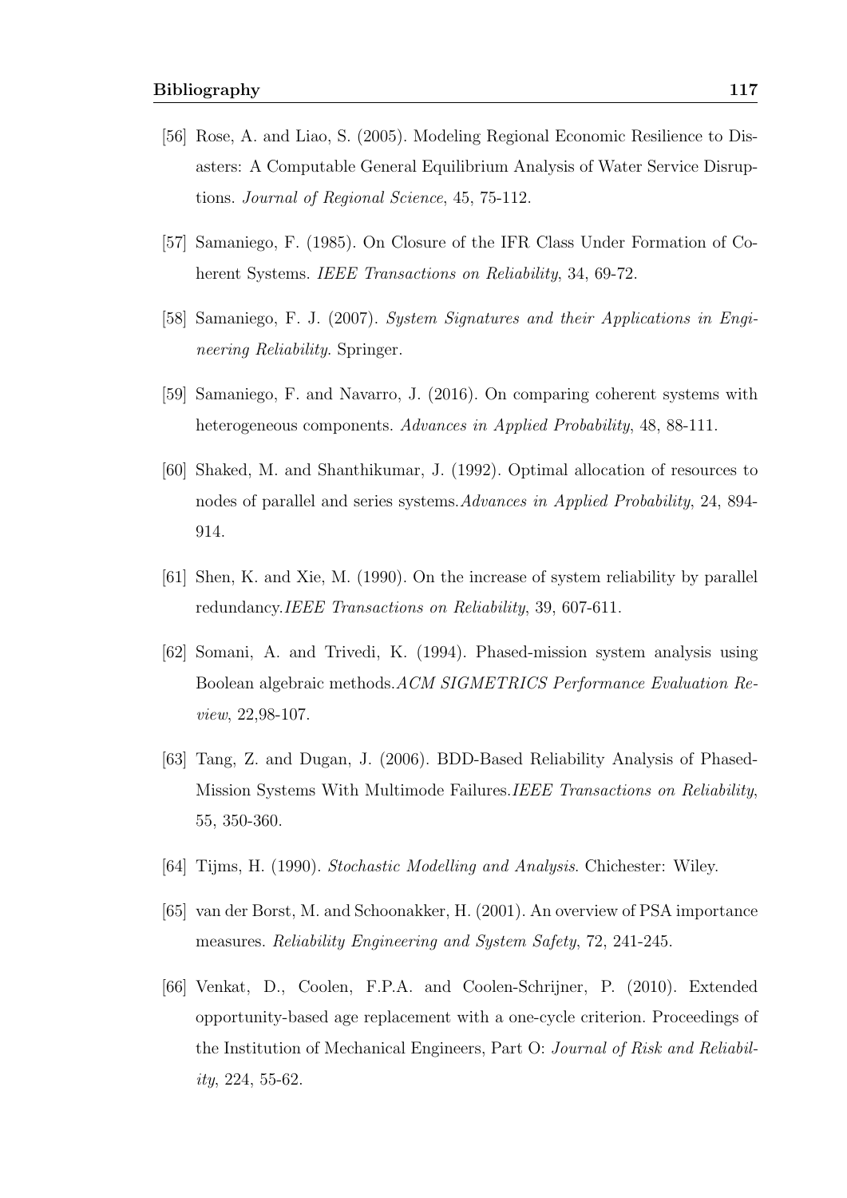[56] Rose, A. and Liao, S. (2005). Modeling Regional Economic Resilience to Disasters: A Computable General Equilibrium Analysis of Water Service Disruptions. *Journal of Regional Science*, 45, 75-112.

[57] Samaniego, F. (1985). On Closure of the IFR Class Under Formation of Coherent Systems. *IEEE Transactions on Reliability*, 34, 69-72.

[58] Samaniego, F. J. (2007). *System Signatures and their Applications in Engineering Reliability*. Springer.

[59] Samaniego, F. and Navarro, J. (2016). On comparing coherent systems with heterogeneous components. *Advances in Applied Probability*, 48, 88-111.

[60] Shaked, M. and Shanthikumar, J. (1992). Optimal allocation of resources to nodes of parallel and series systems.*Advances in Applied Probability*, 24, 894-914.

[61] Shen, K. and Xie, M. (1990). On the increase of system reliability by parallel redundancy.*IEEE Transactions on Reliability*, 39, 607-611.

[62] Somani, A. and Trivedi, K. (1994). Phased-mission system analysis using Boolean algebraic methods.*ACM SIGMETRICS Performance Evaluation Review*, 22,98-107.

[63] Tang, Z. and Dugan, J. (2006). BDD-Based Reliability Analysis of Phased-Mission Systems With Multimode Failures.*IEEE Transactions on Reliability*, 55, 350-360.

[64] Tijms, H. (1990). *Stochastic Modelling and Analysis*. Chichester: Wiley.

[65] van der Borst, M. and Schoonakker, H. (2001). An overview of PSA importance measures. *Reliability Engineering and System Safety*, 72, 241-245.

[66] Venkat, D., Coolen, F.P.A. and Coolen-Schrijner, P. (2010). Extended opportunity-based age replacement with a one-cycle criterion. Proceedings of the Institution of Mechanical Engineers, Part O: *Journal of Risk and Reliability*, 224, 55-62.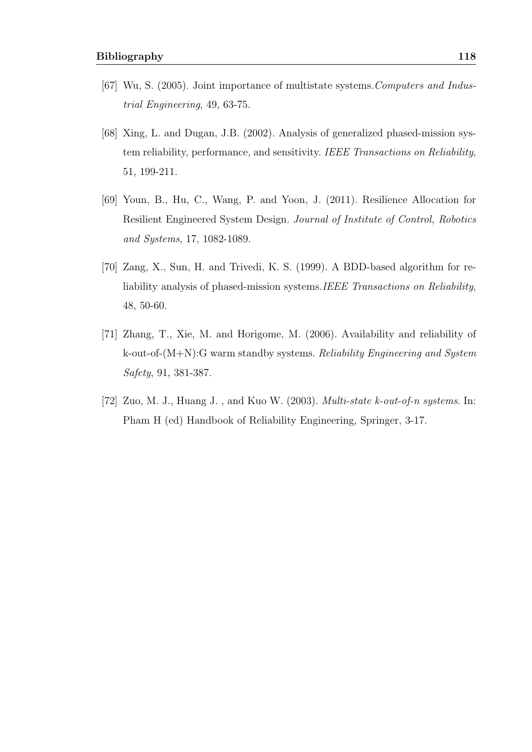[67] Wu, S. (2005). Joint importance of multistate systems.*Computers and Industrial Engineering*, 49, 63-75.

[68] Xing, L. and Dugan, J.B. (2002). Analysis of generalized phased-mission system reliability, performance, and sensitivity. *IEEE Transactions on Reliability*, 51, 199-211.

[69] Youn, B., Hu, C., Wang, P. and Yoon, J. (2011). Resilience Allocation for Resilient Engineered System Design. *Journal of Institute of Control, Robotics and Systems*, 17, 1082-1089.

[70] Zang, X., Sun, H. and Trivedi, K. S. (1999). A BDD-based algorithm for reliability analysis of phased-mission systems.*IEEE Transactions on Reliability*, 48, 50-60.

[71] Zhang, T., Xie, M. and Horigome, M. (2006). Availability and reliability of k-out-of-(M+N):G warm standby systems. *Reliability Engineering and System Safety*, 91, 381-387.

[72] Zuo, M. J., Huang J. , and Kuo W. (2003). *Multi-state k-out-of-n systems*. In: Pham H (ed) Handbook of Reliability Engineering, Springer, 3-17.